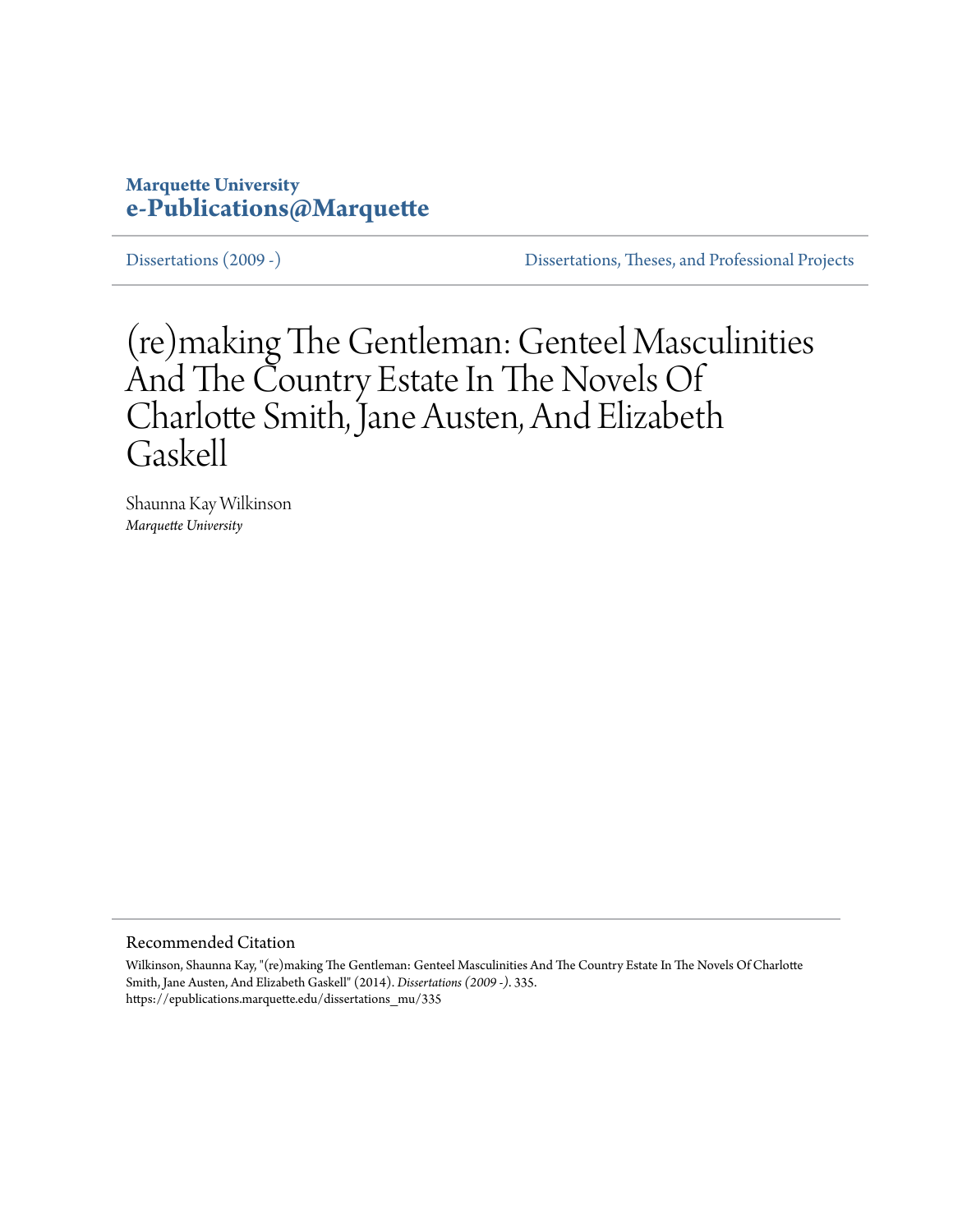**Marquette University**
**e-Publications@Marquette**

Dissertations (2009 -) | Dissertations, Theses, and Professional Projects

# (re)making The Gentleman: Genteel Masculinities And The Country Estate In The Novels Of Charlotte Smith, Jane Austen, And Elizabeth Gaskell

Shaunna Kay Wilkinson
*Marquette University*

## Recommended Citation

Wilkinson, Shaunna Kay, "(re)making The Gentleman: Genteel Masculinities And The Country Estate In The Novels Of Charlotte Smith, Jane Austen, And Elizabeth Gaskell" (2014). *Dissertations (2009 -)*. 335.
https://epublications.marquette.edu/dissertations_mu/335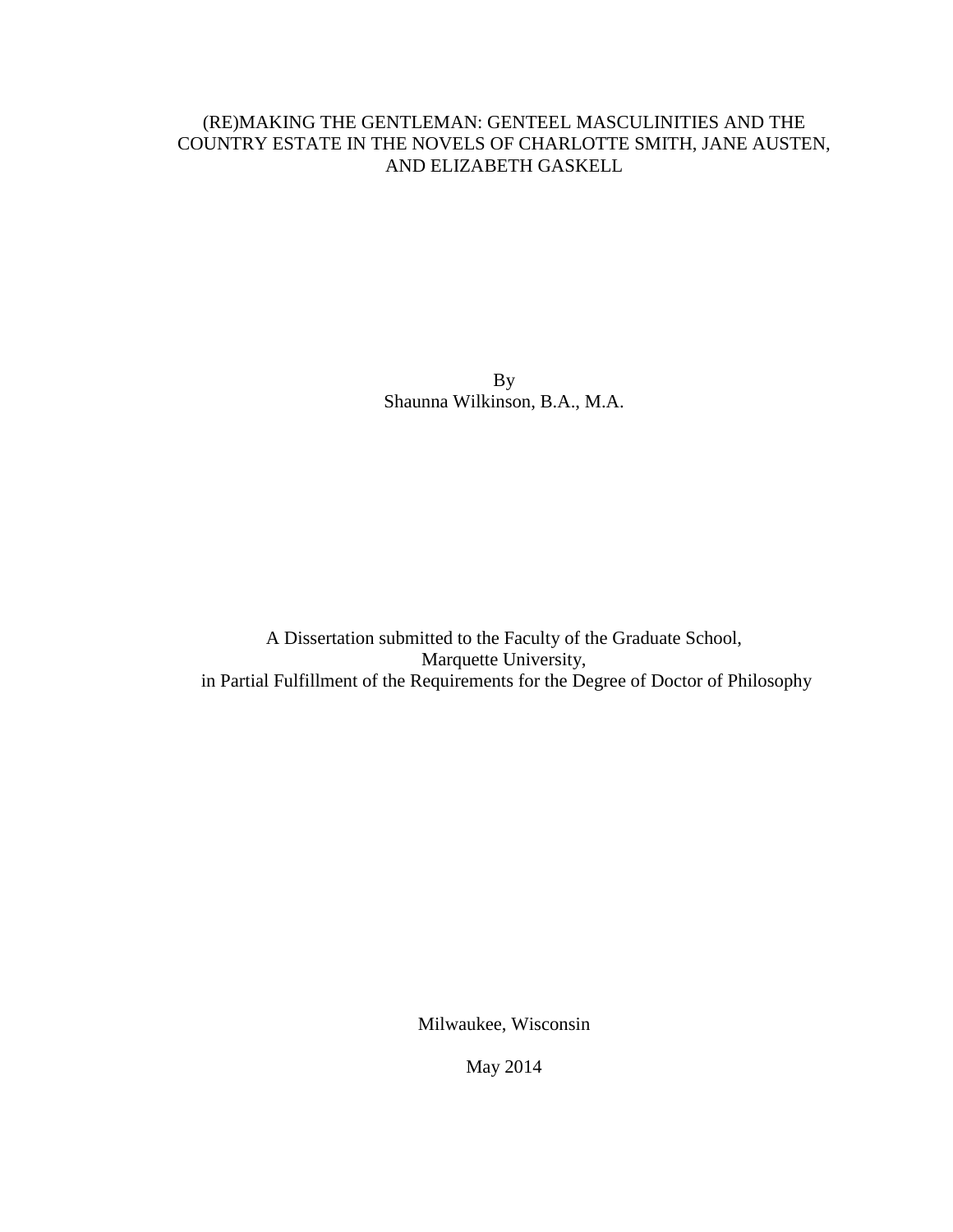# (RE)MAKING THE GENTLEMAN: GENTEEL MASCULINITIES AND THE COUNTRY ESTATE IN THE NOVELS OF CHARLOTTE SMITH, JANE AUSTEN, AND ELIZABETH GASKELL

By
Shaunna Wilkinson, B.A., M.A.

A Dissertation submitted to the Faculty of the Graduate School,
Marquette University,
in Partial Fulfillment of the Requirements for the Degree of Doctor of Philosophy

Milwaukee, Wisconsin

May 2014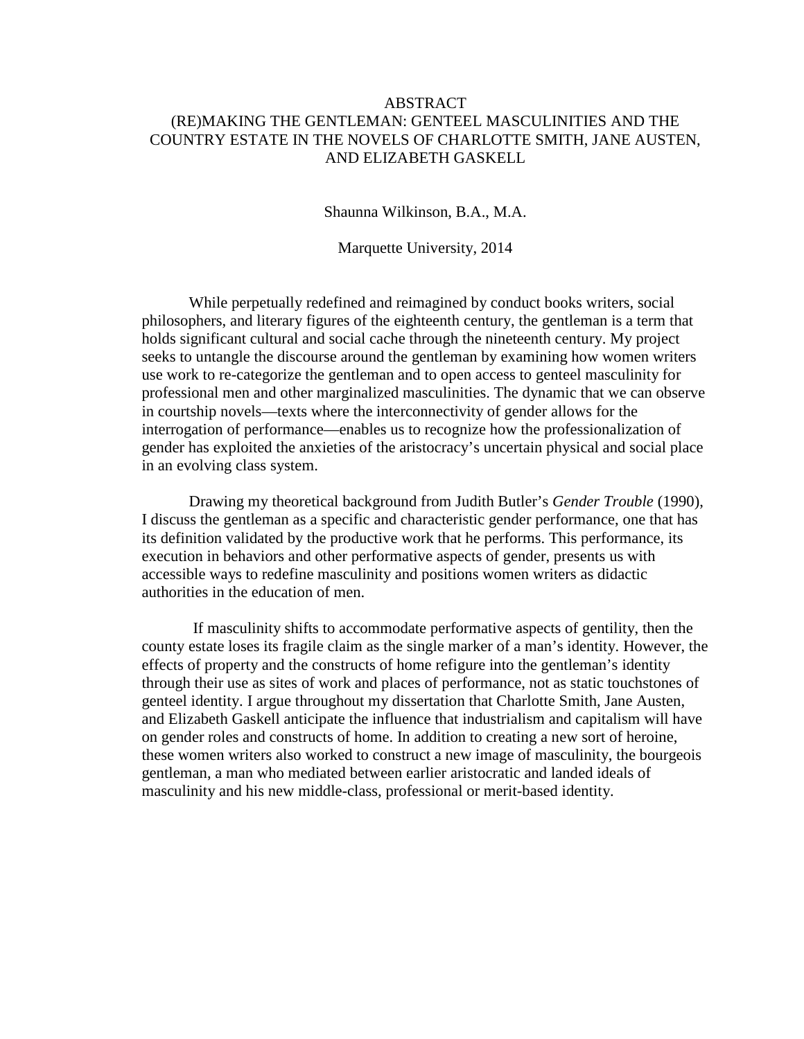# ABSTRACT
# (RE)MAKING THE GENTLEMAN: GENTEEL MASCULINITIES AND THE COUNTRY ESTATE IN THE NOVELS OF CHARLOTTE SMITH, JANE AUSTEN, AND ELIZABETH GASKELL

Shaunna Wilkinson, B.A., M.A.

Marquette University, 2014

While perpetually redefined and reimagined by conduct books writers, social philosophers, and literary figures of the eighteenth century, the gentleman is a term that holds significant cultural and social cache through the nineteenth century. My project seeks to untangle the discourse around the gentleman by examining how women writers use work to re-categorize the gentleman and to open access to genteel masculinity for professional men and other marginalized masculinities. The dynamic that we can observe in courtship novels—texts where the interconnectivity of gender allows for the interrogation of performance—enables us to recognize how the professionalization of gender has exploited the anxieties of the aristocracy's uncertain physical and social place in an evolving class system.

Drawing my theoretical background from Judith Butler's *Gender Trouble* (1990), I discuss the gentleman as a specific and characteristic gender performance, one that has its definition validated by the productive work that he performs. This performance, its execution in behaviors and other performative aspects of gender, presents us with accessible ways to redefine masculinity and positions women writers as didactic authorities in the education of men.

If masculinity shifts to accommodate performative aspects of gentility, then the county estate loses its fragile claim as the single marker of a man's identity. However, the effects of property and the constructs of home refigure into the gentleman's identity through their use as sites of work and places of performance, not as static touchstones of genteel identity. I argue throughout my dissertation that Charlotte Smith, Jane Austen, and Elizabeth Gaskell anticipate the influence that industrialism and capitalism will have on gender roles and constructs of home. In addition to creating a new sort of heroine, these women writers also worked to construct a new image of masculinity, the bourgeois gentleman, a man who mediated between earlier aristocratic and landed ideals of masculinity and his new middle-class, professional or merit-based identity.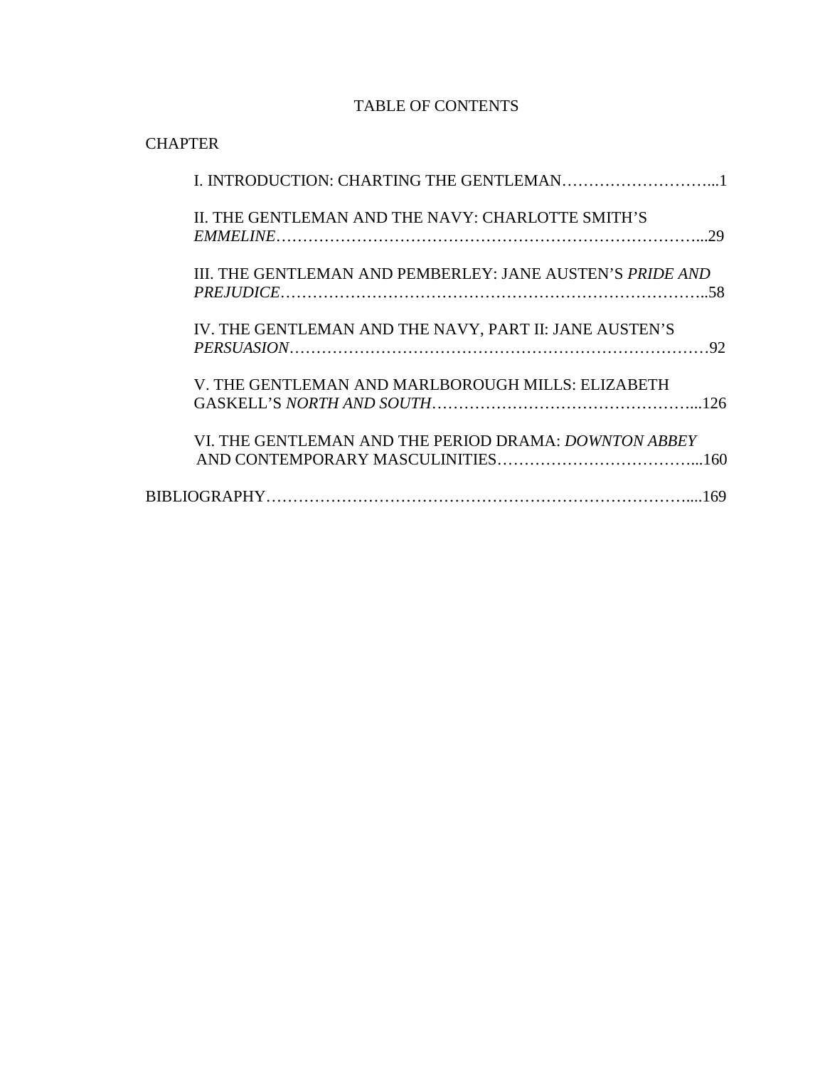# TABLE OF CONTENTS

CHAPTER

I. INTRODUCTION: CHARTING THE GENTLEMAN………………………...1

II. THE GENTLEMAN AND THE NAVY: CHARLOTTE SMITH'S *EMMELINE*……………………………………………………………………...29

III. THE GENTLEMAN AND PEMBERLEY: JANE AUSTEN'S *PRIDE AND PREJUDICE*……………………………………………………………………..58

IV. THE GENTLEMAN AND THE NAVY, PART II: JANE AUSTEN'S *PERSUASION*…………………………………………………………………92

V. THE GENTLEMAN AND MARLBOROUGH MILLS: ELIZABETH GASKELL'S *NORTH AND SOUTH*…………………………………………...126

VI. THE GENTLEMAN AND THE PERIOD DRAMA: *DOWNTON ABBEY* AND CONTEMPORARY MASCULINITIES……………………………...160

BIBLIOGRAPHY…………………………………………………………………....169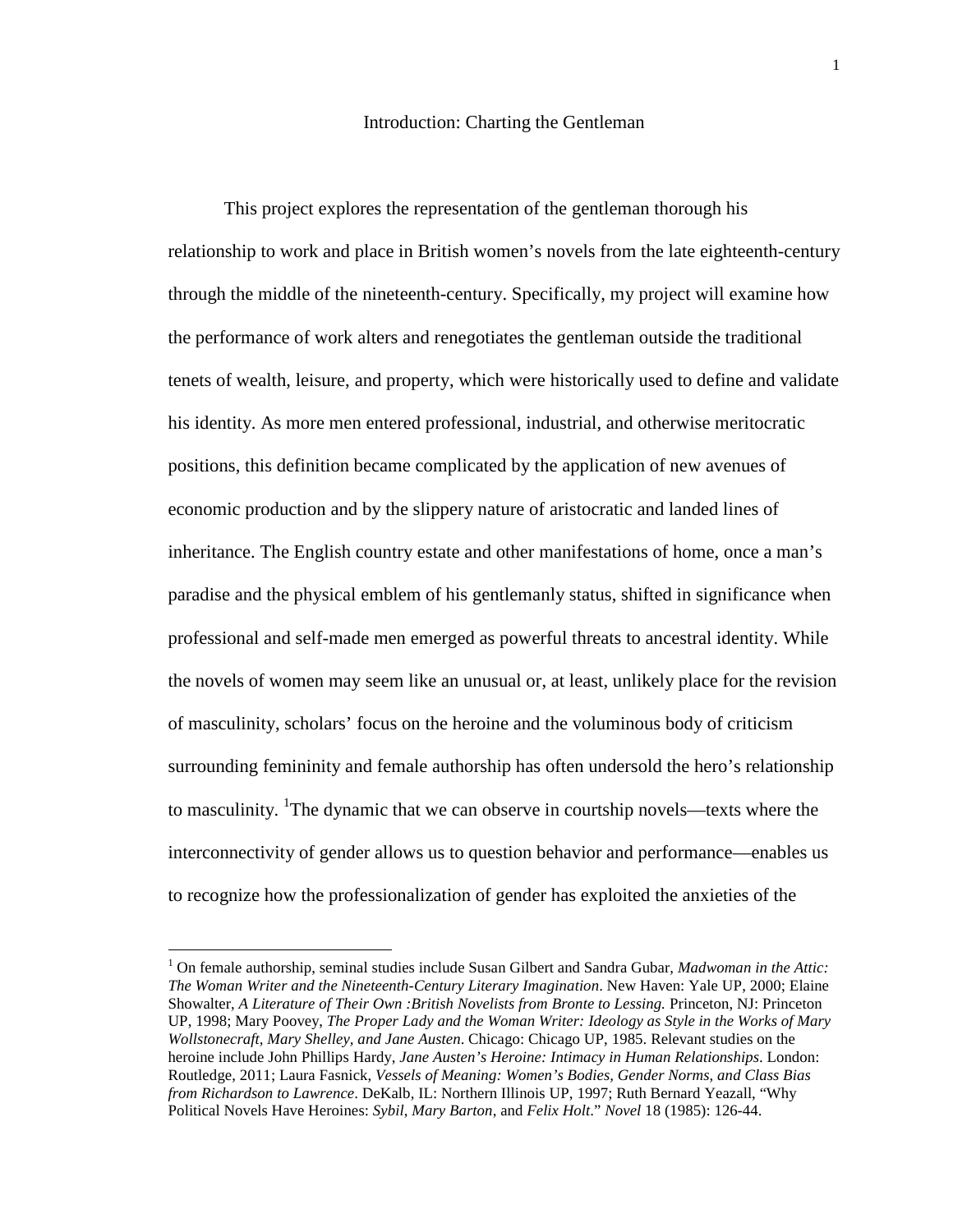# Introduction: Charting the Gentleman

This project explores the representation of the gentleman thorough his relationship to work and place in British women's novels from the late eighteenth-century through the middle of the nineteenth-century. Specifically, my project will examine how the performance of work alters and renegotiates the gentleman outside the traditional tenets of wealth, leisure, and property, which were historically used to define and validate his identity. As more men entered professional, industrial, and otherwise meritocratic positions, this definition became complicated by the application of new avenues of economic production and by the slippery nature of aristocratic and landed lines of inheritance. The English country estate and other manifestations of home, once a man's paradise and the physical emblem of his gentlemanly status, shifted in significance when professional and self-made men emerged as powerful threats to ancestral identity. While the novels of women may seem like an unusual or, at least, unlikely place for the revision of masculinity, scholars' focus on the heroine and the voluminous body of criticism surrounding femininity and female authorship has often undersold the hero's relationship to masculinity. [1]The dynamic that we can observe in courtship novels—texts where the interconnectivity of gender allows us to question behavior and performance—enables us to recognize how the professionalization of gender has exploited the anxieties of the

---

[1] On female authorship, seminal studies include Susan Gilbert and Sandra Gubar, *Madwoman in the Attic: The Woman Writer and the Nineteenth-Century Literary Imagination*. New Haven: Yale UP, 2000; Elaine Showalter, *A Literature of Their Own :British Novelists from Bronte to Lessing.* Princeton, NJ: Princeton UP, 1998; Mary Poovey, *The Proper Lady and the Woman Writer: Ideology as Style in the Works of Mary Wollstonecraft, Mary Shelley, and Jane Austen*. Chicago: Chicago UP, 1985. Relevant studies on the heroine include John Phillips Hardy, *Jane Austen's Heroine: Intimacy in Human Relationships*. London: Routledge, 2011; Laura Fasnick, *Vessels of Meaning: Women's Bodies, Gender Norms, and Class Bias from Richardson to Lawrence*. DeKalb, IL: Northern Illinois UP, 1997; Ruth Bernard Yeazall, "Why Political Novels Have Heroines: *Sybil*, *Mary Barton*, and *Felix Holt*." *Novel* 18 (1985): 126-44.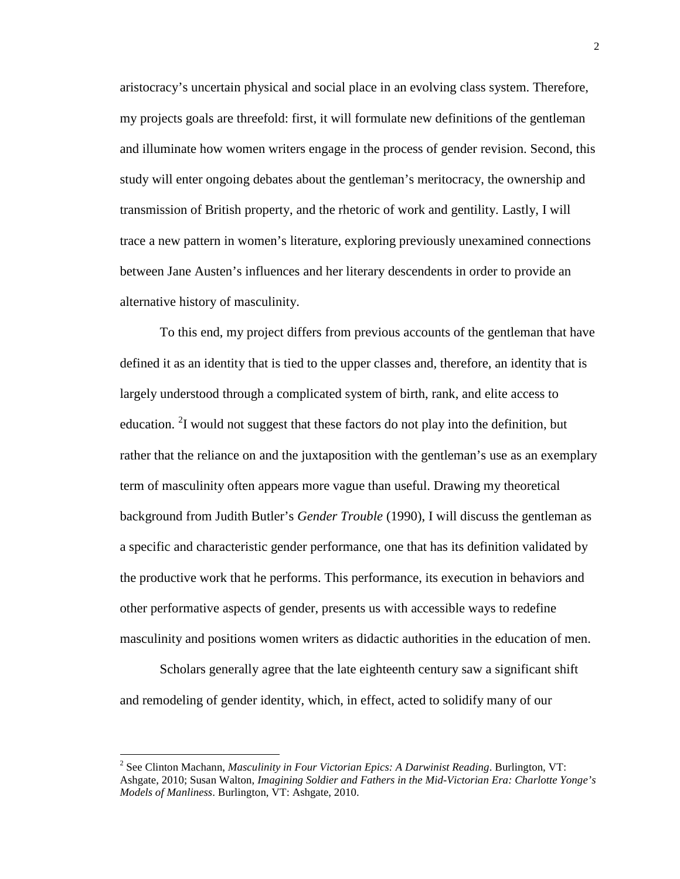aristocracy's uncertain physical and social place in an evolving class system. Therefore, my projects goals are threefold: first, it will formulate new definitions of the gentleman and illuminate how women writers engage in the process of gender revision. Second, this study will enter ongoing debates about the gentleman's meritocracy, the ownership and transmission of British property, and the rhetoric of work and gentility. Lastly, I will trace a new pattern in women's literature, exploring previously unexamined connections between Jane Austen's influences and her literary descendents in order to provide an alternative history of masculinity.

To this end, my project differs from previous accounts of the gentleman that have defined it as an identity that is tied to the upper classes and, therefore, an identity that is largely understood through a complicated system of birth, rank, and elite access to education. [2]I would not suggest that these factors do not play into the definition, but rather that the reliance on and the juxtaposition with the gentleman's use as an exemplary term of masculinity often appears more vague than useful. Drawing my theoretical background from Judith Butler's *Gender Trouble* (1990), I will discuss the gentleman as a specific and characteristic gender performance, one that has its definition validated by the productive work that he performs. This performance, its execution in behaviors and other performative aspects of gender, presents us with accessible ways to redefine masculinity and positions women writers as didactic authorities in the education of men.

Scholars generally agree that the late eighteenth century saw a significant shift and remodeling of gender identity, which, in effect, acted to solidify many of our

---

[2] See Clinton Machann, *Masculinity in Four Victorian Epics: A Darwinist Reading*. Burlington, VT: Ashgate, 2010; Susan Walton, *Imagining Soldier and Fathers in the Mid-Victorian Era: Charlotte Yonge's Models of Manliness*. Burlington, VT: Ashgate, 2010.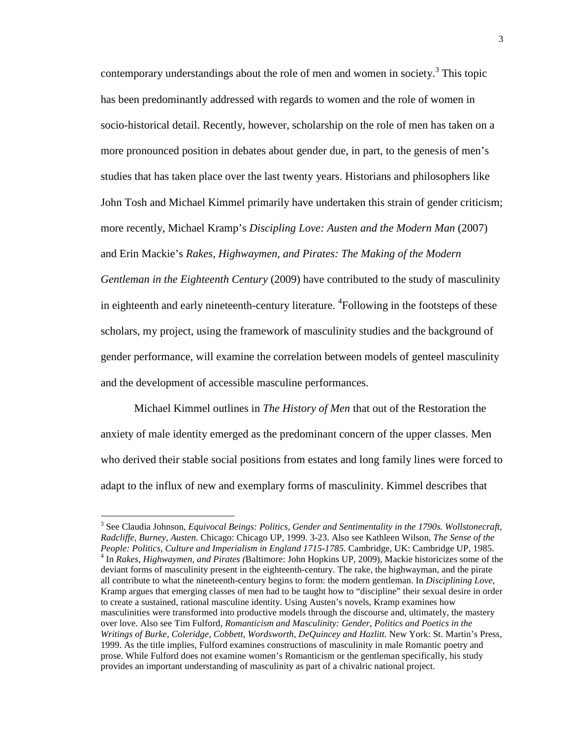contemporary understandings about the role of men and women in society.[3] This topic has been predominantly addressed with regards to women and the role of women in socio-historical detail. Recently, however, scholarship on the role of men has taken on a more pronounced position in debates about gender due, in part, to the genesis of men's studies that has taken place over the last twenty years. Historians and philosophers like John Tosh and Michael Kimmel primarily have undertaken this strain of gender criticism; more recently, Michael Kramp's *Discipling Love: Austen and the Modern Man* (2007) and Erin Mackie's *Rakes, Highwaymen, and Pirates: The Making of the Modern Gentleman in the Eighteenth Century* (2009) have contributed to the study of masculinity in eighteenth and early nineteenth-century literature. [4]Following in the footsteps of these scholars, my project, using the framework of masculinity studies and the background of gender performance, will examine the correlation between models of genteel masculinity and the development of accessible masculine performances.

Michael Kimmel outlines in *The History of Men* that out of the Restoration the anxiety of male identity emerged as the predominant concern of the upper classes. Men who derived their stable social positions from estates and long family lines were forced to adapt to the influx of new and exemplary forms of masculinity. Kimmel describes that

---

[3] See Claudia Johnson, *Equivocal Beings: Politics, Gender and Sentimentality in the 1790s. Wollstonecraft, Radcliffe, Burney, Austen.* Chicago: Chicago UP, 1999. 3-23. Also see Kathleen Wilson, *The Sense of the People: Politics, Culture and Imperialism in England 1715-1785.* Cambridge, UK: Cambridge UP, 1985.

[4] In *Rakes, Highwaymen, and Pirates (*Baltimore: John Hopkins UP, 2009), Mackie historicizes some of the deviant forms of masculinity present in the eighteenth-century. The rake, the highwayman, and the pirate all contribute to what the nineteenth-century begins to form: the modern gentleman. In *Disciplining Love,* Kramp argues that emerging classes of men had to be taught how to "discipline" their sexual desire in order to create a sustained, rational masculine identity. Using Austen's novels, Kramp examines how masculinities were transformed into productive models through the discourse and, ultimately, the mastery over love. Also see Tim Fulford, *Romanticism and Masculinity: Gender, Politics and Poetics in the Writings of Burke, Coleridge, Cobbett, Wordsworth, DeQuincey and Hazlitt.* New York: St. Martin's Press, 1999. As the title implies, Fulford examines constructions of masculinity in male Romantic poetry and prose. While Fulford does not examine women's Romanticism or the gentleman specifically, his study provides an important understanding of masculinity as part of a chivalric national project.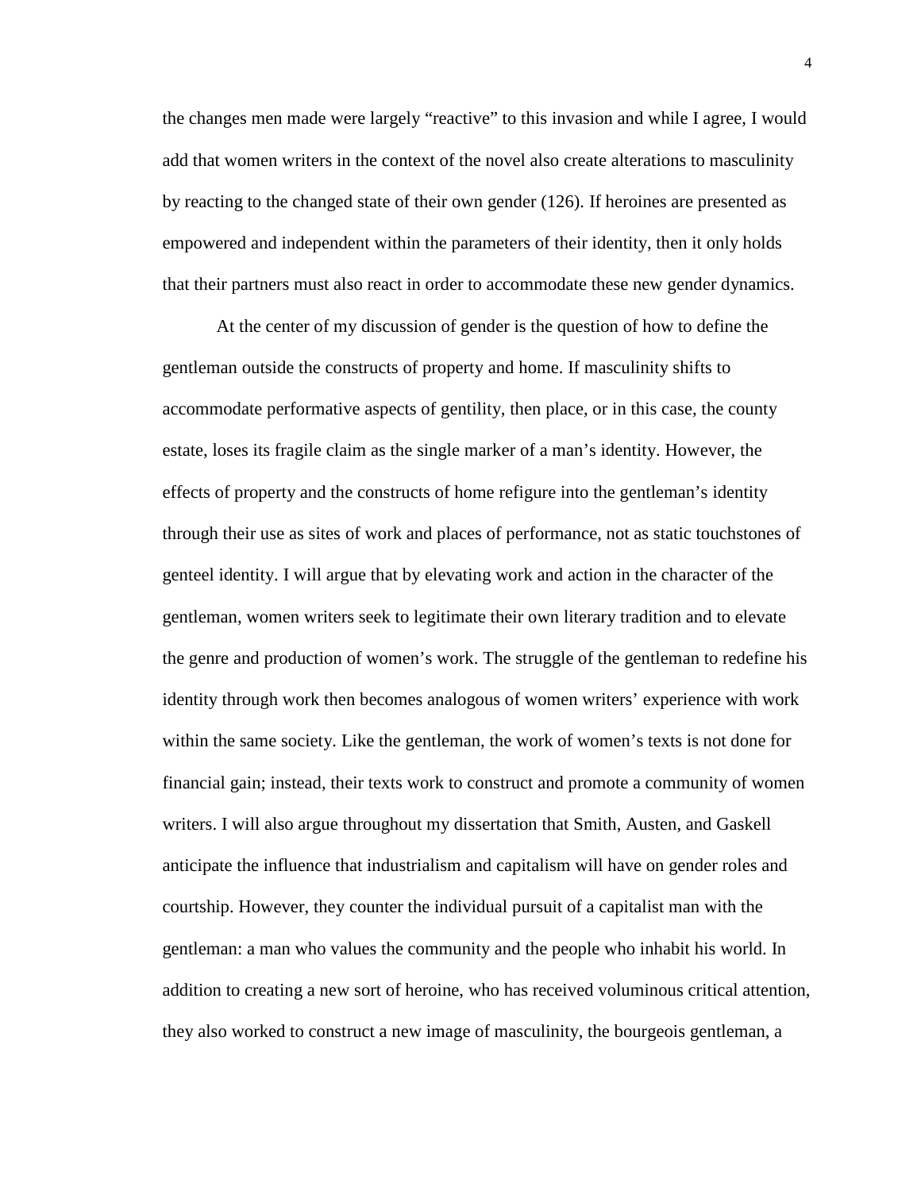the changes men made were largely "reactive" to this invasion and while I agree, I would add that women writers in the context of the novel also create alterations to masculinity by reacting to the changed state of their own gender (126). If heroines are presented as empowered and independent within the parameters of their identity, then it only holds that their partners must also react in order to accommodate these new gender dynamics.

At the center of my discussion of gender is the question of how to define the gentleman outside the constructs of property and home. If masculinity shifts to accommodate performative aspects of gentility, then place, or in this case, the county estate, loses its fragile claim as the single marker of a man's identity. However, the effects of property and the constructs of home refigure into the gentleman's identity through their use as sites of work and places of performance, not as static touchstones of genteel identity. I will argue that by elevating work and action in the character of the gentleman, women writers seek to legitimate their own literary tradition and to elevate the genre and production of women's work. The struggle of the gentleman to redefine his identity through work then becomes analogous of women writers' experience with work within the same society. Like the gentleman, the work of women's texts is not done for financial gain; instead, their texts work to construct and promote a community of women writers. I will also argue throughout my dissertation that Smith, Austen, and Gaskell anticipate the influence that industrialism and capitalism will have on gender roles and courtship. However, they counter the individual pursuit of a capitalist man with the gentleman: a man who values the community and the people who inhabit his world. In addition to creating a new sort of heroine, who has received voluminous critical attention, they also worked to construct a new image of masculinity, the bourgeois gentleman, a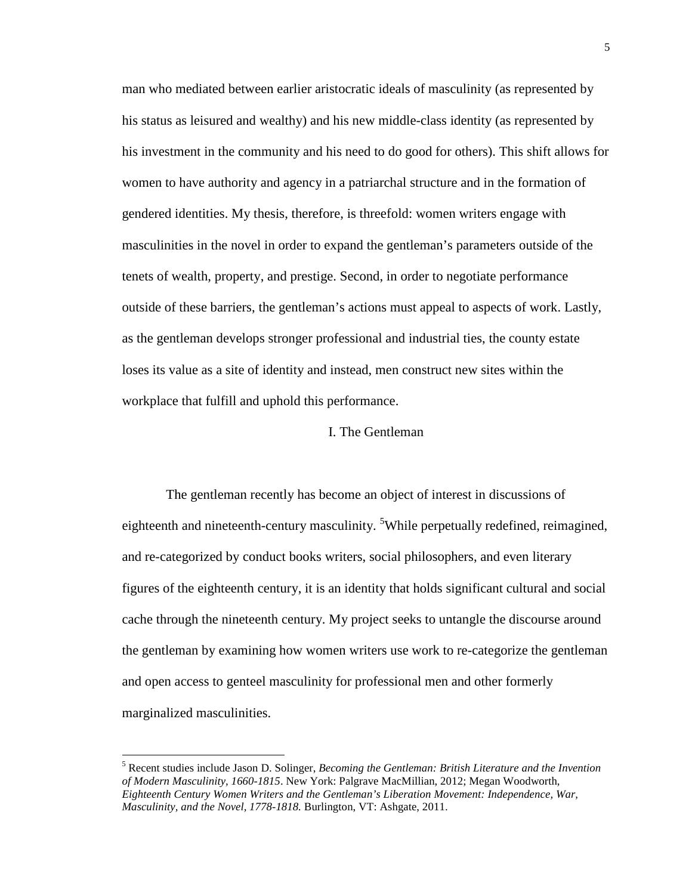man who mediated between earlier aristocratic ideals of masculinity (as represented by his status as leisured and wealthy) and his new middle-class identity (as represented by his investment in the community and his need to do good for others). This shift allows for women to have authority and agency in a patriarchal structure and in the formation of gendered identities. My thesis, therefore, is threefold: women writers engage with masculinities in the novel in order to expand the gentleman's parameters outside of the tenets of wealth, property, and prestige. Second, in order to negotiate performance outside of these barriers, the gentleman's actions must appeal to aspects of work. Lastly, as the gentleman develops stronger professional and industrial ties, the county estate loses its value as a site of identity and instead, men construct new sites within the workplace that fulfill and uphold this performance.

## I. The Gentleman

The gentleman recently has become an object of interest in discussions of eighteenth and nineteenth-century masculinity. [5]While perpetually redefined, reimagined, and re-categorized by conduct books writers, social philosophers, and even literary figures of the eighteenth century, it is an identity that holds significant cultural and social cache through the nineteenth century. My project seeks to untangle the discourse around the gentleman by examining how women writers use work to re-categorize the gentleman and open access to genteel masculinity for professional men and other formerly marginalized masculinities.

---

[5] Recent studies include Jason D. Solinger, *Becoming the Gentleman: British Literature and the Invention of Modern Masculinity, 1660-1815*. New York: Palgrave MacMillian, 2012; Megan Woodworth, *Eighteenth Century Women Writers and the Gentleman's Liberation Movement: Independence, War, Masculinity, and the Novel, 1778-1818.* Burlington, VT: Ashgate, 2011.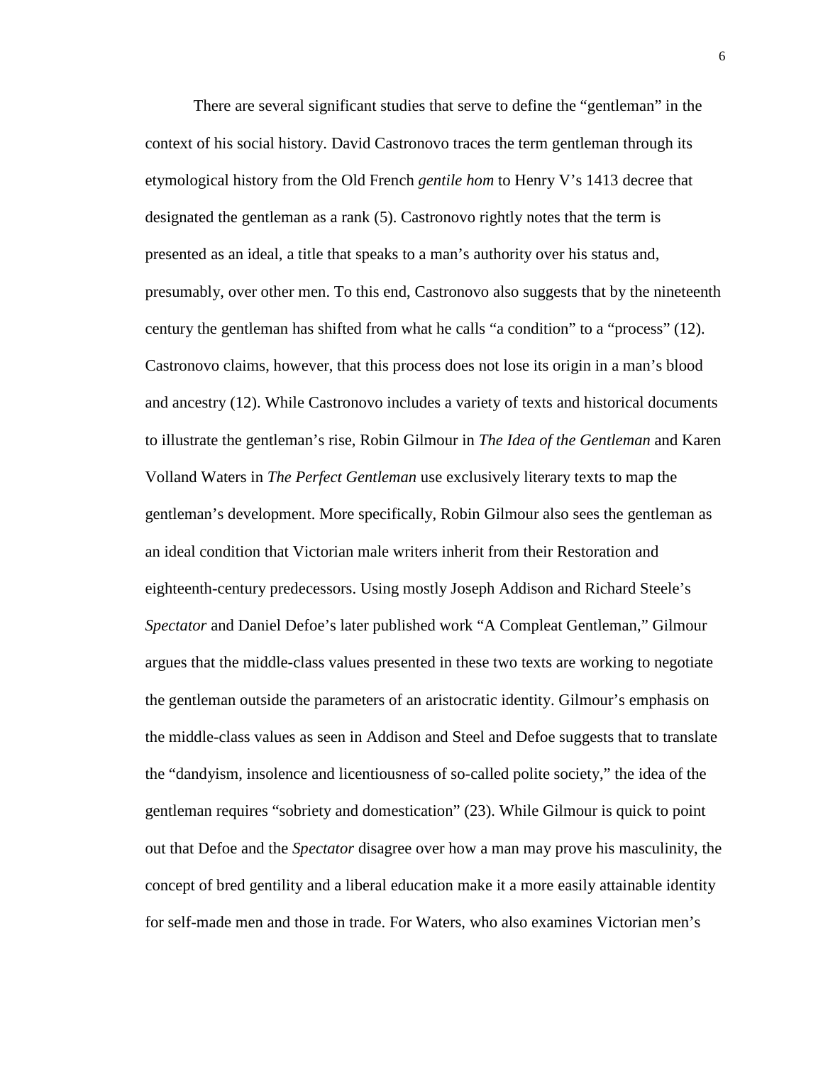There are several significant studies that serve to define the "gentleman" in the context of his social history. David Castronovo traces the term gentleman through its etymological history from the Old French *gentile hom* to Henry V's 1413 decree that designated the gentleman as a rank (5). Castronovo rightly notes that the term is presented as an ideal, a title that speaks to a man's authority over his status and, presumably, over other men. To this end, Castronovo also suggests that by the nineteenth century the gentleman has shifted from what he calls "a condition" to a "process" (12). Castronovo claims, however, that this process does not lose its origin in a man's blood and ancestry (12). While Castronovo includes a variety of texts and historical documents to illustrate the gentleman's rise, Robin Gilmour in *The Idea of the Gentleman* and Karen Volland Waters in *The Perfect Gentleman* use exclusively literary texts to map the gentleman's development. More specifically, Robin Gilmour also sees the gentleman as an ideal condition that Victorian male writers inherit from their Restoration and eighteenth-century predecessors. Using mostly Joseph Addison and Richard Steele's *Spectator* and Daniel Defoe's later published work "A Compleat Gentleman," Gilmour argues that the middle-class values presented in these two texts are working to negotiate the gentleman outside the parameters of an aristocratic identity. Gilmour's emphasis on the middle-class values as seen in Addison and Steel and Defoe suggests that to translate the "dandyism, insolence and licentiousness of so-called polite society," the idea of the gentleman requires "sobriety and domestication" (23). While Gilmour is quick to point out that Defoe and the *Spectator* disagree over how a man may prove his masculinity, the concept of bred gentility and a liberal education make it a more easily attainable identity for self-made men and those in trade. For Waters, who also examines Victorian men's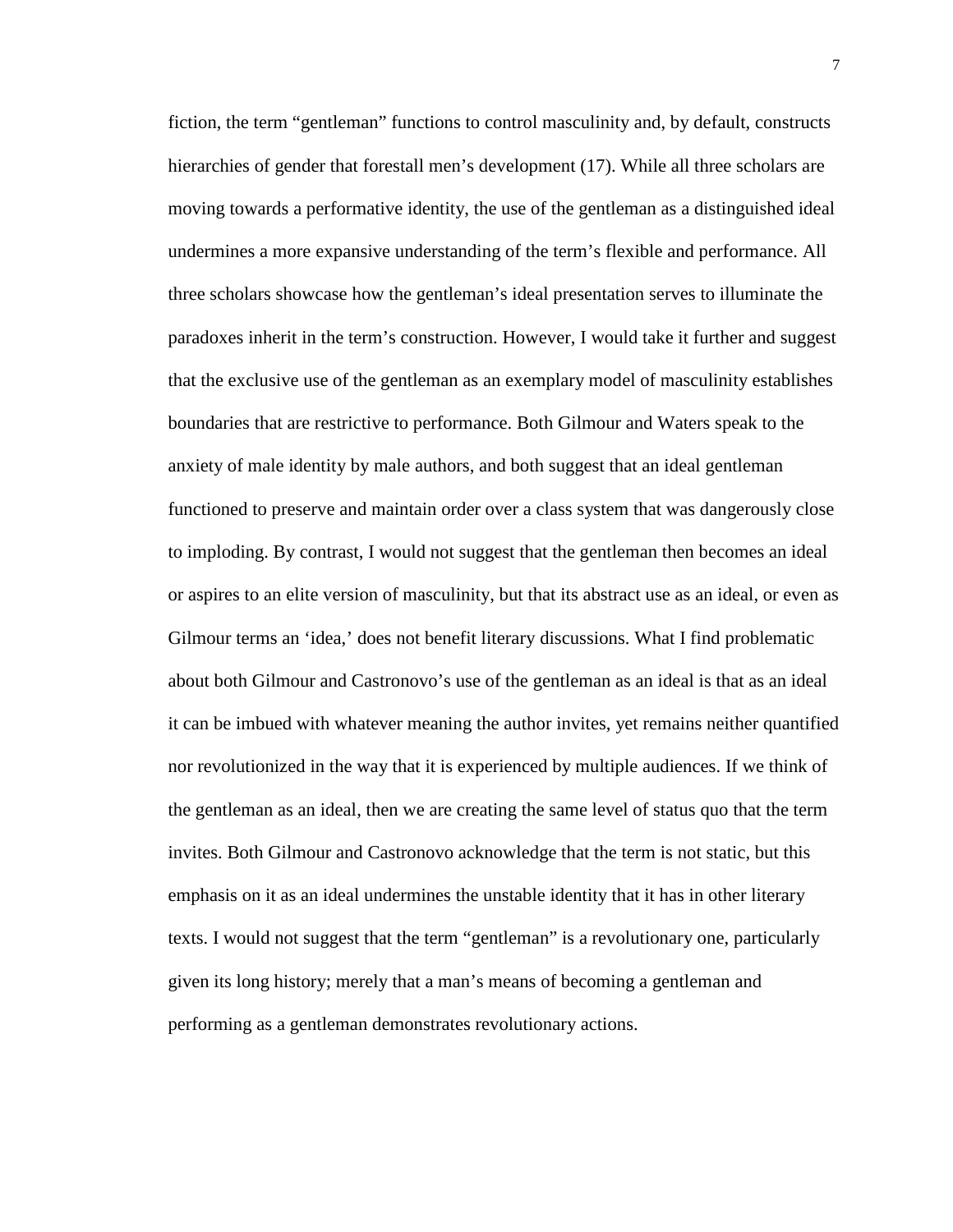fiction, the term "gentleman" functions to control masculinity and, by default, constructs hierarchies of gender that forestall men's development (17). While all three scholars are moving towards a performative identity, the use of the gentleman as a distinguished ideal undermines a more expansive understanding of the term's flexible and performance. All three scholars showcase how the gentleman's ideal presentation serves to illuminate the paradoxes inherit in the term's construction. However, I would take it further and suggest that the exclusive use of the gentleman as an exemplary model of masculinity establishes boundaries that are restrictive to performance. Both Gilmour and Waters speak to the anxiety of male identity by male authors, and both suggest that an ideal gentleman functioned to preserve and maintain order over a class system that was dangerously close to imploding. By contrast, I would not suggest that the gentleman then becomes an ideal or aspires to an elite version of masculinity, but that its abstract use as an ideal, or even as Gilmour terms an 'idea,' does not benefit literary discussions. What I find problematic about both Gilmour and Castronovo's use of the gentleman as an ideal is that as an ideal it can be imbued with whatever meaning the author invites, yet remains neither quantified nor revolutionized in the way that it is experienced by multiple audiences. If we think of the gentleman as an ideal, then we are creating the same level of status quo that the term invites. Both Gilmour and Castronovo acknowledge that the term is not static, but this emphasis on it as an ideal undermines the unstable identity that it has in other literary texts. I would not suggest that the term "gentleman" is a revolutionary one, particularly given its long history; merely that a man's means of becoming a gentleman and performing as a gentleman demonstrates revolutionary actions.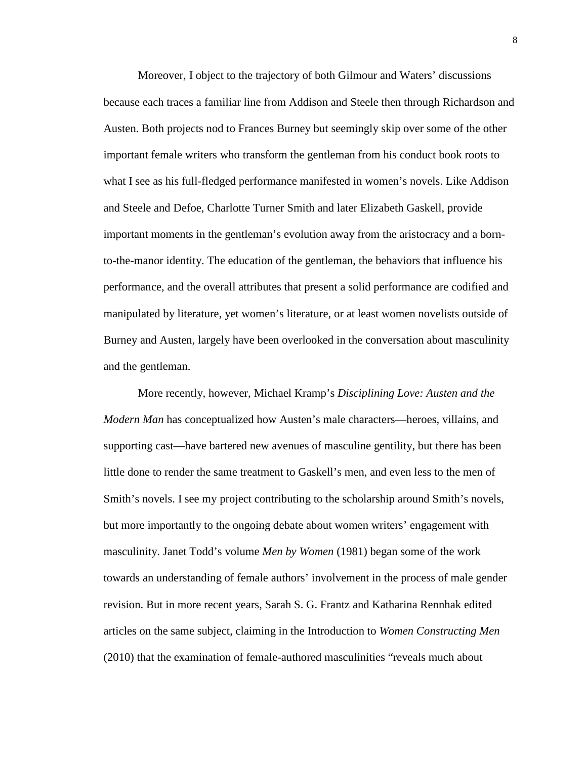Moreover, I object to the trajectory of both Gilmour and Waters' discussions because each traces a familiar line from Addison and Steele then through Richardson and Austen. Both projects nod to Frances Burney but seemingly skip over some of the other important female writers who transform the gentleman from his conduct book roots to what I see as his full-fledged performance manifested in women's novels. Like Addison and Steele and Defoe, Charlotte Turner Smith and later Elizabeth Gaskell, provide important moments in the gentleman's evolution away from the aristocracy and a born-to-the-manor identity. The education of the gentleman, the behaviors that influence his performance, and the overall attributes that present a solid performance are codified and manipulated by literature, yet women's literature, or at least women novelists outside of Burney and Austen, largely have been overlooked in the conversation about masculinity and the gentleman.

More recently, however, Michael Kramp's *Disciplining Love: Austen and the Modern Man* has conceptualized how Austen's male characters—heroes, villains, and supporting cast—have bartered new avenues of masculine gentility, but there has been little done to render the same treatment to Gaskell's men, and even less to the men of Smith's novels. I see my project contributing to the scholarship around Smith's novels, but more importantly to the ongoing debate about women writers' engagement with masculinity. Janet Todd's volume *Men by Women* (1981) began some of the work towards an understanding of female authors' involvement in the process of male gender revision. But in more recent years, Sarah S. G. Frantz and Katharina Rennhak edited articles on the same subject, claiming in the Introduction to *Women Constructing Men* (2010) that the examination of female-authored masculinities "reveals much about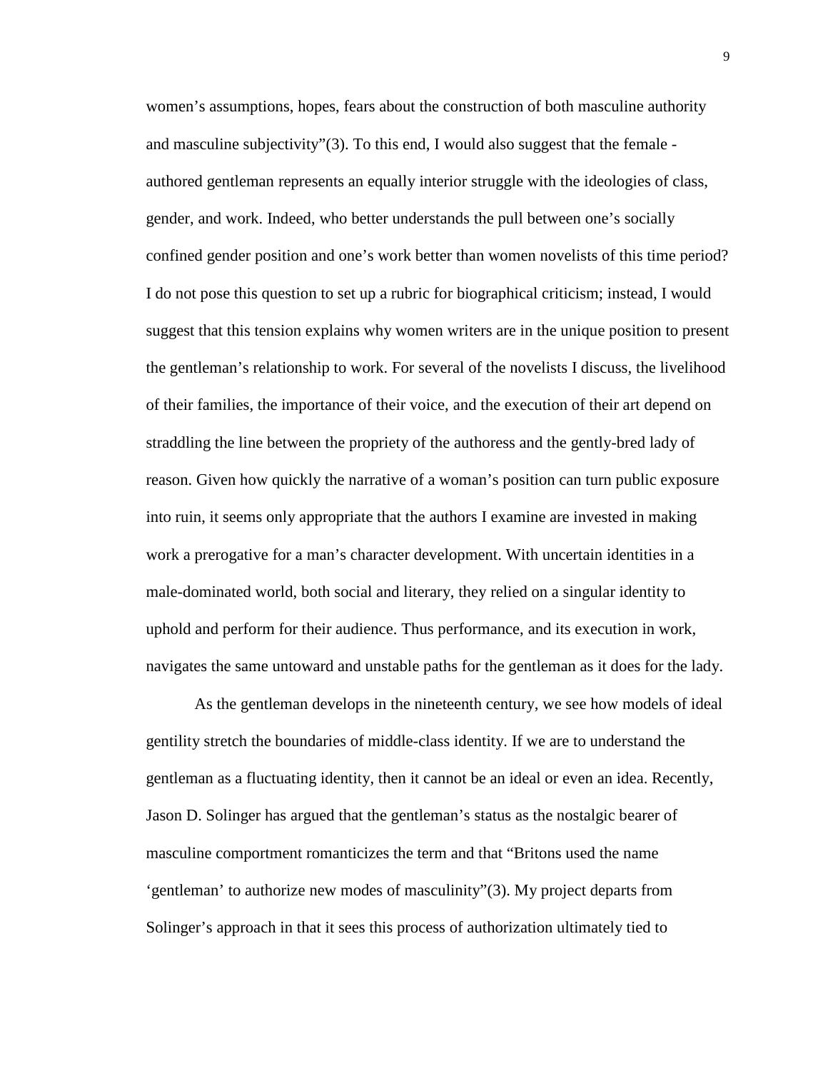women's assumptions, hopes, fears about the construction of both masculine authority and masculine subjectivity"(3). To this end, I would also suggest that the female - authored gentleman represents an equally interior struggle with the ideologies of class, gender, and work. Indeed, who better understands the pull between one's socially confined gender position and one's work better than women novelists of this time period? I do not pose this question to set up a rubric for biographical criticism; instead, I would suggest that this tension explains why women writers are in the unique position to present the gentleman's relationship to work. For several of the novelists I discuss, the livelihood of their families, the importance of their voice, and the execution of their art depend on straddling the line between the propriety of the authoress and the gently-bred lady of reason. Given how quickly the narrative of a woman's position can turn public exposure into ruin, it seems only appropriate that the authors I examine are invested in making work a prerogative for a man's character development. With uncertain identities in a male-dominated world, both social and literary, they relied on a singular identity to uphold and perform for their audience. Thus performance, and its execution in work, navigates the same untoward and unstable paths for the gentleman as it does for the lady.

As the gentleman develops in the nineteenth century, we see how models of ideal gentility stretch the boundaries of middle-class identity. If we are to understand the gentleman as a fluctuating identity, then it cannot be an ideal or even an idea. Recently, Jason D. Solinger has argued that the gentleman's status as the nostalgic bearer of masculine comportment romanticizes the term and that "Britons used the name 'gentleman' to authorize new modes of masculinity"(3). My project departs from Solinger's approach in that it sees this process of authorization ultimately tied to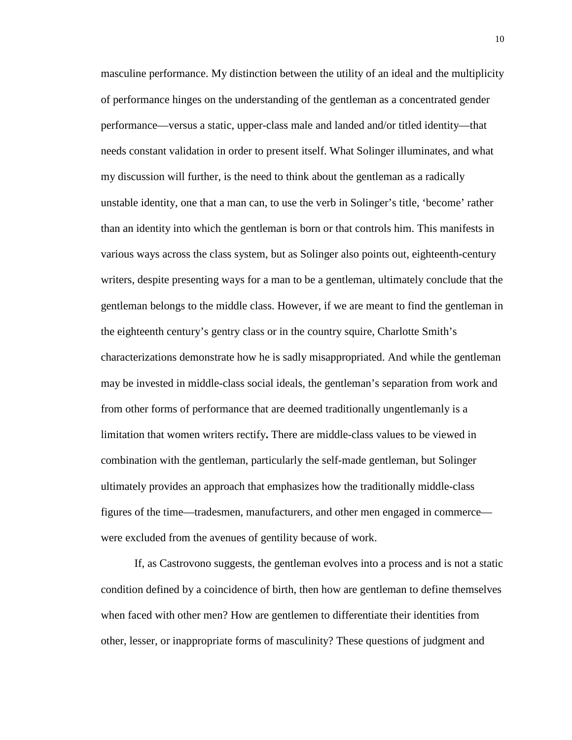masculine performance. My distinction between the utility of an ideal and the multiplicity of performance hinges on the understanding of the gentleman as a concentrated gender performance—versus a static, upper-class male and landed and/or titled identity—that needs constant validation in order to present itself. What Solinger illuminates, and what my discussion will further, is the need to think about the gentleman as a radically unstable identity, one that a man can, to use the verb in Solinger's title, 'become' rather than an identity into which the gentleman is born or that controls him. This manifests in various ways across the class system, but as Solinger also points out, eighteenth-century writers, despite presenting ways for a man to be a gentleman, ultimately conclude that the gentleman belongs to the middle class. However, if we are meant to find the gentleman in the eighteenth century's gentry class or in the country squire, Charlotte Smith's characterizations demonstrate how he is sadly misappropriated. And while the gentleman may be invested in middle-class social ideals, the gentleman's separation from work and from other forms of performance that are deemed traditionally ungentlemanly is a limitation that women writers rectify**.** There are middle-class values to be viewed in combination with the gentleman, particularly the self-made gentleman, but Solinger ultimately provides an approach that emphasizes how the traditionally middle-class figures of the time—tradesmen, manufacturers, and other men engaged in commerce—were excluded from the avenues of gentility because of work.

If, as Castrovono suggests, the gentleman evolves into a process and is not a static condition defined by a coincidence of birth, then how are gentleman to define themselves when faced with other men? How are gentlemen to differentiate their identities from other, lesser, or inappropriate forms of masculinity? These questions of judgment and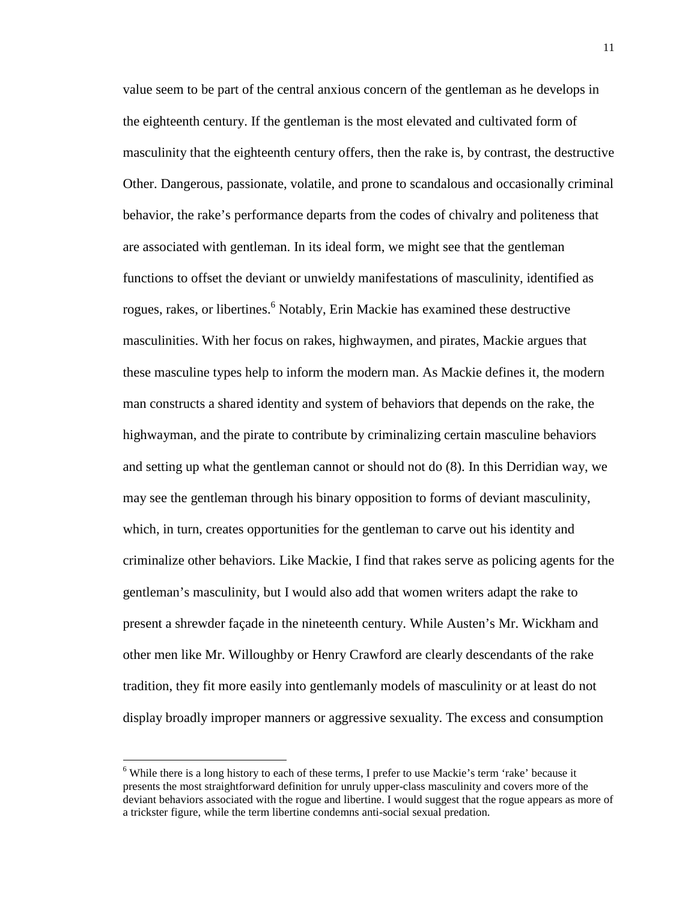value seem to be part of the central anxious concern of the gentleman as he develops in the eighteenth century. If the gentleman is the most elevated and cultivated form of masculinity that the eighteenth century offers, then the rake is, by contrast, the destructive Other. Dangerous, passionate, volatile, and prone to scandalous and occasionally criminal behavior, the rake's performance departs from the codes of chivalry and politeness that are associated with gentleman. In its ideal form, we might see that the gentleman functions to offset the deviant or unwieldy manifestations of masculinity, identified as rogues, rakes, or libertines.[6] Notably, Erin Mackie has examined these destructive masculinities. With her focus on rakes, highwaymen, and pirates, Mackie argues that these masculine types help to inform the modern man. As Mackie defines it, the modern man constructs a shared identity and system of behaviors that depends on the rake, the highwayman, and the pirate to contribute by criminalizing certain masculine behaviors and setting up what the gentleman cannot or should not do (8). In this Derridian way, we may see the gentleman through his binary opposition to forms of deviant masculinity, which, in turn, creates opportunities for the gentleman to carve out his identity and criminalize other behaviors. Like Mackie, I find that rakes serve as policing agents for the gentleman's masculinity, but I would also add that women writers adapt the rake to present a shrewder façade in the nineteenth century. While Austen's Mr. Wickham and other men like Mr. Willoughby or Henry Crawford are clearly descendants of the rake tradition, they fit more easily into gentlemanly models of masculinity or at least do not display broadly improper manners or aggressive sexuality. The excess and consumption

[6] While there is a long history to each of these terms, I prefer to use Mackie's term 'rake' because it presents the most straightforward definition for unruly upper-class masculinity and covers more of the deviant behaviors associated with the rogue and libertine. I would suggest that the rogue appears as more of a trickster figure, while the term libertine condemns anti-social sexual predation.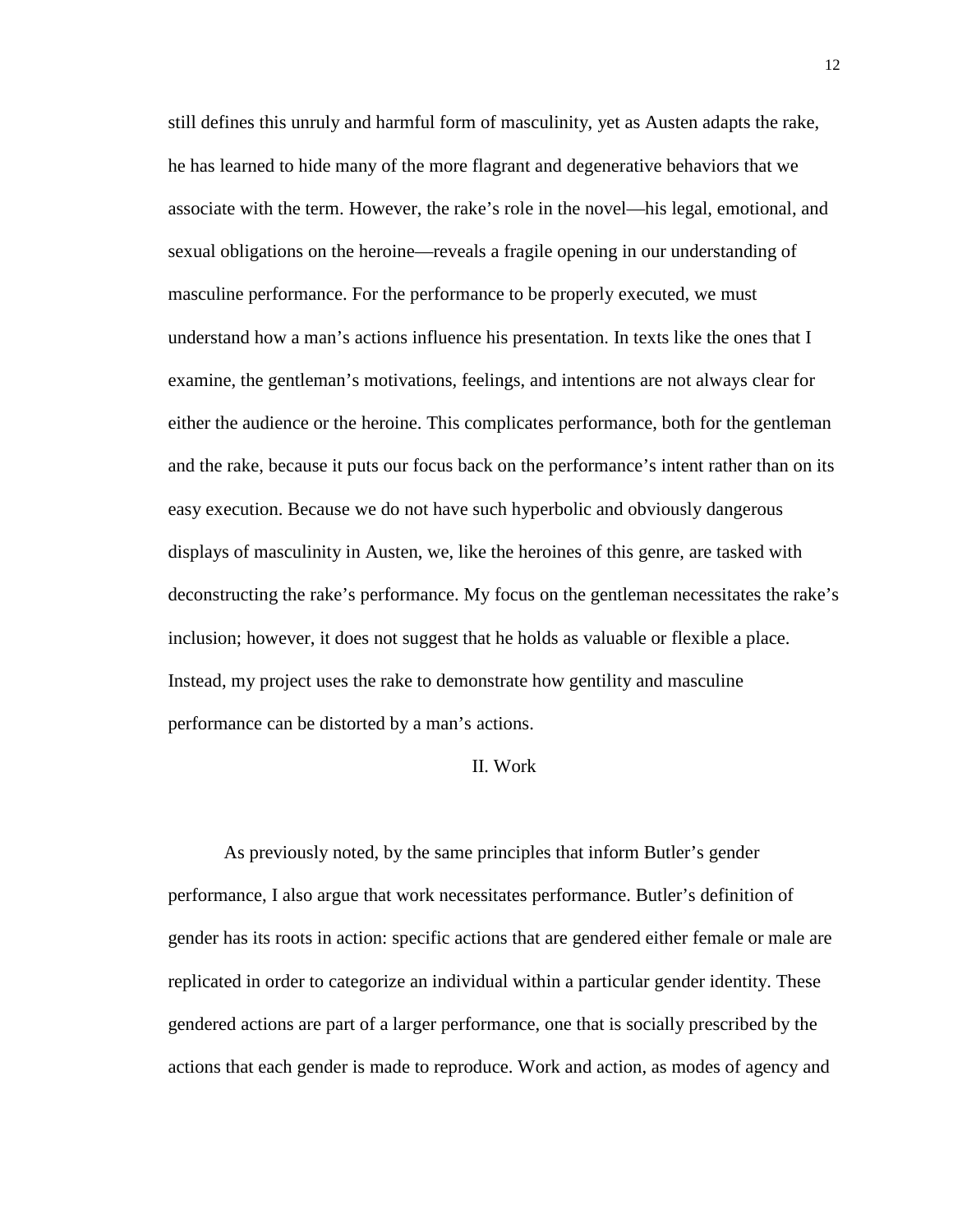still defines this unruly and harmful form of masculinity, yet as Austen adapts the rake, he has learned to hide many of the more flagrant and degenerative behaviors that we associate with the term. However, the rake's role in the novel—his legal, emotional, and sexual obligations on the heroine—reveals a fragile opening in our understanding of masculine performance. For the performance to be properly executed, we must understand how a man's actions influence his presentation. In texts like the ones that I examine, the gentleman's motivations, feelings, and intentions are not always clear for either the audience or the heroine. This complicates performance, both for the gentleman and the rake, because it puts our focus back on the performance's intent rather than on its easy execution. Because we do not have such hyperbolic and obviously dangerous displays of masculinity in Austen, we, like the heroines of this genre, are tasked with deconstructing the rake's performance. My focus on the gentleman necessitates the rake's inclusion; however, it does not suggest that he holds as valuable or flexible a place. Instead, my project uses the rake to demonstrate how gentility and masculine performance can be distorted by a man's actions.

## II. Work

As previously noted, by the same principles that inform Butler's gender performance, I also argue that work necessitates performance. Butler's definition of gender has its roots in action: specific actions that are gendered either female or male are replicated in order to categorize an individual within a particular gender identity. These gendered actions are part of a larger performance, one that is socially prescribed by the actions that each gender is made to reproduce. Work and action, as modes of agency and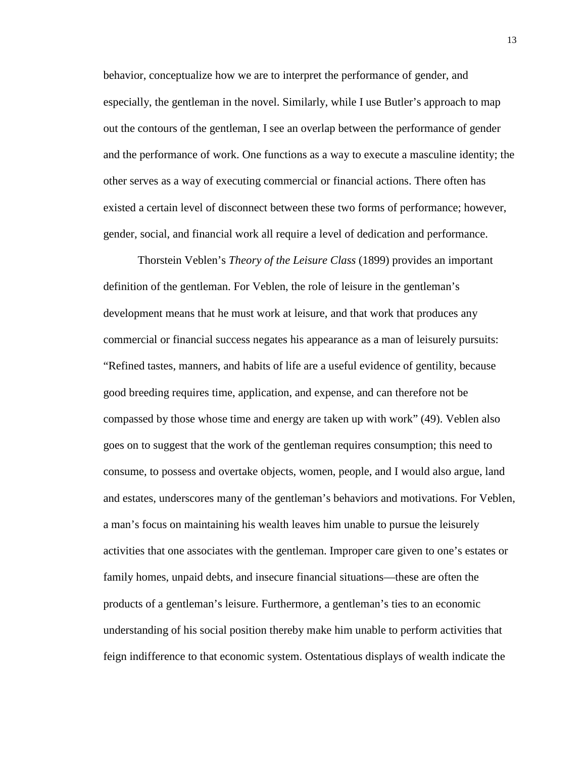behavior, conceptualize how we are to interpret the performance of gender, and especially, the gentleman in the novel. Similarly, while I use Butler's approach to map out the contours of the gentleman, I see an overlap between the performance of gender and the performance of work. One functions as a way to execute a masculine identity; the other serves as a way of executing commercial or financial actions. There often has existed a certain level of disconnect between these two forms of performance; however, gender, social, and financial work all require a level of dedication and performance.

Thorstein Veblen's *Theory of the Leisure Class* (1899) provides an important definition of the gentleman. For Veblen, the role of leisure in the gentleman's development means that he must work at leisure, and that work that produces any commercial or financial success negates his appearance as a man of leisurely pursuits: "Refined tastes, manners, and habits of life are a useful evidence of gentility, because good breeding requires time, application, and expense, and can therefore not be compassed by those whose time and energy are taken up with work" (49). Veblen also goes on to suggest that the work of the gentleman requires consumption; this need to consume, to possess and overtake objects, women, people, and I would also argue, land and estates, underscores many of the gentleman's behaviors and motivations. For Veblen, a man's focus on maintaining his wealth leaves him unable to pursue the leisurely activities that one associates with the gentleman. Improper care given to one's estates or family homes, unpaid debts, and insecure financial situations—these are often the products of a gentleman's leisure. Furthermore, a gentleman's ties to an economic understanding of his social position thereby make him unable to perform activities that feign indifference to that economic system. Ostentatious displays of wealth indicate the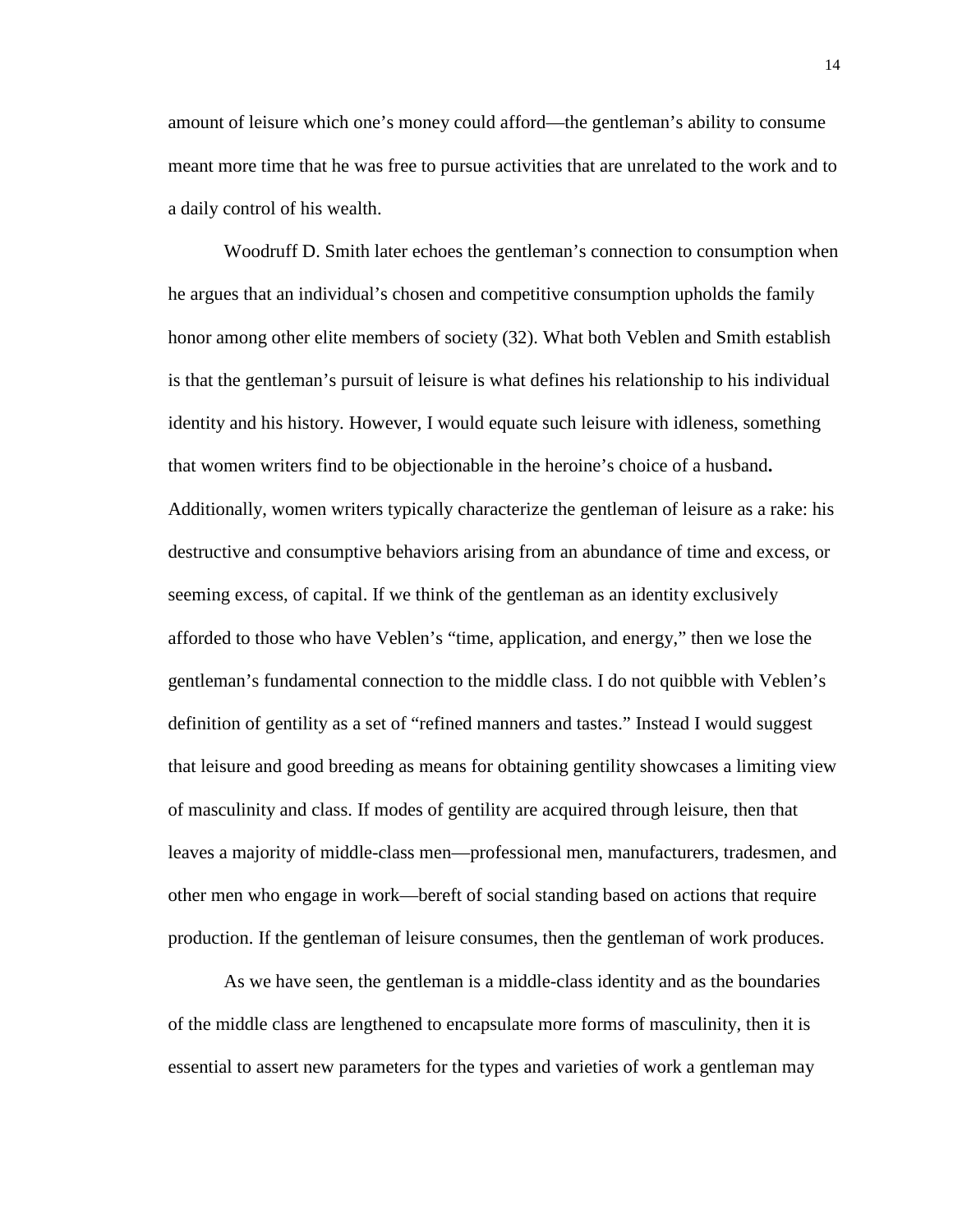amount of leisure which one's money could afford—the gentleman's ability to consume meant more time that he was free to pursue activities that are unrelated to the work and to a daily control of his wealth.

Woodruff D. Smith later echoes the gentleman's connection to consumption when he argues that an individual's chosen and competitive consumption upholds the family honor among other elite members of society (32). What both Veblen and Smith establish is that the gentleman's pursuit of leisure is what defines his relationship to his individual identity and his history. However, I would equate such leisure with idleness, something that women writers find to be objectionable in the heroine's choice of a husband**.** Additionally, women writers typically characterize the gentleman of leisure as a rake: his destructive and consumptive behaviors arising from an abundance of time and excess, or seeming excess, of capital. If we think of the gentleman as an identity exclusively afforded to those who have Veblen's "time, application, and energy," then we lose the gentleman's fundamental connection to the middle class. I do not quibble with Veblen's definition of gentility as a set of "refined manners and tastes." Instead I would suggest that leisure and good breeding as means for obtaining gentility showcases a limiting view of masculinity and class. If modes of gentility are acquired through leisure, then that leaves a majority of middle-class men—professional men, manufacturers, tradesmen, and other men who engage in work—bereft of social standing based on actions that require production. If the gentleman of leisure consumes, then the gentleman of work produces.

As we have seen, the gentleman is a middle-class identity and as the boundaries of the middle class are lengthened to encapsulate more forms of masculinity, then it is essential to assert new parameters for the types and varieties of work a gentleman may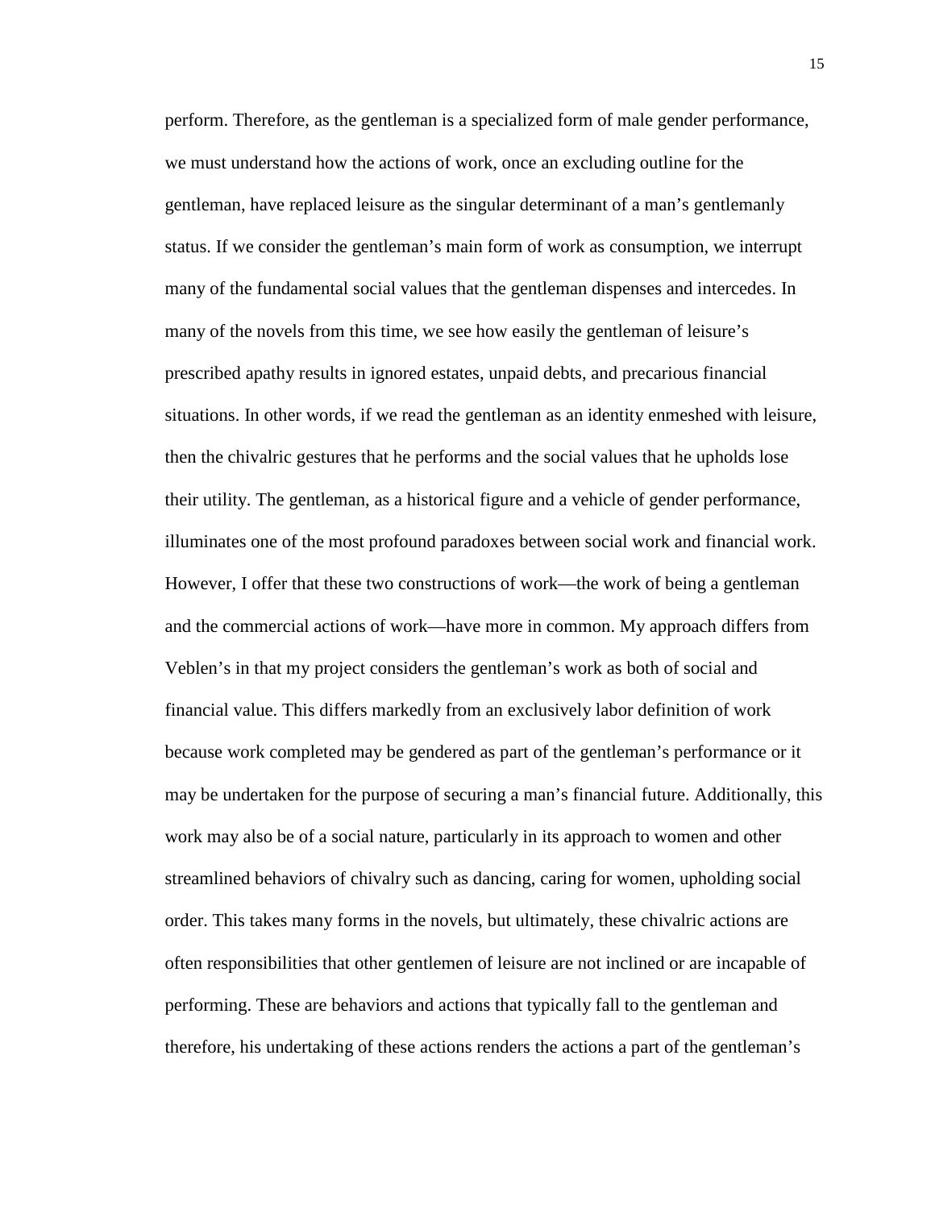perform. Therefore, as the gentleman is a specialized form of male gender performance, we must understand how the actions of work, once an excluding outline for the gentleman, have replaced leisure as the singular determinant of a man's gentlemanly status. If we consider the gentleman's main form of work as consumption, we interrupt many of the fundamental social values that the gentleman dispenses and intercedes. In many of the novels from this time, we see how easily the gentleman of leisure's prescribed apathy results in ignored estates, unpaid debts, and precarious financial situations. In other words, if we read the gentleman as an identity enmeshed with leisure, then the chivalric gestures that he performs and the social values that he upholds lose their utility. The gentleman, as a historical figure and a vehicle of gender performance, illuminates one of the most profound paradoxes between social work and financial work. However, I offer that these two constructions of work—the work of being a gentleman and the commercial actions of work—have more in common. My approach differs from Veblen's in that my project considers the gentleman's work as both of social and financial value. This differs markedly from an exclusively labor definition of work because work completed may be gendered as part of the gentleman's performance or it may be undertaken for the purpose of securing a man's financial future. Additionally, this work may also be of a social nature, particularly in its approach to women and other streamlined behaviors of chivalry such as dancing, caring for women, upholding social order. This takes many forms in the novels, but ultimately, these chivalric actions are often responsibilities that other gentlemen of leisure are not inclined or are incapable of performing. These are behaviors and actions that typically fall to the gentleman and therefore, his undertaking of these actions renders the actions a part of the gentleman's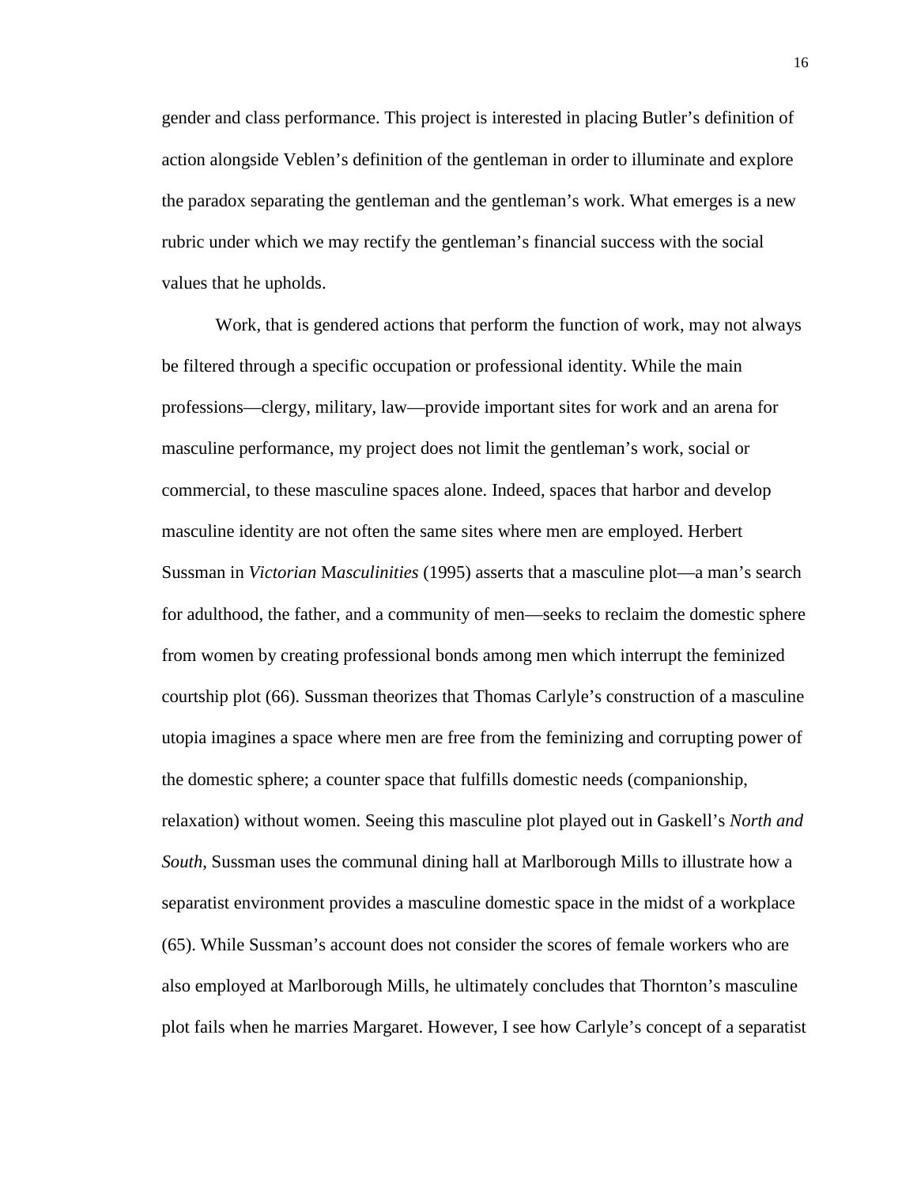gender and class performance. This project is interested in placing Butler's definition of action alongside Veblen's definition of the gentleman in order to illuminate and explore the paradox separating the gentleman and the gentleman's work. What emerges is a new rubric under which we may rectify the gentleman's financial success with the social values that he upholds.

Work, that is gendered actions that perform the function of work, may not always be filtered through a specific occupation or professional identity. While the main professions—clergy, military, law—provide important sites for work and an arena for masculine performance, my project does not limit the gentleman's work, social or commercial, to these masculine spaces alone. Indeed, spaces that harbor and develop masculine identity are not often the same sites where men are employed. Herbert Sussman in *Victorian Masculinities* (1995) asserts that a masculine plot—a man's search for adulthood, the father, and a community of men—seeks to reclaim the domestic sphere from women by creating professional bonds among men which interrupt the feminized courtship plot (66). Sussman theorizes that Thomas Carlyle's construction of a masculine utopia imagines a space where men are free from the feminizing and corrupting power of the domestic sphere; a counter space that fulfills domestic needs (companionship, relaxation) without women. Seeing this masculine plot played out in Gaskell's *North and South*, Sussman uses the communal dining hall at Marlborough Mills to illustrate how a separatist environment provides a masculine domestic space in the midst of a workplace (65). While Sussman's account does not consider the scores of female workers who are also employed at Marlborough Mills, he ultimately concludes that Thornton's masculine plot fails when he marries Margaret. However, I see how Carlyle's concept of a separatist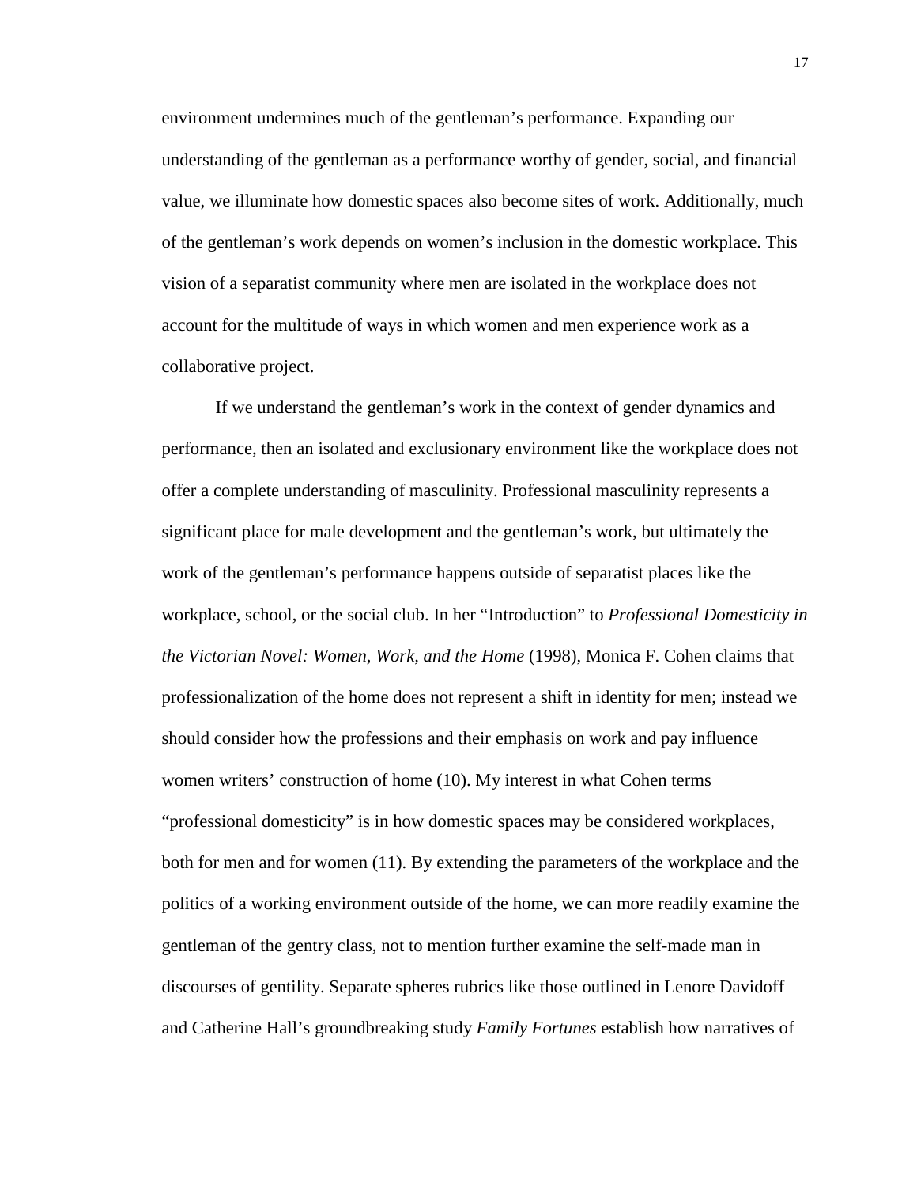environment undermines much of the gentleman's performance. Expanding our understanding of the gentleman as a performance worthy of gender, social, and financial value, we illuminate how domestic spaces also become sites of work. Additionally, much of the gentleman's work depends on women's inclusion in the domestic workplace. This vision of a separatist community where men are isolated in the workplace does not account for the multitude of ways in which women and men experience work as a collaborative project.

If we understand the gentleman's work in the context of gender dynamics and performance, then an isolated and exclusionary environment like the workplace does not offer a complete understanding of masculinity. Professional masculinity represents a significant place for male development and the gentleman's work, but ultimately the work of the gentleman's performance happens outside of separatist places like the workplace, school, or the social club. In her "Introduction" to *Professional Domesticity in the Victorian Novel: Women, Work, and the Home* (1998), Monica F. Cohen claims that professionalization of the home does not represent a shift in identity for men; instead we should consider how the professions and their emphasis on work and pay influence women writers' construction of home (10). My interest in what Cohen terms "professional domesticity" is in how domestic spaces may be considered workplaces, both for men and for women (11). By extending the parameters of the workplace and the politics of a working environment outside of the home, we can more readily examine the gentleman of the gentry class, not to mention further examine the self-made man in discourses of gentility. Separate spheres rubrics like those outlined in Lenore Davidoff and Catherine Hall's groundbreaking study *Family Fortunes* establish how narratives of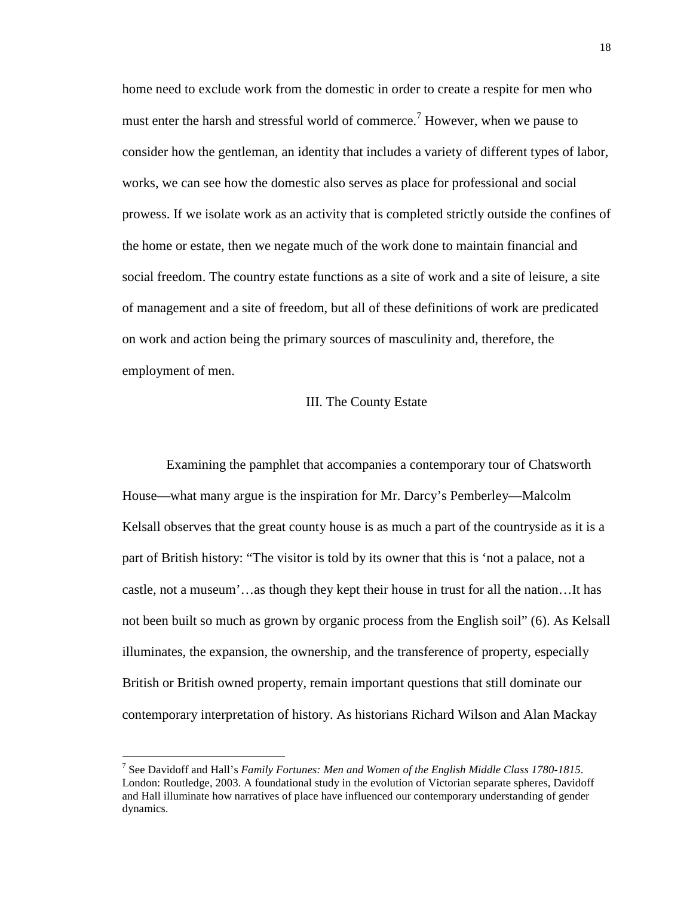home need to exclude work from the domestic in order to create a respite for men who must enter the harsh and stressful world of commerce.[7] However, when we pause to consider how the gentleman, an identity that includes a variety of different types of labor, works, we can see how the domestic also serves as place for professional and social prowess. If we isolate work as an activity that is completed strictly outside the confines of the home or estate, then we negate much of the work done to maintain financial and social freedom. The country estate functions as a site of work and a site of leisure, a site of management and a site of freedom, but all of these definitions of work are predicated on work and action being the primary sources of masculinity and, therefore, the employment of men.

## III. The County Estate

Examining the pamphlet that accompanies a contemporary tour of Chatsworth House—what many argue is the inspiration for Mr. Darcy's Pemberley—Malcolm Kelsall observes that the great county house is as much a part of the countryside as it is a part of British history: "The visitor is told by its owner that this is 'not a palace, not a castle, not a museum'…as though they kept their house in trust for all the nation…It has not been built so much as grown by organic process from the English soil" (6). As Kelsall illuminates, the expansion, the ownership, and the transference of property, especially British or British owned property, remain important questions that still dominate our contemporary interpretation of history. As historians Richard Wilson and Alan Mackay

[7] See Davidoff and Hall's *Family Fortunes: Men and Women of the English Middle Class 1780-1815*. London: Routledge, 2003. A foundational study in the evolution of Victorian separate spheres, Davidoff and Hall illuminate how narratives of place have influenced our contemporary understanding of gender dynamics.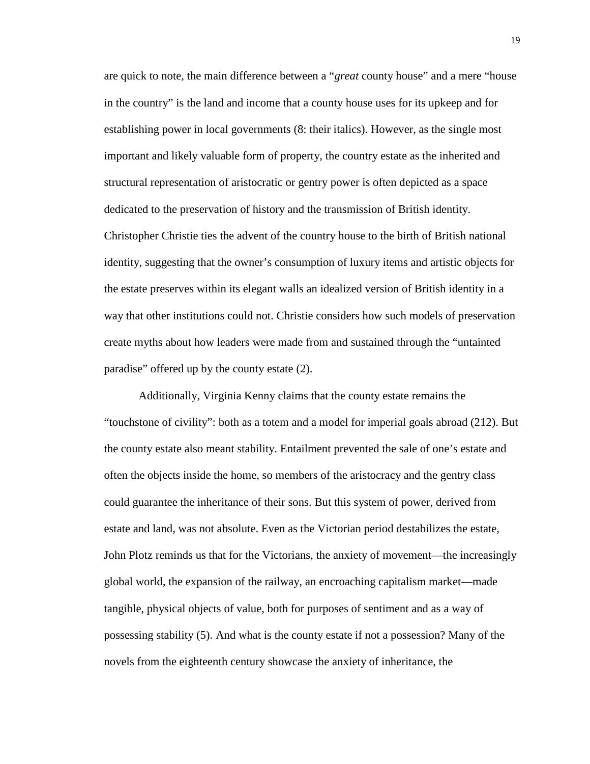are quick to note, the main difference between a "*great* county house" and a mere "house in the country" is the land and income that a county house uses for its upkeep and for establishing power in local governments (8: their italics). However, as the single most important and likely valuable form of property, the country estate as the inherited and structural representation of aristocratic or gentry power is often depicted as a space dedicated to the preservation of history and the transmission of British identity. Christopher Christie ties the advent of the country house to the birth of British national identity, suggesting that the owner's consumption of luxury items and artistic objects for the estate preserves within its elegant walls an idealized version of British identity in a way that other institutions could not. Christie considers how such models of preservation create myths about how leaders were made from and sustained through the "untainted paradise" offered up by the county estate (2).

Additionally, Virginia Kenny claims that the county estate remains the "touchstone of civility": both as a totem and a model for imperial goals abroad (212). But the county estate also meant stability. Entailment prevented the sale of one's estate and often the objects inside the home, so members of the aristocracy and the gentry class could guarantee the inheritance of their sons. But this system of power, derived from estate and land, was not absolute. Even as the Victorian period destabilizes the estate, John Plotz reminds us that for the Victorians, the anxiety of movement—the increasingly global world, the expansion of the railway, an encroaching capitalism market—made tangible, physical objects of value, both for purposes of sentiment and as a way of possessing stability (5). And what is the county estate if not a possession? Many of the novels from the eighteenth century showcase the anxiety of inheritance, the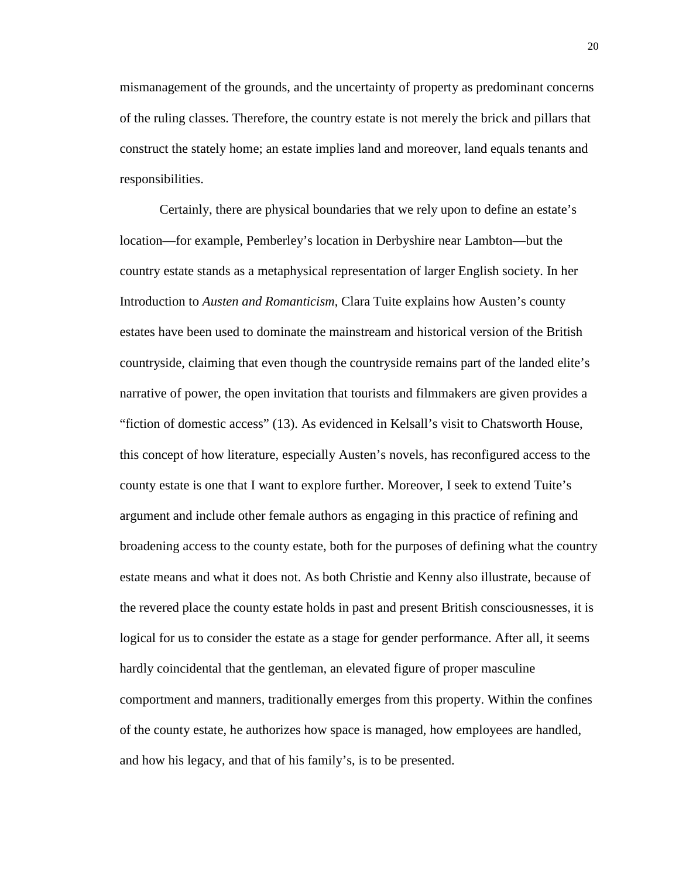mismanagement of the grounds, and the uncertainty of property as predominant concerns of the ruling classes. Therefore, the country estate is not merely the brick and pillars that construct the stately home; an estate implies land and moreover, land equals tenants and responsibilities.

Certainly, there are physical boundaries that we rely upon to define an estate's location—for example, Pemberley's location in Derbyshire near Lambton—but the country estate stands as a metaphysical representation of larger English society. In her Introduction to *Austen and Romanticism*, Clara Tuite explains how Austen's county estates have been used to dominate the mainstream and historical version of the British countryside, claiming that even though the countryside remains part of the landed elite's narrative of power, the open invitation that tourists and filmmakers are given provides a "fiction of domestic access" (13). As evidenced in Kelsall's visit to Chatsworth House, this concept of how literature, especially Austen's novels, has reconfigured access to the county estate is one that I want to explore further. Moreover, I seek to extend Tuite's argument and include other female authors as engaging in this practice of refining and broadening access to the county estate, both for the purposes of defining what the country estate means and what it does not. As both Christie and Kenny also illustrate, because of the revered place the county estate holds in past and present British consciousnesses, it is logical for us to consider the estate as a stage for gender performance. After all, it seems hardly coincidental that the gentleman, an elevated figure of proper masculine comportment and manners, traditionally emerges from this property. Within the confines of the county estate, he authorizes how space is managed, how employees are handled, and how his legacy, and that of his family's, is to be presented.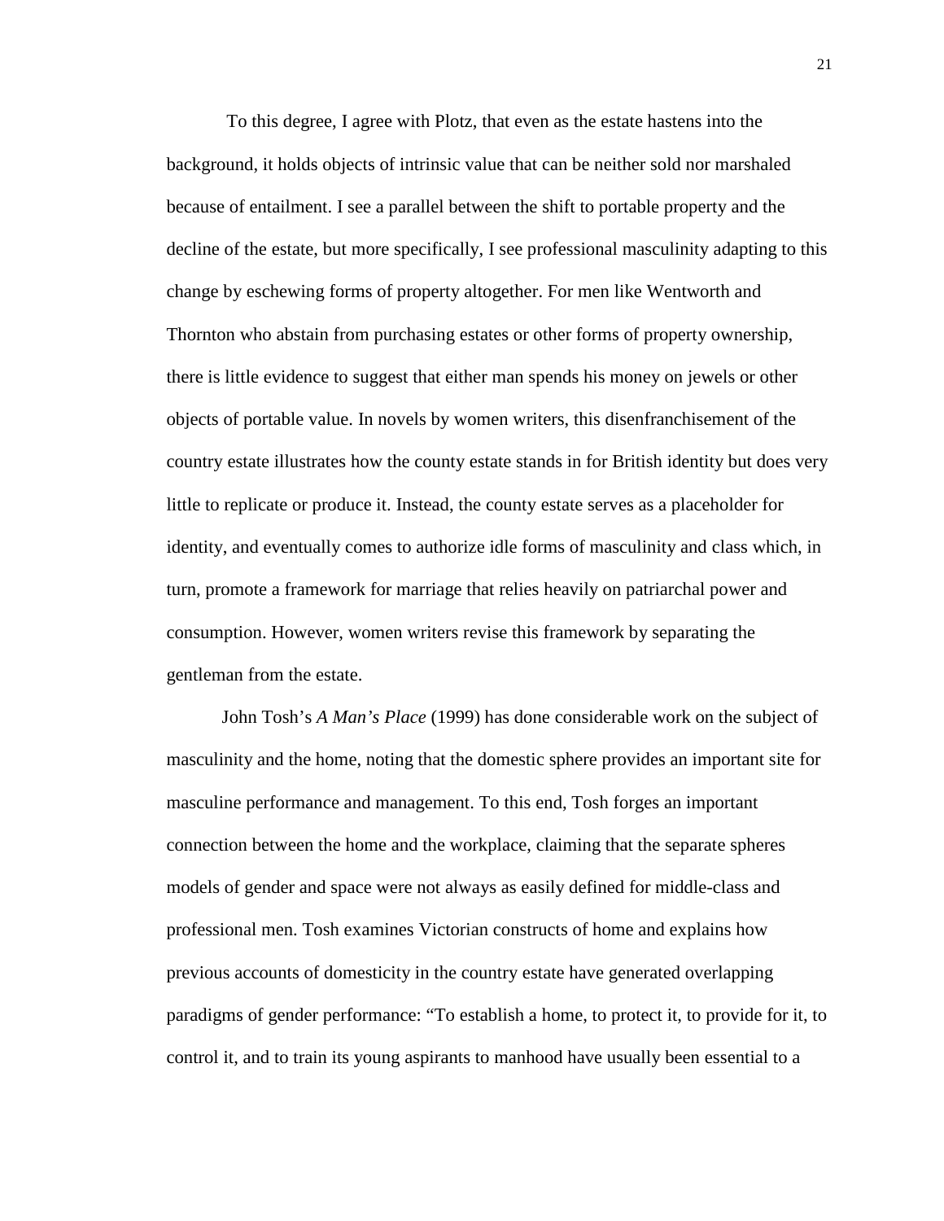To this degree, I agree with Plotz, that even as the estate hastens into the background, it holds objects of intrinsic value that can be neither sold nor marshaled because of entailment. I see a parallel between the shift to portable property and the decline of the estate, but more specifically, I see professional masculinity adapting to this change by eschewing forms of property altogether. For men like Wentworth and Thornton who abstain from purchasing estates or other forms of property ownership, there is little evidence to suggest that either man spends his money on jewels or other objects of portable value. In novels by women writers, this disenfranchisement of the country estate illustrates how the county estate stands in for British identity but does very little to replicate or produce it. Instead, the county estate serves as a placeholder for identity, and eventually comes to authorize idle forms of masculinity and class which, in turn, promote a framework for marriage that relies heavily on patriarchal power and consumption. However, women writers revise this framework by separating the gentleman from the estate.

John Tosh's *A Man's Place* (1999) has done considerable work on the subject of masculinity and the home, noting that the domestic sphere provides an important site for masculine performance and management. To this end, Tosh forges an important connection between the home and the workplace, claiming that the separate spheres models of gender and space were not always as easily defined for middle-class and professional men. Tosh examines Victorian constructs of home and explains how previous accounts of domesticity in the country estate have generated overlapping paradigms of gender performance: "To establish a home, to protect it, to provide for it, to control it, and to train its young aspirants to manhood have usually been essential to a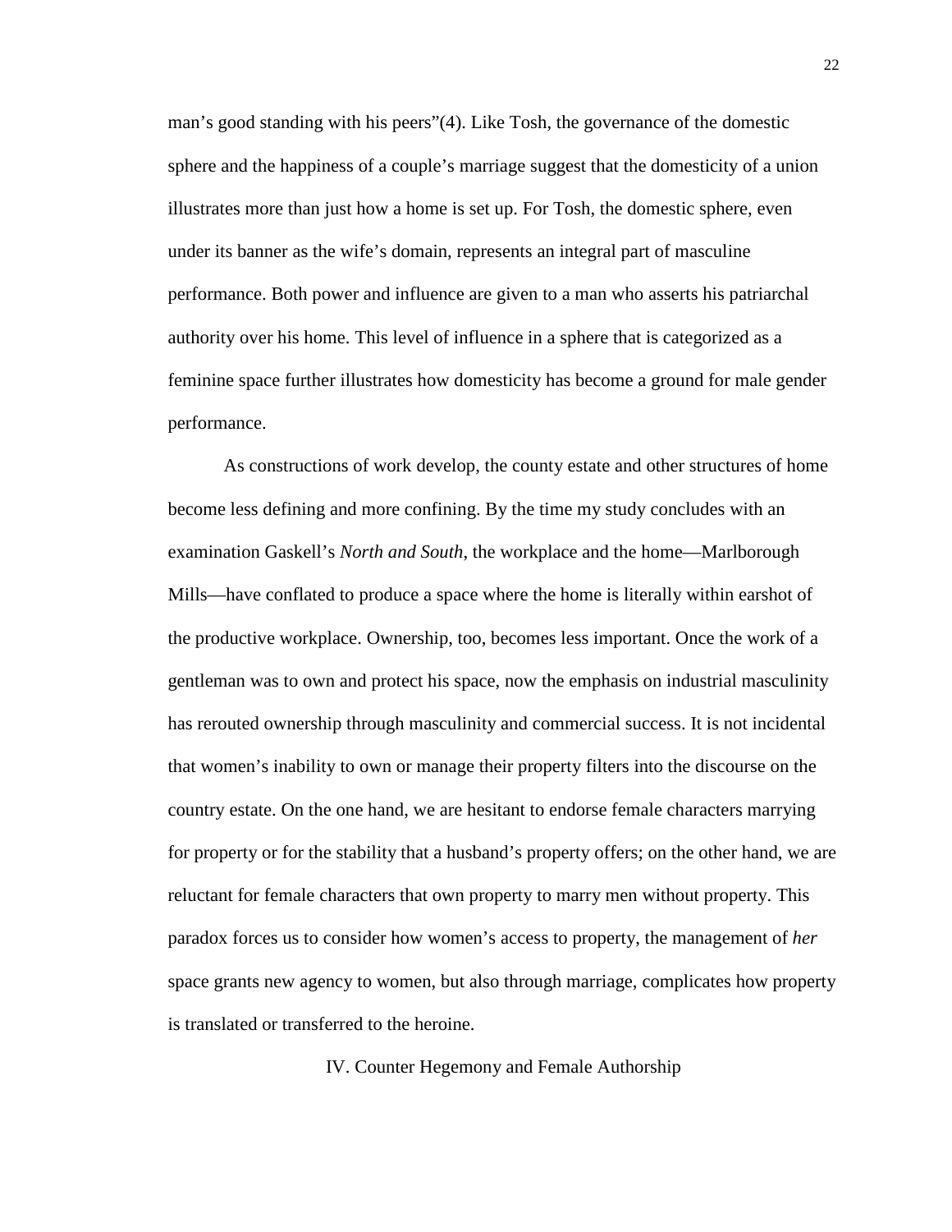man's good standing with his peers"(4). Like Tosh, the governance of the domestic sphere and the happiness of a couple's marriage suggest that the domesticity of a union illustrates more than just how a home is set up. For Tosh, the domestic sphere, even under its banner as the wife's domain, represents an integral part of masculine performance. Both power and influence are given to a man who asserts his patriarchal authority over his home. This level of influence in a sphere that is categorized as a feminine space further illustrates how domesticity has become a ground for male gender performance.

As constructions of work develop, the county estate and other structures of home become less defining and more confining. By the time my study concludes with an examination Gaskell's *North and South*, the workplace and the home—Marlborough Mills—have conflated to produce a space where the home is literally within earshot of the productive workplace. Ownership, too, becomes less important. Once the work of a gentleman was to own and protect his space, now the emphasis on industrial masculinity has rerouted ownership through masculinity and commercial success. It is not incidental that women's inability to own or manage their property filters into the discourse on the country estate. On the one hand, we are hesitant to endorse female characters marrying for property or for the stability that a husband's property offers; on the other hand, we are reluctant for female characters that own property to marry men without property. This paradox forces us to consider how women's access to property, the management of *her* space grants new agency to women, but also through marriage, complicates how property is translated or transferred to the heroine.

## IV. Counter Hegemony and Female Authorship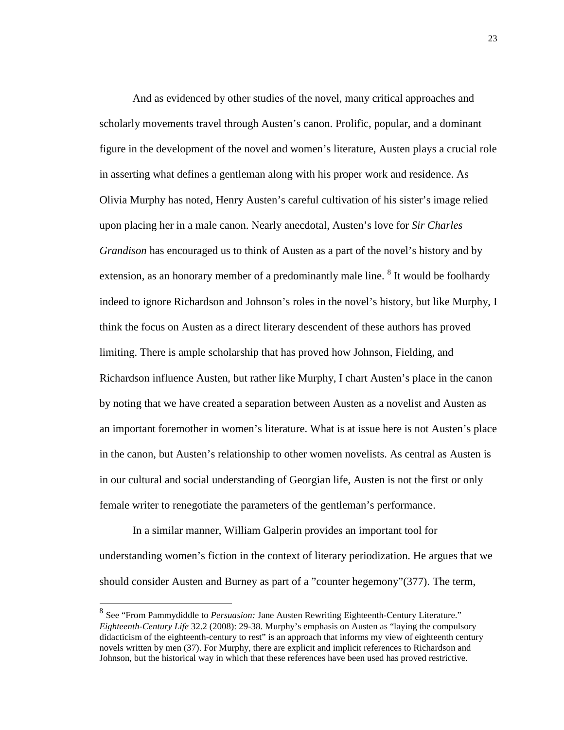And as evidenced by other studies of the novel, many critical approaches and scholarly movements travel through Austen's canon. Prolific, popular, and a dominant figure in the development of the novel and women's literature, Austen plays a crucial role in asserting what defines a gentleman along with his proper work and residence. As Olivia Murphy has noted, Henry Austen's careful cultivation of his sister's image relied upon placing her in a male canon. Nearly anecdotal, Austen's love for *Sir Charles Grandison* has encouraged us to think of Austen as a part of the novel's history and by extension, as an honorary member of a predominantly male line. [8] It would be foolhardy indeed to ignore Richardson and Johnson's roles in the novel's history, but like Murphy, I think the focus on Austen as a direct literary descendent of these authors has proved limiting. There is ample scholarship that has proved how Johnson, Fielding, and Richardson influence Austen, but rather like Murphy, I chart Austen's place in the canon by noting that we have created a separation between Austen as a novelist and Austen as an important foremother in women's literature. What is at issue here is not Austen's place in the canon, but Austen's relationship to other women novelists. As central as Austen is in our cultural and social understanding of Georgian life, Austen is not the first or only female writer to renegotiate the parameters of the gentleman's performance.

In a similar manner, William Galperin provides an important tool for understanding women's fiction in the context of literary periodization. He argues that we should consider Austen and Burney as part of a "counter hegemony"(377). The term,

---

[8] See "From Pammydiddle to *Persuasion:* Jane Austen Rewriting Eighteenth-Century Literature." *Eighteenth-Century Life* 32.2 (2008): 29-38. Murphy's emphasis on Austen as "laying the compulsory didacticism of the eighteenth-century to rest" is an approach that informs my view of eighteenth century novels written by men (37). For Murphy, there are explicit and implicit references to Richardson and Johnson, but the historical way in which that these references have been used has proved restrictive.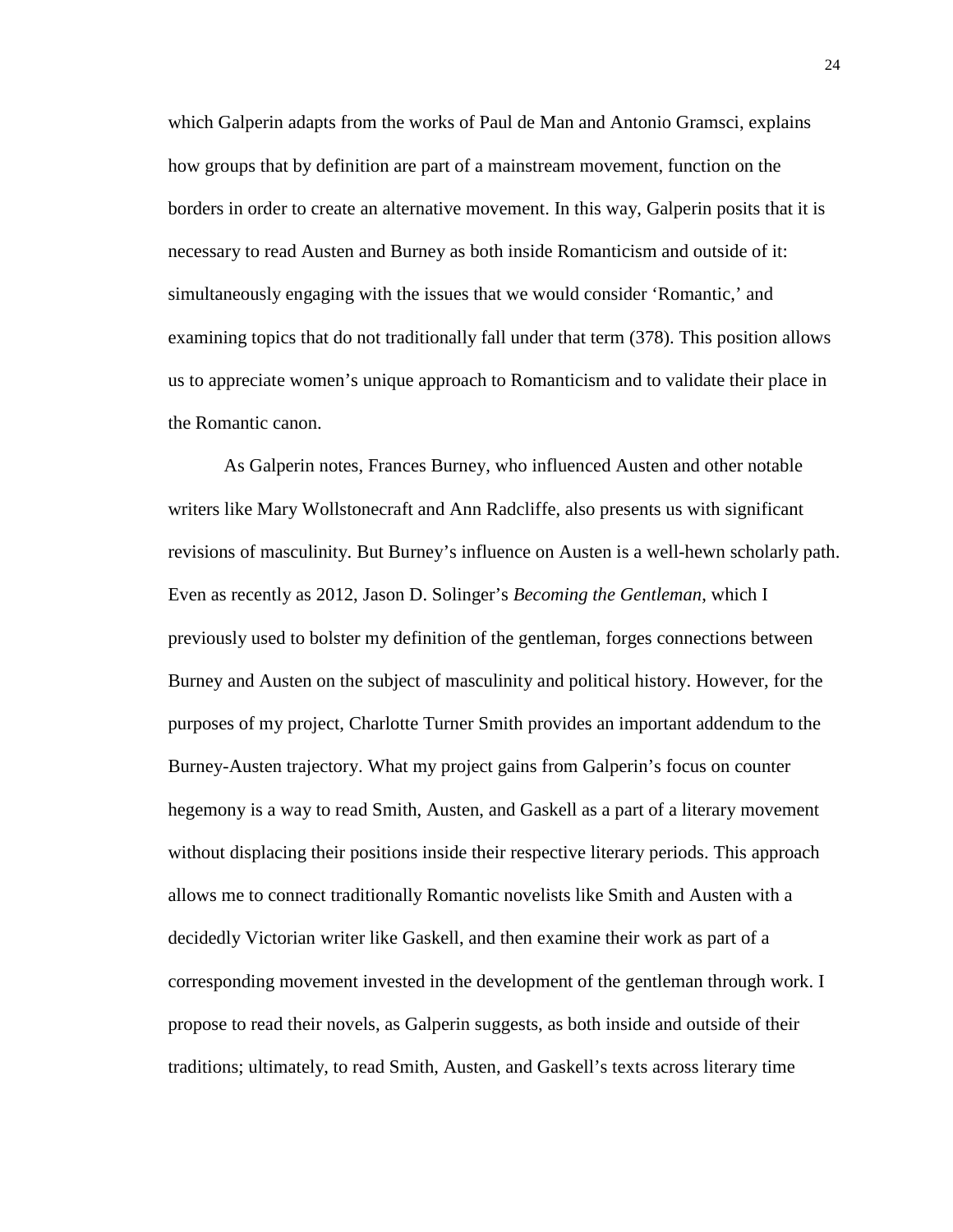which Galperin adapts from the works of Paul de Man and Antonio Gramsci, explains how groups that by definition are part of a mainstream movement, function on the borders in order to create an alternative movement. In this way, Galperin posits that it is necessary to read Austen and Burney as both inside Romanticism and outside of it: simultaneously engaging with the issues that we would consider 'Romantic,' and examining topics that do not traditionally fall under that term (378). This position allows us to appreciate women's unique approach to Romanticism and to validate their place in the Romantic canon.

As Galperin notes, Frances Burney, who influenced Austen and other notable writers like Mary Wollstonecraft and Ann Radcliffe, also presents us with significant revisions of masculinity. But Burney's influence on Austen is a well-hewn scholarly path. Even as recently as 2012, Jason D. Solinger's *Becoming the Gentleman*, which I previously used to bolster my definition of the gentleman, forges connections between Burney and Austen on the subject of masculinity and political history. However, for the purposes of my project, Charlotte Turner Smith provides an important addendum to the Burney-Austen trajectory. What my project gains from Galperin's focus on counter hegemony is a way to read Smith, Austen, and Gaskell as a part of a literary movement without displacing their positions inside their respective literary periods. This approach allows me to connect traditionally Romantic novelists like Smith and Austen with a decidedly Victorian writer like Gaskell, and then examine their work as part of a corresponding movement invested in the development of the gentleman through work. I propose to read their novels, as Galperin suggests, as both inside and outside of their traditions; ultimately, to read Smith, Austen, and Gaskell's texts across literary time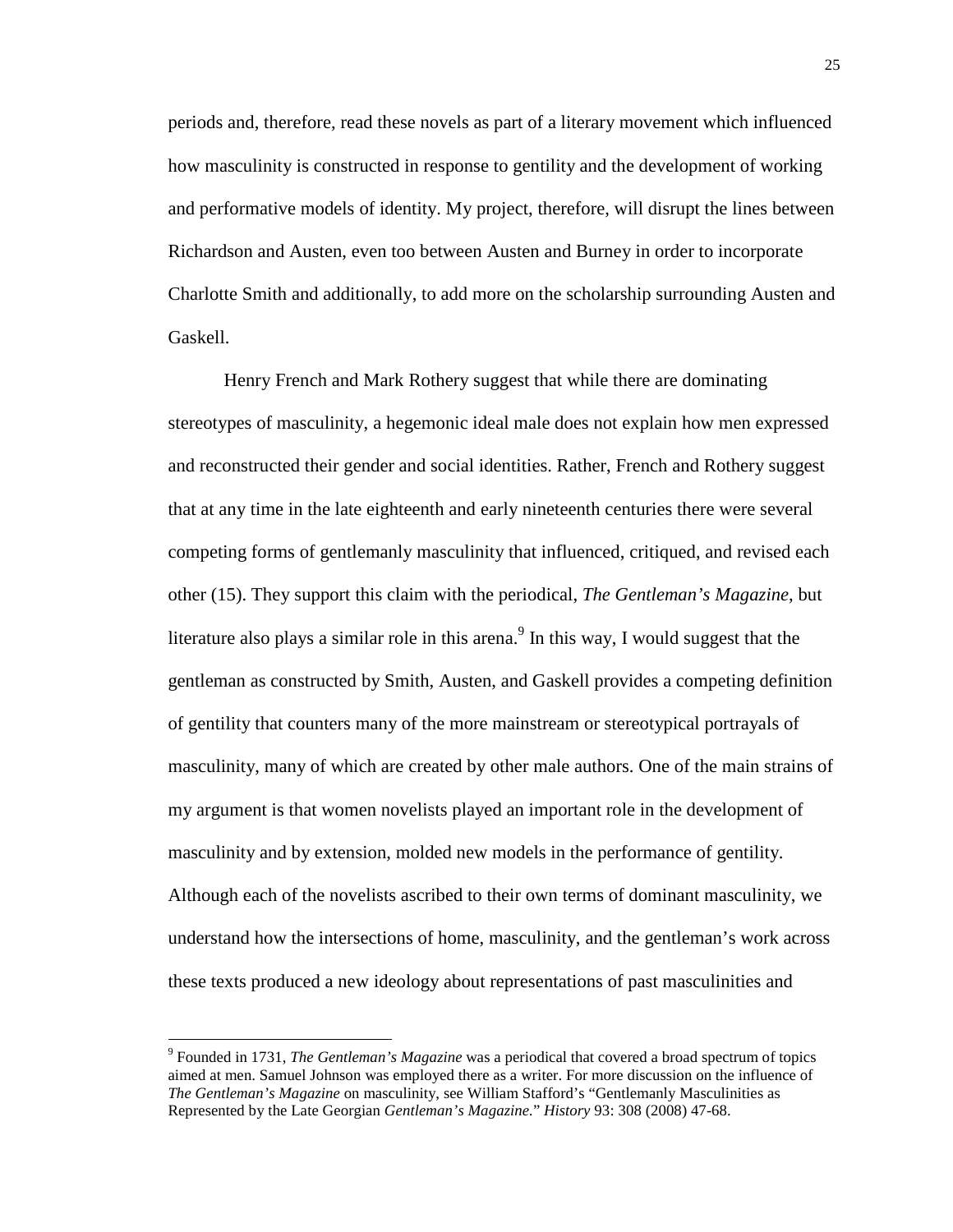periods and, therefore, read these novels as part of a literary movement which influenced how masculinity is constructed in response to gentility and the development of working and performative models of identity. My project, therefore, will disrupt the lines between Richardson and Austen, even too between Austen and Burney in order to incorporate Charlotte Smith and additionally, to add more on the scholarship surrounding Austen and Gaskell.

Henry French and Mark Rothery suggest that while there are dominating stereotypes of masculinity, a hegemonic ideal male does not explain how men expressed and reconstructed their gender and social identities. Rather, French and Rothery suggest that at any time in the late eighteenth and early nineteenth centuries there were several competing forms of gentlemanly masculinity that influenced, critiqued, and revised each other (15). They support this claim with the periodical, *The Gentleman's Magazine*, but literature also plays a similar role in this arena.[9] In this way, I would suggest that the gentleman as constructed by Smith, Austen, and Gaskell provides a competing definition of gentility that counters many of the more mainstream or stereotypical portrayals of masculinity, many of which are created by other male authors. One of the main strains of my argument is that women novelists played an important role in the development of masculinity and by extension, molded new models in the performance of gentility. Although each of the novelists ascribed to their own terms of dominant masculinity, we understand how the intersections of home, masculinity, and the gentleman's work across these texts produced a new ideology about representations of past masculinities and

---

[9] Founded in 1731, *The Gentleman's Magazine* was a periodical that covered a broad spectrum of topics aimed at men. Samuel Johnson was employed there as a writer. For more discussion on the influence of *The Gentleman's Magazine* on masculinity, see William Stafford's "Gentlemanly Masculinities as Represented by the Late Georgian *Gentleman's Magazine*." *History* 93: 308 (2008) 47-68.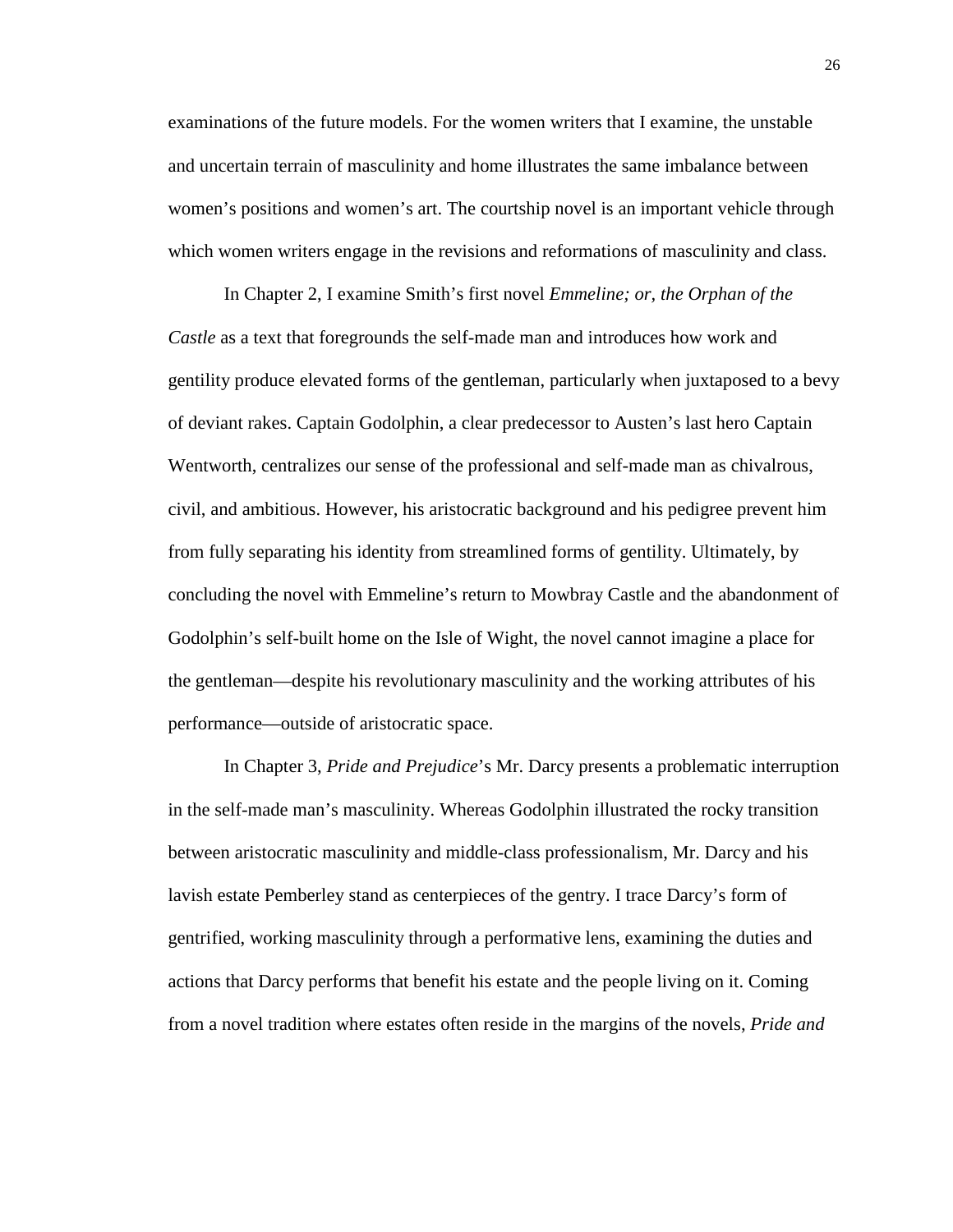examinations of the future models. For the women writers that I examine, the unstable and uncertain terrain of masculinity and home illustrates the same imbalance between women's positions and women's art. The courtship novel is an important vehicle through which women writers engage in the revisions and reformations of masculinity and class.

In Chapter 2, I examine Smith's first novel *Emmeline; or, the Orphan of the Castle* as a text that foregrounds the self-made man and introduces how work and gentility produce elevated forms of the gentleman, particularly when juxtaposed to a bevy of deviant rakes. Captain Godolphin, a clear predecessor to Austen's last hero Captain Wentworth, centralizes our sense of the professional and self-made man as chivalrous, civil, and ambitious. However, his aristocratic background and his pedigree prevent him from fully separating his identity from streamlined forms of gentility. Ultimately, by concluding the novel with Emmeline's return to Mowbray Castle and the abandonment of Godolphin's self-built home on the Isle of Wight, the novel cannot imagine a place for the gentleman—despite his revolutionary masculinity and the working attributes of his performance—outside of aristocratic space.

In Chapter 3, *Pride and Prejudice*'s Mr. Darcy presents a problematic interruption in the self-made man's masculinity. Whereas Godolphin illustrated the rocky transition between aristocratic masculinity and middle-class professionalism, Mr. Darcy and his lavish estate Pemberley stand as centerpieces of the gentry. I trace Darcy's form of gentrified, working masculinity through a performative lens, examining the duties and actions that Darcy performs that benefit his estate and the people living on it. Coming from a novel tradition where estates often reside in the margins of the novels, *Pride and*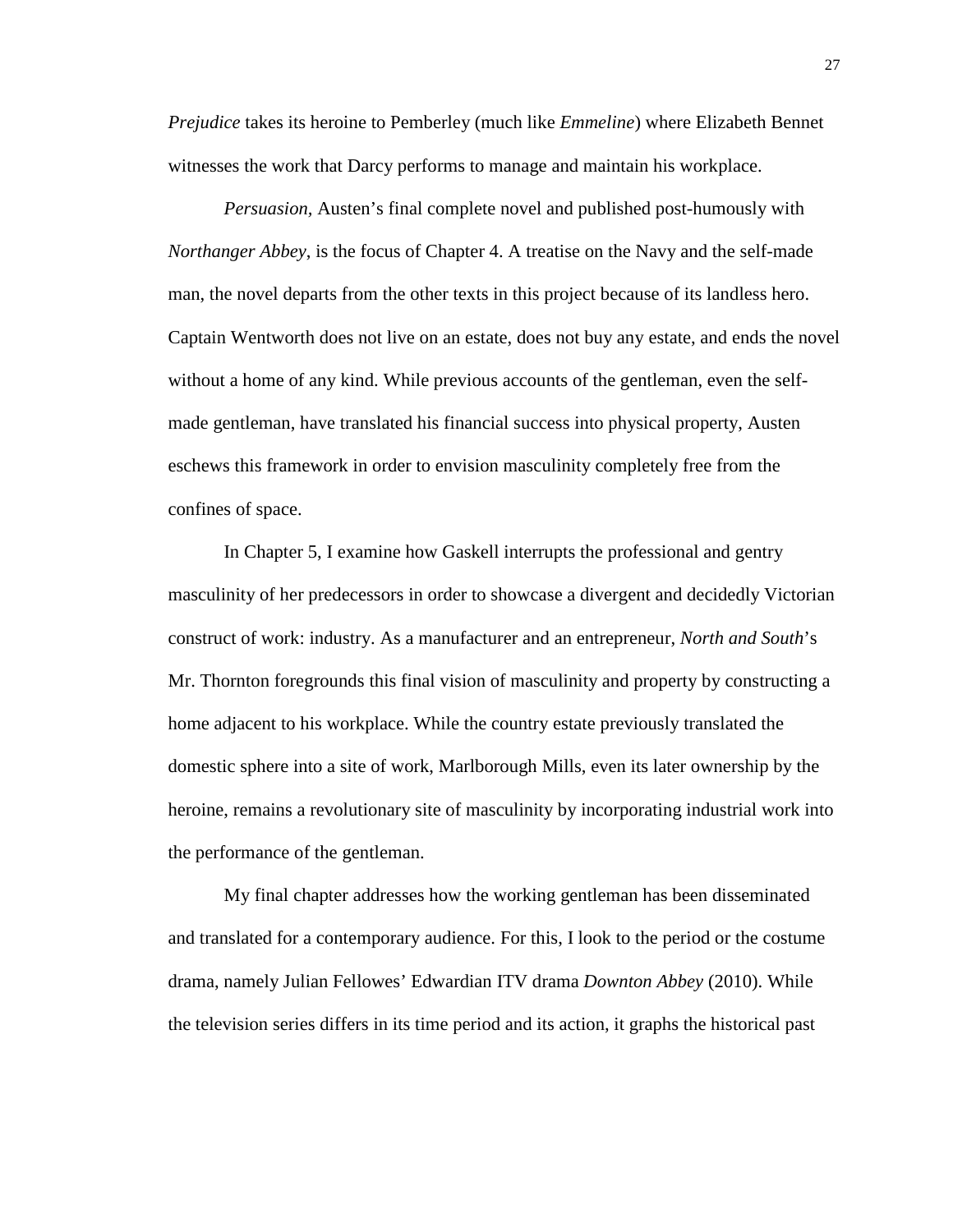*Prejudice* takes its heroine to Pemberley (much like *Emmeline*) where Elizabeth Bennet witnesses the work that Darcy performs to manage and maintain his workplace.

*Persuasion,* Austen's final complete novel and published post-humously with *Northanger Abbey*, is the focus of Chapter 4. A treatise on the Navy and the self-made man, the novel departs from the other texts in this project because of its landless hero. Captain Wentworth does not live on an estate, does not buy any estate, and ends the novel without a home of any kind. While previous accounts of the gentleman, even the self-made gentleman, have translated his financial success into physical property, Austen eschews this framework in order to envision masculinity completely free from the confines of space.

In Chapter 5, I examine how Gaskell interrupts the professional and gentry masculinity of her predecessors in order to showcase a divergent and decidedly Victorian construct of work: industry. As a manufacturer and an entrepreneur, *North and South*'s Mr. Thornton foregrounds this final vision of masculinity and property by constructing a home adjacent to his workplace. While the country estate previously translated the domestic sphere into a site of work, Marlborough Mills, even its later ownership by the heroine, remains a revolutionary site of masculinity by incorporating industrial work into the performance of the gentleman.

My final chapter addresses how the working gentleman has been disseminated and translated for a contemporary audience. For this, I look to the period or the costume drama, namely Julian Fellowes' Edwardian ITV drama *Downton Abbey* (2010). While the television series differs in its time period and its action, it graphs the historical past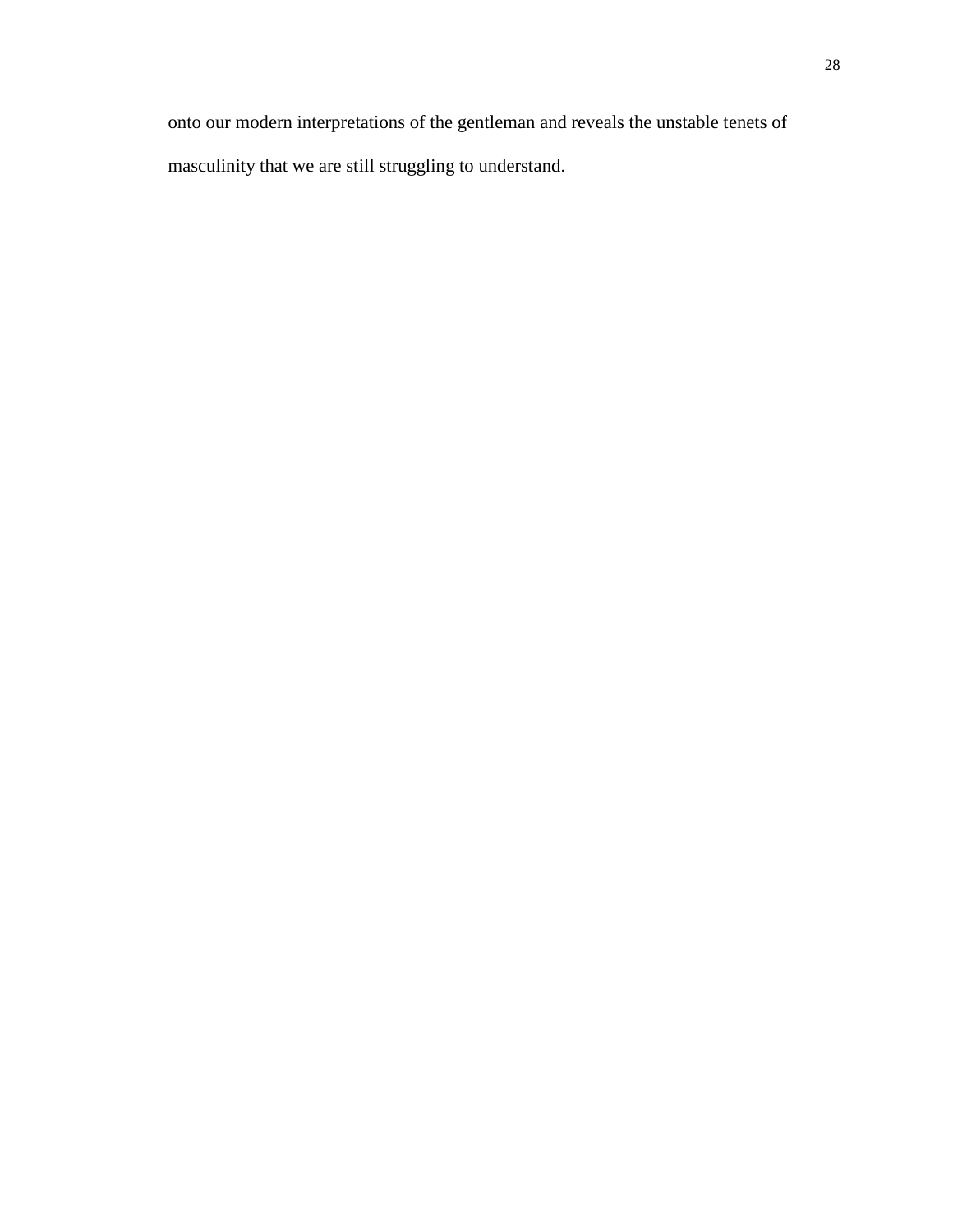onto our modern interpretations of the gentleman and reveals the unstable tenets of masculinity that we are still struggling to understand.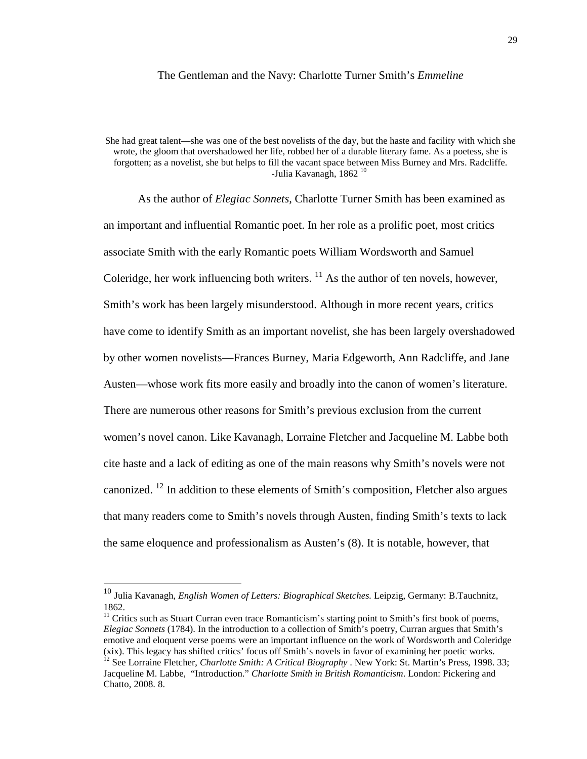## The Gentleman and the Navy: Charlotte Turner Smith's *Emmeline*

> She had great talent—she was one of the best novelists of the day, but the haste and facility with which she wrote, the gloom that overshadowed her life, robbed her of a durable literary fame. As a poetess, she is forgotten; as a novelist, she but helps to fill the vacant space between Miss Burney and Mrs. Radcliffe.
> -Julia Kavanagh, 1862 [10]

As the author of *Elegiac Sonnets*, Charlotte Turner Smith has been examined as an important and influential Romantic poet. In her role as a prolific poet, most critics associate Smith with the early Romantic poets William Wordsworth and Samuel Coleridge, her work influencing both writers. [11] As the author of ten novels, however, Smith's work has been largely misunderstood. Although in more recent years, critics have come to identify Smith as an important novelist, she has been largely overshadowed by other women novelists—Frances Burney, Maria Edgeworth, Ann Radcliffe, and Jane Austen—whose work fits more easily and broadly into the canon of women's literature. There are numerous other reasons for Smith's previous exclusion from the current women's novel canon. Like Kavanagh, Lorraine Fletcher and Jacqueline M. Labbe both cite haste and a lack of editing as one of the main reasons why Smith's novels were not canonized. [12] In addition to these elements of Smith's composition, Fletcher also argues that many readers come to Smith's novels through Austen, finding Smith's texts to lack the same eloquence and professionalism as Austen's (8). It is notable, however, that

---

[10] Julia Kavanagh, *English Women of Letters: Biographical Sketches.* Leipzig, Germany: B.Tauchnitz, 1862.

[11] Critics such as Stuart Curran even trace Romanticism's starting point to Smith's first book of poems, *Elegiac Sonnets* (1784). In the introduction to a collection of Smith's poetry, Curran argues that Smith's emotive and eloquent verse poems were an important influence on the work of Wordsworth and Coleridge (xix). This legacy has shifted critics' focus off Smith's novels in favor of examining her poetic works.

[12] See Lorraine Fletcher, *Charlotte Smith: A Critical Biography* . New York: St. Martin's Press, 1998. 33; Jacqueline M. Labbe, "Introduction." *Charlotte Smith in British Romanticism*. London: Pickering and Chatto, 2008. 8.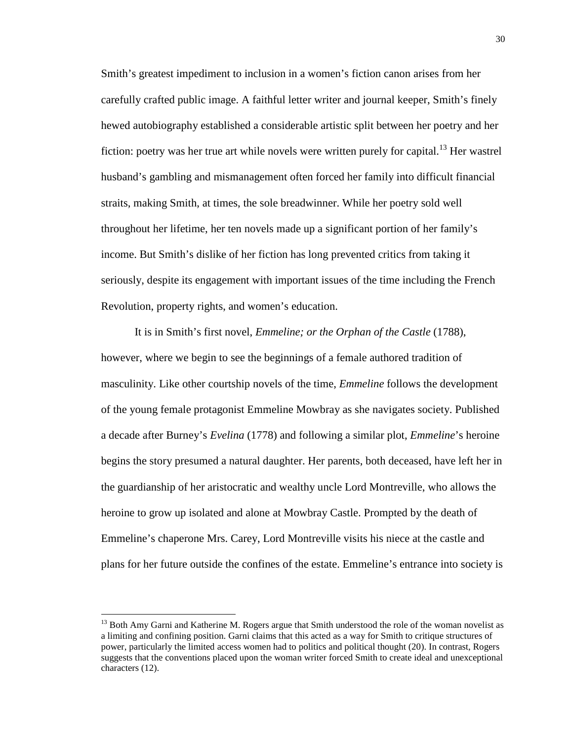Smith's greatest impediment to inclusion in a women's fiction canon arises from her carefully crafted public image. A faithful letter writer and journal keeper, Smith's finely hewed autobiography established a considerable artistic split between her poetry and her fiction: poetry was her true art while novels were written purely for capital.[13] Her wastrel husband's gambling and mismanagement often forced her family into difficult financial straits, making Smith, at times, the sole breadwinner. While her poetry sold well throughout her lifetime, her ten novels made up a significant portion of her family's income. But Smith's dislike of her fiction has long prevented critics from taking it seriously, despite its engagement with important issues of the time including the French Revolution, property rights, and women's education.

It is in Smith's first novel, *Emmeline; or the Orphan of the Castle* (1788), however, where we begin to see the beginnings of a female authored tradition of masculinity. Like other courtship novels of the time, *Emmeline* follows the development of the young female protagonist Emmeline Mowbray as she navigates society. Published a decade after Burney's *Evelina* (1778) and following a similar plot, *Emmeline*'s heroine begins the story presumed a natural daughter. Her parents, both deceased, have left her in the guardianship of her aristocratic and wealthy uncle Lord Montreville, who allows the heroine to grow up isolated and alone at Mowbray Castle. Prompted by the death of Emmeline's chaperone Mrs. Carey, Lord Montreville visits his niece at the castle and plans for her future outside the confines of the estate. Emmeline's entrance into society is

[13] Both Amy Garni and Katherine M. Rogers argue that Smith understood the role of the woman novelist as a limiting and confining position. Garni claims that this acted as a way for Smith to critique structures of power, particularly the limited access women had to politics and political thought (20). In contrast, Rogers suggests that the conventions placed upon the woman writer forced Smith to create ideal and unexceptional characters (12).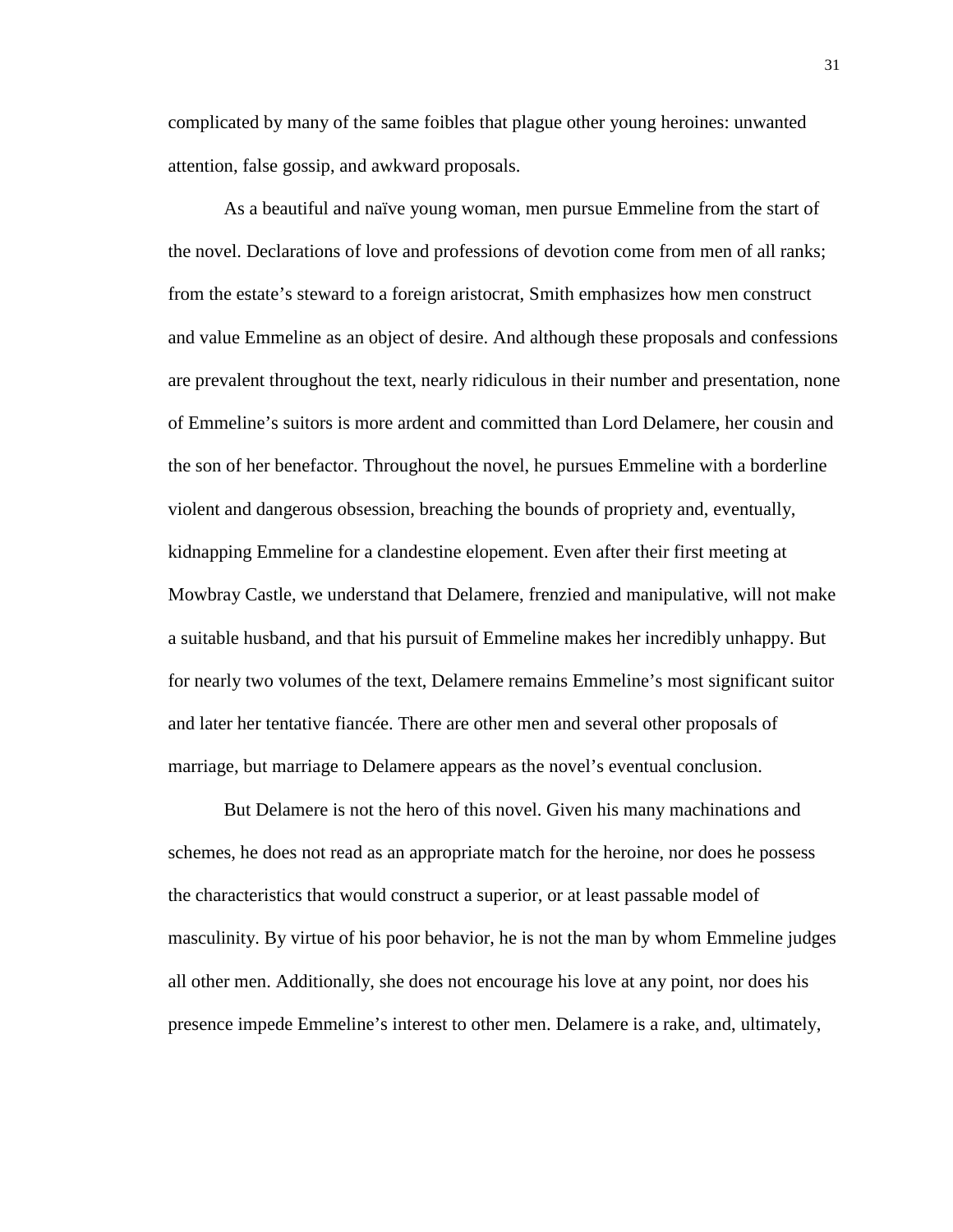complicated by many of the same foibles that plague other young heroines: unwanted attention, false gossip, and awkward proposals.

As a beautiful and naïve young woman, men pursue Emmeline from the start of the novel. Declarations of love and professions of devotion come from men of all ranks; from the estate's steward to a foreign aristocrat, Smith emphasizes how men construct and value Emmeline as an object of desire. And although these proposals and confessions are prevalent throughout the text, nearly ridiculous in their number and presentation, none of Emmeline's suitors is more ardent and committed than Lord Delamere, her cousin and the son of her benefactor. Throughout the novel, he pursues Emmeline with a borderline violent and dangerous obsession, breaching the bounds of propriety and, eventually, kidnapping Emmeline for a clandestine elopement. Even after their first meeting at Mowbray Castle, we understand that Delamere, frenzied and manipulative, will not make a suitable husband, and that his pursuit of Emmeline makes her incredibly unhappy. But for nearly two volumes of the text, Delamere remains Emmeline's most significant suitor and later her tentative fiancée. There are other men and several other proposals of marriage, but marriage to Delamere appears as the novel's eventual conclusion.

But Delamere is not the hero of this novel. Given his many machinations and schemes, he does not read as an appropriate match for the heroine, nor does he possess the characteristics that would construct a superior, or at least passable model of masculinity. By virtue of his poor behavior, he is not the man by whom Emmeline judges all other men. Additionally, she does not encourage his love at any point, nor does his presence impede Emmeline's interest to other men. Delamere is a rake, and, ultimately,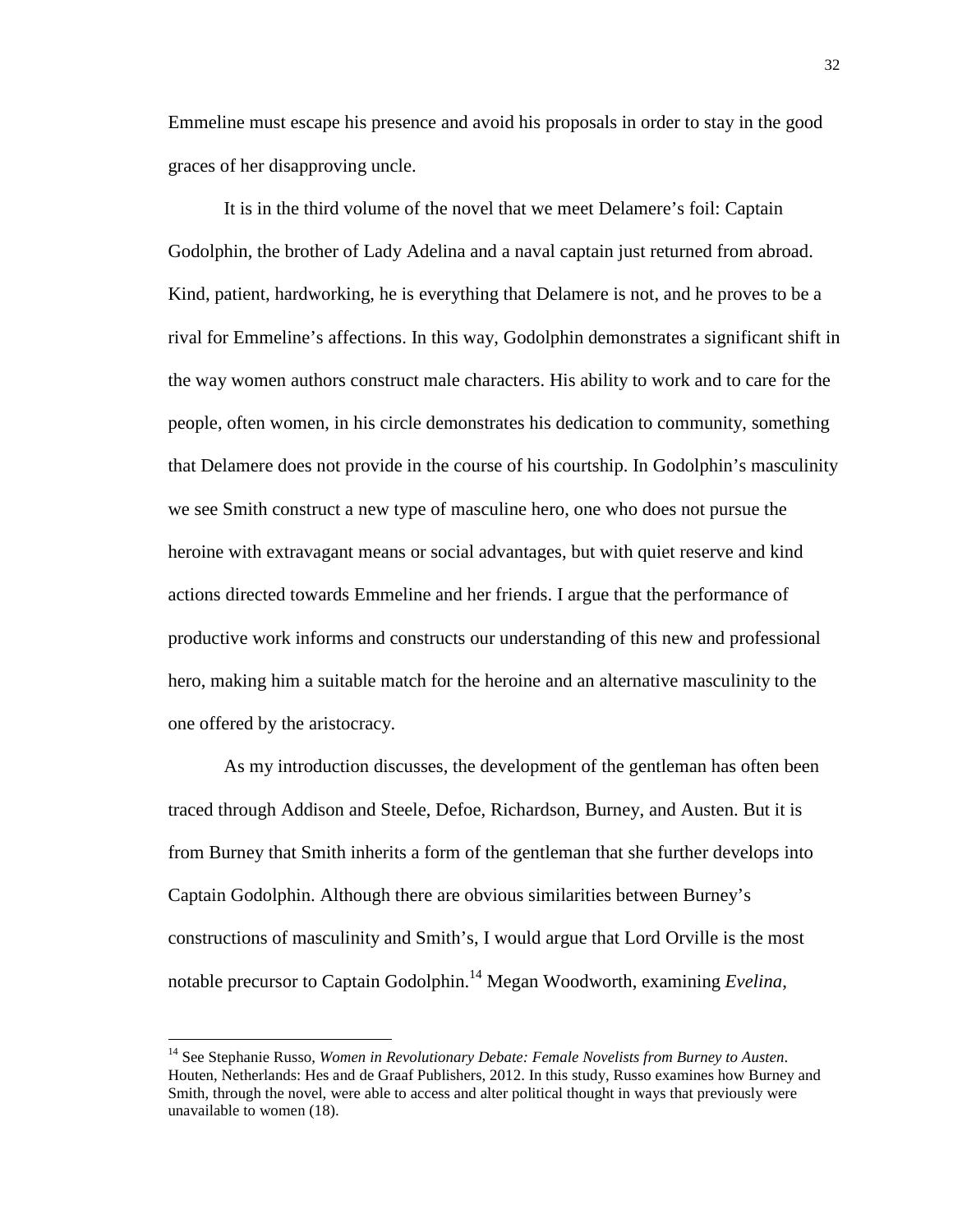Emmeline must escape his presence and avoid his proposals in order to stay in the good graces of her disapproving uncle.

It is in the third volume of the novel that we meet Delamere's foil: Captain Godolphin, the brother of Lady Adelina and a naval captain just returned from abroad. Kind, patient, hardworking, he is everything that Delamere is not, and he proves to be a rival for Emmeline's affections. In this way, Godolphin demonstrates a significant shift in the way women authors construct male characters. His ability to work and to care for the people, often women, in his circle demonstrates his dedication to community, something that Delamere does not provide in the course of his courtship. In Godolphin's masculinity we see Smith construct a new type of masculine hero, one who does not pursue the heroine with extravagant means or social advantages, but with quiet reserve and kind actions directed towards Emmeline and her friends. I argue that the performance of productive work informs and constructs our understanding of this new and professional hero, making him a suitable match for the heroine and an alternative masculinity to the one offered by the aristocracy.

As my introduction discusses, the development of the gentleman has often been traced through Addison and Steele, Defoe, Richardson, Burney, and Austen. But it is from Burney that Smith inherits a form of the gentleman that she further develops into Captain Godolphin. Although there are obvious similarities between Burney's constructions of masculinity and Smith's, I would argue that Lord Orville is the most notable precursor to Captain Godolphin.[14] Megan Woodworth, examining *Evelina*,

---

[14] See Stephanie Russo, *Women in Revolutionary Debate: Female Novelists from Burney to Austen*. Houten, Netherlands: Hes and de Graaf Publishers, 2012. In this study, Russo examines how Burney and Smith, through the novel, were able to access and alter political thought in ways that previously were unavailable to women (18).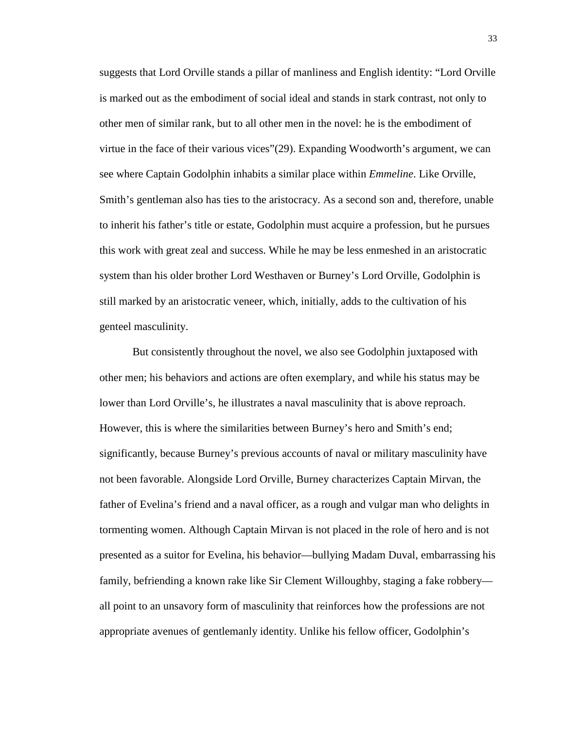suggests that Lord Orville stands a pillar of manliness and English identity: "Lord Orville is marked out as the embodiment of social ideal and stands in stark contrast, not only to other men of similar rank, but to all other men in the novel: he is the embodiment of virtue in the face of their various vices"(29). Expanding Woodworth's argument, we can see where Captain Godolphin inhabits a similar place within *Emmeline*. Like Orville, Smith's gentleman also has ties to the aristocracy. As a second son and, therefore, unable to inherit his father's title or estate, Godolphin must acquire a profession, but he pursues this work with great zeal and success. While he may be less enmeshed in an aristocratic system than his older brother Lord Westhaven or Burney's Lord Orville, Godolphin is still marked by an aristocratic veneer, which, initially, adds to the cultivation of his genteel masculinity.

But consistently throughout the novel, we also see Godolphin juxtaposed with other men; his behaviors and actions are often exemplary, and while his status may be lower than Lord Orville's, he illustrates a naval masculinity that is above reproach. However, this is where the similarities between Burney's hero and Smith's end; significantly, because Burney's previous accounts of naval or military masculinity have not been favorable. Alongside Lord Orville, Burney characterizes Captain Mirvan, the father of Evelina's friend and a naval officer, as a rough and vulgar man who delights in tormenting women. Although Captain Mirvan is not placed in the role of hero and is not presented as a suitor for Evelina, his behavior—bullying Madam Duval, embarrassing his family, befriending a known rake like Sir Clement Willoughby, staging a fake robbery—all point to an unsavory form of masculinity that reinforces how the professions are not appropriate avenues of gentlemanly identity. Unlike his fellow officer, Godolphin's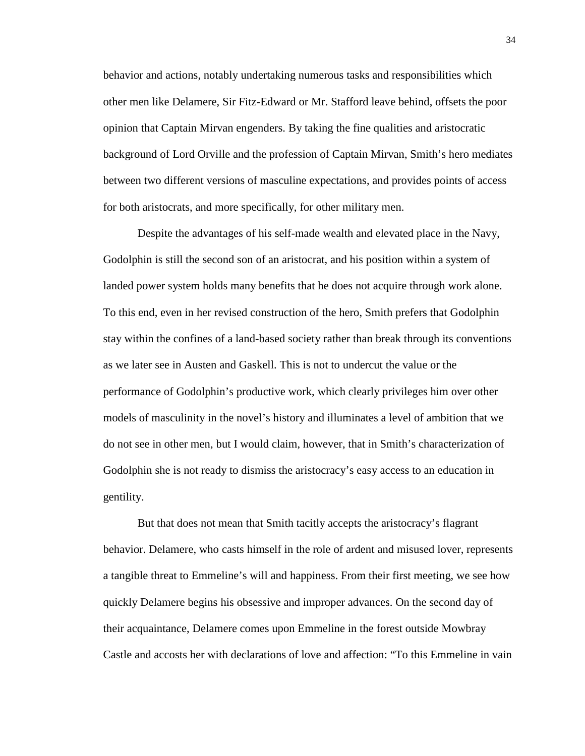behavior and actions, notably undertaking numerous tasks and responsibilities which other men like Delamere, Sir Fitz-Edward or Mr. Stafford leave behind, offsets the poor opinion that Captain Mirvan engenders. By taking the fine qualities and aristocratic background of Lord Orville and the profession of Captain Mirvan, Smith's hero mediates between two different versions of masculine expectations, and provides points of access for both aristocrats, and more specifically, for other military men.

Despite the advantages of his self-made wealth and elevated place in the Navy, Godolphin is still the second son of an aristocrat, and his position within a system of landed power system holds many benefits that he does not acquire through work alone. To this end, even in her revised construction of the hero, Smith prefers that Godolphin stay within the confines of a land-based society rather than break through its conventions as we later see in Austen and Gaskell. This is not to undercut the value or the performance of Godolphin's productive work, which clearly privileges him over other models of masculinity in the novel's history and illuminates a level of ambition that we do not see in other men, but I would claim, however, that in Smith's characterization of Godolphin she is not ready to dismiss the aristocracy's easy access to an education in gentility.

But that does not mean that Smith tacitly accepts the aristocracy's flagrant behavior. Delamere, who casts himself in the role of ardent and misused lover, represents a tangible threat to Emmeline's will and happiness. From their first meeting, we see how quickly Delamere begins his obsessive and improper advances. On the second day of their acquaintance, Delamere comes upon Emmeline in the forest outside Mowbray Castle and accosts her with declarations of love and affection: "To this Emmeline in vain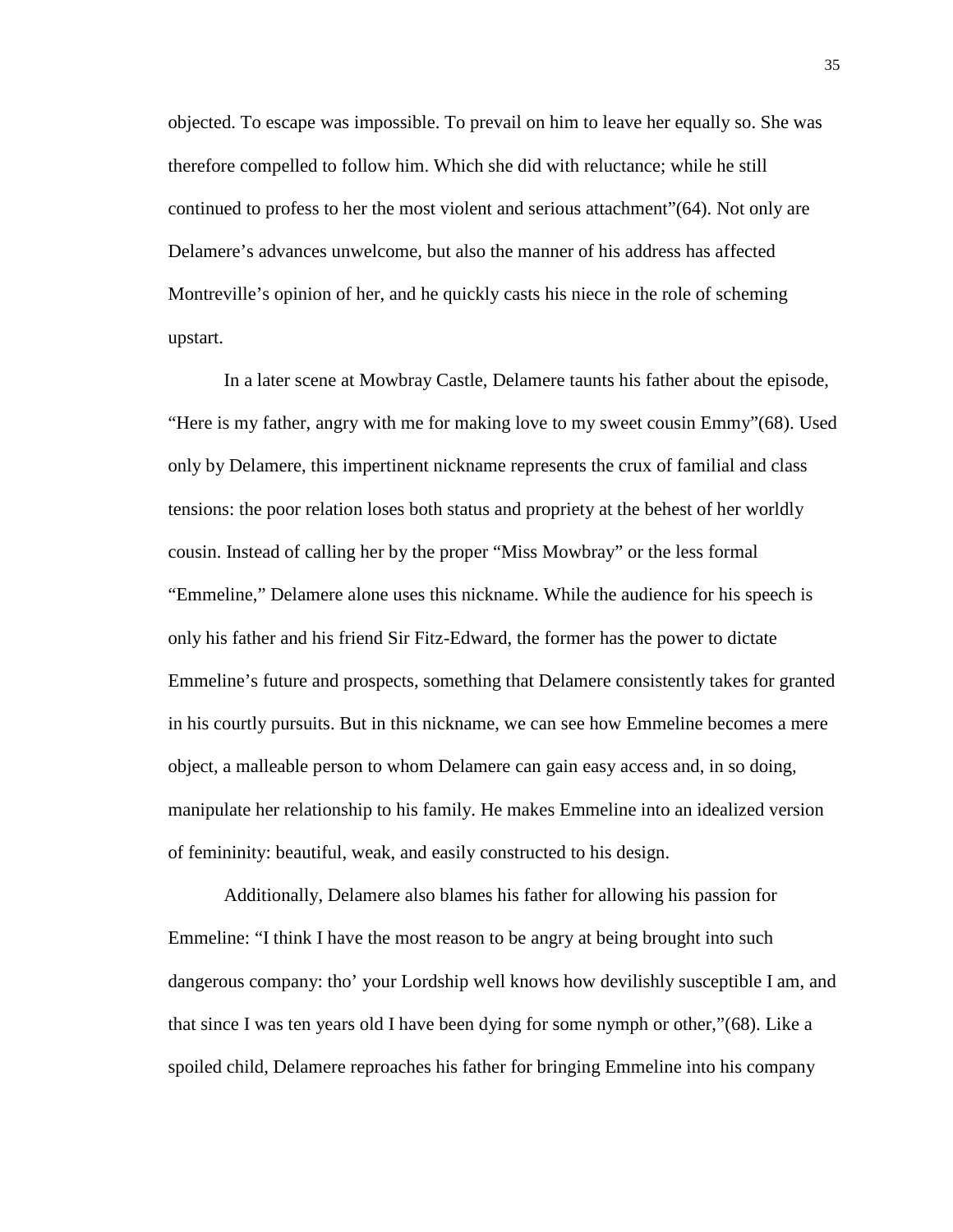objected. To escape was impossible. To prevail on him to leave her equally so. She was therefore compelled to follow him. Which she did with reluctance; while he still continued to profess to her the most violent and serious attachment"(64). Not only are Delamere's advances unwelcome, but also the manner of his address has affected Montreville's opinion of her, and he quickly casts his niece in the role of scheming upstart.

In a later scene at Mowbray Castle, Delamere taunts his father about the episode, "Here is my father, angry with me for making love to my sweet cousin Emmy"(68). Used only by Delamere, this impertinent nickname represents the crux of familial and class tensions: the poor relation loses both status and propriety at the behest of her worldly cousin. Instead of calling her by the proper "Miss Mowbray" or the less formal "Emmeline," Delamere alone uses this nickname. While the audience for his speech is only his father and his friend Sir Fitz-Edward, the former has the power to dictate Emmeline's future and prospects, something that Delamere consistently takes for granted in his courtly pursuits. But in this nickname, we can see how Emmeline becomes a mere object, a malleable person to whom Delamere can gain easy access and, in so doing, manipulate her relationship to his family. He makes Emmeline into an idealized version of femininity: beautiful, weak, and easily constructed to his design.

Additionally, Delamere also blames his father for allowing his passion for Emmeline: "I think I have the most reason to be angry at being brought into such dangerous company: tho' your Lordship well knows how devilishly susceptible I am, and that since I was ten years old I have been dying for some nymph or other,"(68). Like a spoiled child, Delamere reproaches his father for bringing Emmeline into his company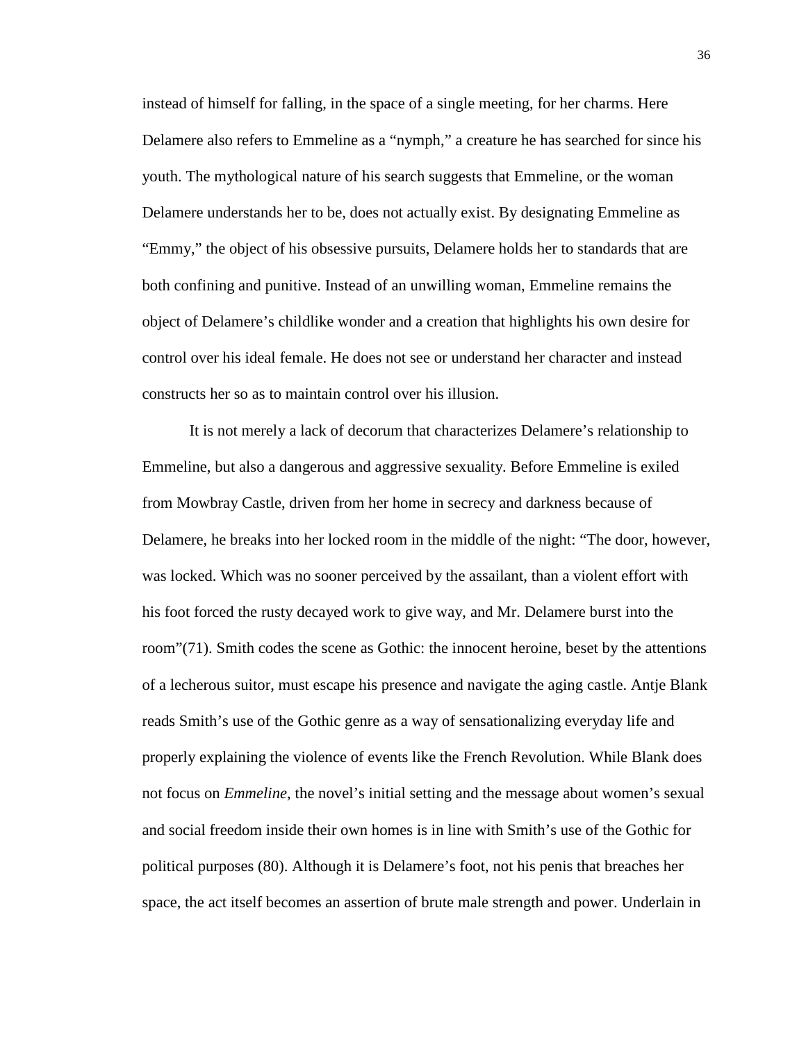instead of himself for falling, in the space of a single meeting, for her charms. Here Delamere also refers to Emmeline as a "nymph," a creature he has searched for since his youth. The mythological nature of his search suggests that Emmeline, or the woman Delamere understands her to be, does not actually exist. By designating Emmeline as "Emmy," the object of his obsessive pursuits, Delamere holds her to standards that are both confining and punitive. Instead of an unwilling woman, Emmeline remains the object of Delamere's childlike wonder and a creation that highlights his own desire for control over his ideal female. He does not see or understand her character and instead constructs her so as to maintain control over his illusion.

It is not merely a lack of decorum that characterizes Delamere's relationship to Emmeline, but also a dangerous and aggressive sexuality. Before Emmeline is exiled from Mowbray Castle, driven from her home in secrecy and darkness because of Delamere, he breaks into her locked room in the middle of the night: "The door, however, was locked. Which was no sooner perceived by the assailant, than a violent effort with his foot forced the rusty decayed work to give way, and Mr. Delamere burst into the room"(71). Smith codes the scene as Gothic: the innocent heroine, beset by the attentions of a lecherous suitor, must escape his presence and navigate the aging castle. Antje Blank reads Smith's use of the Gothic genre as a way of sensationalizing everyday life and properly explaining the violence of events like the French Revolution. While Blank does not focus on *Emmeline*, the novel's initial setting and the message about women's sexual and social freedom inside their own homes is in line with Smith's use of the Gothic for political purposes (80). Although it is Delamere's foot, not his penis that breaches her space, the act itself becomes an assertion of brute male strength and power. Underlain in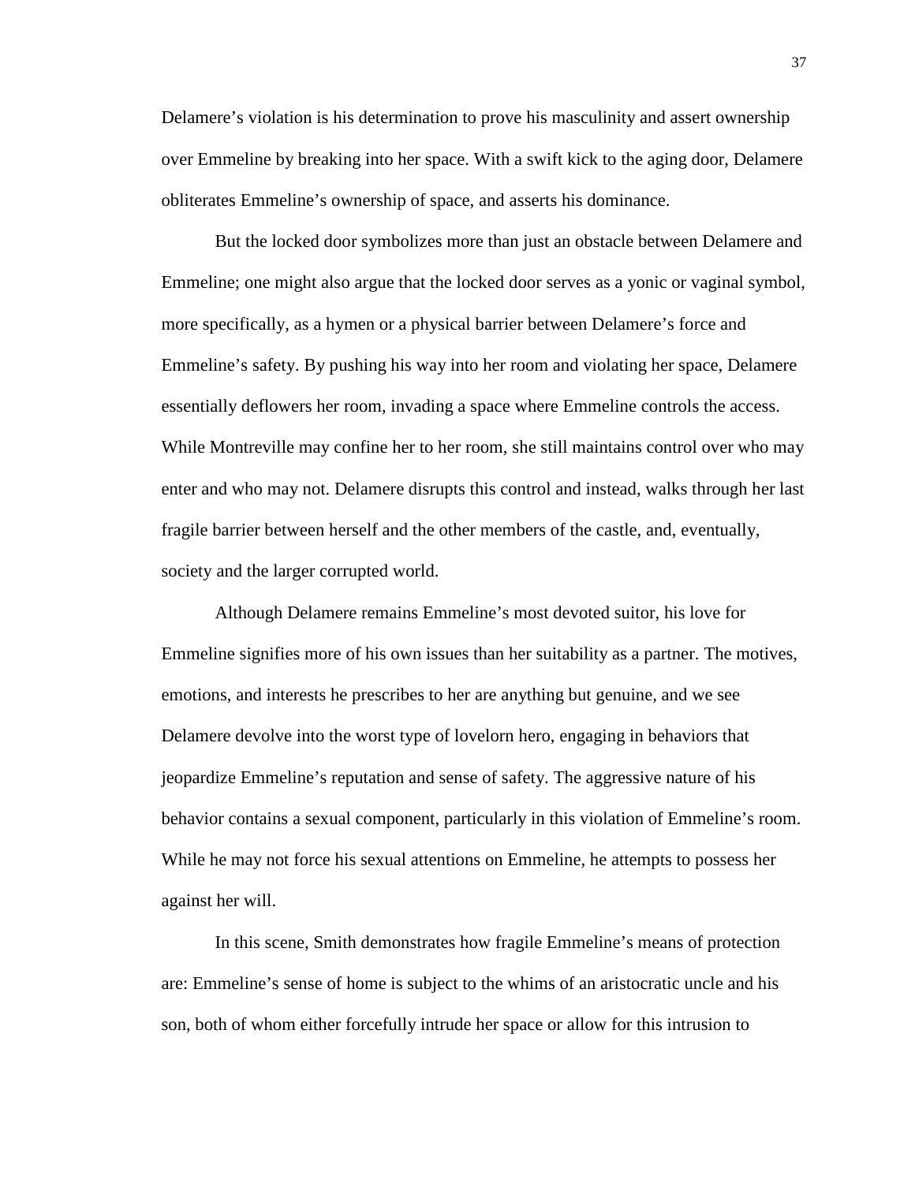Delamere's violation is his determination to prove his masculinity and assert ownership over Emmeline by breaking into her space. With a swift kick to the aging door, Delamere obliterates Emmeline's ownership of space, and asserts his dominance.

But the locked door symbolizes more than just an obstacle between Delamere and Emmeline; one might also argue that the locked door serves as a yonic or vaginal symbol, more specifically, as a hymen or a physical barrier between Delamere's force and Emmeline's safety. By pushing his way into her room and violating her space, Delamere essentially deflowers her room, invading a space where Emmeline controls the access. While Montreville may confine her to her room, she still maintains control over who may enter and who may not. Delamere disrupts this control and instead, walks through her last fragile barrier between herself and the other members of the castle, and, eventually, society and the larger corrupted world.

Although Delamere remains Emmeline's most devoted suitor, his love for Emmeline signifies more of his own issues than her suitability as a partner. The motives, emotions, and interests he prescribes to her are anything but genuine, and we see Delamere devolve into the worst type of lovelorn hero, engaging in behaviors that jeopardize Emmeline's reputation and sense of safety. The aggressive nature of his behavior contains a sexual component, particularly in this violation of Emmeline's room. While he may not force his sexual attentions on Emmeline, he attempts to possess her against her will.

In this scene, Smith demonstrates how fragile Emmeline's means of protection are: Emmeline's sense of home is subject to the whims of an aristocratic uncle and his son, both of whom either forcefully intrude her space or allow for this intrusion to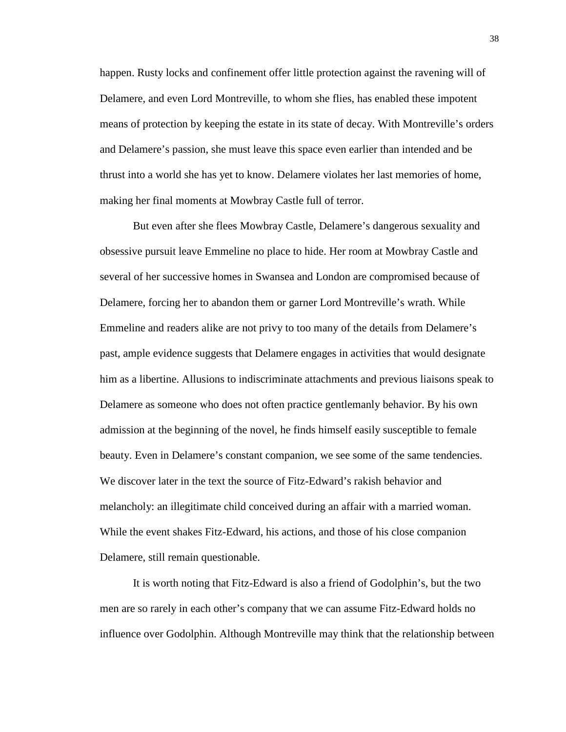happen. Rusty locks and confinement offer little protection against the ravening will of Delamere, and even Lord Montreville, to whom she flies, has enabled these impotent means of protection by keeping the estate in its state of decay. With Montreville's orders and Delamere's passion, she must leave this space even earlier than intended and be thrust into a world she has yet to know. Delamere violates her last memories of home, making her final moments at Mowbray Castle full of terror.

But even after she flees Mowbray Castle, Delamere's dangerous sexuality and obsessive pursuit leave Emmeline no place to hide. Her room at Mowbray Castle and several of her successive homes in Swansea and London are compromised because of Delamere, forcing her to abandon them or garner Lord Montreville's wrath. While Emmeline and readers alike are not privy to too many of the details from Delamere's past, ample evidence suggests that Delamere engages in activities that would designate him as a libertine. Allusions to indiscriminate attachments and previous liaisons speak to Delamere as someone who does not often practice gentlemanly behavior. By his own admission at the beginning of the novel, he finds himself easily susceptible to female beauty. Even in Delamere's constant companion, we see some of the same tendencies. We discover later in the text the source of Fitz-Edward's rakish behavior and melancholy: an illegitimate child conceived during an affair with a married woman. While the event shakes Fitz-Edward, his actions, and those of his close companion Delamere, still remain questionable.

It is worth noting that Fitz-Edward is also a friend of Godolphin's, but the two men are so rarely in each other's company that we can assume Fitz-Edward holds no influence over Godolphin. Although Montreville may think that the relationship between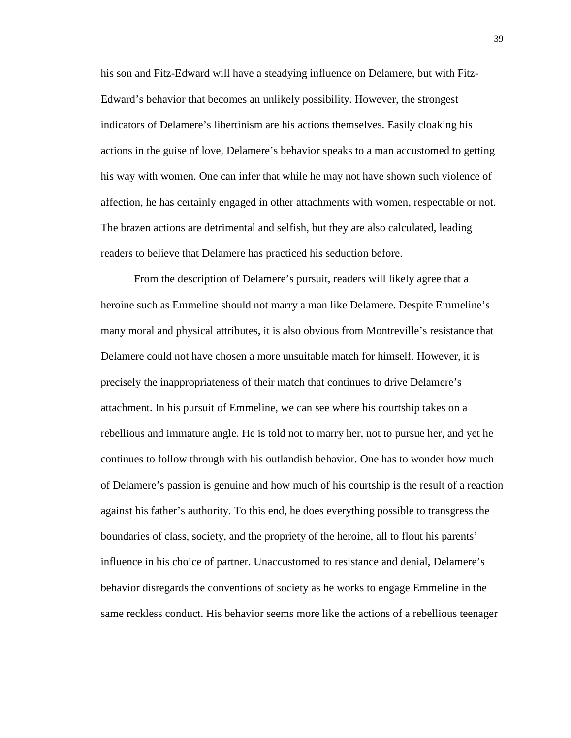his son and Fitz-Edward will have a steadying influence on Delamere, but with Fitz-Edward's behavior that becomes an unlikely possibility. However, the strongest indicators of Delamere's libertinism are his actions themselves. Easily cloaking his actions in the guise of love, Delamere's behavior speaks to a man accustomed to getting his way with women. One can infer that while he may not have shown such violence of affection, he has certainly engaged in other attachments with women, respectable or not. The brazen actions are detrimental and selfish, but they are also calculated, leading readers to believe that Delamere has practiced his seduction before.

From the description of Delamere's pursuit, readers will likely agree that a heroine such as Emmeline should not marry a man like Delamere. Despite Emmeline's many moral and physical attributes, it is also obvious from Montreville's resistance that Delamere could not have chosen a more unsuitable match for himself. However, it is precisely the inappropriateness of their match that continues to drive Delamere's attachment. In his pursuit of Emmeline, we can see where his courtship takes on a rebellious and immature angle. He is told not to marry her, not to pursue her, and yet he continues to follow through with his outlandish behavior. One has to wonder how much of Delamere's passion is genuine and how much of his courtship is the result of a reaction against his father's authority. To this end, he does everything possible to transgress the boundaries of class, society, and the propriety of the heroine, all to flout his parents' influence in his choice of partner. Unaccustomed to resistance and denial, Delamere's behavior disregards the conventions of society as he works to engage Emmeline in the same reckless conduct. His behavior seems more like the actions of a rebellious teenager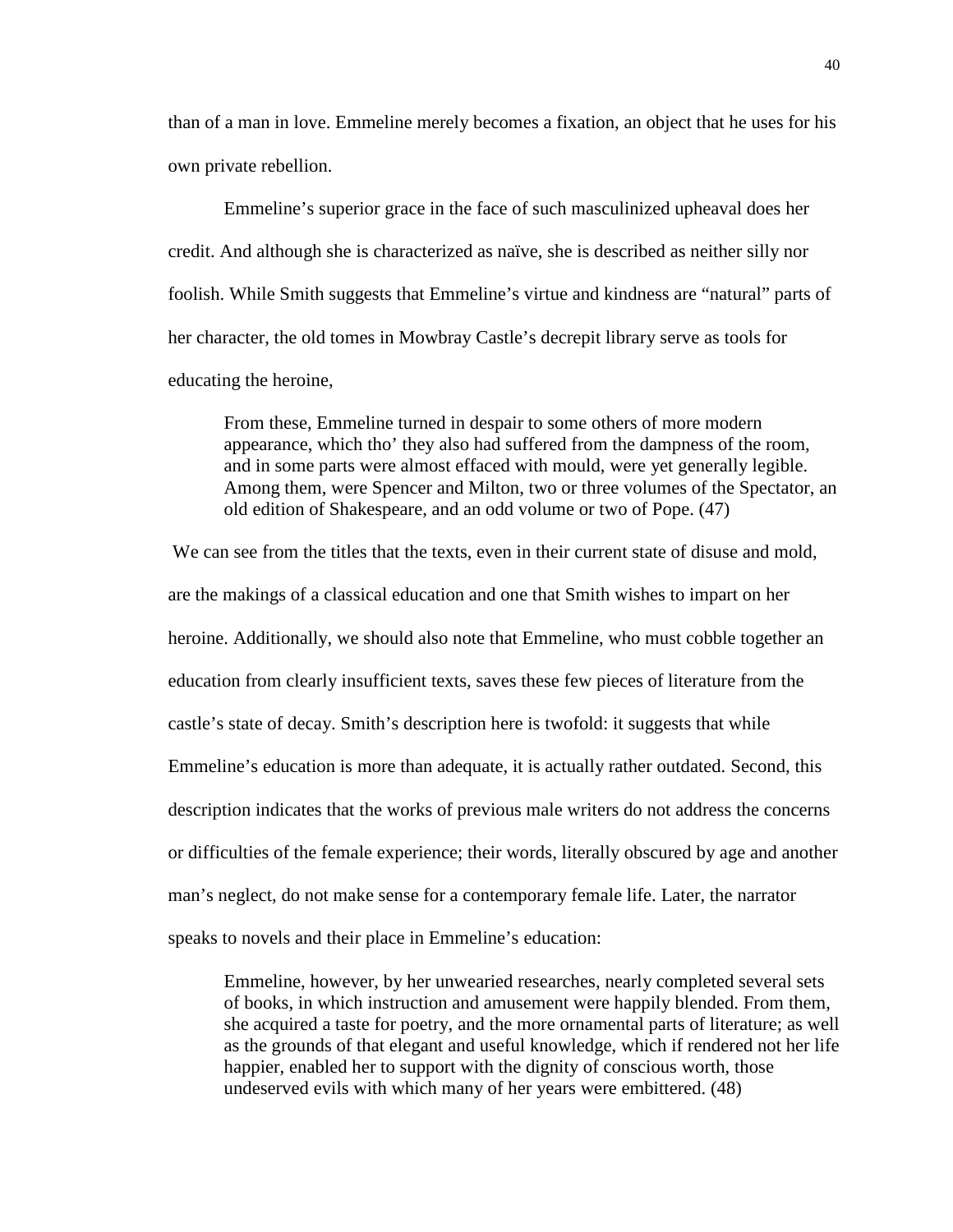than of a man in love. Emmeline merely becomes a fixation, an object that he uses for his own private rebellion.

Emmeline's superior grace in the face of such masculinized upheaval does her credit. And although she is characterized as naïve, she is described as neither silly nor foolish. While Smith suggests that Emmeline's virtue and kindness are "natural" parts of her character, the old tomes in Mowbray Castle's decrepit library serve as tools for educating the heroine,

> From these, Emmeline turned in despair to some others of more modern appearance, which tho' they also had suffered from the dampness of the room, and in some parts were almost effaced with mould, were yet generally legible. Among them, were Spencer and Milton, two or three volumes of the Spectator, an old edition of Shakespeare, and an odd volume or two of Pope. (47)

We can see from the titles that the texts, even in their current state of disuse and mold, are the makings of a classical education and one that Smith wishes to impart on her heroine. Additionally, we should also note that Emmeline, who must cobble together an education from clearly insufficient texts, saves these few pieces of literature from the castle's state of decay. Smith's description here is twofold: it suggests that while Emmeline's education is more than adequate, it is actually rather outdated. Second, this description indicates that the works of previous male writers do not address the concerns or difficulties of the female experience; their words, literally obscured by age and another man's neglect, do not make sense for a contemporary female life. Later, the narrator speaks to novels and their place in Emmeline's education:

> Emmeline, however, by her unwearied researches, nearly completed several sets of books, in which instruction and amusement were happily blended. From them, she acquired a taste for poetry, and the more ornamental parts of literature; as well as the grounds of that elegant and useful knowledge, which if rendered not her life happier, enabled her to support with the dignity of conscious worth, those undeserved evils with which many of her years were embittered. (48)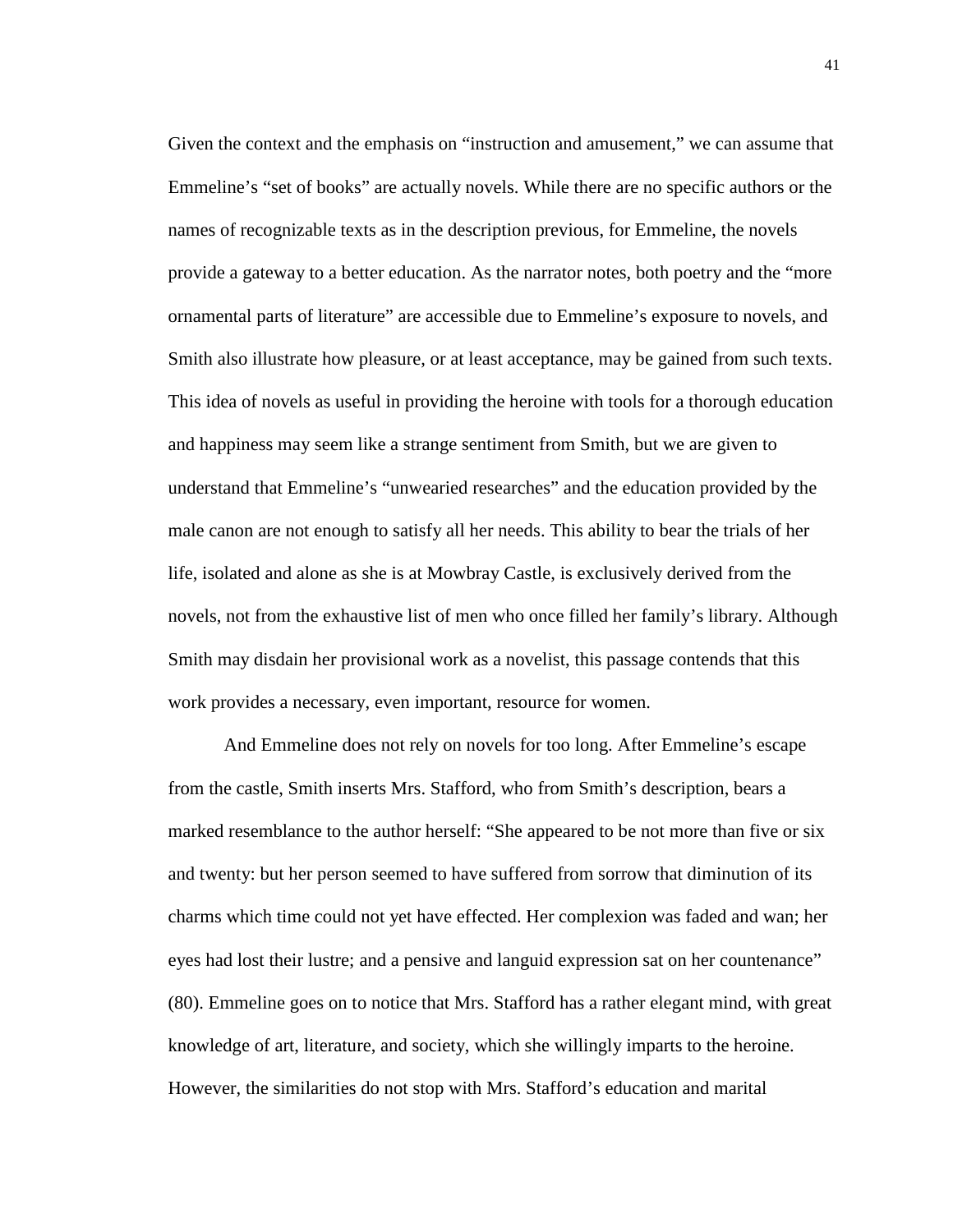Given the context and the emphasis on "instruction and amusement," we can assume that Emmeline's "set of books" are actually novels. While there are no specific authors or the names of recognizable texts as in the description previous, for Emmeline, the novels provide a gateway to a better education. As the narrator notes, both poetry and the "more ornamental parts of literature" are accessible due to Emmeline's exposure to novels, and Smith also illustrate how pleasure, or at least acceptance, may be gained from such texts. This idea of novels as useful in providing the heroine with tools for a thorough education and happiness may seem like a strange sentiment from Smith, but we are given to understand that Emmeline's "unwearied researches" and the education provided by the male canon are not enough to satisfy all her needs. This ability to bear the trials of her life, isolated and alone as she is at Mowbray Castle, is exclusively derived from the novels, not from the exhaustive list of men who once filled her family's library. Although Smith may disdain her provisional work as a novelist, this passage contends that this work provides a necessary, even important, resource for women.

And Emmeline does not rely on novels for too long. After Emmeline's escape from the castle, Smith inserts Mrs. Stafford, who from Smith's description, bears a marked resemblance to the author herself: "She appeared to be not more than five or six and twenty: but her person seemed to have suffered from sorrow that diminution of its charms which time could not yet have effected. Her complexion was faded and wan; her eyes had lost their lustre; and a pensive and languid expression sat on her countenance" (80). Emmeline goes on to notice that Mrs. Stafford has a rather elegant mind, with great knowledge of art, literature, and society, which she willingly imparts to the heroine. However, the similarities do not stop with Mrs. Stafford's education and marital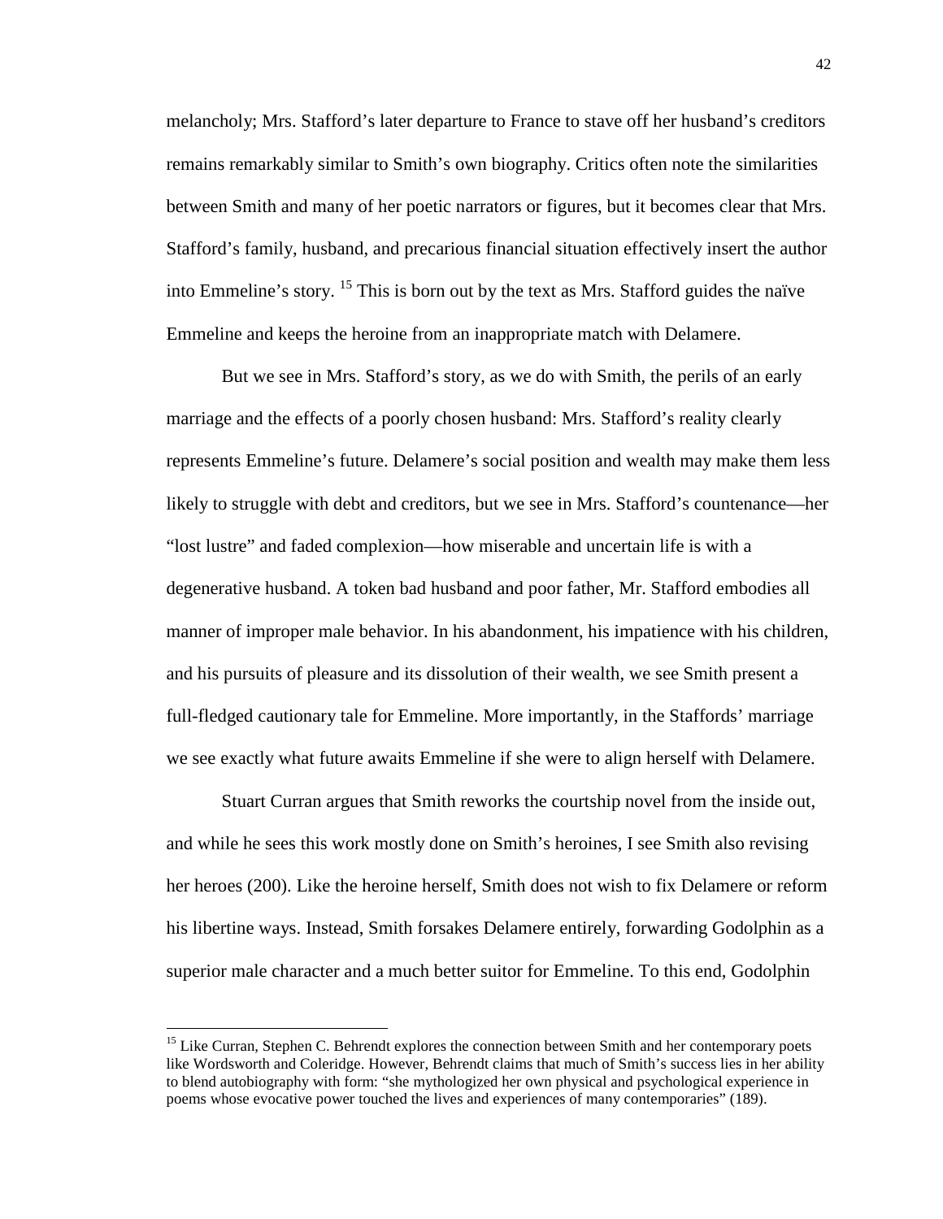melancholy; Mrs. Stafford's later departure to France to stave off her husband's creditors remains remarkably similar to Smith's own biography. Critics often note the similarities between Smith and many of her poetic narrators or figures, but it becomes clear that Mrs. Stafford's family, husband, and precarious financial situation effectively insert the author into Emmeline's story. [15] This is born out by the text as Mrs. Stafford guides the naïve Emmeline and keeps the heroine from an inappropriate match with Delamere.

But we see in Mrs. Stafford's story, as we do with Smith, the perils of an early marriage and the effects of a poorly chosen husband: Mrs. Stafford's reality clearly represents Emmeline's future. Delamere's social position and wealth may make them less likely to struggle with debt and creditors, but we see in Mrs. Stafford's countenance—her "lost lustre" and faded complexion—how miserable and uncertain life is with a degenerative husband. A token bad husband and poor father, Mr. Stafford embodies all manner of improper male behavior. In his abandonment, his impatience with his children, and his pursuits of pleasure and its dissolution of their wealth, we see Smith present a full-fledged cautionary tale for Emmeline. More importantly, in the Staffords' marriage we see exactly what future awaits Emmeline if she were to align herself with Delamere.

Stuart Curran argues that Smith reworks the courtship novel from the inside out, and while he sees this work mostly done on Smith's heroines, I see Smith also revising her heroes (200). Like the heroine herself, Smith does not wish to fix Delamere or reform his libertine ways. Instead, Smith forsakes Delamere entirely, forwarding Godolphin as a superior male character and a much better suitor for Emmeline. To this end, Godolphin

---

[15] Like Curran, Stephen C. Behrendt explores the connection between Smith and her contemporary poets like Wordsworth and Coleridge. However, Behrendt claims that much of Smith's success lies in her ability to blend autobiography with form: "she mythologized her own physical and psychological experience in poems whose evocative power touched the lives and experiences of many contemporaries" (189).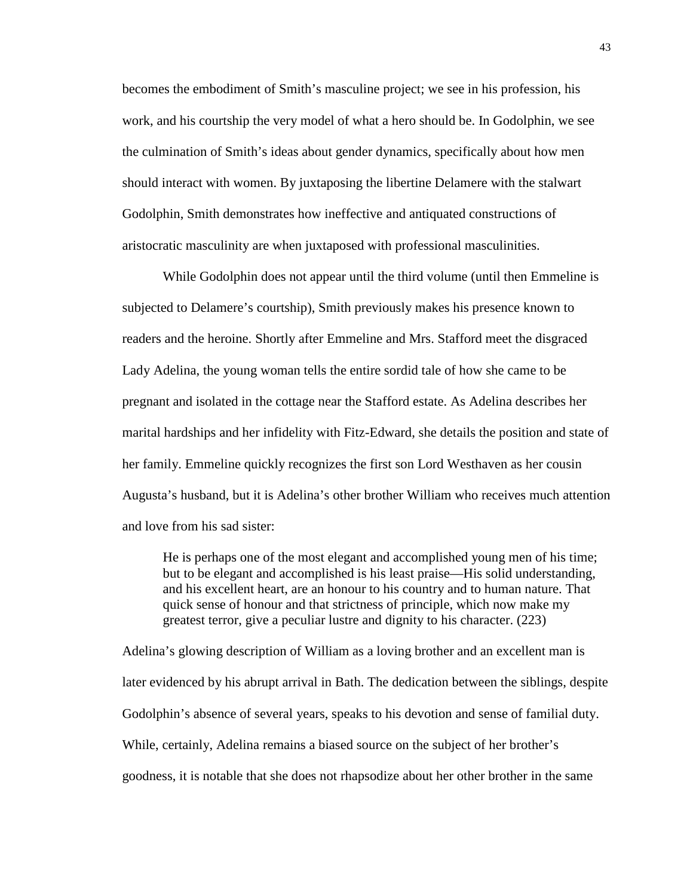becomes the embodiment of Smith's masculine project; we see in his profession, his work, and his courtship the very model of what a hero should be. In Godolphin, we see the culmination of Smith's ideas about gender dynamics, specifically about how men should interact with women. By juxtaposing the libertine Delamere with the stalwart Godolphin, Smith demonstrates how ineffective and antiquated constructions of aristocratic masculinity are when juxtaposed with professional masculinities.

While Godolphin does not appear until the third volume (until then Emmeline is subjected to Delamere's courtship), Smith previously makes his presence known to readers and the heroine. Shortly after Emmeline and Mrs. Stafford meet the disgraced Lady Adelina, the young woman tells the entire sordid tale of how she came to be pregnant and isolated in the cottage near the Stafford estate. As Adelina describes her marital hardships and her infidelity with Fitz-Edward, she details the position and state of her family. Emmeline quickly recognizes the first son Lord Westhaven as her cousin Augusta's husband, but it is Adelina's other brother William who receives much attention and love from his sad sister:

> He is perhaps one of the most elegant and accomplished young men of his time; but to be elegant and accomplished is his least praise—His solid understanding, and his excellent heart, are an honour to his country and to human nature. That quick sense of honour and that strictness of principle, which now make my greatest terror, give a peculiar lustre and dignity to his character. (223)

Adelina's glowing description of William as a loving brother and an excellent man is later evidenced by his abrupt arrival in Bath. The dedication between the siblings, despite Godolphin's absence of several years, speaks to his devotion and sense of familial duty. While, certainly, Adelina remains a biased source on the subject of her brother's goodness, it is notable that she does not rhapsodize about her other brother in the same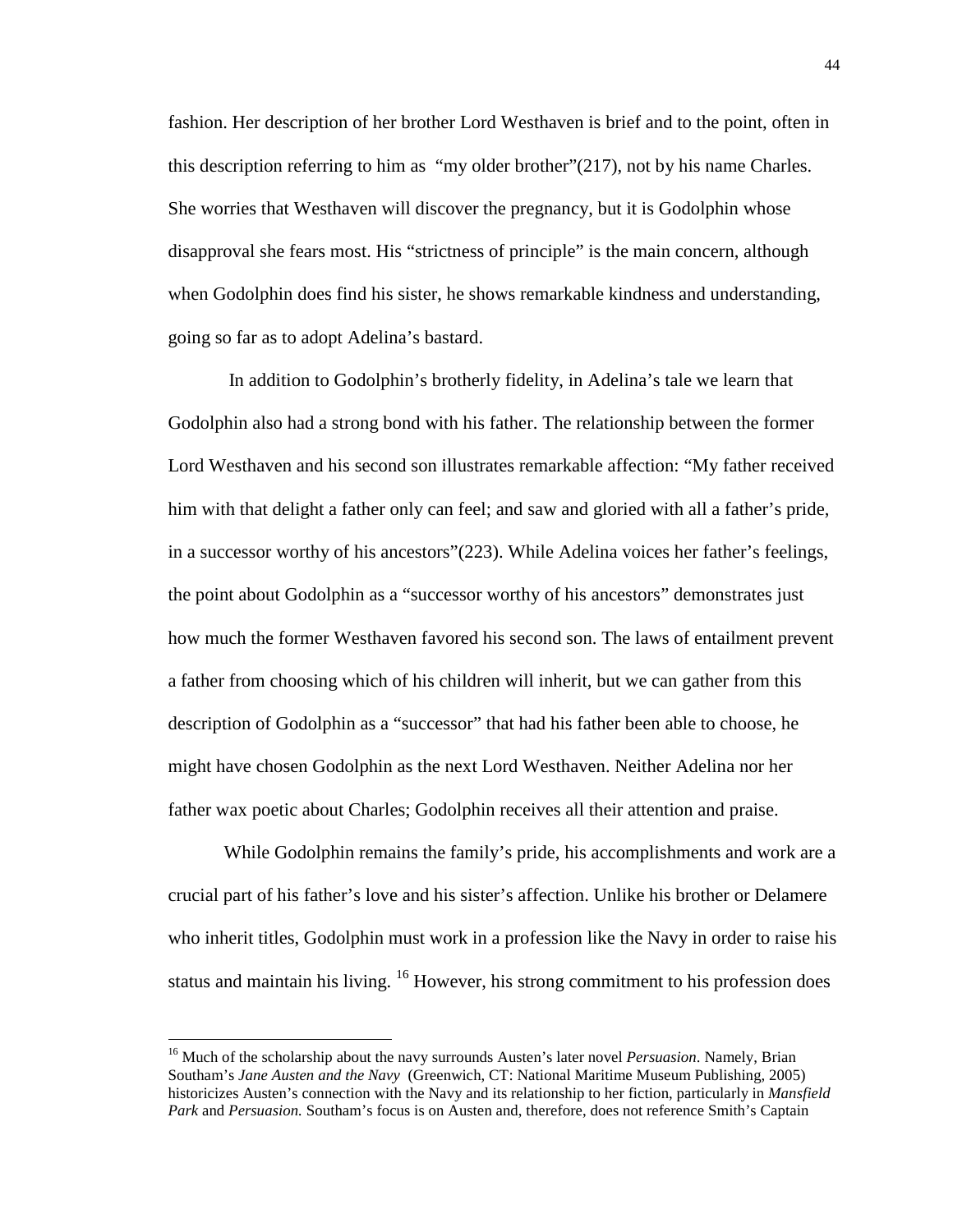fashion. Her description of her brother Lord Westhaven is brief and to the point, often in this description referring to him as "my older brother"(217), not by his name Charles. She worries that Westhaven will discover the pregnancy, but it is Godolphin whose disapproval she fears most. His "strictness of principle" is the main concern, although when Godolphin does find his sister, he shows remarkable kindness and understanding, going so far as to adopt Adelina's bastard.

In addition to Godolphin's brotherly fidelity, in Adelina's tale we learn that Godolphin also had a strong bond with his father. The relationship between the former Lord Westhaven and his second son illustrates remarkable affection: "My father received him with that delight a father only can feel; and saw and gloried with all a father's pride, in a successor worthy of his ancestors"(223). While Adelina voices her father's feelings, the point about Godolphin as a "successor worthy of his ancestors" demonstrates just how much the former Westhaven favored his second son. The laws of entailment prevent a father from choosing which of his children will inherit, but we can gather from this description of Godolphin as a "successor" that had his father been able to choose, he might have chosen Godolphin as the next Lord Westhaven. Neither Adelina nor her father wax poetic about Charles; Godolphin receives all their attention and praise.

While Godolphin remains the family's pride, his accomplishments and work are a crucial part of his father's love and his sister's affection. Unlike his brother or Delamere who inherit titles, Godolphin must work in a profession like the Navy in order to raise his status and maintain his living. [16] However, his strong commitment to his profession does

---

[16] Much of the scholarship about the navy surrounds Austen's later novel *Persuasion*. Namely, Brian Southam's *Jane Austen and the Navy* (Greenwich, CT: National Maritime Museum Publishing, 2005) historicizes Austen's connection with the Navy and its relationship to her fiction, particularly in *Mansfield Park* and *Persuasion.* Southam's focus is on Austen and, therefore, does not reference Smith's Captain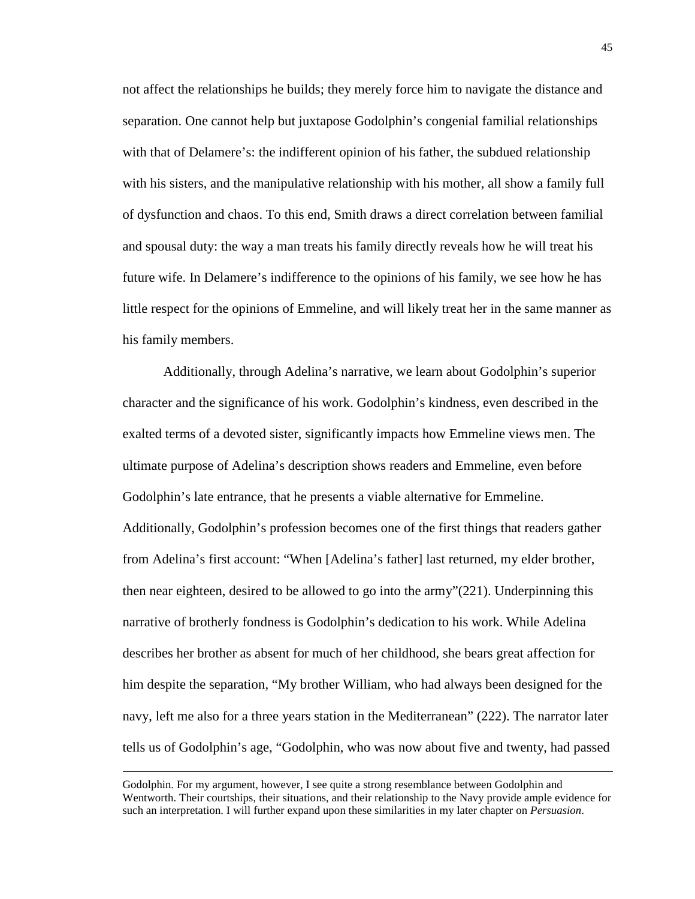not affect the relationships he builds; they merely force him to navigate the distance and separation. One cannot help but juxtapose Godolphin's congenial familial relationships with that of Delamere's: the indifferent opinion of his father, the subdued relationship with his sisters, and the manipulative relationship with his mother, all show a family full of dysfunction and chaos. To this end, Smith draws a direct correlation between familial and spousal duty: the way a man treats his family directly reveals how he will treat his future wife. In Delamere's indifference to the opinions of his family, we see how he has little respect for the opinions of Emmeline, and will likely treat her in the same manner as his family members.

Additionally, through Adelina's narrative, we learn about Godolphin's superior character and the significance of his work. Godolphin's kindness, even described in the exalted terms of a devoted sister, significantly impacts how Emmeline views men. The ultimate purpose of Adelina's description shows readers and Emmeline, even before Godolphin's late entrance, that he presents a viable alternative for Emmeline. Additionally, Godolphin's profession becomes one of the first things that readers gather from Adelina's first account: "When [Adelina's father] last returned, my elder brother, then near eighteen, desired to be allowed to go into the army"(221). Underpinning this narrative of brotherly fondness is Godolphin's dedication to his work. While Adelina describes her brother as absent for much of her childhood, she bears great affection for him despite the separation, "My brother William, who had always been designed for the navy, left me also for a three years station in the Mediterranean" (222). The narrator later tells us of Godolphin's age, "Godolphin, who was now about five and twenty, had passed

---

Godolphin. For my argument, however, I see quite a strong resemblance between Godolphin and Wentworth. Their courtships, their situations, and their relationship to the Navy provide ample evidence for such an interpretation. I will further expand upon these similarities in my later chapter on *Persuasion*.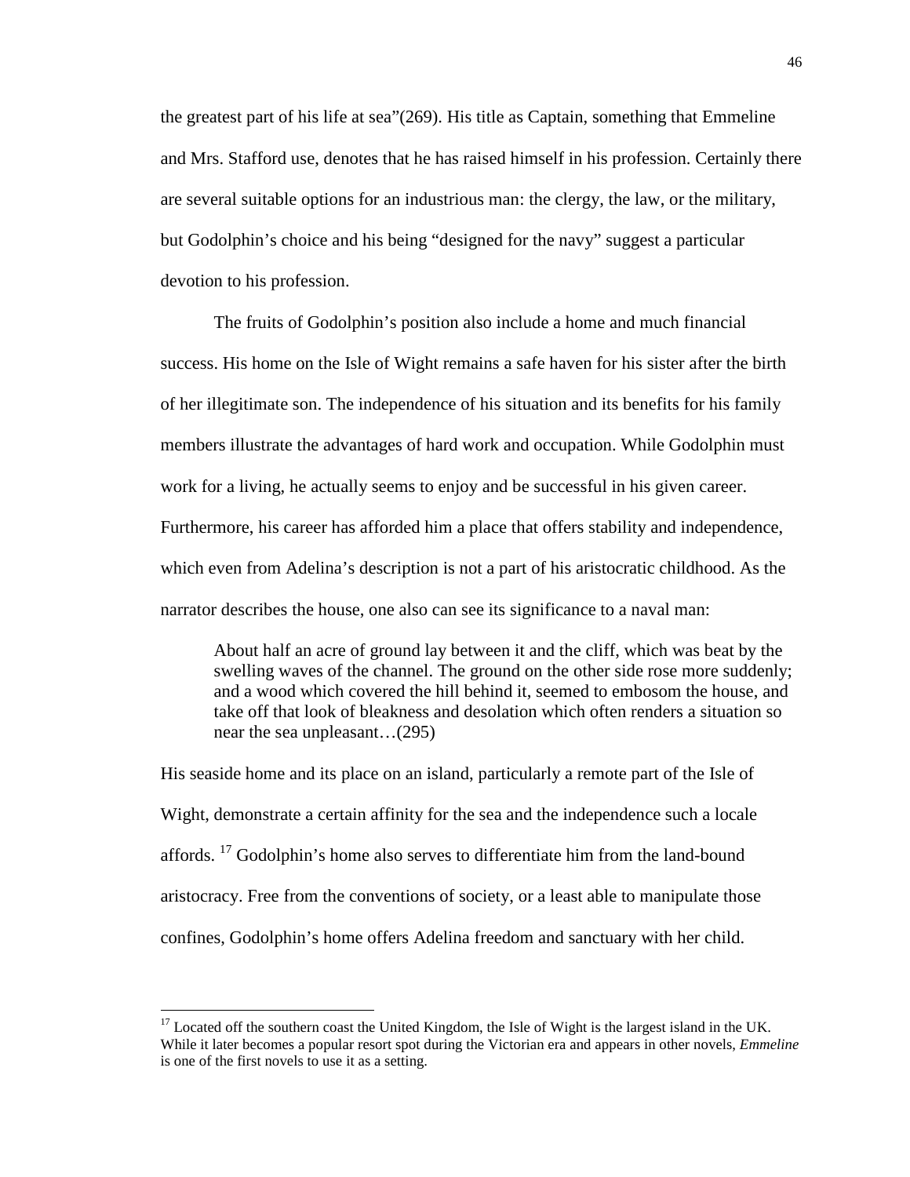the greatest part of his life at sea"(269). His title as Captain, something that Emmeline and Mrs. Stafford use, denotes that he has raised himself in his profession. Certainly there are several suitable options for an industrious man: the clergy, the law, or the military, but Godolphin's choice and his being "designed for the navy" suggest a particular devotion to his profession.

The fruits of Godolphin's position also include a home and much financial success. His home on the Isle of Wight remains a safe haven for his sister after the birth of her illegitimate son. The independence of his situation and its benefits for his family members illustrate the advantages of hard work and occupation. While Godolphin must work for a living, he actually seems to enjoy and be successful in his given career. Furthermore, his career has afforded him a place that offers stability and independence, which even from Adelina's description is not a part of his aristocratic childhood. As the narrator describes the house, one also can see its significance to a naval man:

> About half an acre of ground lay between it and the cliff, which was beat by the swelling waves of the channel. The ground on the other side rose more suddenly; and a wood which covered the hill behind it, seemed to embosom the house, and take off that look of bleakness and desolation which often renders a situation so near the sea unpleasant…(295)

His seaside home and its place on an island, particularly a remote part of the Isle of Wight, demonstrate a certain affinity for the sea and the independence such a locale affords. [17] Godolphin's home also serves to differentiate him from the land-bound aristocracy. Free from the conventions of society, or a least able to manipulate those confines, Godolphin's home offers Adelina freedom and sanctuary with her child.

---

[17] Located off the southern coast the United Kingdom, the Isle of Wight is the largest island in the UK. While it later becomes a popular resort spot during the Victorian era and appears in other novels, *Emmeline* is one of the first novels to use it as a setting.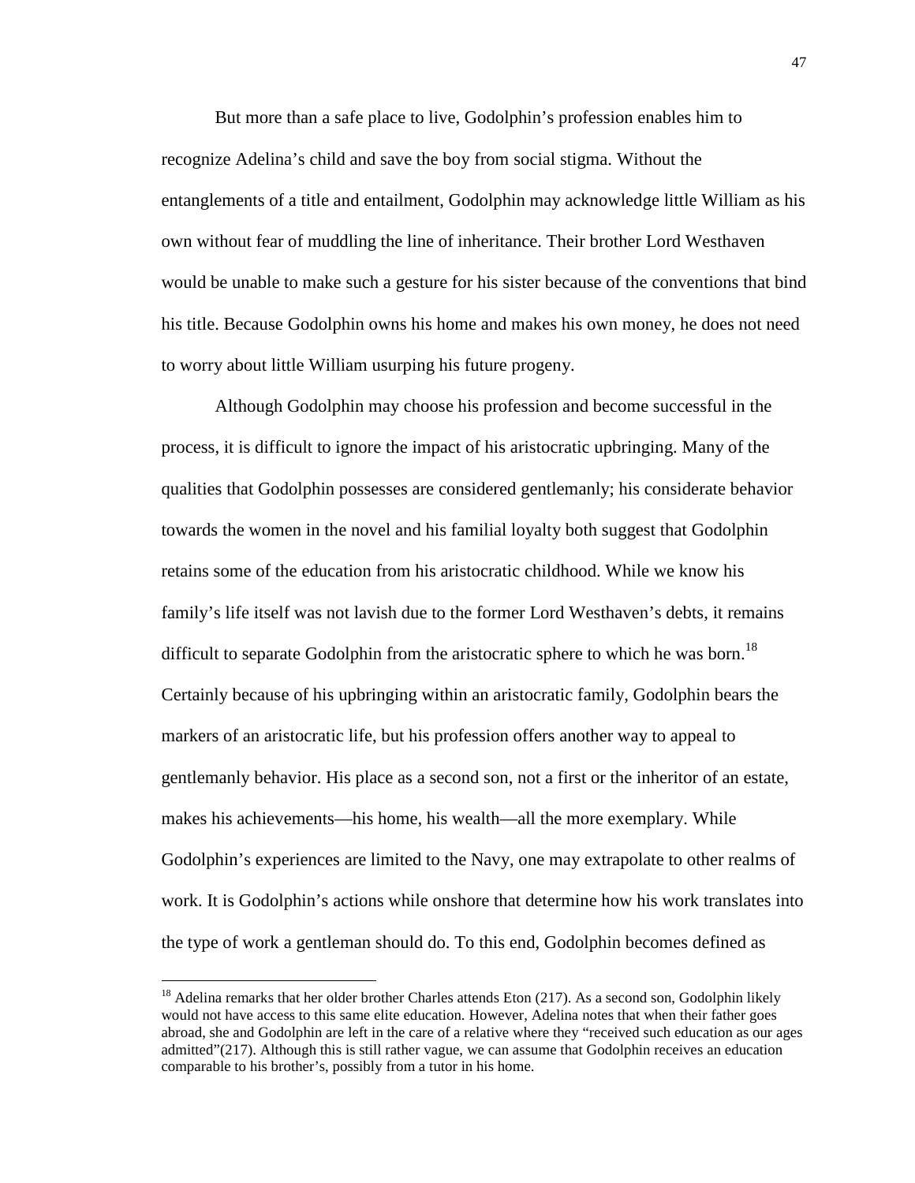But more than a safe place to live, Godolphin's profession enables him to recognize Adelina's child and save the boy from social stigma. Without the entanglements of a title and entailment, Godolphin may acknowledge little William as his own without fear of muddling the line of inheritance. Their brother Lord Westhaven would be unable to make such a gesture for his sister because of the conventions that bind his title. Because Godolphin owns his home and makes his own money, he does not need to worry about little William usurping his future progeny.

Although Godolphin may choose his profession and become successful in the process, it is difficult to ignore the impact of his aristocratic upbringing. Many of the qualities that Godolphin possesses are considered gentlemanly; his considerate behavior towards the women in the novel and his familial loyalty both suggest that Godolphin retains some of the education from his aristocratic childhood. While we know his family's life itself was not lavish due to the former Lord Westhaven's debts, it remains difficult to separate Godolphin from the aristocratic sphere to which he was born.[18] Certainly because of his upbringing within an aristocratic family, Godolphin bears the markers of an aristocratic life, but his profession offers another way to appeal to gentlemanly behavior. His place as a second son, not a first or the inheritor of an estate, makes his achievements—his home, his wealth—all the more exemplary. While Godolphin's experiences are limited to the Navy, one may extrapolate to other realms of work. It is Godolphin's actions while onshore that determine how his work translates into the type of work a gentleman should do. To this end, Godolphin becomes defined as

[18] Adelina remarks that her older brother Charles attends Eton (217). As a second son, Godolphin likely would not have access to this same elite education. However, Adelina notes that when their father goes abroad, she and Godolphin are left in the care of a relative where they "received such education as our ages admitted"(217). Although this is still rather vague, we can assume that Godolphin receives an education comparable to his brother's, possibly from a tutor in his home.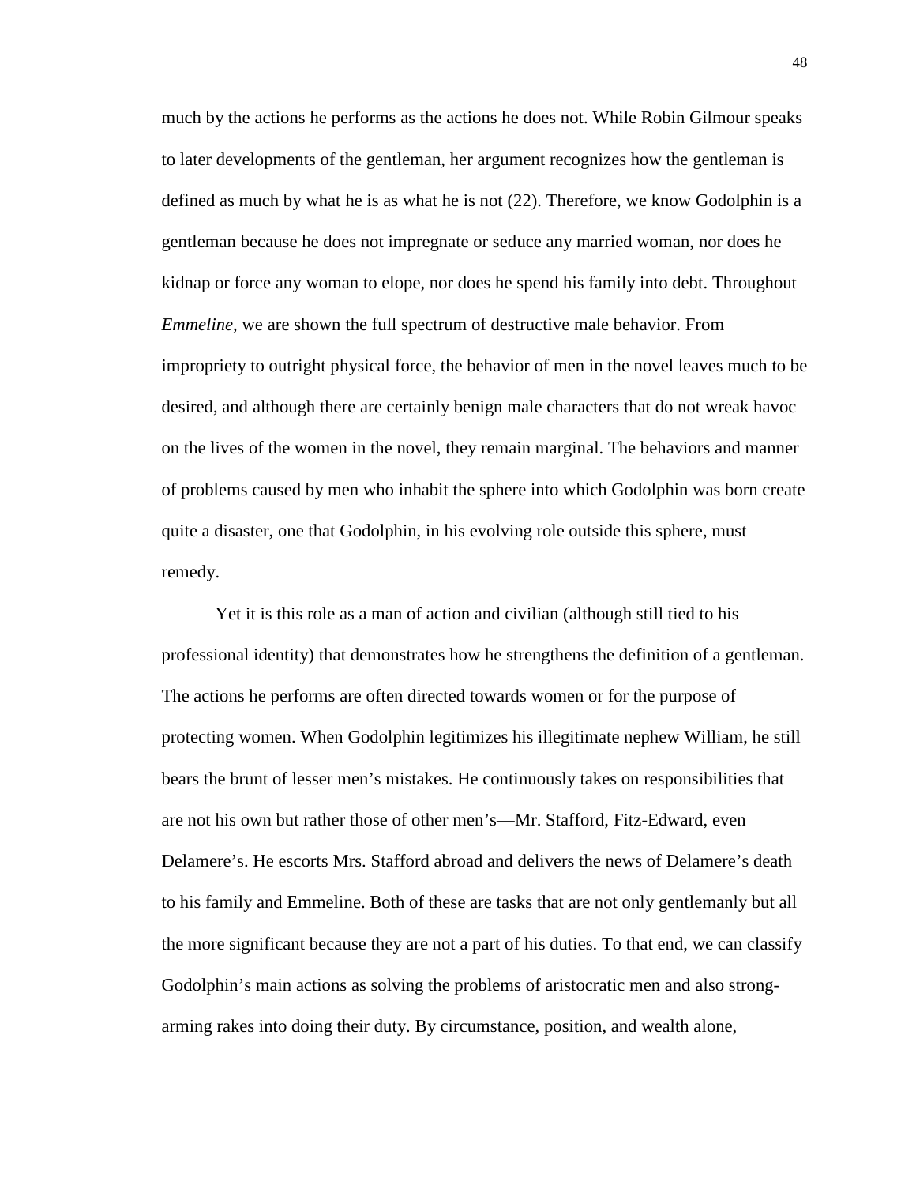much by the actions he performs as the actions he does not. While Robin Gilmour speaks to later developments of the gentleman, her argument recognizes how the gentleman is defined as much by what he is as what he is not (22). Therefore, we know Godolphin is a gentleman because he does not impregnate or seduce any married woman, nor does he kidnap or force any woman to elope, nor does he spend his family into debt. Throughout *Emmeline*, we are shown the full spectrum of destructive male behavior. From impropriety to outright physical force, the behavior of men in the novel leaves much to be desired, and although there are certainly benign male characters that do not wreak havoc on the lives of the women in the novel, they remain marginal. The behaviors and manner of problems caused by men who inhabit the sphere into which Godolphin was born create quite a disaster, one that Godolphin, in his evolving role outside this sphere, must remedy.

Yet it is this role as a man of action and civilian (although still tied to his professional identity) that demonstrates how he strengthens the definition of a gentleman. The actions he performs are often directed towards women or for the purpose of protecting women. When Godolphin legitimizes his illegitimate nephew William, he still bears the brunt of lesser men's mistakes. He continuously takes on responsibilities that are not his own but rather those of other men's—Mr. Stafford, Fitz-Edward, even Delamere's. He escorts Mrs. Stafford abroad and delivers the news of Delamere's death to his family and Emmeline. Both of these are tasks that are not only gentlemanly but all the more significant because they are not a part of his duties. To that end, we can classify Godolphin's main actions as solving the problems of aristocratic men and also strong-arming rakes into doing their duty. By circumstance, position, and wealth alone,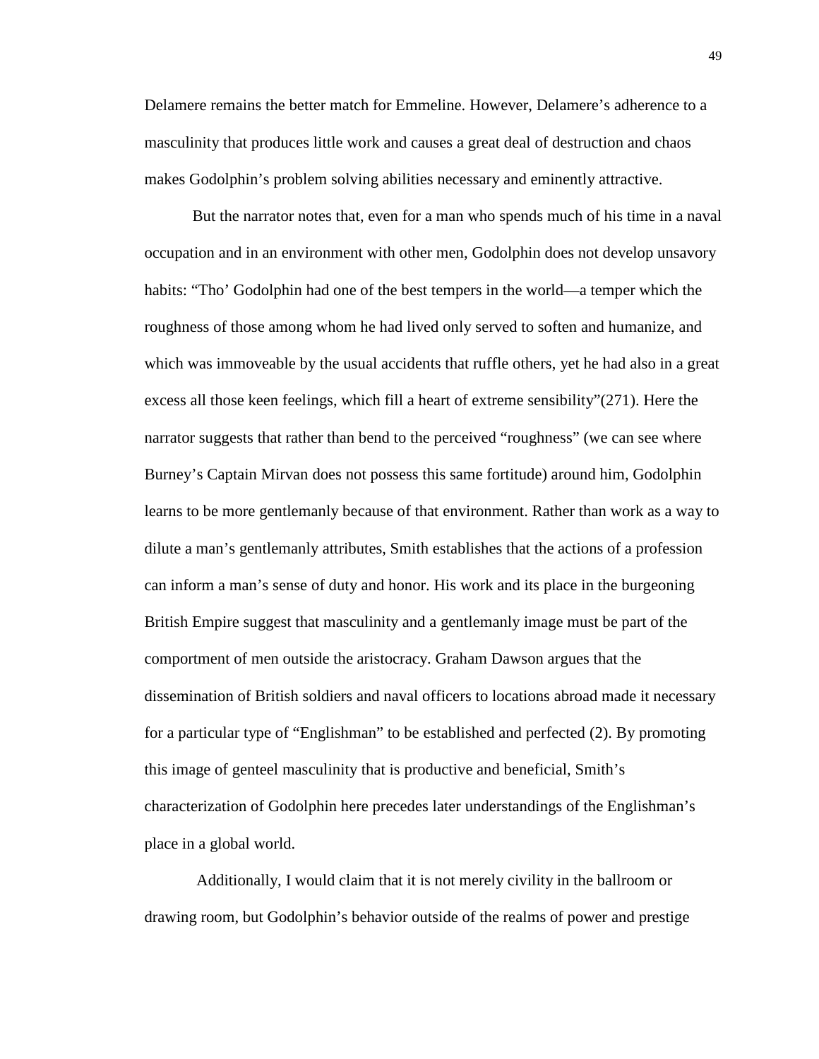Delamere remains the better match for Emmeline. However, Delamere's adherence to a masculinity that produces little work and causes a great deal of destruction and chaos makes Godolphin's problem solving abilities necessary and eminently attractive.

But the narrator notes that, even for a man who spends much of his time in a naval occupation and in an environment with other men, Godolphin does not develop unsavory habits: "Tho' Godolphin had one of the best tempers in the world—a temper which the roughness of those among whom he had lived only served to soften and humanize, and which was immoveable by the usual accidents that ruffle others, yet he had also in a great excess all those keen feelings, which fill a heart of extreme sensibility"(271). Here the narrator suggests that rather than bend to the perceived "roughness" (we can see where Burney's Captain Mirvan does not possess this same fortitude) around him, Godolphin learns to be more gentlemanly because of that environment. Rather than work as a way to dilute a man's gentlemanly attributes, Smith establishes that the actions of a profession can inform a man's sense of duty and honor. His work and its place in the burgeoning British Empire suggest that masculinity and a gentlemanly image must be part of the comportment of men outside the aristocracy. Graham Dawson argues that the dissemination of British soldiers and naval officers to locations abroad made it necessary for a particular type of "Englishman" to be established and perfected (2). By promoting this image of genteel masculinity that is productive and beneficial, Smith's characterization of Godolphin here precedes later understandings of the Englishman's place in a global world.

Additionally, I would claim that it is not merely civility in the ballroom or drawing room, but Godolphin's behavior outside of the realms of power and prestige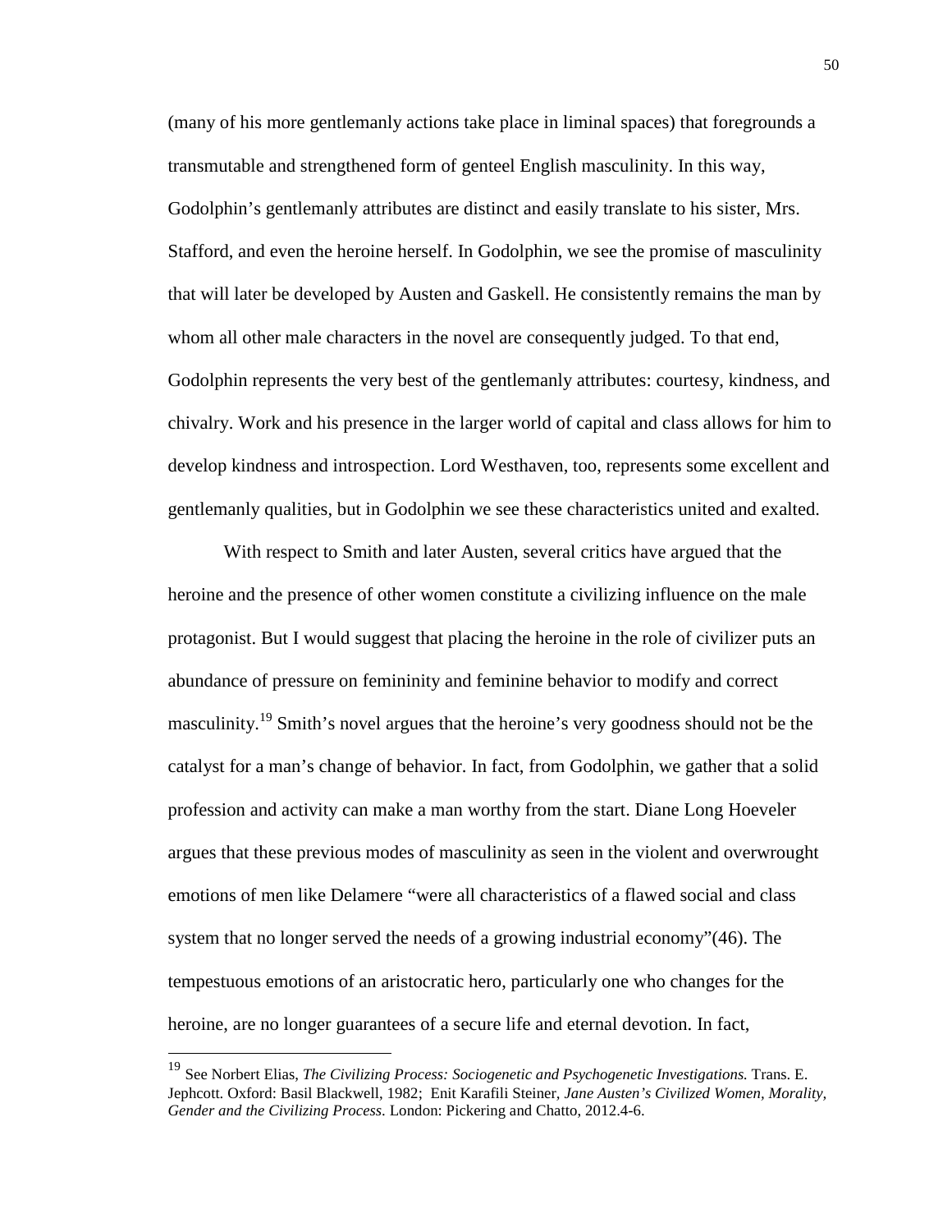(many of his more gentlemanly actions take place in liminal spaces) that foregrounds a transmutable and strengthened form of genteel English masculinity. In this way, Godolphin's gentlemanly attributes are distinct and easily translate to his sister, Mrs. Stafford, and even the heroine herself. In Godolphin, we see the promise of masculinity that will later be developed by Austen and Gaskell. He consistently remains the man by whom all other male characters in the novel are consequently judged. To that end, Godolphin represents the very best of the gentlemanly attributes: courtesy, kindness, and chivalry. Work and his presence in the larger world of capital and class allows for him to develop kindness and introspection. Lord Westhaven, too, represents some excellent and gentlemanly qualities, but in Godolphin we see these characteristics united and exalted.

With respect to Smith and later Austen, several critics have argued that the heroine and the presence of other women constitute a civilizing influence on the male protagonist. But I would suggest that placing the heroine in the role of civilizer puts an abundance of pressure on femininity and feminine behavior to modify and correct masculinity.[19] Smith's novel argues that the heroine's very goodness should not be the catalyst for a man's change of behavior. In fact, from Godolphin, we gather that a solid profession and activity can make a man worthy from the start. Diane Long Hoeveler argues that these previous modes of masculinity as seen in the violent and overwrought emotions of men like Delamere "were all characteristics of a flawed social and class system that no longer served the needs of a growing industrial economy"(46). The tempestuous emotions of an aristocratic hero, particularly one who changes for the heroine, are no longer guarantees of a secure life and eternal devotion. In fact,

---

[19] See Norbert Elias, *The Civilizing Process: Sociogenetic and Psychogenetic Investigations.* Trans. E. Jephcott. Oxford: Basil Blackwell, 1982; Enit Karafili Steiner, *Jane Austen's Civilized Women, Morality, Gender and the Civilizing Process.* London: Pickering and Chatto, 2012.4-6.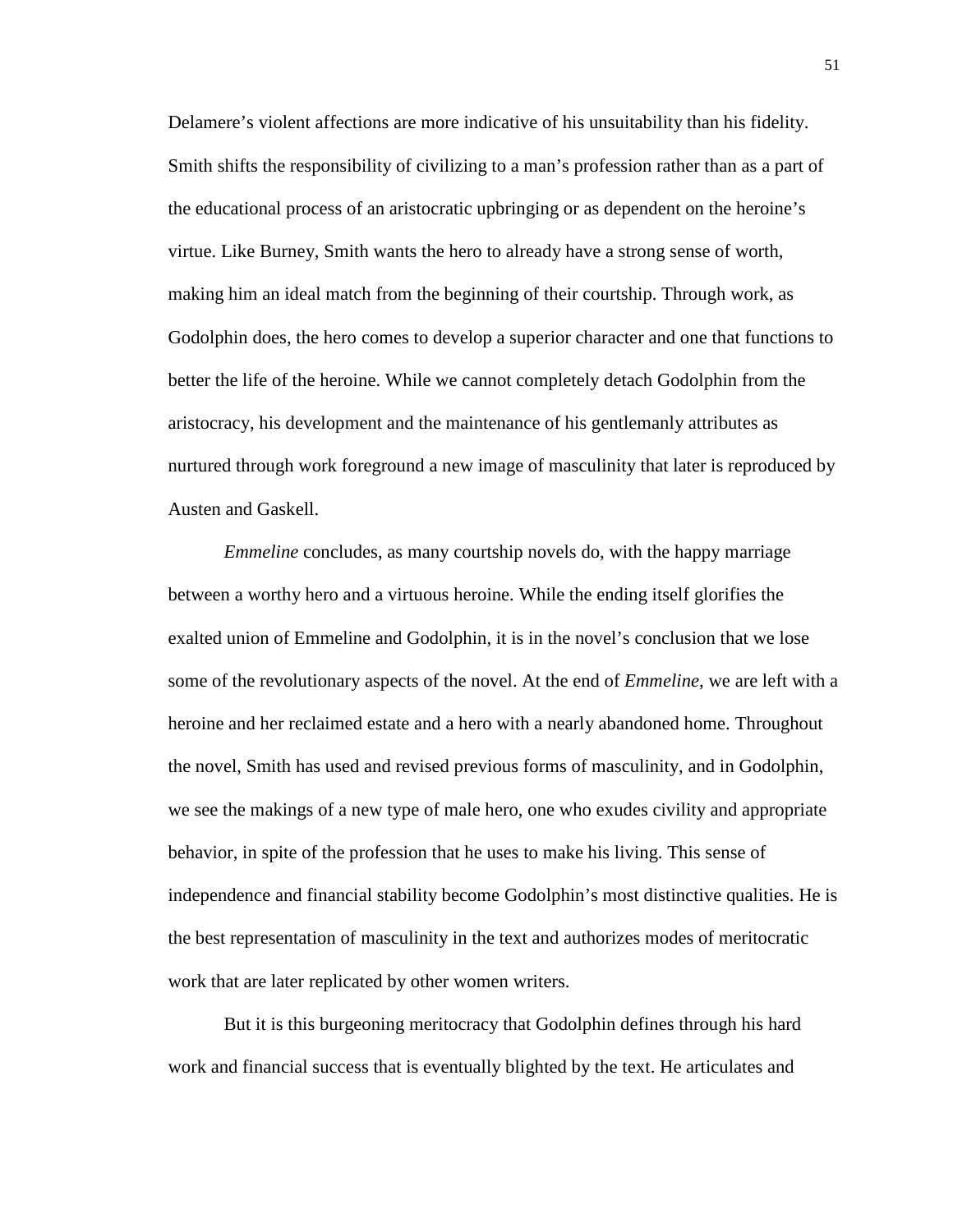Delamere's violent affections are more indicative of his unsuitability than his fidelity. Smith shifts the responsibility of civilizing to a man's profession rather than as a part of the educational process of an aristocratic upbringing or as dependent on the heroine's virtue. Like Burney, Smith wants the hero to already have a strong sense of worth, making him an ideal match from the beginning of their courtship. Through work, as Godolphin does, the hero comes to develop a superior character and one that functions to better the life of the heroine. While we cannot completely detach Godolphin from the aristocracy, his development and the maintenance of his gentlemanly attributes as nurtured through work foreground a new image of masculinity that later is reproduced by Austen and Gaskell.

*Emmeline* concludes, as many courtship novels do, with the happy marriage between a worthy hero and a virtuous heroine. While the ending itself glorifies the exalted union of Emmeline and Godolphin, it is in the novel's conclusion that we lose some of the revolutionary aspects of the novel. At the end of *Emmeline*, we are left with a heroine and her reclaimed estate and a hero with a nearly abandoned home. Throughout the novel, Smith has used and revised previous forms of masculinity, and in Godolphin, we see the makings of a new type of male hero, one who exudes civility and appropriate behavior, in spite of the profession that he uses to make his living. This sense of independence and financial stability become Godolphin's most distinctive qualities. He is the best representation of masculinity in the text and authorizes modes of meritocratic work that are later replicated by other women writers.

But it is this burgeoning meritocracy that Godolphin defines through his hard work and financial success that is eventually blighted by the text. He articulates and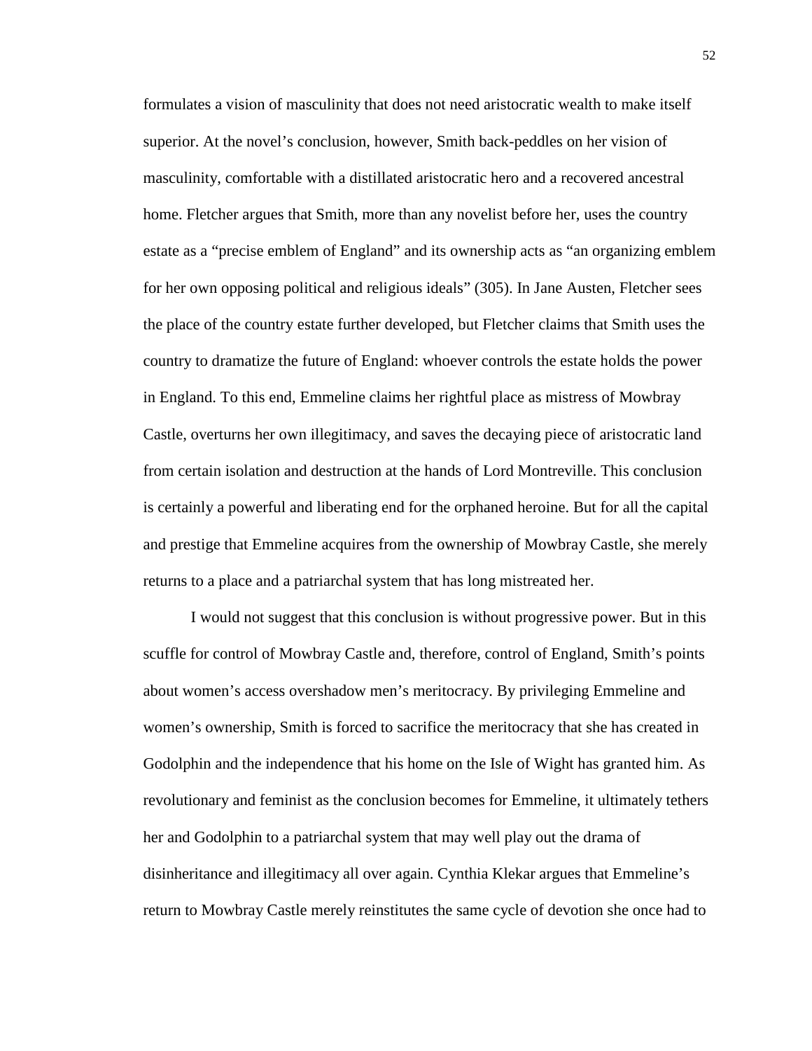formulates a vision of masculinity that does not need aristocratic wealth to make itself superior. At the novel's conclusion, however, Smith back-peddles on her vision of masculinity, comfortable with a distillated aristocratic hero and a recovered ancestral home. Fletcher argues that Smith, more than any novelist before her, uses the country estate as a "precise emblem of England" and its ownership acts as "an organizing emblem for her own opposing political and religious ideals" (305). In Jane Austen, Fletcher sees the place of the country estate further developed, but Fletcher claims that Smith uses the country to dramatize the future of England: whoever controls the estate holds the power in England. To this end, Emmeline claims her rightful place as mistress of Mowbray Castle, overturns her own illegitimacy, and saves the decaying piece of aristocratic land from certain isolation and destruction at the hands of Lord Montreville. This conclusion is certainly a powerful and liberating end for the orphaned heroine. But for all the capital and prestige that Emmeline acquires from the ownership of Mowbray Castle, she merely returns to a place and a patriarchal system that has long mistreated her.

I would not suggest that this conclusion is without progressive power. But in this scuffle for control of Mowbray Castle and, therefore, control of England, Smith's points about women's access overshadow men's meritocracy. By privileging Emmeline and women's ownership, Smith is forced to sacrifice the meritocracy that she has created in Godolphin and the independence that his home on the Isle of Wight has granted him. As revolutionary and feminist as the conclusion becomes for Emmeline, it ultimately tethers her and Godolphin to a patriarchal system that may well play out the drama of disinheritance and illegitimacy all over again. Cynthia Klekar argues that Emmeline's return to Mowbray Castle merely reinstitutes the same cycle of devotion she once had to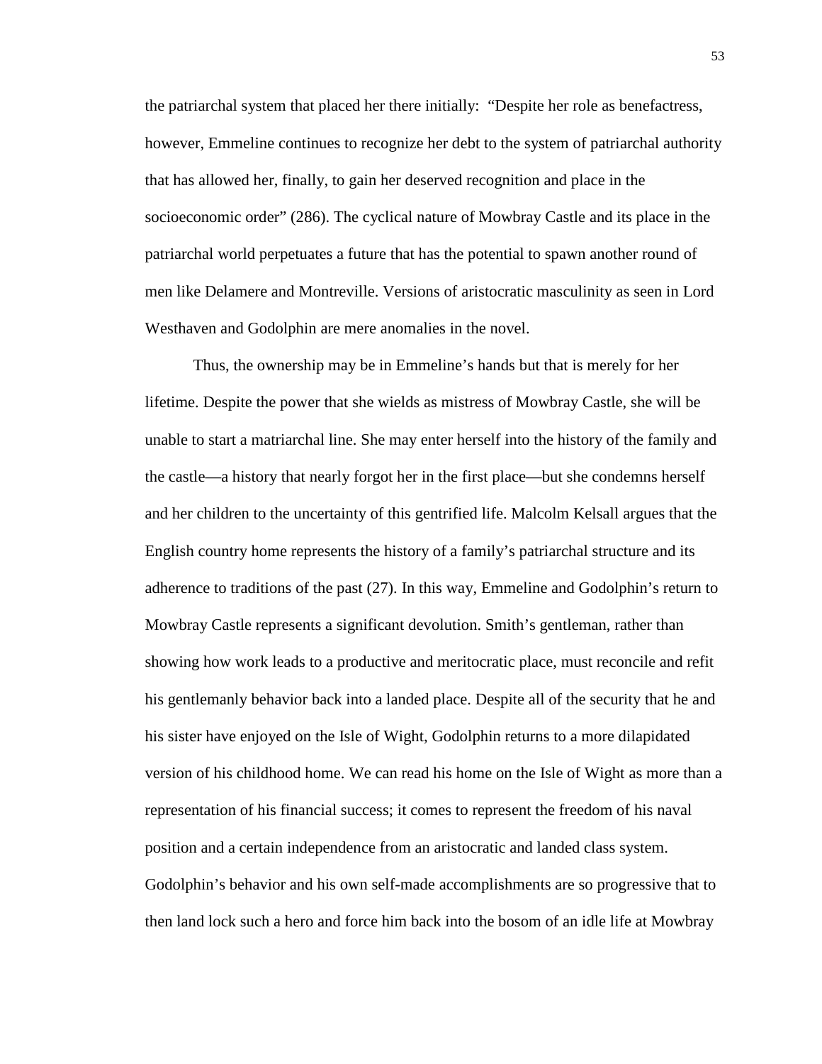the patriarchal system that placed her there initially: "Despite her role as benefactress, however, Emmeline continues to recognize her debt to the system of patriarchal authority that has allowed her, finally, to gain her deserved recognition and place in the socioeconomic order" (286). The cyclical nature of Mowbray Castle and its place in the patriarchal world perpetuates a future that has the potential to spawn another round of men like Delamere and Montreville. Versions of aristocratic masculinity as seen in Lord Westhaven and Godolphin are mere anomalies in the novel.

Thus, the ownership may be in Emmeline's hands but that is merely for her lifetime. Despite the power that she wields as mistress of Mowbray Castle, she will be unable to start a matriarchal line. She may enter herself into the history of the family and the castle—a history that nearly forgot her in the first place—but she condemns herself and her children to the uncertainty of this gentrified life. Malcolm Kelsall argues that the English country home represents the history of a family's patriarchal structure and its adherence to traditions of the past (27). In this way, Emmeline and Godolphin's return to Mowbray Castle represents a significant devolution. Smith's gentleman, rather than showing how work leads to a productive and meritocratic place, must reconcile and refit his gentlemanly behavior back into a landed place. Despite all of the security that he and his sister have enjoyed on the Isle of Wight, Godolphin returns to a more dilapidated version of his childhood home. We can read his home on the Isle of Wight as more than a representation of his financial success; it comes to represent the freedom of his naval position and a certain independence from an aristocratic and landed class system. Godolphin's behavior and his own self-made accomplishments are so progressive that to then land lock such a hero and force him back into the bosom of an idle life at Mowbray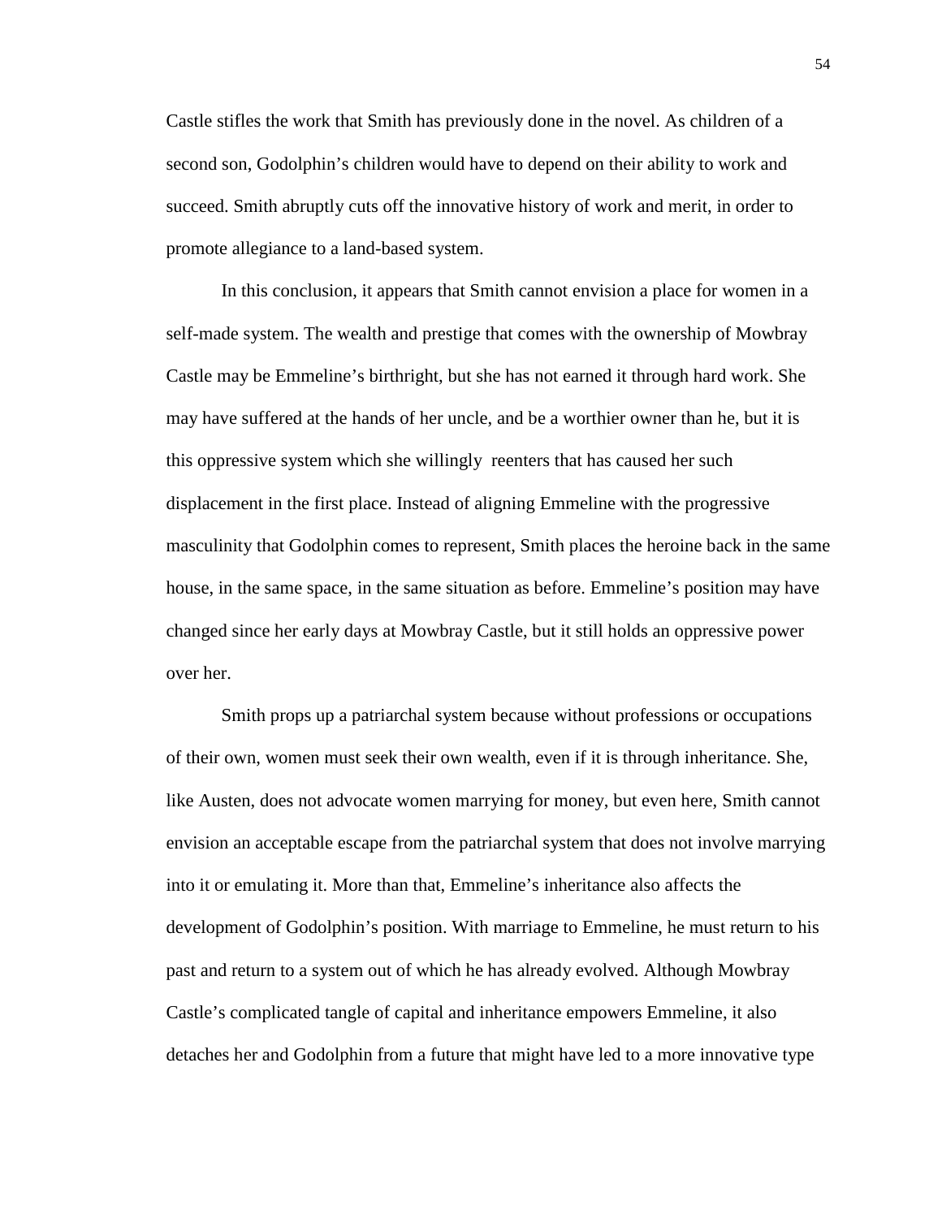Castle stifles the work that Smith has previously done in the novel. As children of a second son, Godolphin's children would have to depend on their ability to work and succeed. Smith abruptly cuts off the innovative history of work and merit, in order to promote allegiance to a land-based system.

In this conclusion, it appears that Smith cannot envision a place for women in a self-made system. The wealth and prestige that comes with the ownership of Mowbray Castle may be Emmeline's birthright, but she has not earned it through hard work. She may have suffered at the hands of her uncle, and be a worthier owner than he, but it is this oppressive system which she willingly reenters that has caused her such displacement in the first place. Instead of aligning Emmeline with the progressive masculinity that Godolphin comes to represent, Smith places the heroine back in the same house, in the same space, in the same situation as before. Emmeline's position may have changed since her early days at Mowbray Castle, but it still holds an oppressive power over her.

Smith props up a patriarchal system because without professions or occupations of their own, women must seek their own wealth, even if it is through inheritance. She, like Austen, does not advocate women marrying for money, but even here, Smith cannot envision an acceptable escape from the patriarchal system that does not involve marrying into it or emulating it. More than that, Emmeline's inheritance also affects the development of Godolphin's position. With marriage to Emmeline, he must return to his past and return to a system out of which he has already evolved. Although Mowbray Castle's complicated tangle of capital and inheritance empowers Emmeline, it also detaches her and Godolphin from a future that might have led to a more innovative type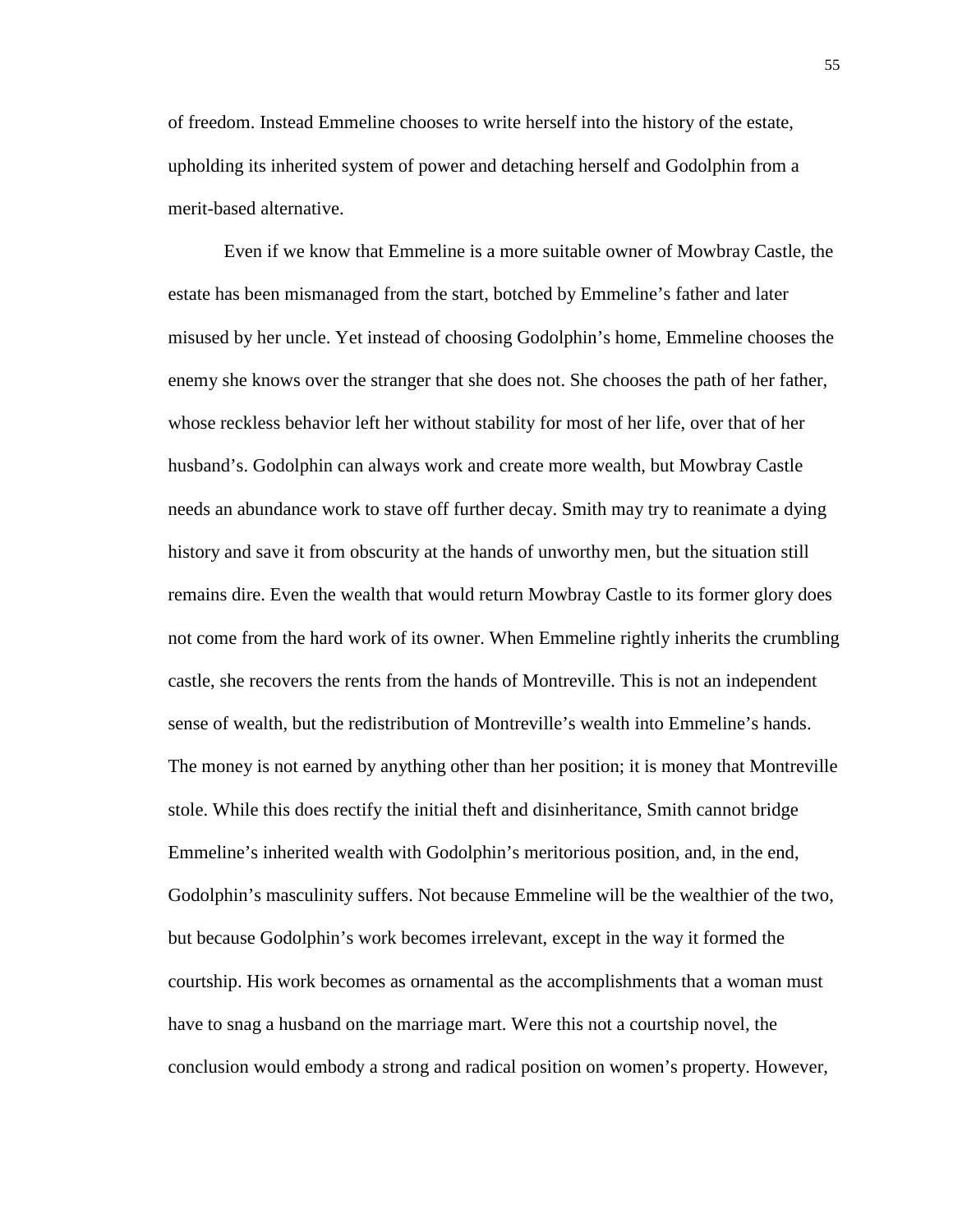of freedom. Instead Emmeline chooses to write herself into the history of the estate, upholding its inherited system of power and detaching herself and Godolphin from a merit-based alternative.

Even if we know that Emmeline is a more suitable owner of Mowbray Castle, the estate has been mismanaged from the start, botched by Emmeline's father and later misused by her uncle. Yet instead of choosing Godolphin's home, Emmeline chooses the enemy she knows over the stranger that she does not. She chooses the path of her father, whose reckless behavior left her without stability for most of her life, over that of her husband's. Godolphin can always work and create more wealth, but Mowbray Castle needs an abundance work to stave off further decay. Smith may try to reanimate a dying history and save it from obscurity at the hands of unworthy men, but the situation still remains dire. Even the wealth that would return Mowbray Castle to its former glory does not come from the hard work of its owner. When Emmeline rightly inherits the crumbling castle, she recovers the rents from the hands of Montreville. This is not an independent sense of wealth, but the redistribution of Montreville's wealth into Emmeline's hands. The money is not earned by anything other than her position; it is money that Montreville stole. While this does rectify the initial theft and disinheritance, Smith cannot bridge Emmeline's inherited wealth with Godolphin's meritorious position, and, in the end, Godolphin's masculinity suffers. Not because Emmeline will be the wealthier of the two, but because Godolphin's work becomes irrelevant, except in the way it formed the courtship. His work becomes as ornamental as the accomplishments that a woman must have to snag a husband on the marriage mart. Were this not a courtship novel, the conclusion would embody a strong and radical position on women's property. However,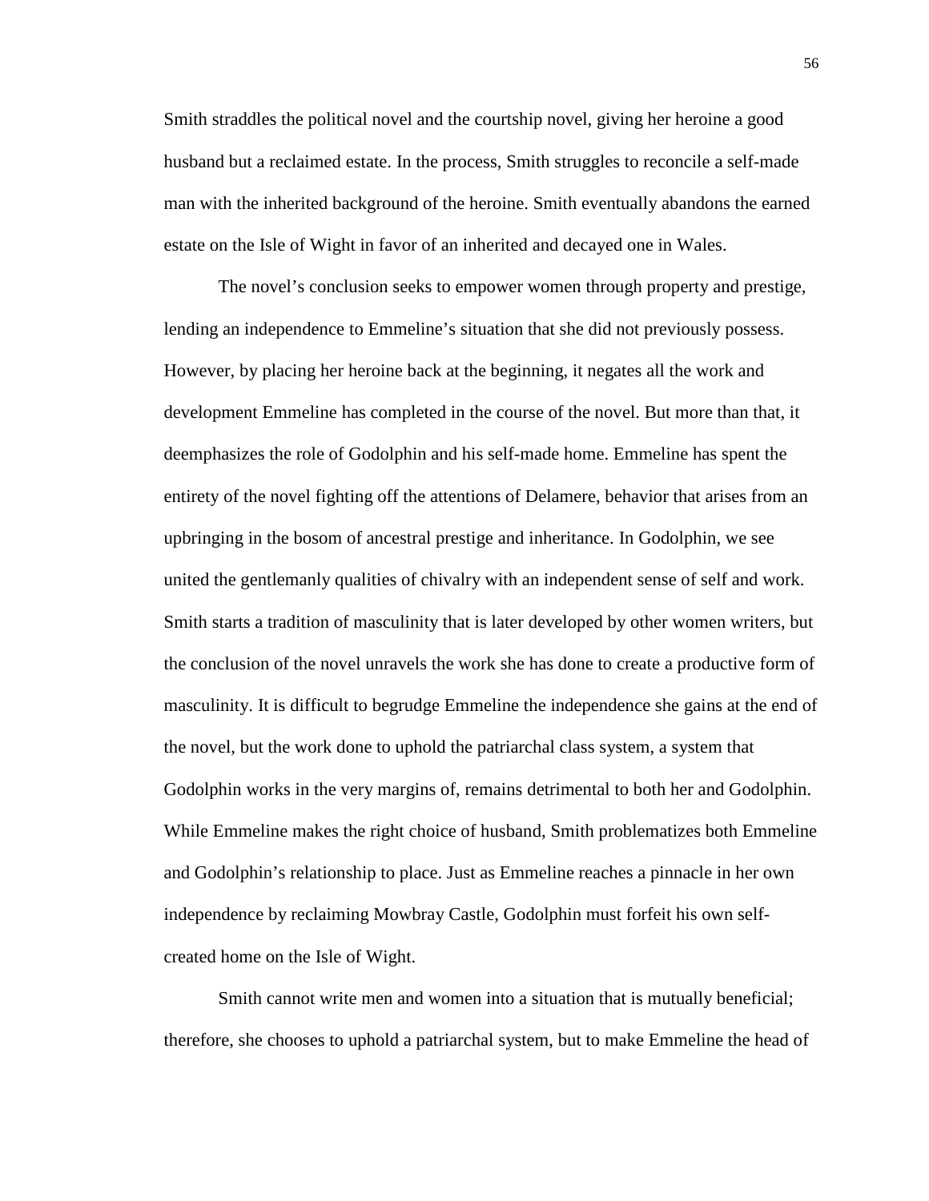Smith straddles the political novel and the courtship novel, giving her heroine a good husband but a reclaimed estate. In the process, Smith struggles to reconcile a self-made man with the inherited background of the heroine. Smith eventually abandons the earned estate on the Isle of Wight in favor of an inherited and decayed one in Wales.

The novel's conclusion seeks to empower women through property and prestige, lending an independence to Emmeline's situation that she did not previously possess. However, by placing her heroine back at the beginning, it negates all the work and development Emmeline has completed in the course of the novel. But more than that, it deemphasizes the role of Godolphin and his self-made home. Emmeline has spent the entirety of the novel fighting off the attentions of Delamere, behavior that arises from an upbringing in the bosom of ancestral prestige and inheritance. In Godolphin, we see united the gentlemanly qualities of chivalry with an independent sense of self and work. Smith starts a tradition of masculinity that is later developed by other women writers, but the conclusion of the novel unravels the work she has done to create a productive form of masculinity. It is difficult to begrudge Emmeline the independence she gains at the end of the novel, but the work done to uphold the patriarchal class system, a system that Godolphin works in the very margins of, remains detrimental to both her and Godolphin. While Emmeline makes the right choice of husband, Smith problematizes both Emmeline and Godolphin's relationship to place. Just as Emmeline reaches a pinnacle in her own independence by reclaiming Mowbray Castle, Godolphin must forfeit his own self-created home on the Isle of Wight.

Smith cannot write men and women into a situation that is mutually beneficial; therefore, she chooses to uphold a patriarchal system, but to make Emmeline the head of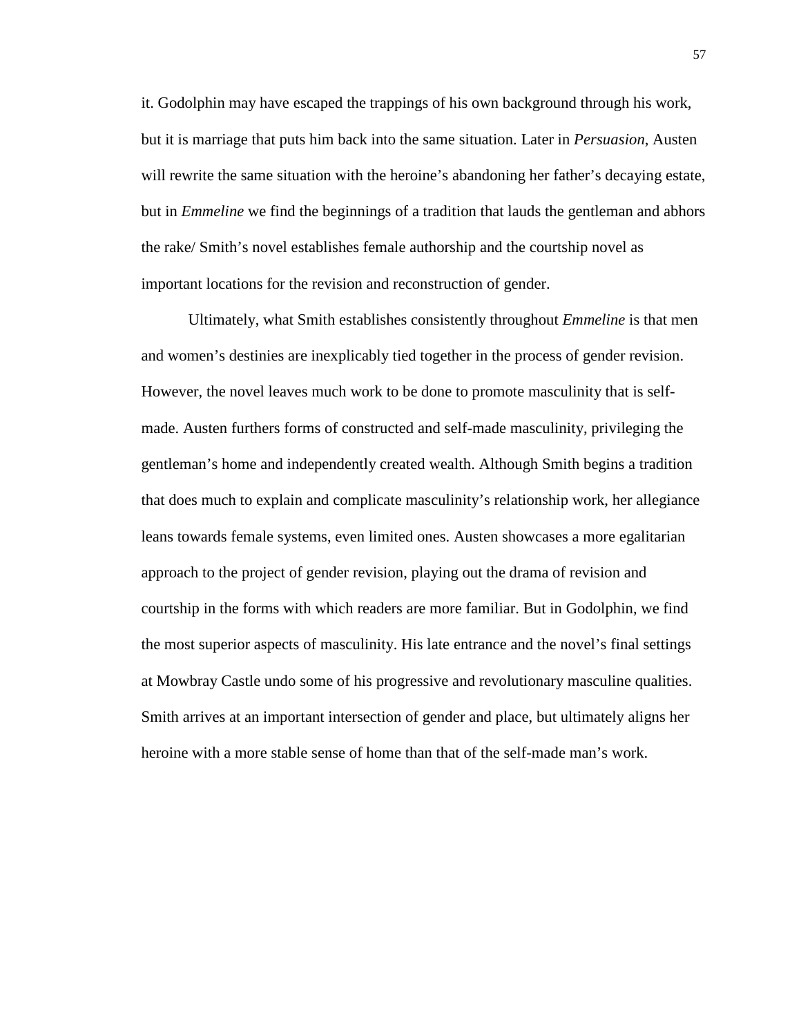it. Godolphin may have escaped the trappings of his own background through his work, but it is marriage that puts him back into the same situation. Later in *Persuasion*, Austen will rewrite the same situation with the heroine's abandoning her father's decaying estate, but in *Emmeline* we find the beginnings of a tradition that lauds the gentleman and abhors the rake/ Smith's novel establishes female authorship and the courtship novel as important locations for the revision and reconstruction of gender.

Ultimately, what Smith establishes consistently throughout *Emmeline* is that men and women's destinies are inexplicably tied together in the process of gender revision. However, the novel leaves much work to be done to promote masculinity that is self-made. Austen furthers forms of constructed and self-made masculinity, privileging the gentleman's home and independently created wealth. Although Smith begins a tradition that does much to explain and complicate masculinity's relationship work, her allegiance leans towards female systems, even limited ones. Austen showcases a more egalitarian approach to the project of gender revision, playing out the drama of revision and courtship in the forms with which readers are more familiar. But in Godolphin, we find the most superior aspects of masculinity. His late entrance and the novel's final settings at Mowbray Castle undo some of his progressive and revolutionary masculine qualities. Smith arrives at an important intersection of gender and place, but ultimately aligns her heroine with a more stable sense of home than that of the self-made man's work.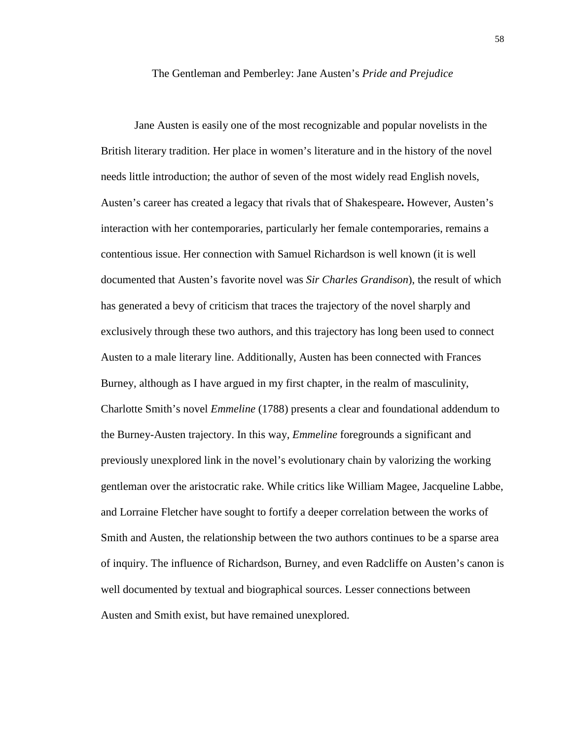# The Gentleman and Pemberley: Jane Austen's *Pride and Prejudice*

Jane Austen is easily one of the most recognizable and popular novelists in the British literary tradition. Her place in women's literature and in the history of the novel needs little introduction; the author of seven of the most widely read English novels, Austen's career has created a legacy that rivals that of Shakespeare**.** However, Austen's interaction with her contemporaries, particularly her female contemporaries, remains a contentious issue. Her connection with Samuel Richardson is well known (it is well documented that Austen's favorite novel was *Sir Charles Grandison*), the result of which has generated a bevy of criticism that traces the trajectory of the novel sharply and exclusively through these two authors, and this trajectory has long been used to connect Austen to a male literary line. Additionally, Austen has been connected with Frances Burney, although as I have argued in my first chapter, in the realm of masculinity, Charlotte Smith's novel *Emmeline* (1788) presents a clear and foundational addendum to the Burney-Austen trajectory. In this way, *Emmeline* foregrounds a significant and previously unexplored link in the novel's evolutionary chain by valorizing the working gentleman over the aristocratic rake. While critics like William Magee, Jacqueline Labbe, and Lorraine Fletcher have sought to fortify a deeper correlation between the works of Smith and Austen, the relationship between the two authors continues to be a sparse area of inquiry. The influence of Richardson, Burney, and even Radcliffe on Austen's canon is well documented by textual and biographical sources. Lesser connections between Austen and Smith exist, but have remained unexplored.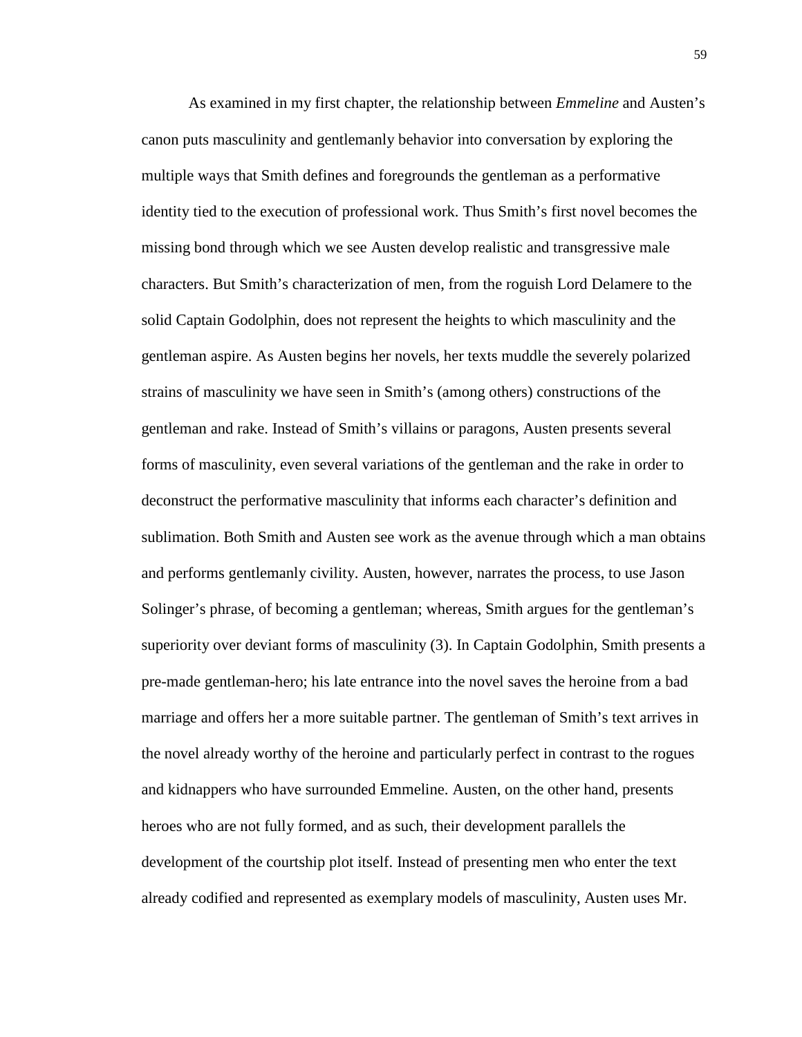As examined in my first chapter, the relationship between *Emmeline* and Austen's canon puts masculinity and gentlemanly behavior into conversation by exploring the multiple ways that Smith defines and foregrounds the gentleman as a performative identity tied to the execution of professional work. Thus Smith's first novel becomes the missing bond through which we see Austen develop realistic and transgressive male characters. But Smith's characterization of men, from the roguish Lord Delamere to the solid Captain Godolphin, does not represent the heights to which masculinity and the gentleman aspire. As Austen begins her novels, her texts muddle the severely polarized strains of masculinity we have seen in Smith's (among others) constructions of the gentleman and rake. Instead of Smith's villains or paragons, Austen presents several forms of masculinity, even several variations of the gentleman and the rake in order to deconstruct the performative masculinity that informs each character's definition and sublimation. Both Smith and Austen see work as the avenue through which a man obtains and performs gentlemanly civility. Austen, however, narrates the process, to use Jason Solinger's phrase, of becoming a gentleman; whereas, Smith argues for the gentleman's superiority over deviant forms of masculinity (3). In Captain Godolphin, Smith presents a pre-made gentleman-hero; his late entrance into the novel saves the heroine from a bad marriage and offers her a more suitable partner. The gentleman of Smith's text arrives in the novel already worthy of the heroine and particularly perfect in contrast to the rogues and kidnappers who have surrounded Emmeline. Austen, on the other hand, presents heroes who are not fully formed, and as such, their development parallels the development of the courtship plot itself. Instead of presenting men who enter the text already codified and represented as exemplary models of masculinity, Austen uses Mr.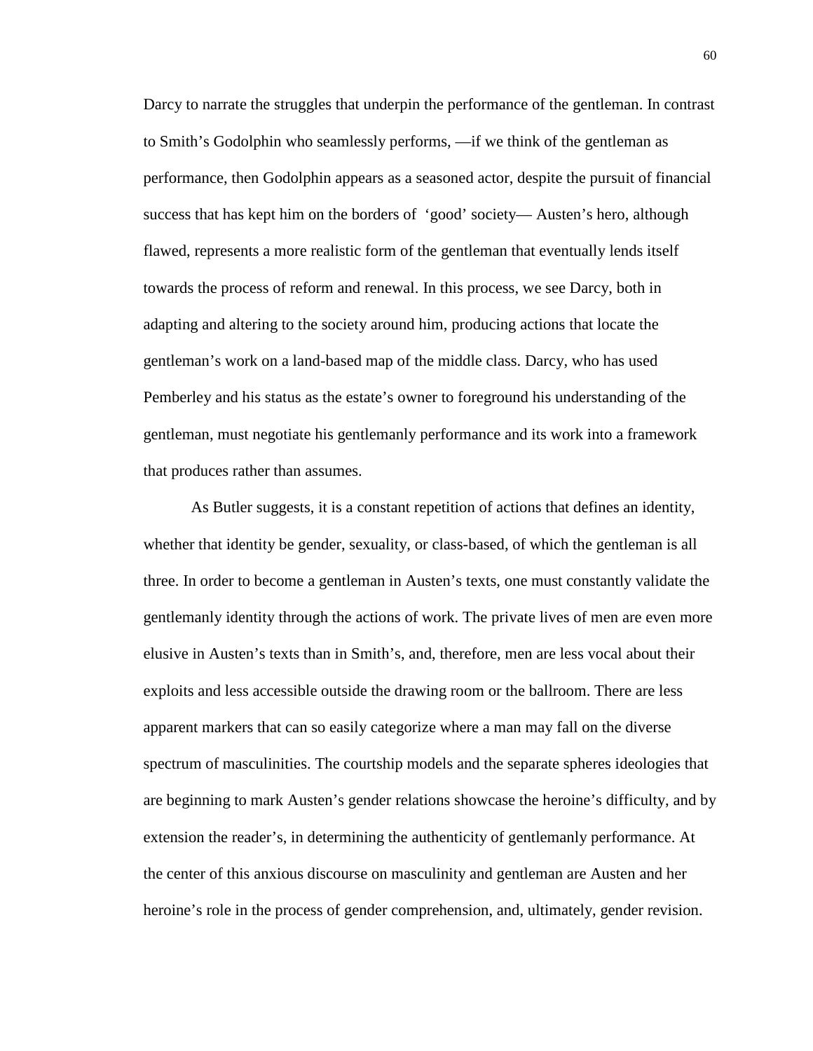Darcy to narrate the struggles that underpin the performance of the gentleman. In contrast to Smith's Godolphin who seamlessly performs, —if we think of the gentleman as performance, then Godolphin appears as a seasoned actor, despite the pursuit of financial success that has kept him on the borders of 'good' society— Austen's hero, although flawed, represents a more realistic form of the gentleman that eventually lends itself towards the process of reform and renewal. In this process, we see Darcy, both in adapting and altering to the society around him, producing actions that locate the gentleman's work on a land-based map of the middle class. Darcy, who has used Pemberley and his status as the estate's owner to foreground his understanding of the gentleman, must negotiate his gentlemanly performance and its work into a framework that produces rather than assumes.

As Butler suggests, it is a constant repetition of actions that defines an identity, whether that identity be gender, sexuality, or class-based, of which the gentleman is all three. In order to become a gentleman in Austen's texts, one must constantly validate the gentlemanly identity through the actions of work. The private lives of men are even more elusive in Austen's texts than in Smith's, and, therefore, men are less vocal about their exploits and less accessible outside the drawing room or the ballroom. There are less apparent markers that can so easily categorize where a man may fall on the diverse spectrum of masculinities. The courtship models and the separate spheres ideologies that are beginning to mark Austen's gender relations showcase the heroine's difficulty, and by extension the reader's, in determining the authenticity of gentlemanly performance. At the center of this anxious discourse on masculinity and gentleman are Austen and her heroine's role in the process of gender comprehension, and, ultimately, gender revision.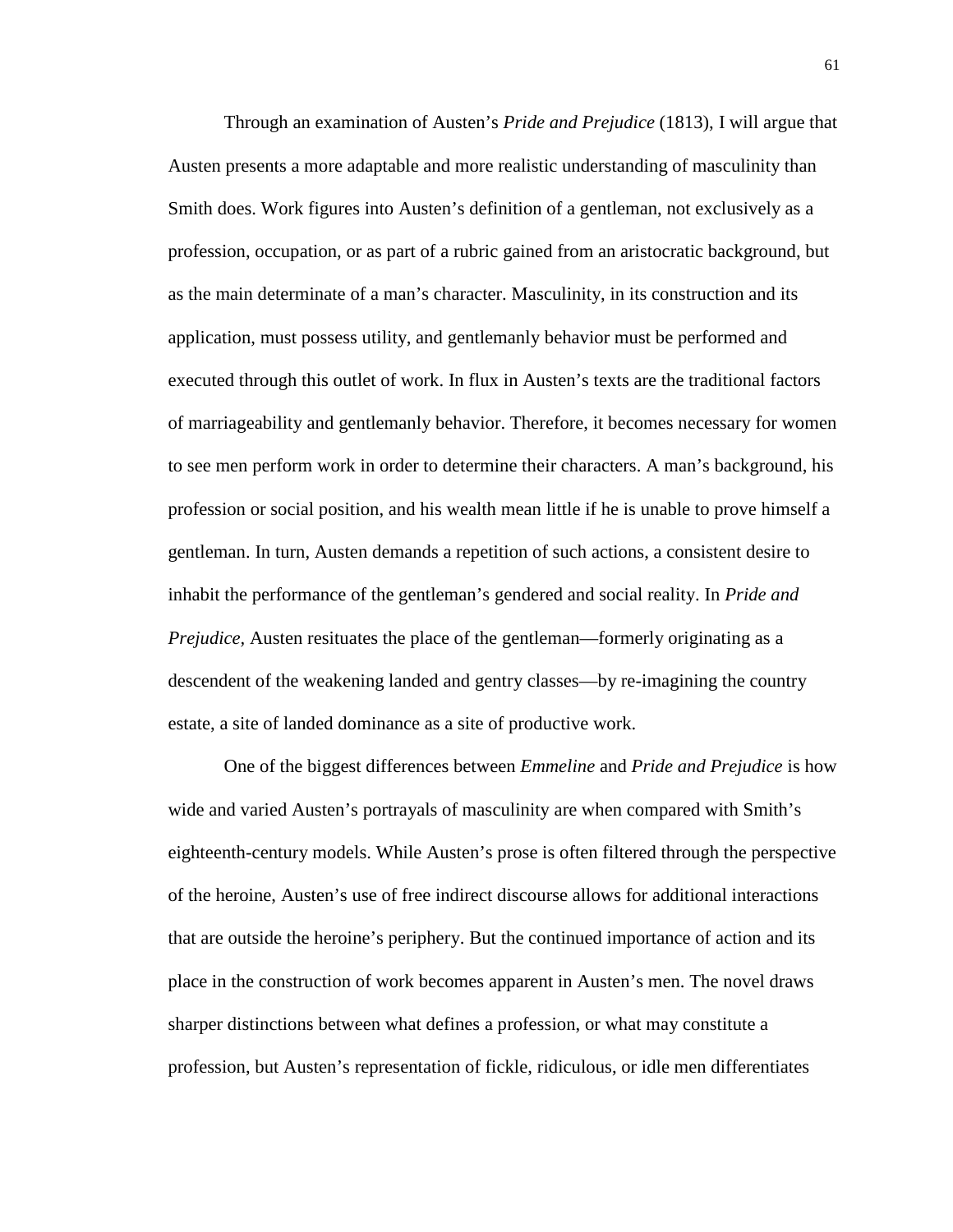Through an examination of Austen's *Pride and Prejudice* (1813), I will argue that Austen presents a more adaptable and more realistic understanding of masculinity than Smith does. Work figures into Austen's definition of a gentleman, not exclusively as a profession, occupation, or as part of a rubric gained from an aristocratic background, but as the main determinate of a man's character. Masculinity, in its construction and its application, must possess utility, and gentlemanly behavior must be performed and executed through this outlet of work. In flux in Austen's texts are the traditional factors of marriageability and gentlemanly behavior. Therefore, it becomes necessary for women to see men perform work in order to determine their characters. A man's background, his profession or social position, and his wealth mean little if he is unable to prove himself a gentleman. In turn, Austen demands a repetition of such actions, a consistent desire to inhabit the performance of the gentleman's gendered and social reality. In *Pride and Prejudice,* Austen resituates the place of the gentleman—formerly originating as a descendent of the weakening landed and gentry classes—by re-imagining the country estate, a site of landed dominance as a site of productive work.

One of the biggest differences between *Emmeline* and *Pride and Prejudice* is how wide and varied Austen's portrayals of masculinity are when compared with Smith's eighteenth-century models. While Austen's prose is often filtered through the perspective of the heroine, Austen's use of free indirect discourse allows for additional interactions that are outside the heroine's periphery. But the continued importance of action and its place in the construction of work becomes apparent in Austen's men. The novel draws sharper distinctions between what defines a profession, or what may constitute a profession, but Austen's representation of fickle, ridiculous, or idle men differentiates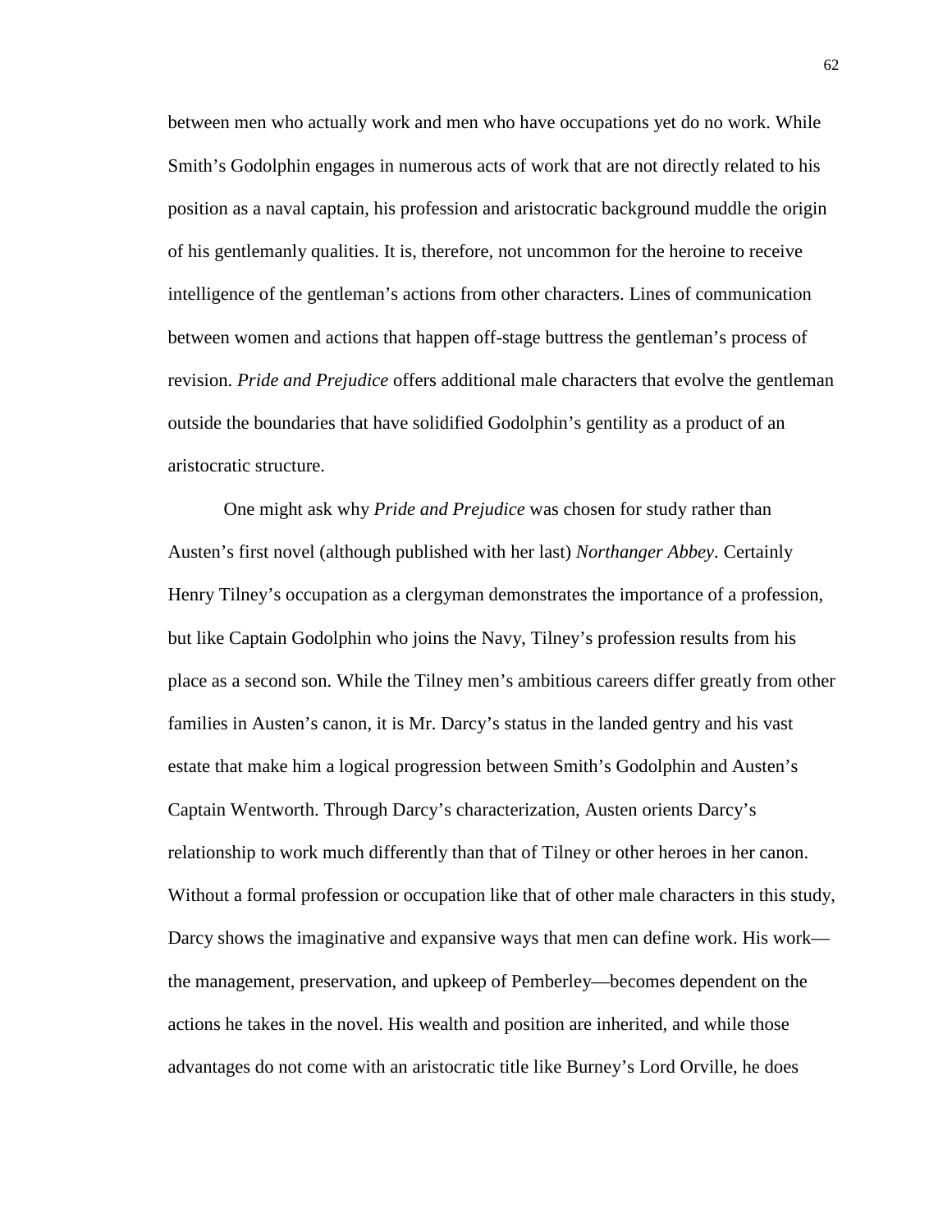between men who actually work and men who have occupations yet do no work. While Smith's Godolphin engages in numerous acts of work that are not directly related to his position as a naval captain, his profession and aristocratic background muddle the origin of his gentlemanly qualities. It is, therefore, not uncommon for the heroine to receive intelligence of the gentleman's actions from other characters. Lines of communication between women and actions that happen off-stage buttress the gentleman's process of revision. *Pride and Prejudice* offers additional male characters that evolve the gentleman outside the boundaries that have solidified Godolphin's gentility as a product of an aristocratic structure.

One might ask why *Pride and Prejudice* was chosen for study rather than Austen's first novel (although published with her last) *Northanger Abbey*. Certainly Henry Tilney's occupation as a clergyman demonstrates the importance of a profession, but like Captain Godolphin who joins the Navy, Tilney's profession results from his place as a second son. While the Tilney men's ambitious careers differ greatly from other families in Austen's canon, it is Mr. Darcy's status in the landed gentry and his vast estate that make him a logical progression between Smith's Godolphin and Austen's Captain Wentworth. Through Darcy's characterization, Austen orients Darcy's relationship to work much differently than that of Tilney or other heroes in her canon. Without a formal profession or occupation like that of other male characters in this study, Darcy shows the imaginative and expansive ways that men can define work. His work—the management, preservation, and upkeep of Pemberley—becomes dependent on the actions he takes in the novel. His wealth and position are inherited, and while those advantages do not come with an aristocratic title like Burney's Lord Orville, he does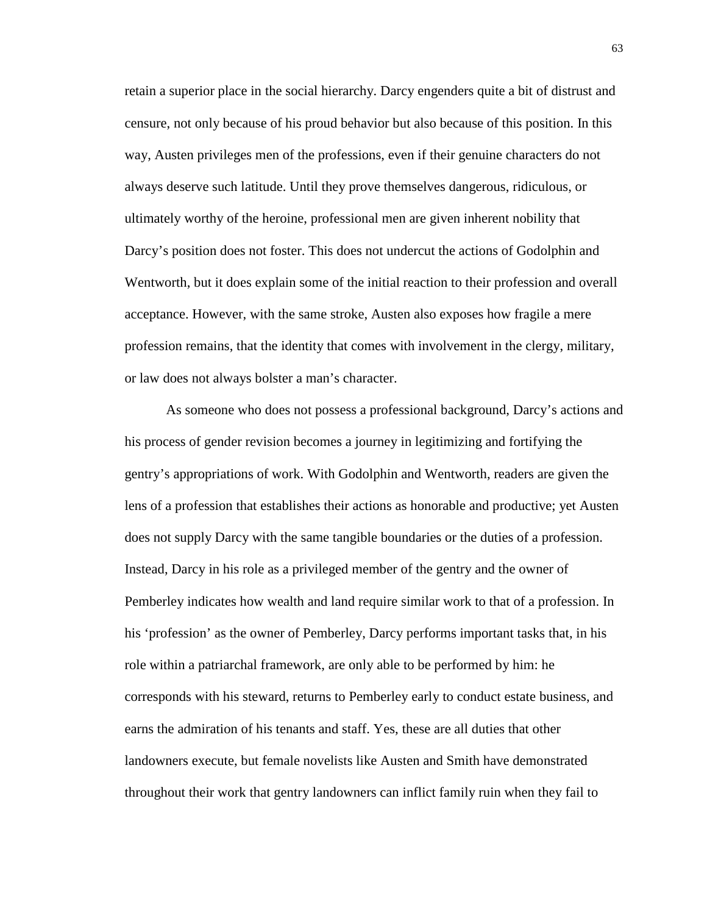retain a superior place in the social hierarchy. Darcy engenders quite a bit of distrust and censure, not only because of his proud behavior but also because of this position. In this way, Austen privileges men of the professions, even if their genuine characters do not always deserve such latitude. Until they prove themselves dangerous, ridiculous, or ultimately worthy of the heroine, professional men are given inherent nobility that Darcy's position does not foster. This does not undercut the actions of Godolphin and Wentworth, but it does explain some of the initial reaction to their profession and overall acceptance. However, with the same stroke, Austen also exposes how fragile a mere profession remains, that the identity that comes with involvement in the clergy, military, or law does not always bolster a man's character.

As someone who does not possess a professional background, Darcy's actions and his process of gender revision becomes a journey in legitimizing and fortifying the gentry's appropriations of work. With Godolphin and Wentworth, readers are given the lens of a profession that establishes their actions as honorable and productive; yet Austen does not supply Darcy with the same tangible boundaries or the duties of a profession. Instead, Darcy in his role as a privileged member of the gentry and the owner of Pemberley indicates how wealth and land require similar work to that of a profession. In his 'profession' as the owner of Pemberley, Darcy performs important tasks that, in his role within a patriarchal framework, are only able to be performed by him: he corresponds with his steward, returns to Pemberley early to conduct estate business, and earns the admiration of his tenants and staff. Yes, these are all duties that other landowners execute, but female novelists like Austen and Smith have demonstrated throughout their work that gentry landowners can inflict family ruin when they fail to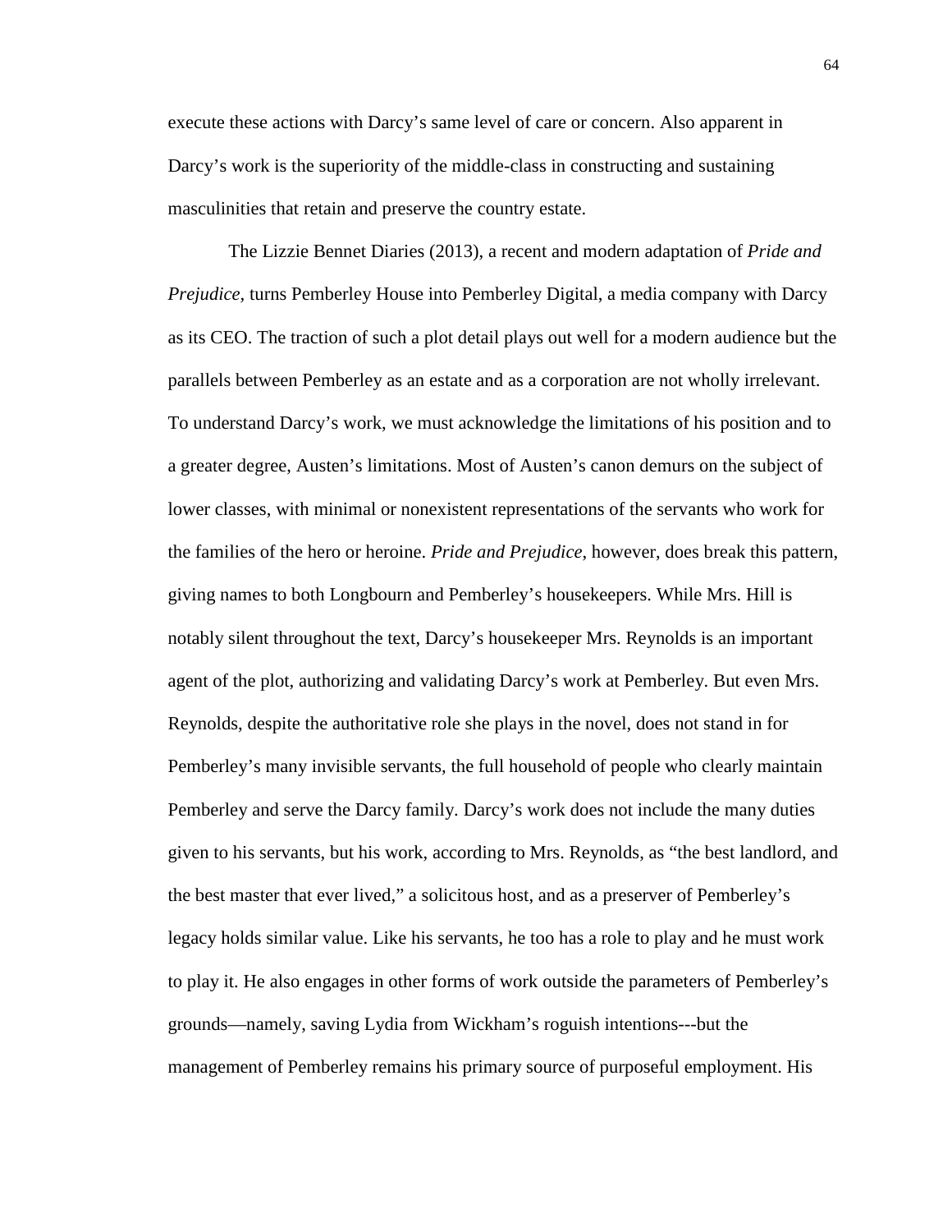execute these actions with Darcy's same level of care or concern. Also apparent in Darcy's work is the superiority of the middle-class in constructing and sustaining masculinities that retain and preserve the country estate.

The Lizzie Bennet Diaries (2013), a recent and modern adaptation of *Pride and Prejudice*, turns Pemberley House into Pemberley Digital, a media company with Darcy as its CEO. The traction of such a plot detail plays out well for a modern audience but the parallels between Pemberley as an estate and as a corporation are not wholly irrelevant. To understand Darcy's work, we must acknowledge the limitations of his position and to a greater degree, Austen's limitations. Most of Austen's canon demurs on the subject of lower classes, with minimal or nonexistent representations of the servants who work for the families of the hero or heroine. *Pride and Prejudice*, however, does break this pattern, giving names to both Longbourn and Pemberley's housekeepers. While Mrs. Hill is notably silent throughout the text, Darcy's housekeeper Mrs. Reynolds is an important agent of the plot, authorizing and validating Darcy's work at Pemberley. But even Mrs. Reynolds, despite the authoritative role she plays in the novel, does not stand in for Pemberley's many invisible servants, the full household of people who clearly maintain Pemberley and serve the Darcy family. Darcy's work does not include the many duties given to his servants, but his work, according to Mrs. Reynolds, as "the best landlord, and the best master that ever lived," a solicitous host, and as a preserver of Pemberley's legacy holds similar value. Like his servants, he too has a role to play and he must work to play it. He also engages in other forms of work outside the parameters of Pemberley's grounds—namely, saving Lydia from Wickham's roguish intentions---but the management of Pemberley remains his primary source of purposeful employment. His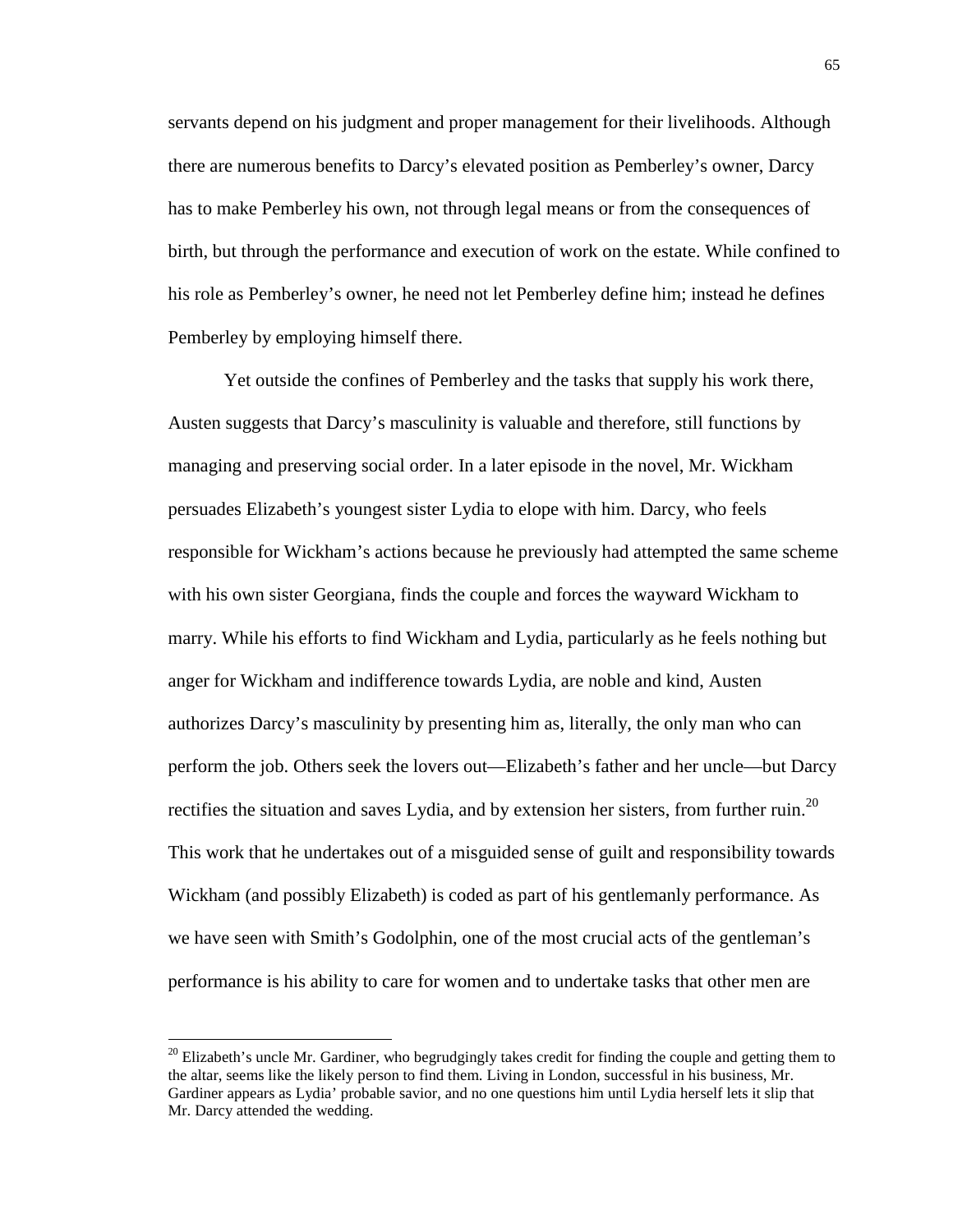servants depend on his judgment and proper management for their livelihoods. Although there are numerous benefits to Darcy's elevated position as Pemberley's owner, Darcy has to make Pemberley his own, not through legal means or from the consequences of birth, but through the performance and execution of work on the estate. While confined to his role as Pemberley's owner, he need not let Pemberley define him; instead he defines Pemberley by employing himself there.

Yet outside the confines of Pemberley and the tasks that supply his work there, Austen suggests that Darcy's masculinity is valuable and therefore, still functions by managing and preserving social order. In a later episode in the novel, Mr. Wickham persuades Elizabeth's youngest sister Lydia to elope with him. Darcy, who feels responsible for Wickham's actions because he previously had attempted the same scheme with his own sister Georgiana, finds the couple and forces the wayward Wickham to marry. While his efforts to find Wickham and Lydia, particularly as he feels nothing but anger for Wickham and indifference towards Lydia, are noble and kind, Austen authorizes Darcy's masculinity by presenting him as, literally, the only man who can perform the job. Others seek the lovers out—Elizabeth's father and her uncle—but Darcy rectifies the situation and saves Lydia, and by extension her sisters, from further ruin.[20] This work that he undertakes out of a misguided sense of guilt and responsibility towards Wickham (and possibly Elizabeth) is coded as part of his gentlemanly performance. As we have seen with Smith's Godolphin, one of the most crucial acts of the gentleman's performance is his ability to care for women and to undertake tasks that other men are

[20] Elizabeth's uncle Mr. Gardiner, who begrudgingly takes credit for finding the couple and getting them to the altar, seems like the likely person to find them. Living in London, successful in his business, Mr. Gardiner appears as Lydia' probable savior, and no one questions him until Lydia herself lets it slip that Mr. Darcy attended the wedding.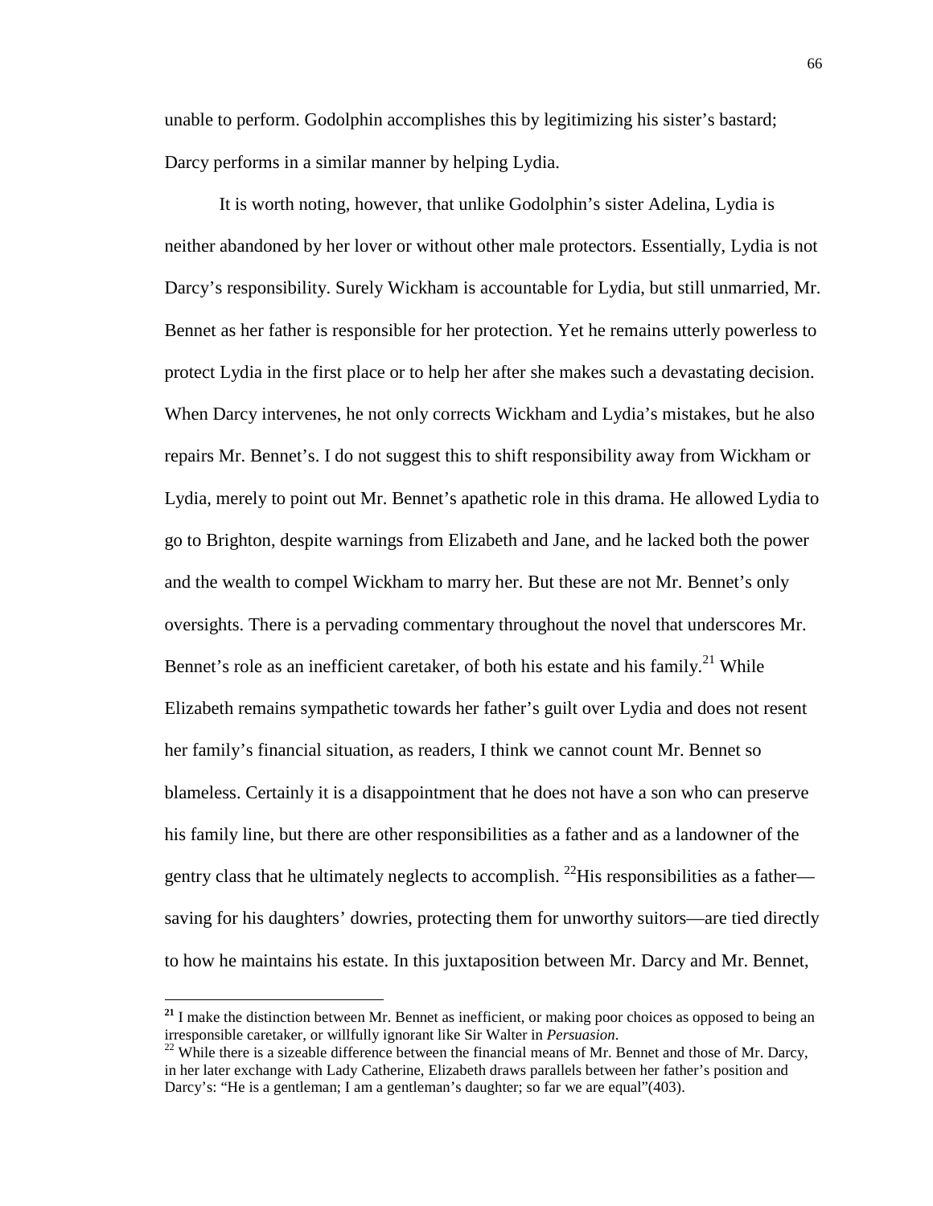unable to perform. Godolphin accomplishes this by legitimizing his sister's bastard; Darcy performs in a similar manner by helping Lydia.

It is worth noting, however, that unlike Godolphin's sister Adelina, Lydia is neither abandoned by her lover or without other male protectors. Essentially, Lydia is not Darcy's responsibility. Surely Wickham is accountable for Lydia, but still unmarried, Mr. Bennet as her father is responsible for her protection. Yet he remains utterly powerless to protect Lydia in the first place or to help her after she makes such a devastating decision. When Darcy intervenes, he not only corrects Wickham and Lydia's mistakes, but he also repairs Mr. Bennet's. I do not suggest this to shift responsibility away from Wickham or Lydia, merely to point out Mr. Bennet's apathetic role in this drama. He allowed Lydia to go to Brighton, despite warnings from Elizabeth and Jane, and he lacked both the power and the wealth to compel Wickham to marry her. But these are not Mr. Bennet's only oversights. There is a pervading commentary throughout the novel that underscores Mr. Bennet's role as an inefficient caretaker, of both his estate and his family.[21] While Elizabeth remains sympathetic towards her father's guilt over Lydia and does not resent her family's financial situation, as readers, I think we cannot count Mr. Bennet so blameless. Certainly it is a disappointment that he does not have a son who can preserve his family line, but there are other responsibilities as a father and as a landowner of the gentry class that he ultimately neglects to accomplish. [22]His responsibilities as a father—saving for his daughters' dowries, protecting them for unworthy suitors—are tied directly to how he maintains his estate. In this juxtaposition between Mr. Darcy and Mr. Bennet,

---

[21] I make the distinction between Mr. Bennet as inefficient, or making poor choices as opposed to being an irresponsible caretaker, or willfully ignorant like Sir Walter in *Persuasion*.

[22] While there is a sizeable difference between the financial means of Mr. Bennet and those of Mr. Darcy, in her later exchange with Lady Catherine, Elizabeth draws parallels between her father's position and Darcy's: "He is a gentleman; I am a gentleman's daughter; so far we are equal"(403).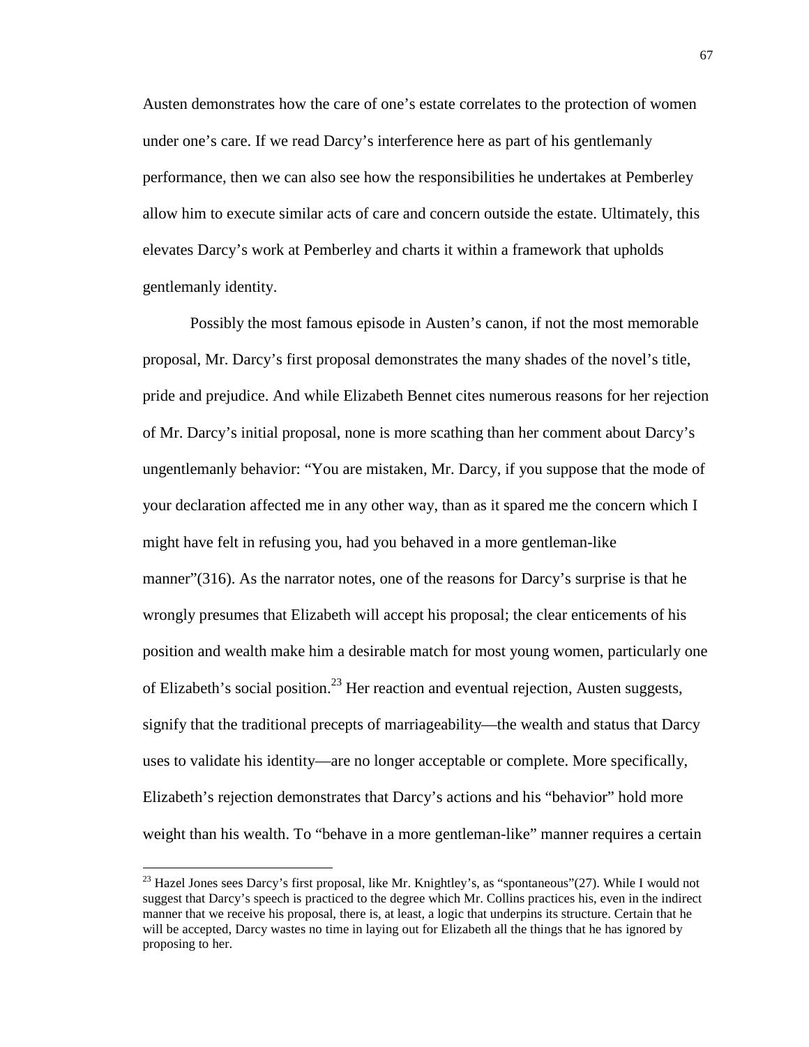Austen demonstrates how the care of one's estate correlates to the protection of women under one's care. If we read Darcy's interference here as part of his gentlemanly performance, then we can also see how the responsibilities he undertakes at Pemberley allow him to execute similar acts of care and concern outside the estate. Ultimately, this elevates Darcy's work at Pemberley and charts it within a framework that upholds gentlemanly identity.

Possibly the most famous episode in Austen's canon, if not the most memorable proposal, Mr. Darcy's first proposal demonstrates the many shades of the novel's title, pride and prejudice. And while Elizabeth Bennet cites numerous reasons for her rejection of Mr. Darcy's initial proposal, none is more scathing than her comment about Darcy's ungentlemanly behavior: "You are mistaken, Mr. Darcy, if you suppose that the mode of your declaration affected me in any other way, than as it spared me the concern which I might have felt in refusing you, had you behaved in a more gentleman-like manner"(316). As the narrator notes, one of the reasons for Darcy's surprise is that he wrongly presumes that Elizabeth will accept his proposal; the clear enticements of his position and wealth make him a desirable match for most young women, particularly one of Elizabeth's social position.[23] Her reaction and eventual rejection, Austen suggests, signify that the traditional precepts of marriageability—the wealth and status that Darcy uses to validate his identity—are no longer acceptable or complete. More specifically, Elizabeth's rejection demonstrates that Darcy's actions and his "behavior" hold more weight than his wealth. To "behave in a more gentleman-like" manner requires a certain

[23] Hazel Jones sees Darcy's first proposal, like Mr. Knightley's, as "spontaneous"(27). While I would not suggest that Darcy's speech is practiced to the degree which Mr. Collins practices his, even in the indirect manner that we receive his proposal, there is, at least, a logic that underpins its structure. Certain that he will be accepted, Darcy wastes no time in laying out for Elizabeth all the things that he has ignored by proposing to her.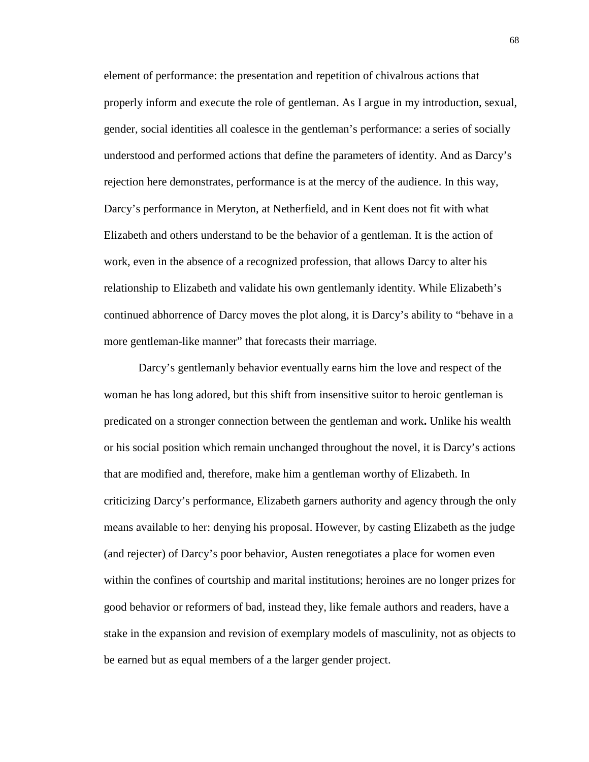element of performance: the presentation and repetition of chivalrous actions that properly inform and execute the role of gentleman. As I argue in my introduction, sexual, gender, social identities all coalesce in the gentleman's performance: a series of socially understood and performed actions that define the parameters of identity. And as Darcy's rejection here demonstrates, performance is at the mercy of the audience. In this way, Darcy's performance in Meryton, at Netherfield, and in Kent does not fit with what Elizabeth and others understand to be the behavior of a gentleman. It is the action of work, even in the absence of a recognized profession, that allows Darcy to alter his relationship to Elizabeth and validate his own gentlemanly identity. While Elizabeth's continued abhorrence of Darcy moves the plot along, it is Darcy's ability to "behave in a more gentleman-like manner" that forecasts their marriage.

Darcy's gentlemanly behavior eventually earns him the love and respect of the woman he has long adored, but this shift from insensitive suitor to heroic gentleman is predicated on a stronger connection between the gentleman and work**.** Unlike his wealth or his social position which remain unchanged throughout the novel, it is Darcy's actions that are modified and, therefore, make him a gentleman worthy of Elizabeth. In criticizing Darcy's performance, Elizabeth garners authority and agency through the only means available to her: denying his proposal. However, by casting Elizabeth as the judge (and rejecter) of Darcy's poor behavior, Austen renegotiates a place for women even within the confines of courtship and marital institutions; heroines are no longer prizes for good behavior or reformers of bad, instead they, like female authors and readers, have a stake in the expansion and revision of exemplary models of masculinity, not as objects to be earned but as equal members of a the larger gender project.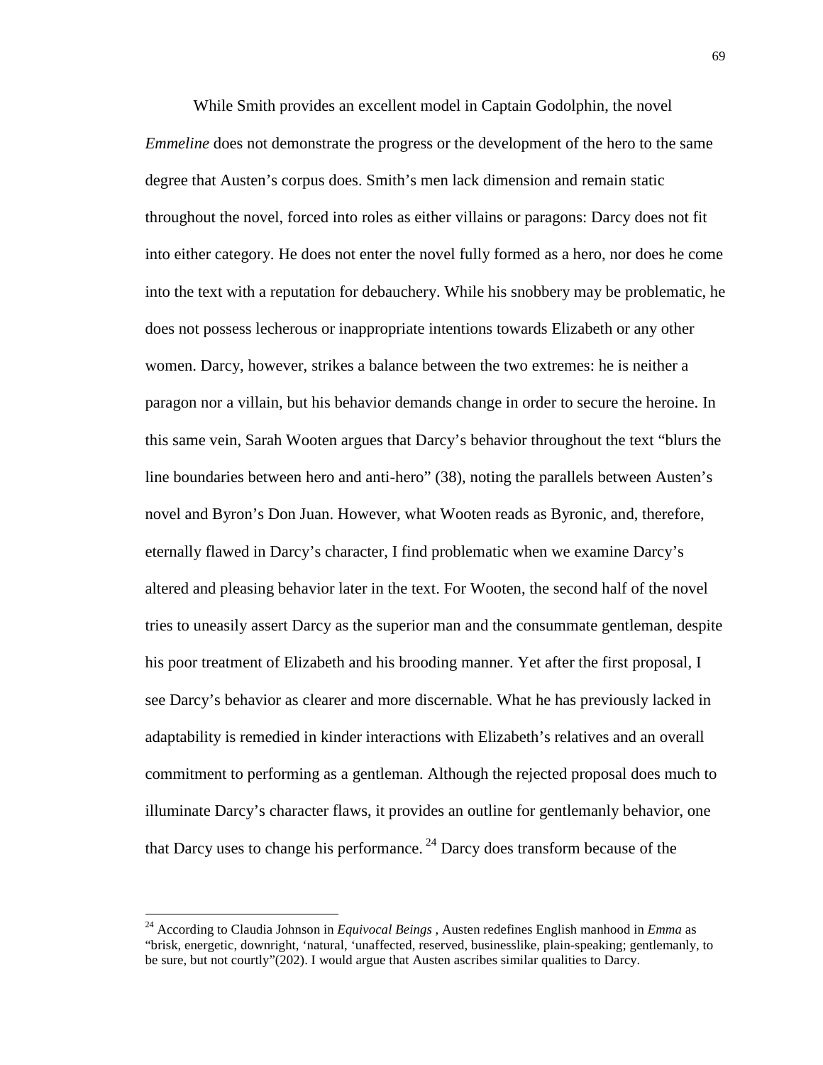While Smith provides an excellent model in Captain Godolphin, the novel *Emmeline* does not demonstrate the progress or the development of the hero to the same degree that Austen's corpus does. Smith's men lack dimension and remain static throughout the novel, forced into roles as either villains or paragons: Darcy does not fit into either category. He does not enter the novel fully formed as a hero, nor does he come into the text with a reputation for debauchery. While his snobbery may be problematic, he does not possess lecherous or inappropriate intentions towards Elizabeth or any other women. Darcy, however, strikes a balance between the two extremes: he is neither a paragon nor a villain, but his behavior demands change in order to secure the heroine. In this same vein, Sarah Wooten argues that Darcy's behavior throughout the text "blurs the line boundaries between hero and anti-hero" (38), noting the parallels between Austen's novel and Byron's Don Juan. However, what Wooten reads as Byronic, and, therefore, eternally flawed in Darcy's character, I find problematic when we examine Darcy's altered and pleasing behavior later in the text. For Wooten, the second half of the novel tries to uneasily assert Darcy as the superior man and the consummate gentleman, despite his poor treatment of Elizabeth and his brooding manner. Yet after the first proposal, I see Darcy's behavior as clearer and more discernable. What he has previously lacked in adaptability is remedied in kinder interactions with Elizabeth's relatives and an overall commitment to performing as a gentleman. Although the rejected proposal does much to illuminate Darcy's character flaws, it provides an outline for gentlemanly behavior, one that Darcy uses to change his performance.[24] Darcy does transform because of the

[24] According to Claudia Johnson in *Equivocal Beings* , Austen redefines English manhood in *Emma* as "brisk, energetic, downright, 'natural, 'unaffected, reserved, businesslike, plain-speaking; gentlemanly, to be sure, but not courtly"(202). I would argue that Austen ascribes similar qualities to Darcy.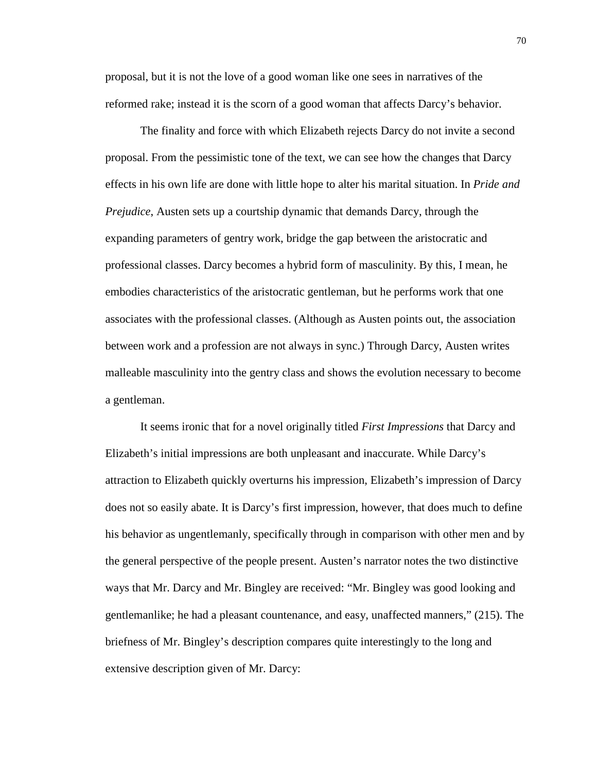proposal, but it is not the love of a good woman like one sees in narratives of the reformed rake; instead it is the scorn of a good woman that affects Darcy's behavior.

The finality and force with which Elizabeth rejects Darcy do not invite a second proposal. From the pessimistic tone of the text, we can see how the changes that Darcy effects in his own life are done with little hope to alter his marital situation. In *Pride and Prejudice*, Austen sets up a courtship dynamic that demands Darcy, through the expanding parameters of gentry work, bridge the gap between the aristocratic and professional classes. Darcy becomes a hybrid form of masculinity. By this, I mean, he embodies characteristics of the aristocratic gentleman, but he performs work that one associates with the professional classes. (Although as Austen points out, the association between work and a profession are not always in sync.) Through Darcy, Austen writes malleable masculinity into the gentry class and shows the evolution necessary to become a gentleman.

It seems ironic that for a novel originally titled *First Impressions* that Darcy and Elizabeth's initial impressions are both unpleasant and inaccurate. While Darcy's attraction to Elizabeth quickly overturns his impression, Elizabeth's impression of Darcy does not so easily abate. It is Darcy's first impression, however, that does much to define his behavior as ungentlemanly, specifically through in comparison with other men and by the general perspective of the people present. Austen's narrator notes the two distinctive ways that Mr. Darcy and Mr. Bingley are received: "Mr. Bingley was good looking and gentlemanlike; he had a pleasant countenance, and easy, unaffected manners," (215). The briefness of Mr. Bingley's description compares quite interestingly to the long and extensive description given of Mr. Darcy: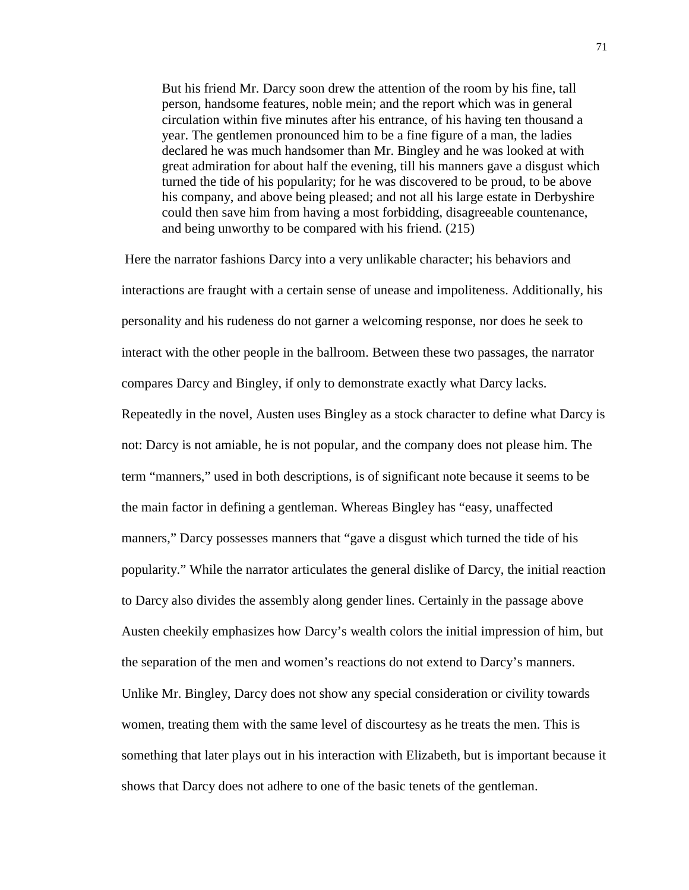> But his friend Mr. Darcy soon drew the attention of the room by his fine, tall person, handsome features, noble mein; and the report which was in general circulation within five minutes after his entrance, of his having ten thousand a year. The gentlemen pronounced him to be a fine figure of a man, the ladies declared he was much handsomer than Mr. Bingley and he was looked at with great admiration for about half the evening, till his manners gave a disgust which turned the tide of his popularity; for he was discovered to be proud, to be above his company, and above being pleased; and not all his large estate in Derbyshire could then save him from having a most forbidding, disagreeable countenance, and being unworthy to be compared with his friend. (215)

Here the narrator fashions Darcy into a very unlikable character; his behaviors and interactions are fraught with a certain sense of unease and impoliteness. Additionally, his personality and his rudeness do not garner a welcoming response, nor does he seek to interact with the other people in the ballroom. Between these two passages, the narrator compares Darcy and Bingley, if only to demonstrate exactly what Darcy lacks. Repeatedly in the novel, Austen uses Bingley as a stock character to define what Darcy is not: Darcy is not amiable, he is not popular, and the company does not please him. The term "manners," used in both descriptions, is of significant note because it seems to be the main factor in defining a gentleman. Whereas Bingley has "easy, unaffected manners," Darcy possesses manners that "gave a disgust which turned the tide of his popularity." While the narrator articulates the general dislike of Darcy, the initial reaction to Darcy also divides the assembly along gender lines. Certainly in the passage above Austen cheekily emphasizes how Darcy's wealth colors the initial impression of him, but the separation of the men and women's reactions do not extend to Darcy's manners. Unlike Mr. Bingley, Darcy does not show any special consideration or civility towards women, treating them with the same level of discourtesy as he treats the men. This is something that later plays out in his interaction with Elizabeth, but is important because it shows that Darcy does not adhere to one of the basic tenets of the gentleman.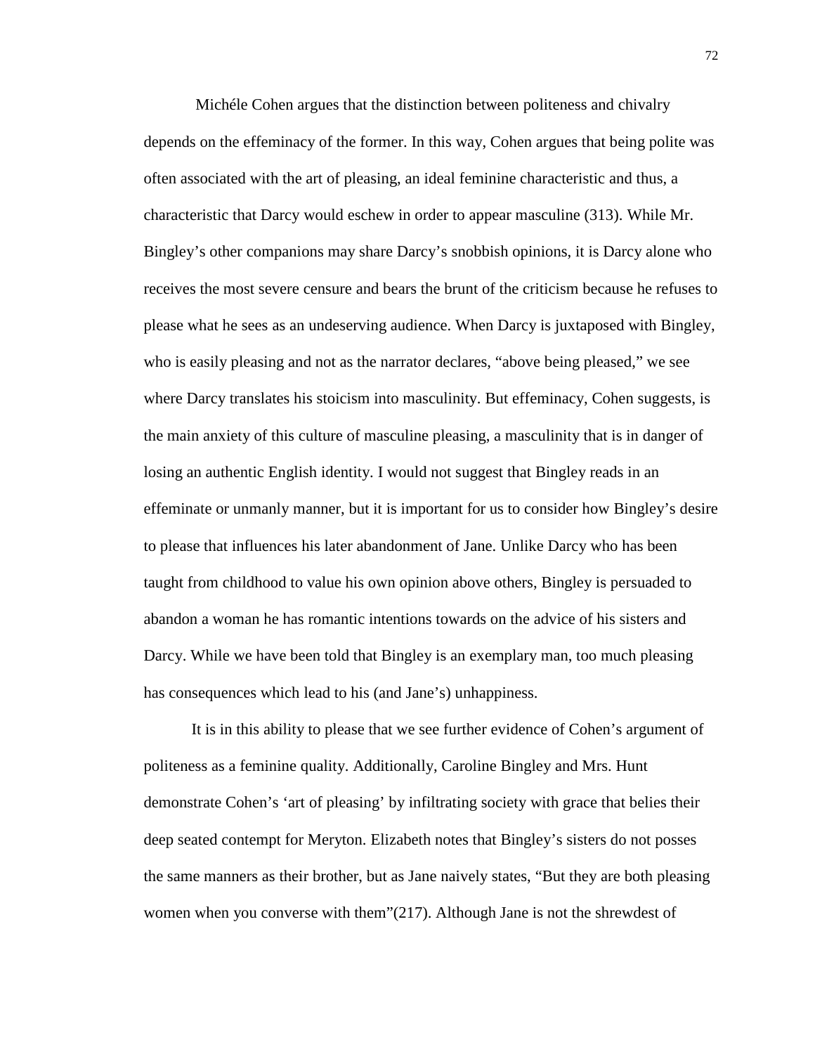Michéle Cohen argues that the distinction between politeness and chivalry depends on the effeminacy of the former. In this way, Cohen argues that being polite was often associated with the art of pleasing, an ideal feminine characteristic and thus, a characteristic that Darcy would eschew in order to appear masculine (313). While Mr. Bingley's other companions may share Darcy's snobbish opinions, it is Darcy alone who receives the most severe censure and bears the brunt of the criticism because he refuses to please what he sees as an undeserving audience. When Darcy is juxtaposed with Bingley, who is easily pleasing and not as the narrator declares, "above being pleased," we see where Darcy translates his stoicism into masculinity. But effeminacy, Cohen suggests, is the main anxiety of this culture of masculine pleasing, a masculinity that is in danger of losing an authentic English identity. I would not suggest that Bingley reads in an effeminate or unmanly manner, but it is important for us to consider how Bingley's desire to please that influences his later abandonment of Jane. Unlike Darcy who has been taught from childhood to value his own opinion above others, Bingley is persuaded to abandon a woman he has romantic intentions towards on the advice of his sisters and Darcy. While we have been told that Bingley is an exemplary man, too much pleasing has consequences which lead to his (and Jane's) unhappiness.

It is in this ability to please that we see further evidence of Cohen's argument of politeness as a feminine quality. Additionally, Caroline Bingley and Mrs. Hunt demonstrate Cohen's 'art of pleasing' by infiltrating society with grace that belies their deep seated contempt for Meryton. Elizabeth notes that Bingley's sisters do not posses the same manners as their brother, but as Jane naively states, "But they are both pleasing women when you converse with them"(217). Although Jane is not the shrewdest of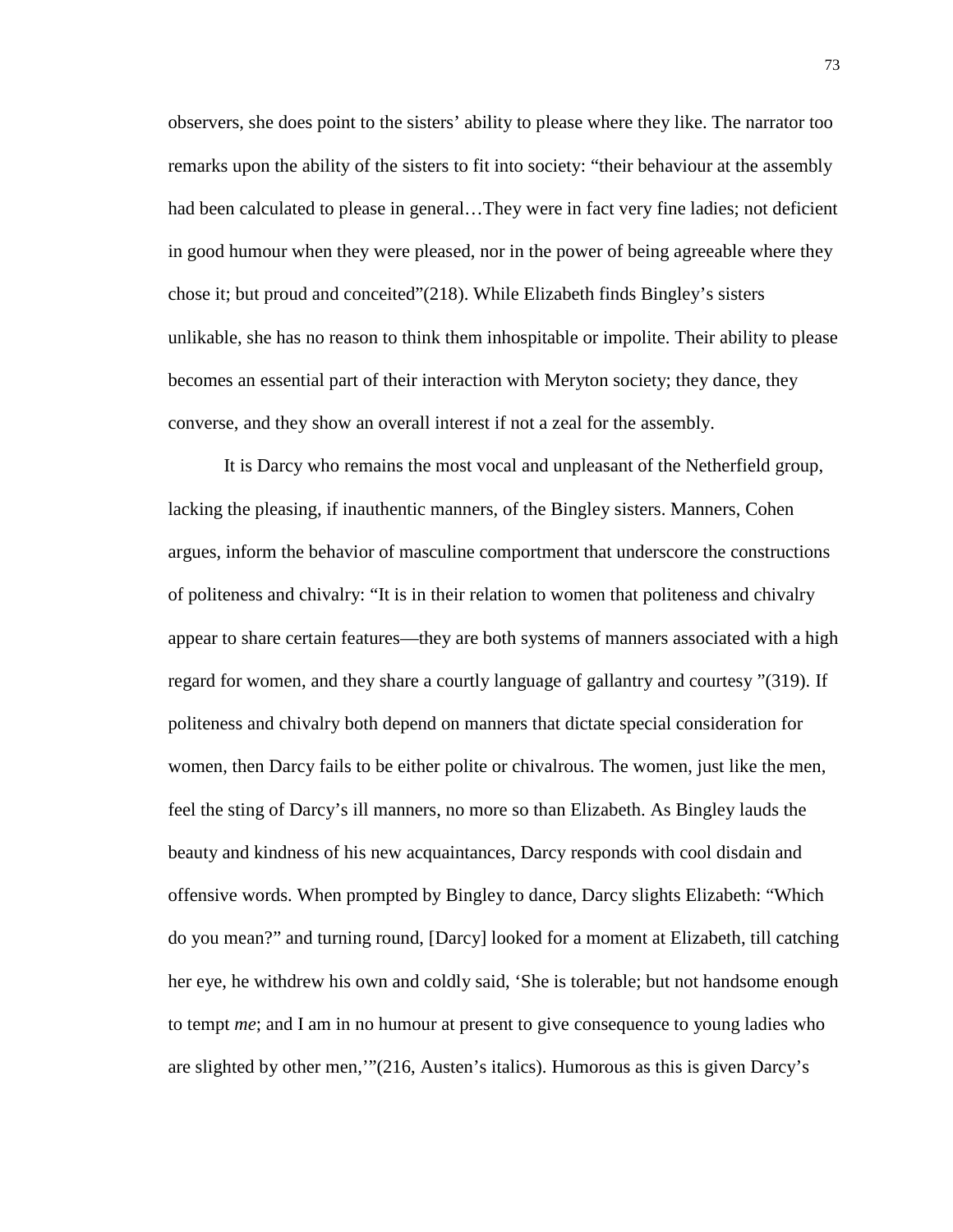observers, she does point to the sisters' ability to please where they like. The narrator too remarks upon the ability of the sisters to fit into society: "their behaviour at the assembly had been calculated to please in general…They were in fact very fine ladies; not deficient in good humour when they were pleased, nor in the power of being agreeable where they chose it; but proud and conceited"(218). While Elizabeth finds Bingley's sisters unlikable, she has no reason to think them inhospitable or impolite. Their ability to please becomes an essential part of their interaction with Meryton society; they dance, they converse, and they show an overall interest if not a zeal for the assembly.

It is Darcy who remains the most vocal and unpleasant of the Netherfield group, lacking the pleasing, if inauthentic manners, of the Bingley sisters. Manners, Cohen argues, inform the behavior of masculine comportment that underscore the constructions of politeness and chivalry: "It is in their relation to women that politeness and chivalry appear to share certain features—they are both systems of manners associated with a high regard for women, and they share a courtly language of gallantry and courtesy "(319). If politeness and chivalry both depend on manners that dictate special consideration for women, then Darcy fails to be either polite or chivalrous. The women, just like the men, feel the sting of Darcy's ill manners, no more so than Elizabeth. As Bingley lauds the beauty and kindness of his new acquaintances, Darcy responds with cool disdain and offensive words. When prompted by Bingley to dance, Darcy slights Elizabeth: "Which do you mean?" and turning round, [Darcy] looked for a moment at Elizabeth, till catching her eye, he withdrew his own and coldly said, 'She is tolerable; but not handsome enough to tempt *me*; and I am in no humour at present to give consequence to young ladies who are slighted by other men,'"(216, Austen's italics). Humorous as this is given Darcy's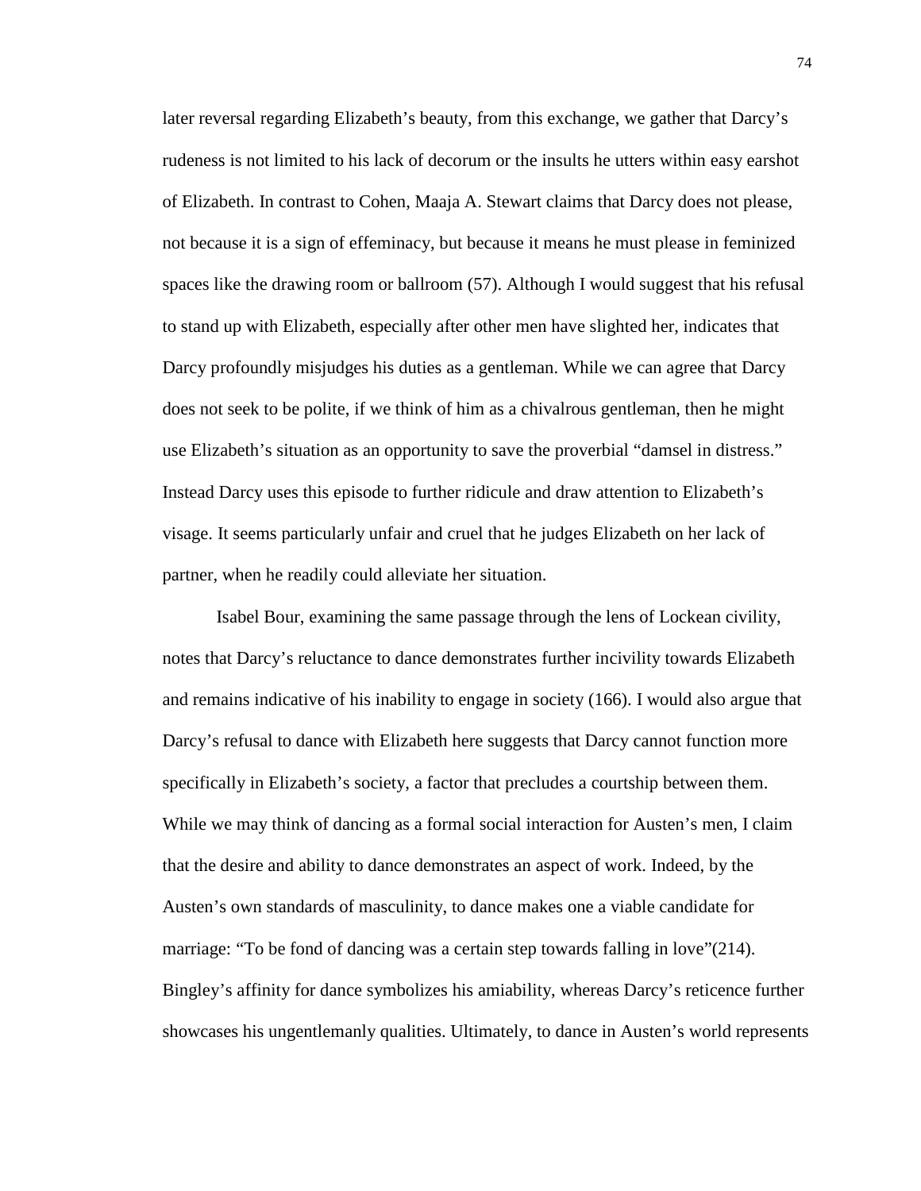later reversal regarding Elizabeth's beauty, from this exchange, we gather that Darcy's rudeness is not limited to his lack of decorum or the insults he utters within easy earshot of Elizabeth. In contrast to Cohen, Maaja A. Stewart claims that Darcy does not please, not because it is a sign of effeminacy, but because it means he must please in feminized spaces like the drawing room or ballroom (57). Although I would suggest that his refusal to stand up with Elizabeth, especially after other men have slighted her, indicates that Darcy profoundly misjudges his duties as a gentleman. While we can agree that Darcy does not seek to be polite, if we think of him as a chivalrous gentleman, then he might use Elizabeth's situation as an opportunity to save the proverbial "damsel in distress." Instead Darcy uses this episode to further ridicule and draw attention to Elizabeth's visage. It seems particularly unfair and cruel that he judges Elizabeth on her lack of partner, when he readily could alleviate her situation.

Isabel Bour, examining the same passage through the lens of Lockean civility, notes that Darcy's reluctance to dance demonstrates further incivility towards Elizabeth and remains indicative of his inability to engage in society (166). I would also argue that Darcy's refusal to dance with Elizabeth here suggests that Darcy cannot function more specifically in Elizabeth's society, a factor that precludes a courtship between them. While we may think of dancing as a formal social interaction for Austen's men, I claim that the desire and ability to dance demonstrates an aspect of work. Indeed, by the Austen's own standards of masculinity, to dance makes one a viable candidate for marriage: "To be fond of dancing was a certain step towards falling in love"(214). Bingley's affinity for dance symbolizes his amiability, whereas Darcy's reticence further showcases his ungentlemanly qualities. Ultimately, to dance in Austen's world represents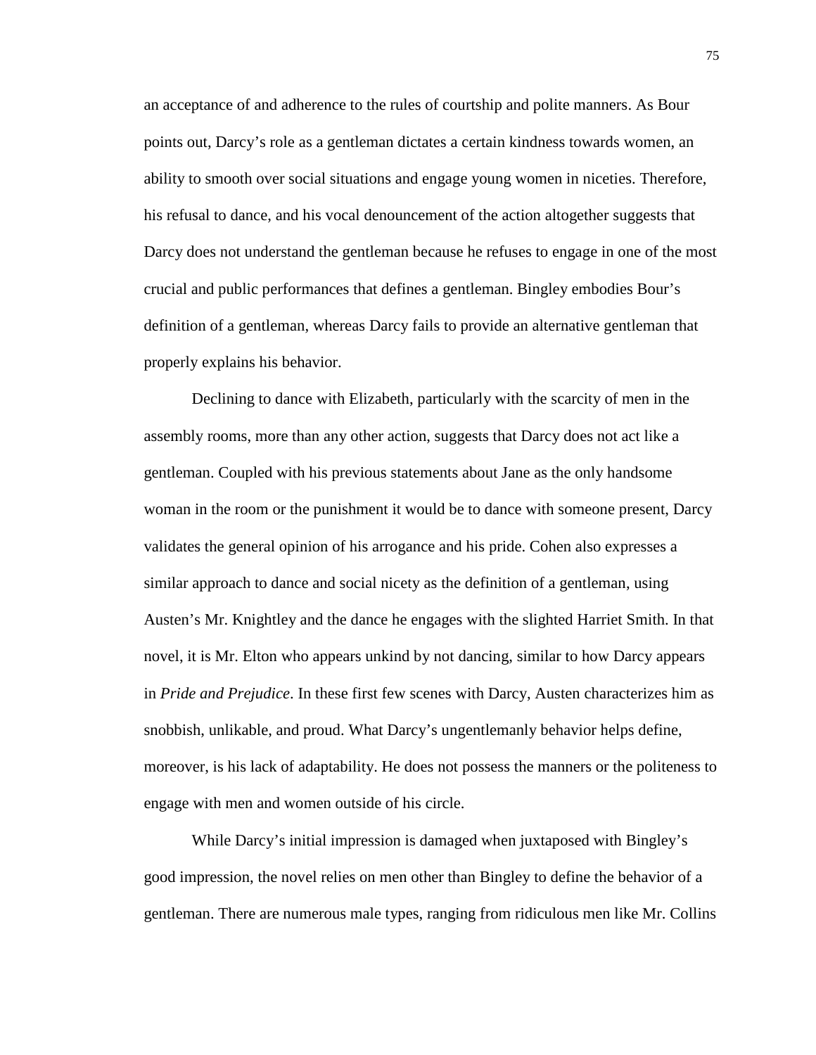an acceptance of and adherence to the rules of courtship and polite manners. As Bour points out, Darcy's role as a gentleman dictates a certain kindness towards women, an ability to smooth over social situations and engage young women in niceties. Therefore, his refusal to dance, and his vocal denouncement of the action altogether suggests that Darcy does not understand the gentleman because he refuses to engage in one of the most crucial and public performances that defines a gentleman. Bingley embodies Bour's definition of a gentleman, whereas Darcy fails to provide an alternative gentleman that properly explains his behavior.

Declining to dance with Elizabeth, particularly with the scarcity of men in the assembly rooms, more than any other action, suggests that Darcy does not act like a gentleman. Coupled with his previous statements about Jane as the only handsome woman in the room or the punishment it would be to dance with someone present, Darcy validates the general opinion of his arrogance and his pride. Cohen also expresses a similar approach to dance and social nicety as the definition of a gentleman, using Austen's Mr. Knightley and the dance he engages with the slighted Harriet Smith. In that novel, it is Mr. Elton who appears unkind by not dancing, similar to how Darcy appears in *Pride and Prejudice*. In these first few scenes with Darcy, Austen characterizes him as snobbish, unlikable, and proud. What Darcy's ungentlemanly behavior helps define, moreover, is his lack of adaptability. He does not possess the manners or the politeness to engage with men and women outside of his circle.

While Darcy's initial impression is damaged when juxtaposed with Bingley's good impression, the novel relies on men other than Bingley to define the behavior of a gentleman. There are numerous male types, ranging from ridiculous men like Mr. Collins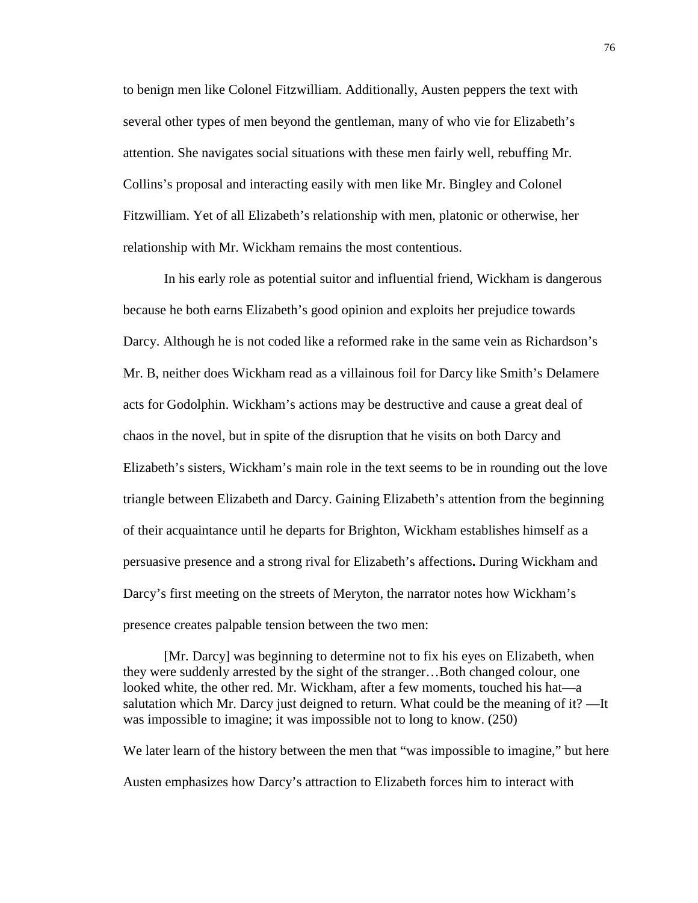to benign men like Colonel Fitzwilliam. Additionally, Austen peppers the text with several other types of men beyond the gentleman, many of who vie for Elizabeth's attention. She navigates social situations with these men fairly well, rebuffing Mr. Collins's proposal and interacting easily with men like Mr. Bingley and Colonel Fitzwilliam. Yet of all Elizabeth's relationship with men, platonic or otherwise, her relationship with Mr. Wickham remains the most contentious.

In his early role as potential suitor and influential friend, Wickham is dangerous because he both earns Elizabeth's good opinion and exploits her prejudice towards Darcy. Although he is not coded like a reformed rake in the same vein as Richardson's Mr. B, neither does Wickham read as a villainous foil for Darcy like Smith's Delamere acts for Godolphin. Wickham's actions may be destructive and cause a great deal of chaos in the novel, but in spite of the disruption that he visits on both Darcy and Elizabeth's sisters, Wickham's main role in the text seems to be in rounding out the love triangle between Elizabeth and Darcy. Gaining Elizabeth's attention from the beginning of their acquaintance until he departs for Brighton, Wickham establishes himself as a persuasive presence and a strong rival for Elizabeth's affections**.** During Wickham and Darcy's first meeting on the streets of Meryton, the narrator notes how Wickham's presence creates palpable tension between the two men:

> [Mr. Darcy] was beginning to determine not to fix his eyes on Elizabeth, when they were suddenly arrested by the sight of the stranger…Both changed colour, one looked white, the other red. Mr. Wickham, after a few moments, touched his hat—a salutation which Mr. Darcy just deigned to return. What could be the meaning of it? —It was impossible to imagine; it was impossible not to long to know. (250)

We later learn of the history between the men that "was impossible to imagine," but here Austen emphasizes how Darcy's attraction to Elizabeth forces him to interact with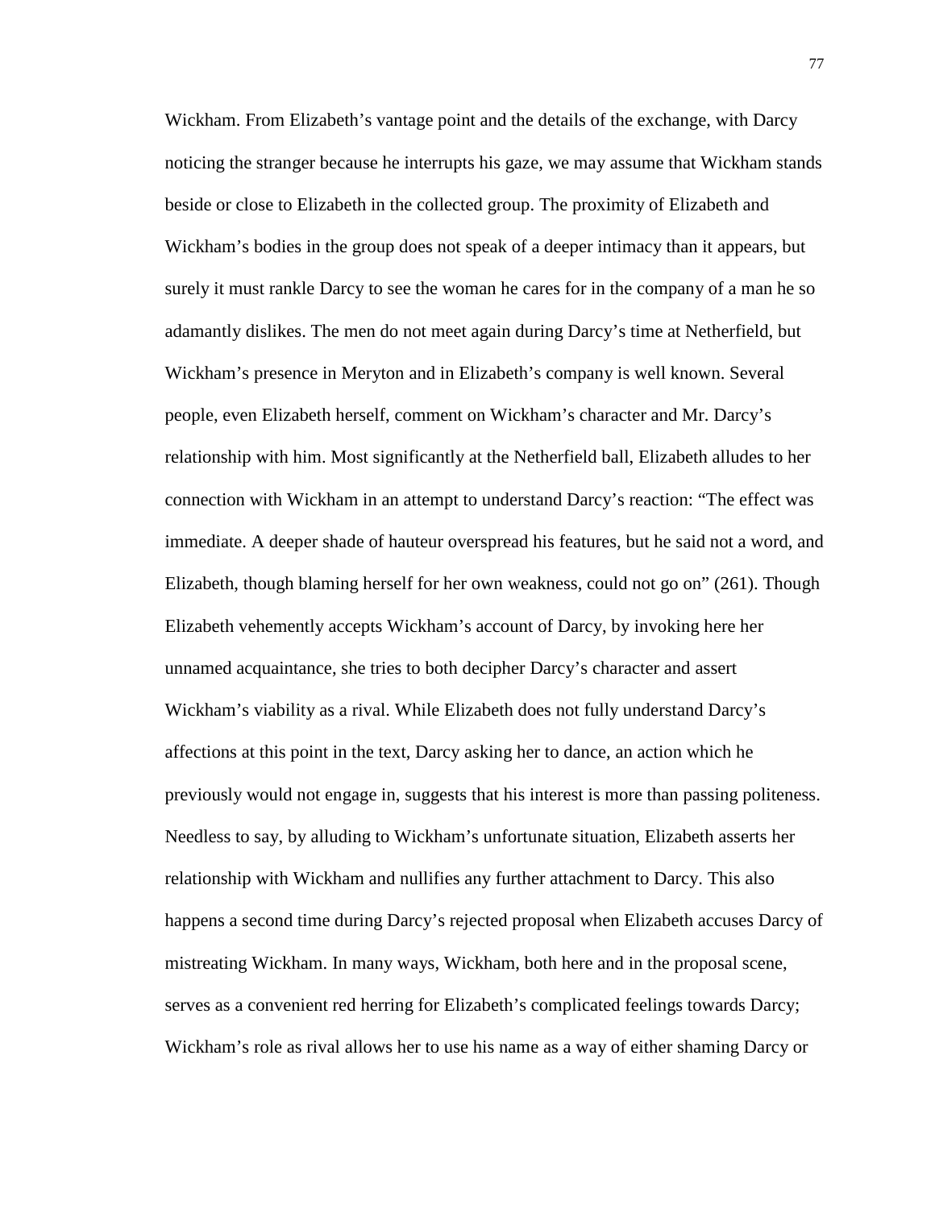Wickham. From Elizabeth's vantage point and the details of the exchange, with Darcy noticing the stranger because he interrupts his gaze, we may assume that Wickham stands beside or close to Elizabeth in the collected group. The proximity of Elizabeth and Wickham's bodies in the group does not speak of a deeper intimacy than it appears, but surely it must rankle Darcy to see the woman he cares for in the company of a man he so adamantly dislikes. The men do not meet again during Darcy's time at Netherfield, but Wickham's presence in Meryton and in Elizabeth's company is well known. Several people, even Elizabeth herself, comment on Wickham's character and Mr. Darcy's relationship with him. Most significantly at the Netherfield ball, Elizabeth alludes to her connection with Wickham in an attempt to understand Darcy's reaction: "The effect was immediate. A deeper shade of hauteur overspread his features, but he said not a word, and Elizabeth, though blaming herself for her own weakness, could not go on" (261). Though Elizabeth vehemently accepts Wickham's account of Darcy, by invoking here her unnamed acquaintance, she tries to both decipher Darcy's character and assert Wickham's viability as a rival. While Elizabeth does not fully understand Darcy's affections at this point in the text, Darcy asking her to dance, an action which he previously would not engage in, suggests that his interest is more than passing politeness. Needless to say, by alluding to Wickham's unfortunate situation, Elizabeth asserts her relationship with Wickham and nullifies any further attachment to Darcy. This also happens a second time during Darcy's rejected proposal when Elizabeth accuses Darcy of mistreating Wickham. In many ways, Wickham, both here and in the proposal scene, serves as a convenient red herring for Elizabeth's complicated feelings towards Darcy; Wickham's role as rival allows her to use his name as a way of either shaming Darcy or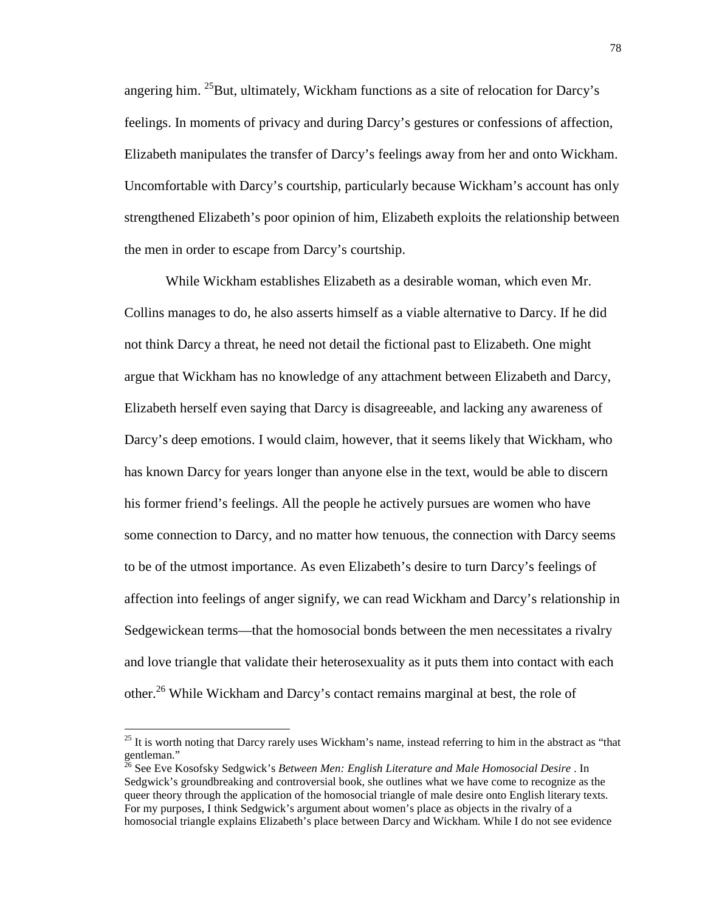angering him. [25]But, ultimately, Wickham functions as a site of relocation for Darcy's feelings. In moments of privacy and during Darcy's gestures or confessions of affection, Elizabeth manipulates the transfer of Darcy's feelings away from her and onto Wickham. Uncomfortable with Darcy's courtship, particularly because Wickham's account has only strengthened Elizabeth's poor opinion of him, Elizabeth exploits the relationship between the men in order to escape from Darcy's courtship.

While Wickham establishes Elizabeth as a desirable woman, which even Mr. Collins manages to do, he also asserts himself as a viable alternative to Darcy. If he did not think Darcy a threat, he need not detail the fictional past to Elizabeth. One might argue that Wickham has no knowledge of any attachment between Elizabeth and Darcy, Elizabeth herself even saying that Darcy is disagreeable, and lacking any awareness of Darcy's deep emotions. I would claim, however, that it seems likely that Wickham, who has known Darcy for years longer than anyone else in the text, would be able to discern his former friend's feelings. All the people he actively pursues are women who have some connection to Darcy, and no matter how tenuous, the connection with Darcy seems to be of the utmost importance. As even Elizabeth's desire to turn Darcy's feelings of affection into feelings of anger signify, we can read Wickham and Darcy's relationship in Sedgewickean terms—that the homosocial bonds between the men necessitates a rivalry and love triangle that validate their heterosexuality as it puts them into contact with each other.[26] While Wickham and Darcy's contact remains marginal at best, the role of

[25] It is worth noting that Darcy rarely uses Wickham's name, instead referring to him in the abstract as "that gentleman."

[26] See Eve Kosofsky Sedgwick's *Between Men: English Literature and Male Homosocial Desire* . In Sedgwick's groundbreaking and controversial book, she outlines what we have come to recognize as the queer theory through the application of the homosocial triangle of male desire onto English literary texts. For my purposes, I think Sedgwick's argument about women's place as objects in the rivalry of a homosocial triangle explains Elizabeth's place between Darcy and Wickham. While I do not see evidence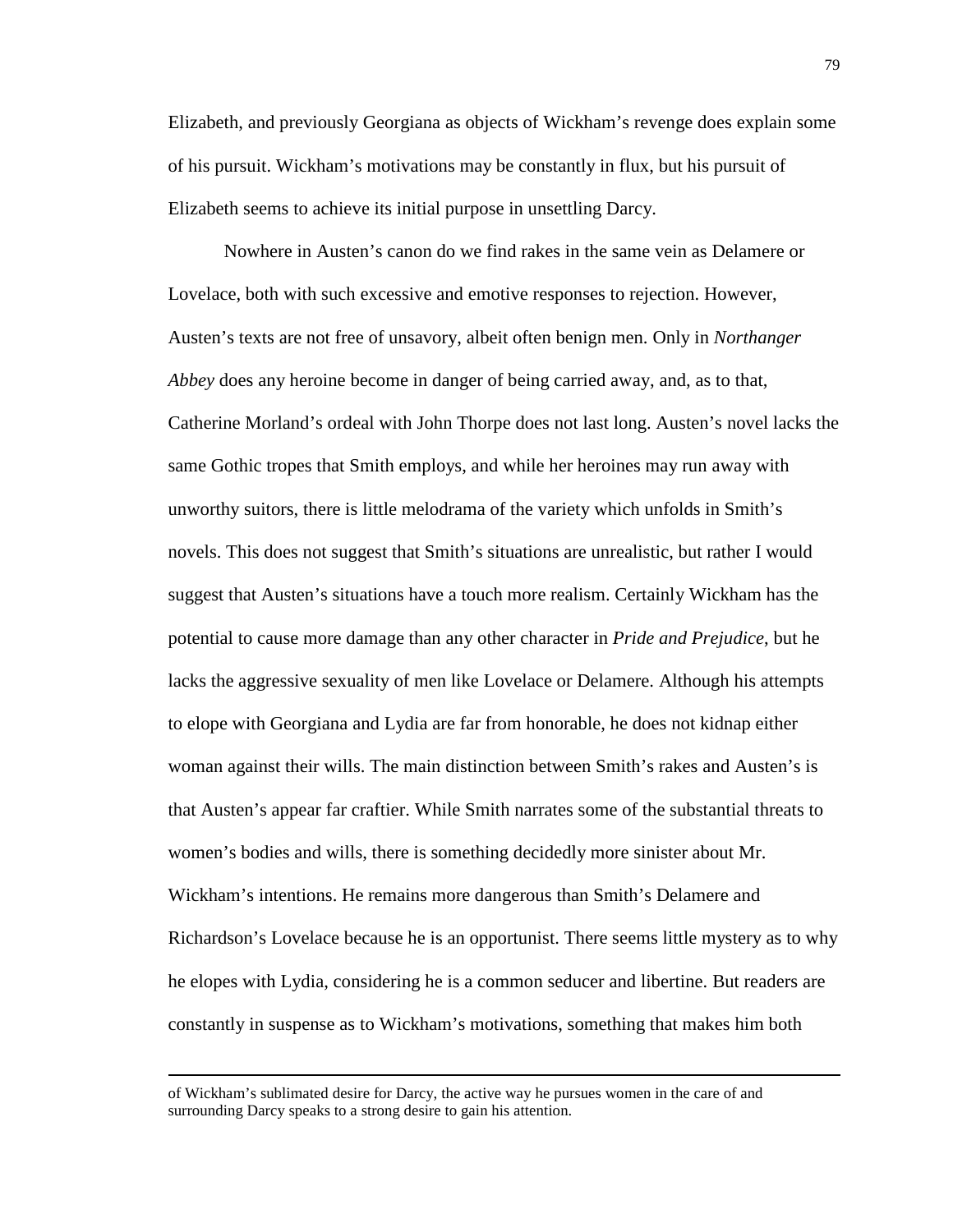Elizabeth, and previously Georgiana as objects of Wickham's revenge does explain some of his pursuit. Wickham's motivations may be constantly in flux, but his pursuit of Elizabeth seems to achieve its initial purpose in unsettling Darcy.

Nowhere in Austen's canon do we find rakes in the same vein as Delamere or Lovelace, both with such excessive and emotive responses to rejection. However, Austen's texts are not free of unsavory, albeit often benign men. Only in *Northanger Abbey* does any heroine become in danger of being carried away, and, as to that, Catherine Morland's ordeal with John Thorpe does not last long. Austen's novel lacks the same Gothic tropes that Smith employs, and while her heroines may run away with unworthy suitors, there is little melodrama of the variety which unfolds in Smith's novels. This does not suggest that Smith's situations are unrealistic, but rather I would suggest that Austen's situations have a touch more realism. Certainly Wickham has the potential to cause more damage than any other character in *Pride and Prejudice*, but he lacks the aggressive sexuality of men like Lovelace or Delamere. Although his attempts to elope with Georgiana and Lydia are far from honorable, he does not kidnap either woman against their wills. The main distinction between Smith's rakes and Austen's is that Austen's appear far craftier. While Smith narrates some of the substantial threats to women's bodies and wills, there is something decidedly more sinister about Mr. Wickham's intentions. He remains more dangerous than Smith's Delamere and Richardson's Lovelace because he is an opportunist. There seems little mystery as to why he elopes with Lydia, considering he is a common seducer and libertine. But readers are constantly in suspense as to Wickham's motivations, something that makes him both

---

of Wickham's sublimated desire for Darcy, the active way he pursues women in the care of and surrounding Darcy speaks to a strong desire to gain his attention.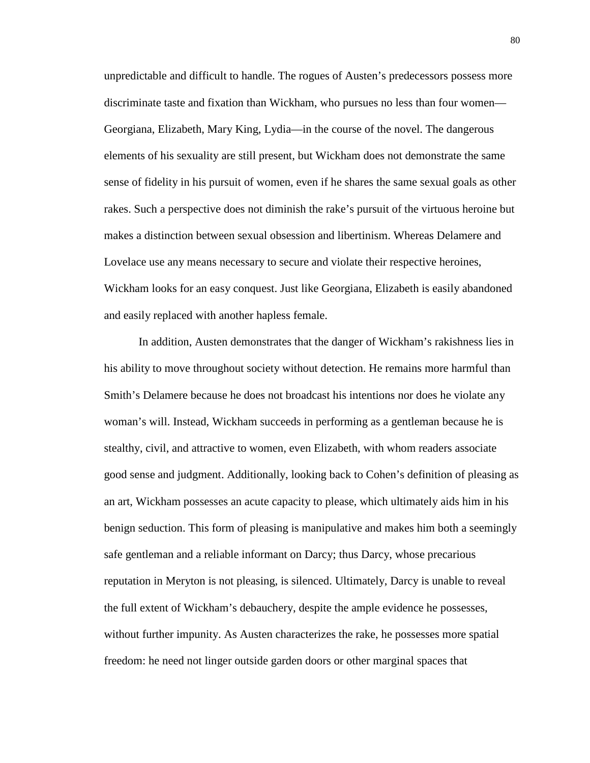unpredictable and difficult to handle. The rogues of Austen's predecessors possess more discriminate taste and fixation than Wickham, who pursues no less than four women—Georgiana, Elizabeth, Mary King, Lydia—in the course of the novel. The dangerous elements of his sexuality are still present, but Wickham does not demonstrate the same sense of fidelity in his pursuit of women, even if he shares the same sexual goals as other rakes. Such a perspective does not diminish the rake's pursuit of the virtuous heroine but makes a distinction between sexual obsession and libertinism. Whereas Delamere and Lovelace use any means necessary to secure and violate their respective heroines, Wickham looks for an easy conquest. Just like Georgiana, Elizabeth is easily abandoned and easily replaced with another hapless female.

In addition, Austen demonstrates that the danger of Wickham's rakishness lies in his ability to move throughout society without detection. He remains more harmful than Smith's Delamere because he does not broadcast his intentions nor does he violate any woman's will. Instead, Wickham succeeds in performing as a gentleman because he is stealthy, civil, and attractive to women, even Elizabeth, with whom readers associate good sense and judgment. Additionally, looking back to Cohen's definition of pleasing as an art, Wickham possesses an acute capacity to please, which ultimately aids him in his benign seduction. This form of pleasing is manipulative and makes him both a seemingly safe gentleman and a reliable informant on Darcy; thus Darcy, whose precarious reputation in Meryton is not pleasing, is silenced. Ultimately, Darcy is unable to reveal the full extent of Wickham's debauchery, despite the ample evidence he possesses, without further impunity. As Austen characterizes the rake, he possesses more spatial freedom: he need not linger outside garden doors or other marginal spaces that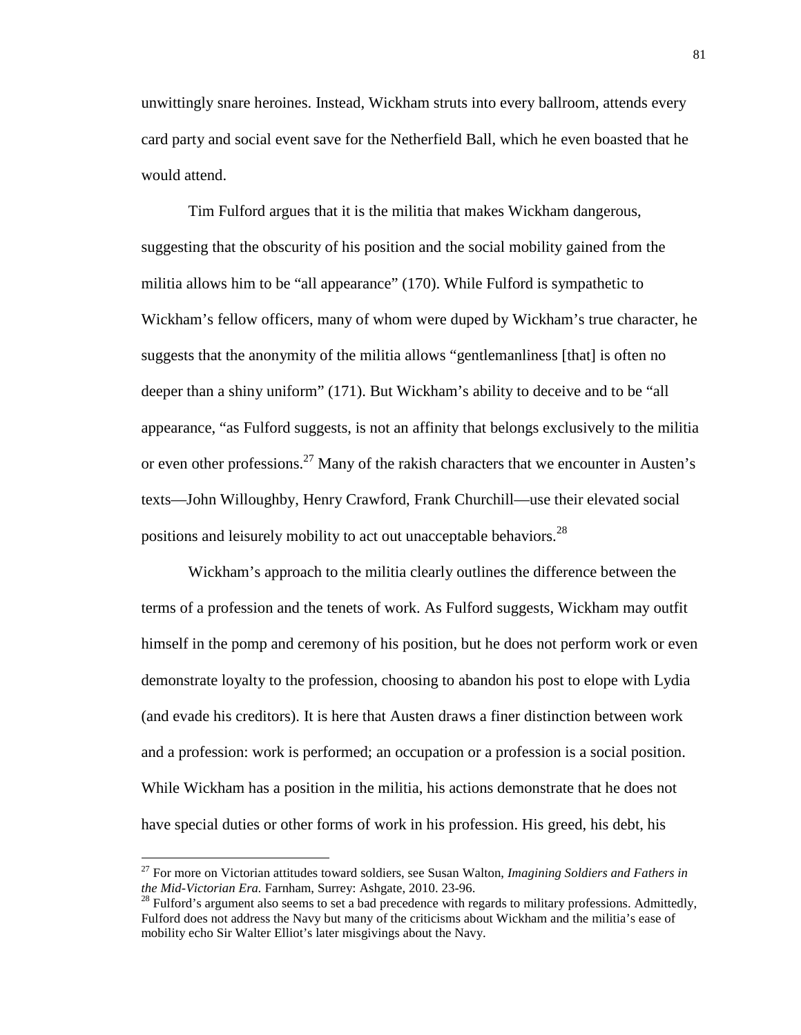unwittingly snare heroines. Instead, Wickham struts into every ballroom, attends every card party and social event save for the Netherfield Ball, which he even boasted that he would attend.

Tim Fulford argues that it is the militia that makes Wickham dangerous, suggesting that the obscurity of his position and the social mobility gained from the militia allows him to be "all appearance" (170). While Fulford is sympathetic to Wickham's fellow officers, many of whom were duped by Wickham's true character, he suggests that the anonymity of the militia allows "gentlemanliness [that] is often no deeper than a shiny uniform" (171). But Wickham's ability to deceive and to be "all appearance, "as Fulford suggests, is not an affinity that belongs exclusively to the militia or even other professions.[27] Many of the rakish characters that we encounter in Austen's texts—John Willoughby, Henry Crawford, Frank Churchill—use their elevated social positions and leisurely mobility to act out unacceptable behaviors.[28]

Wickham's approach to the militia clearly outlines the difference between the terms of a profession and the tenets of work. As Fulford suggests, Wickham may outfit himself in the pomp and ceremony of his position, but he does not perform work or even demonstrate loyalty to the profession, choosing to abandon his post to elope with Lydia (and evade his creditors). It is here that Austen draws a finer distinction between work and a profession: work is performed; an occupation or a profession is a social position. While Wickham has a position in the militia, his actions demonstrate that he does not have special duties or other forms of work in his profession. His greed, his debt, his

[27] For more on Victorian attitudes toward soldiers, see Susan Walton, *Imagining Soldiers and Fathers in the Mid-Victorian Era.* Farnham, Surrey: Ashgate, 2010. 23-96.

[28] Fulford's argument also seems to set a bad precedence with regards to military professions. Admittedly, Fulford does not address the Navy but many of the criticisms about Wickham and the militia's ease of mobility echo Sir Walter Elliot's later misgivings about the Navy.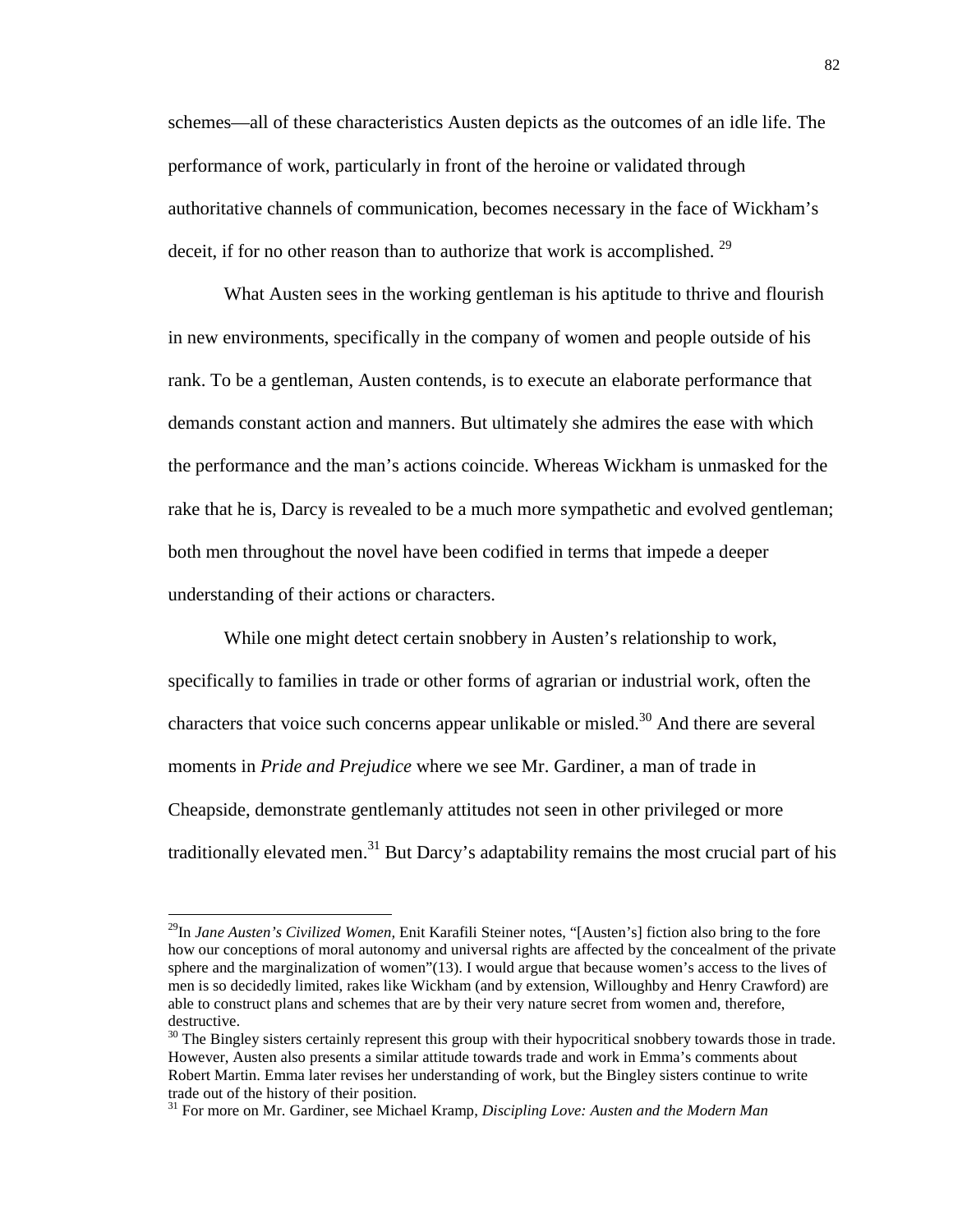schemes—all of these characteristics Austen depicts as the outcomes of an idle life. The performance of work, particularly in front of the heroine or validated through authoritative channels of communication, becomes necessary in the face of Wickham's deceit, if for no other reason than to authorize that work is accomplished. [29]

What Austen sees in the working gentleman is his aptitude to thrive and flourish in new environments, specifically in the company of women and people outside of his rank. To be a gentleman, Austen contends, is to execute an elaborate performance that demands constant action and manners. But ultimately she admires the ease with which the performance and the man's actions coincide. Whereas Wickham is unmasked for the rake that he is, Darcy is revealed to be a much more sympathetic and evolved gentleman; both men throughout the novel have been codified in terms that impede a deeper understanding of their actions or characters.

While one might detect certain snobbery in Austen's relationship to work, specifically to families in trade or other forms of agrarian or industrial work, often the characters that voice such concerns appear unlikable or misled.[30] And there are several moments in *Pride and Prejudice* where we see Mr. Gardiner, a man of trade in Cheapside, demonstrate gentlemanly attitudes not seen in other privileged or more traditionally elevated men.[31] But Darcy's adaptability remains the most crucial part of his

---

[29]In *Jane Austen's Civilized Women,* Enit Karafili Steiner notes, "[Austen's] fiction also bring to the fore how our conceptions of moral autonomy and universal rights are affected by the concealment of the private sphere and the marginalization of women"(13). I would argue that because women's access to the lives of men is so decidedly limited, rakes like Wickham (and by extension, Willoughby and Henry Crawford) are able to construct plans and schemes that are by their very nature secret from women and, therefore, destructive.

[30] The Bingley sisters certainly represent this group with their hypocritical snobbery towards those in trade. However, Austen also presents a similar attitude towards trade and work in Emma's comments about Robert Martin. Emma later revises her understanding of work, but the Bingley sisters continue to write trade out of the history of their position.

[31] For more on Mr. Gardiner, see Michael Kramp, *Discipling Love: Austen and the Modern Man*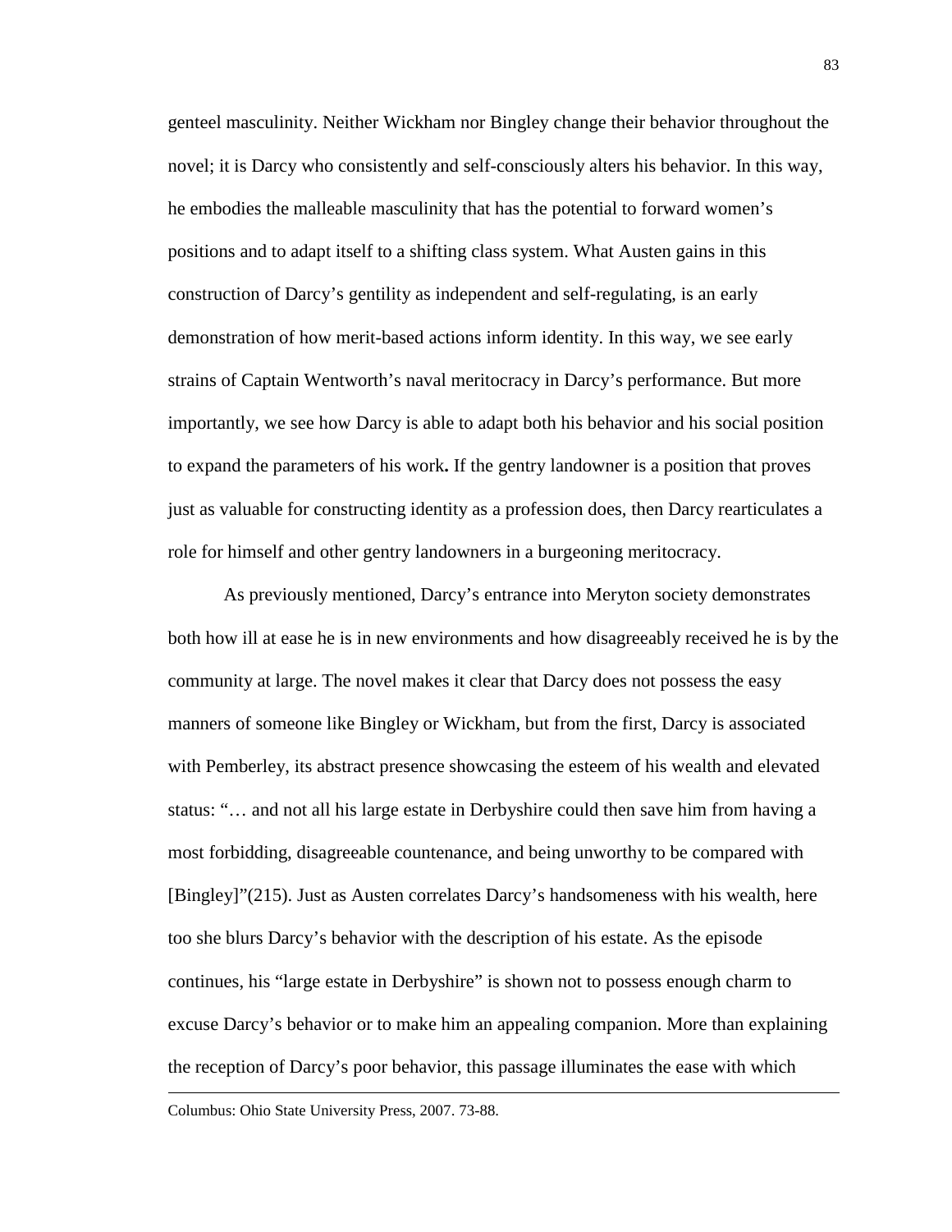genteel masculinity. Neither Wickham nor Bingley change their behavior throughout the novel; it is Darcy who consistently and self-consciously alters his behavior. In this way, he embodies the malleable masculinity that has the potential to forward women's positions and to adapt itself to a shifting class system. What Austen gains in this construction of Darcy's gentility as independent and self-regulating, is an early demonstration of how merit-based actions inform identity. In this way, we see early strains of Captain Wentworth's naval meritocracy in Darcy's performance. But more importantly, we see how Darcy is able to adapt both his behavior and his social position to expand the parameters of his work**.** If the gentry landowner is a position that proves just as valuable for constructing identity as a profession does, then Darcy rearticulates a role for himself and other gentry landowners in a burgeoning meritocracy.

As previously mentioned, Darcy's entrance into Meryton society demonstrates both how ill at ease he is in new environments and how disagreeably received he is by the community at large. The novel makes it clear that Darcy does not possess the easy manners of someone like Bingley or Wickham, but from the first, Darcy is associated with Pemberley, its abstract presence showcasing the esteem of his wealth and elevated status: "… and not all his large estate in Derbyshire could then save him from having a most forbidding, disagreeable countenance, and being unworthy to be compared with [Bingley]"(215). Just as Austen correlates Darcy's handsomeness with his wealth, here too she blurs Darcy's behavior with the description of his estate. As the episode continues, his "large estate in Derbyshire" is shown not to possess enough charm to excuse Darcy's behavior or to make him an appealing companion. More than explaining the reception of Darcy's poor behavior, this passage illuminates the ease with which

Columbus: Ohio State University Press, 2007. 73-88.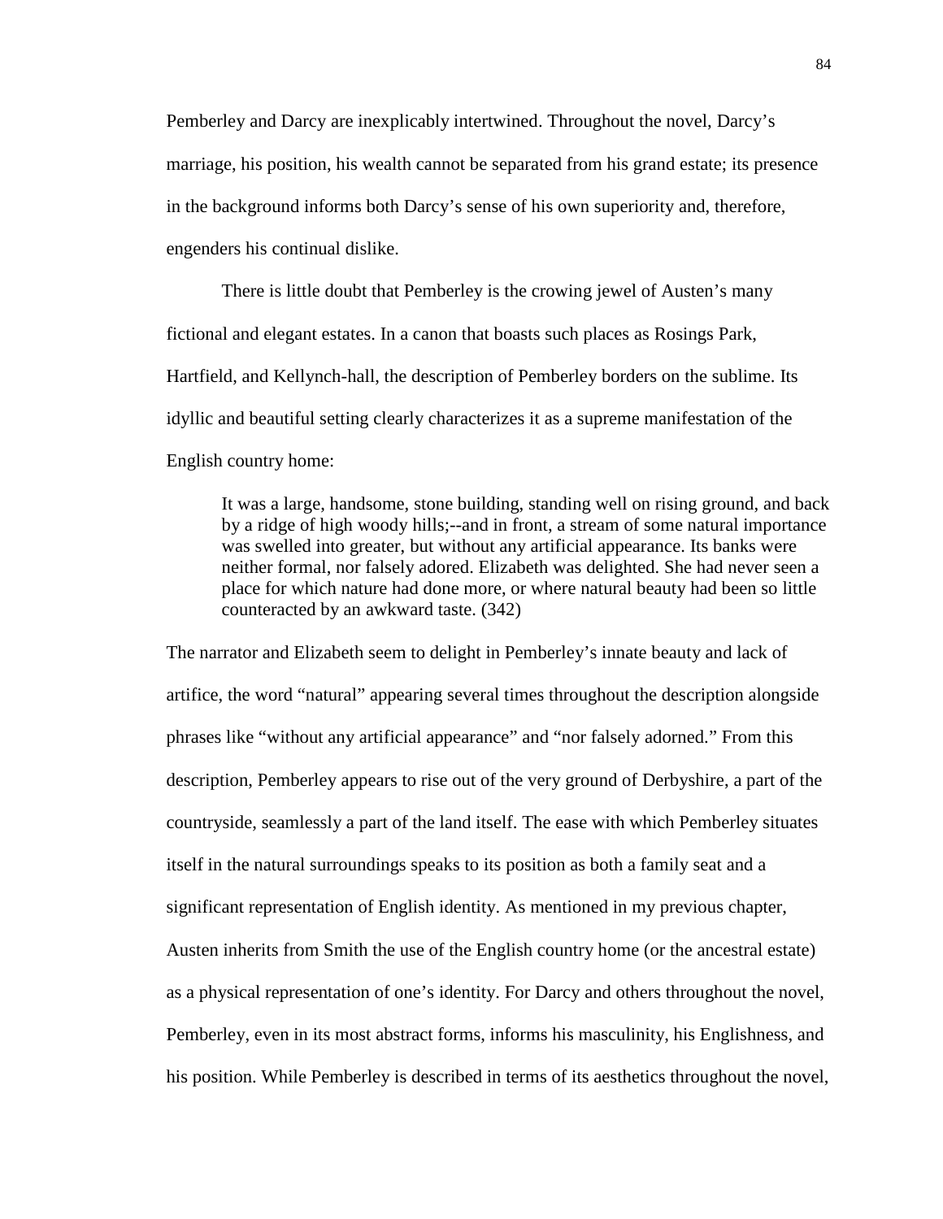Pemberley and Darcy are inexplicably intertwined. Throughout the novel, Darcy's marriage, his position, his wealth cannot be separated from his grand estate; its presence in the background informs both Darcy's sense of his own superiority and, therefore, engenders his continual dislike.

There is little doubt that Pemberley is the crowing jewel of Austen's many fictional and elegant estates. In a canon that boasts such places as Rosings Park, Hartfield, and Kellynch-hall, the description of Pemberley borders on the sublime. Its idyllic and beautiful setting clearly characterizes it as a supreme manifestation of the English country home:

> It was a large, handsome, stone building, standing well on rising ground, and back by a ridge of high woody hills;--and in front, a stream of some natural importance was swelled into greater, but without any artificial appearance. Its banks were neither formal, nor falsely adored. Elizabeth was delighted. She had never seen a place for which nature had done more, or where natural beauty had been so little counteracted by an awkward taste. (342)

The narrator and Elizabeth seem to delight in Pemberley's innate beauty and lack of artifice, the word "natural" appearing several times throughout the description alongside phrases like "without any artificial appearance" and "nor falsely adorned." From this description, Pemberley appears to rise out of the very ground of Derbyshire, a part of the countryside, seamlessly a part of the land itself. The ease with which Pemberley situates itself in the natural surroundings speaks to its position as both a family seat and a significant representation of English identity. As mentioned in my previous chapter, Austen inherits from Smith the use of the English country home (or the ancestral estate) as a physical representation of one's identity. For Darcy and others throughout the novel, Pemberley, even in its most abstract forms, informs his masculinity, his Englishness, and his position. While Pemberley is described in terms of its aesthetics throughout the novel,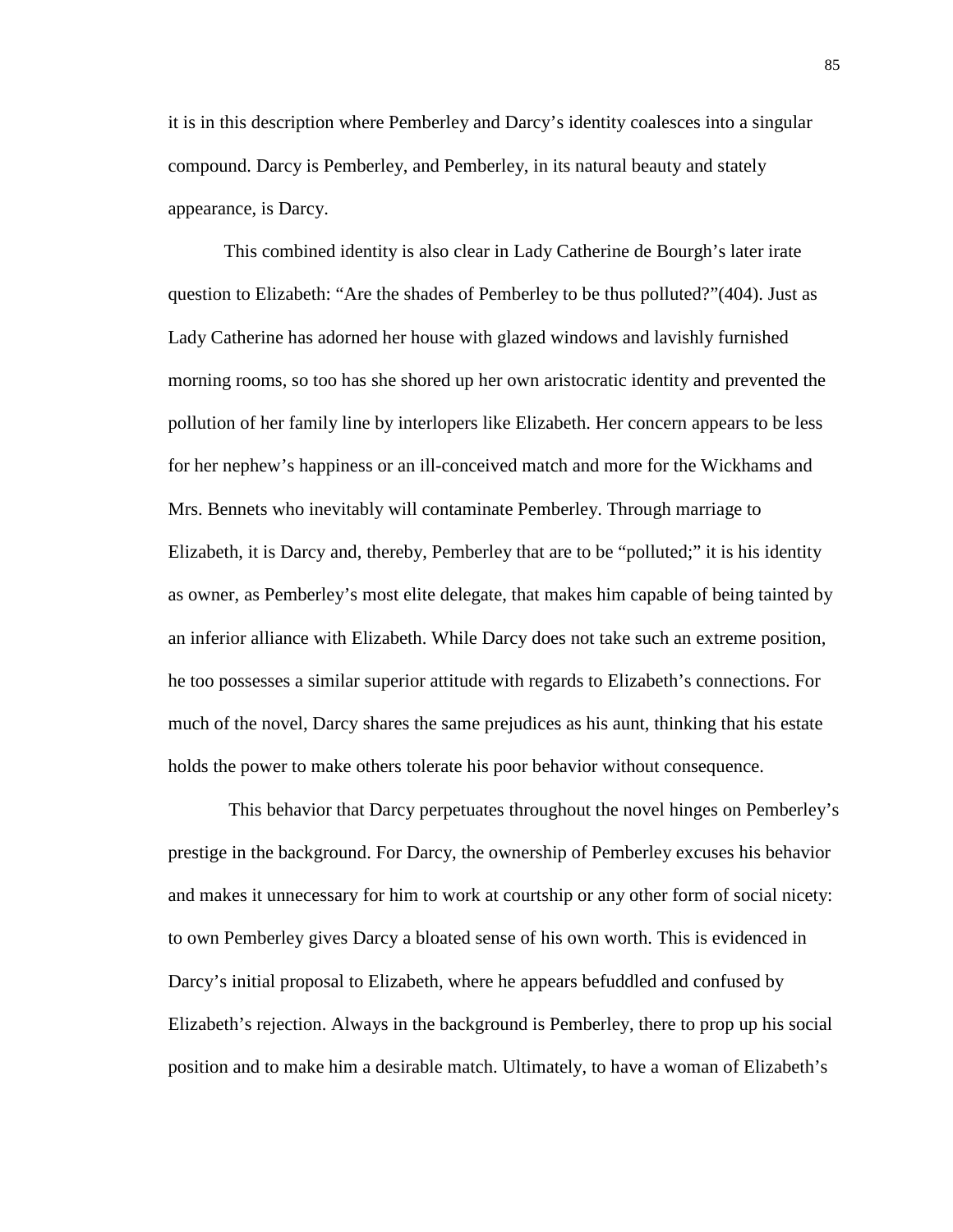it is in this description where Pemberley and Darcy's identity coalesces into a singular compound. Darcy is Pemberley, and Pemberley, in its natural beauty and stately appearance, is Darcy.

This combined identity is also clear in Lady Catherine de Bourgh's later irate question to Elizabeth: "Are the shades of Pemberley to be thus polluted?"(404). Just as Lady Catherine has adorned her house with glazed windows and lavishly furnished morning rooms, so too has she shored up her own aristocratic identity and prevented the pollution of her family line by interlopers like Elizabeth. Her concern appears to be less for her nephew's happiness or an ill-conceived match and more for the Wickhams and Mrs. Bennets who inevitably will contaminate Pemberley. Through marriage to Elizabeth, it is Darcy and, thereby, Pemberley that are to be "polluted;" it is his identity as owner, as Pemberley's most elite delegate, that makes him capable of being tainted by an inferior alliance with Elizabeth. While Darcy does not take such an extreme position, he too possesses a similar superior attitude with regards to Elizabeth's connections. For much of the novel, Darcy shares the same prejudices as his aunt, thinking that his estate holds the power to make others tolerate his poor behavior without consequence.

This behavior that Darcy perpetuates throughout the novel hinges on Pemberley's prestige in the background. For Darcy, the ownership of Pemberley excuses his behavior and makes it unnecessary for him to work at courtship or any other form of social nicety: to own Pemberley gives Darcy a bloated sense of his own worth. This is evidenced in Darcy's initial proposal to Elizabeth, where he appears befuddled and confused by Elizabeth's rejection. Always in the background is Pemberley, there to prop up his social position and to make him a desirable match. Ultimately, to have a woman of Elizabeth's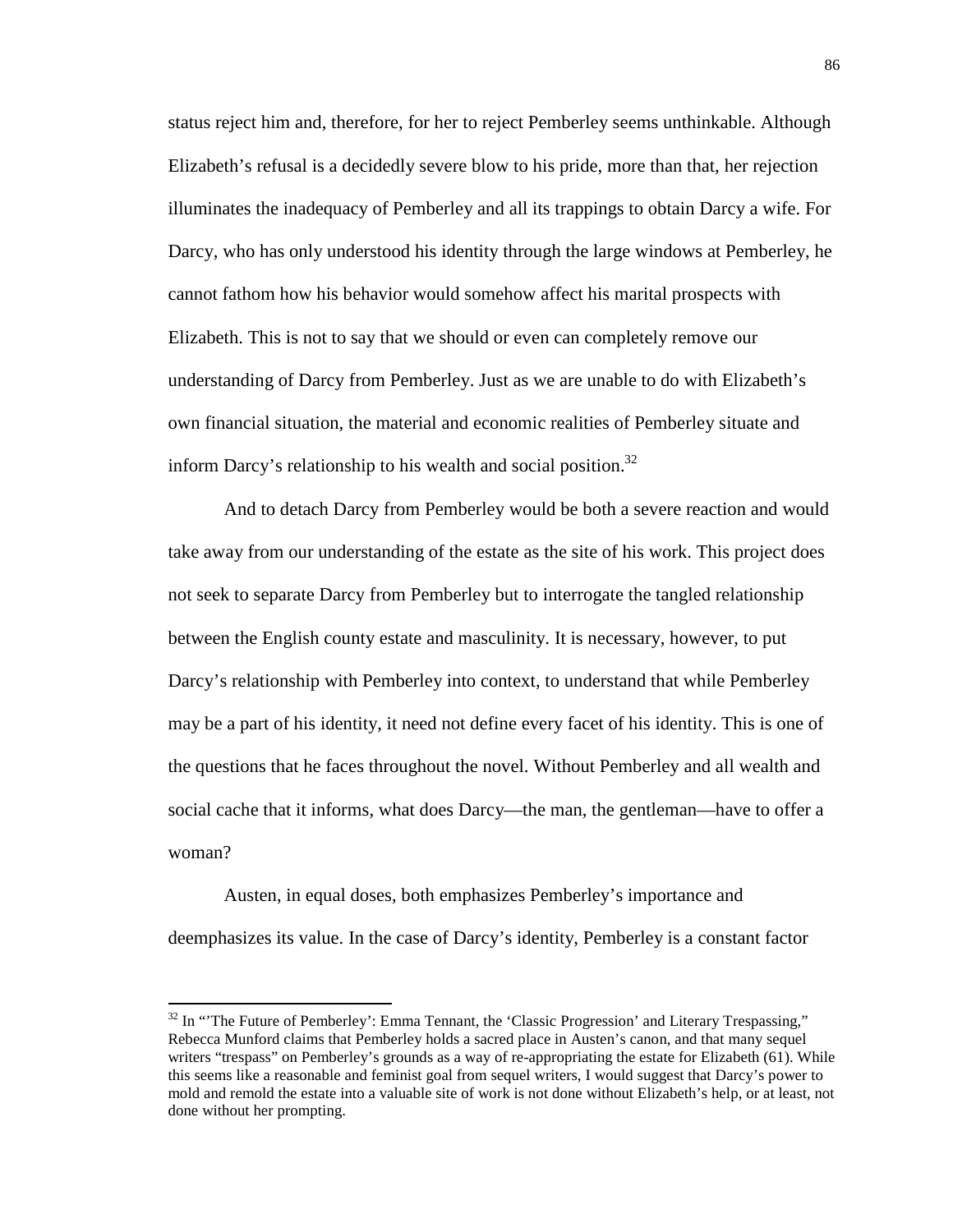status reject him and, therefore, for her to reject Pemberley seems unthinkable. Although Elizabeth's refusal is a decidedly severe blow to his pride, more than that, her rejection illuminates the inadequacy of Pemberley and all its trappings to obtain Darcy a wife. For Darcy, who has only understood his identity through the large windows at Pemberley, he cannot fathom how his behavior would somehow affect his marital prospects with Elizabeth. This is not to say that we should or even can completely remove our understanding of Darcy from Pemberley. Just as we are unable to do with Elizabeth's own financial situation, the material and economic realities of Pemberley situate and inform Darcy's relationship to his wealth and social position.[32]

And to detach Darcy from Pemberley would be both a severe reaction and would take away from our understanding of the estate as the site of his work. This project does not seek to separate Darcy from Pemberley but to interrogate the tangled relationship between the English county estate and masculinity. It is necessary, however, to put Darcy's relationship with Pemberley into context, to understand that while Pemberley may be a part of his identity, it need not define every facet of his identity. This is one of the questions that he faces throughout the novel. Without Pemberley and all wealth and social cache that it informs, what does Darcy—the man, the gentleman—have to offer a woman?

Austen, in equal doses, both emphasizes Pemberley's importance and deemphasizes its value. In the case of Darcy's identity, Pemberley is a constant factor

[32] In "'The Future of Pemberley': Emma Tennant, the 'Classic Progression' and Literary Trespassing," Rebecca Munford claims that Pemberley holds a sacred place in Austen's canon, and that many sequel writers "trespass" on Pemberley's grounds as a way of re-appropriating the estate for Elizabeth (61). While this seems like a reasonable and feminist goal from sequel writers, I would suggest that Darcy's power to mold and remold the estate into a valuable site of work is not done without Elizabeth's help, or at least, not done without her prompting.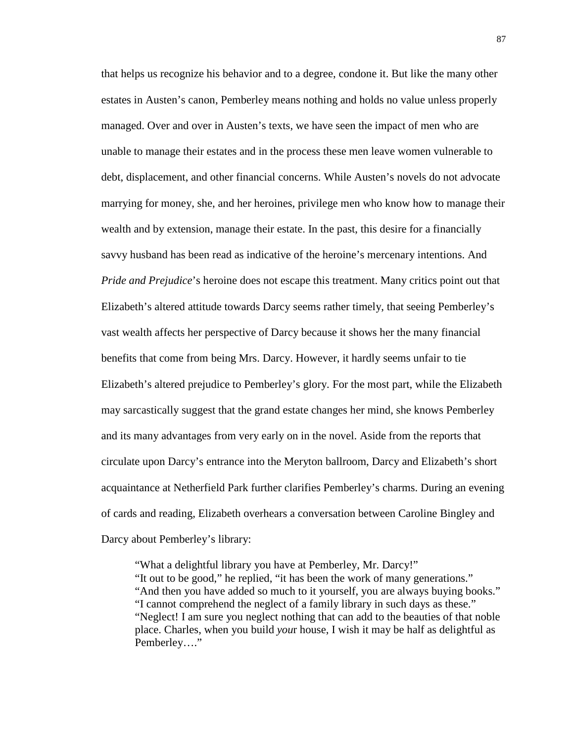that helps us recognize his behavior and to a degree, condone it. But like the many other estates in Austen's canon, Pemberley means nothing and holds no value unless properly managed. Over and over in Austen's texts, we have seen the impact of men who are unable to manage their estates and in the process these men leave women vulnerable to debt, displacement, and other financial concerns. While Austen's novels do not advocate marrying for money, she, and her heroines, privilege men who know how to manage their wealth and by extension, manage their estate. In the past, this desire for a financially savvy husband has been read as indicative of the heroine's mercenary intentions. And *Pride and Prejudice*'s heroine does not escape this treatment. Many critics point out that Elizabeth's altered attitude towards Darcy seems rather timely, that seeing Pemberley's vast wealth affects her perspective of Darcy because it shows her the many financial benefits that come from being Mrs. Darcy. However, it hardly seems unfair to tie Elizabeth's altered prejudice to Pemberley's glory. For the most part, while the Elizabeth may sarcastically suggest that the grand estate changes her mind, she knows Pemberley and its many advantages from very early on in the novel. Aside from the reports that circulate upon Darcy's entrance into the Meryton ballroom, Darcy and Elizabeth's short acquaintance at Netherfield Park further clarifies Pemberley's charms. During an evening of cards and reading, Elizabeth overhears a conversation between Caroline Bingley and Darcy about Pemberley's library:

> "What a delightful library you have at Pemberley, Mr. Darcy!"
> "It out to be good," he replied, "it has been the work of many generations."
> "And then you have added so much to it yourself, you are always buying books."
> "I cannot comprehend the neglect of a family library in such days as these."
> "Neglect! I am sure you neglect nothing that can add to the beauties of that noble place. Charles, when you build *your* house, I wish it may be half as delightful as Pemberley…."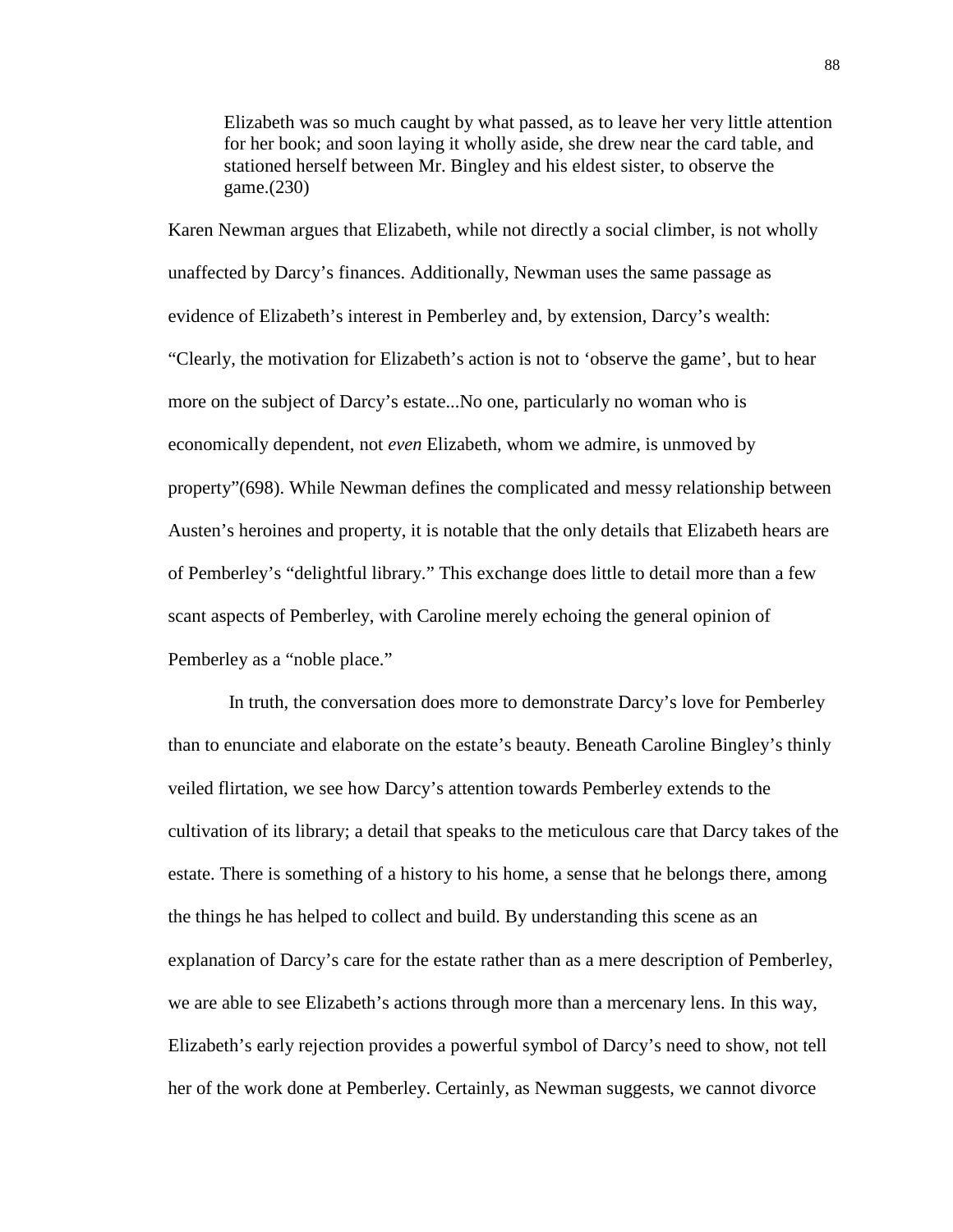> Elizabeth was so much caught by what passed, as to leave her very little attention for her book; and soon laying it wholly aside, she drew near the card table, and stationed herself between Mr. Bingley and his eldest sister, to observe the game.(230)

Karen Newman argues that Elizabeth, while not directly a social climber, is not wholly unaffected by Darcy's finances. Additionally, Newman uses the same passage as evidence of Elizabeth's interest in Pemberley and, by extension, Darcy's wealth: "Clearly, the motivation for Elizabeth's action is not to 'observe the game', but to hear more on the subject of Darcy's estate...No one, particularly no woman who is economically dependent, not *even* Elizabeth, whom we admire, is unmoved by property"(698). While Newman defines the complicated and messy relationship between Austen's heroines and property, it is notable that the only details that Elizabeth hears are of Pemberley's "delightful library." This exchange does little to detail more than a few scant aspects of Pemberley, with Caroline merely echoing the general opinion of Pemberley as a "noble place."

In truth, the conversation does more to demonstrate Darcy's love for Pemberley than to enunciate and elaborate on the estate's beauty. Beneath Caroline Bingley's thinly veiled flirtation, we see how Darcy's attention towards Pemberley extends to the cultivation of its library; a detail that speaks to the meticulous care that Darcy takes of the estate. There is something of a history to his home, a sense that he belongs there, among the things he has helped to collect and build. By understanding this scene as an explanation of Darcy's care for the estate rather than as a mere description of Pemberley, we are able to see Elizabeth's actions through more than a mercenary lens. In this way, Elizabeth's early rejection provides a powerful symbol of Darcy's need to show, not tell her of the work done at Pemberley. Certainly, as Newman suggests, we cannot divorce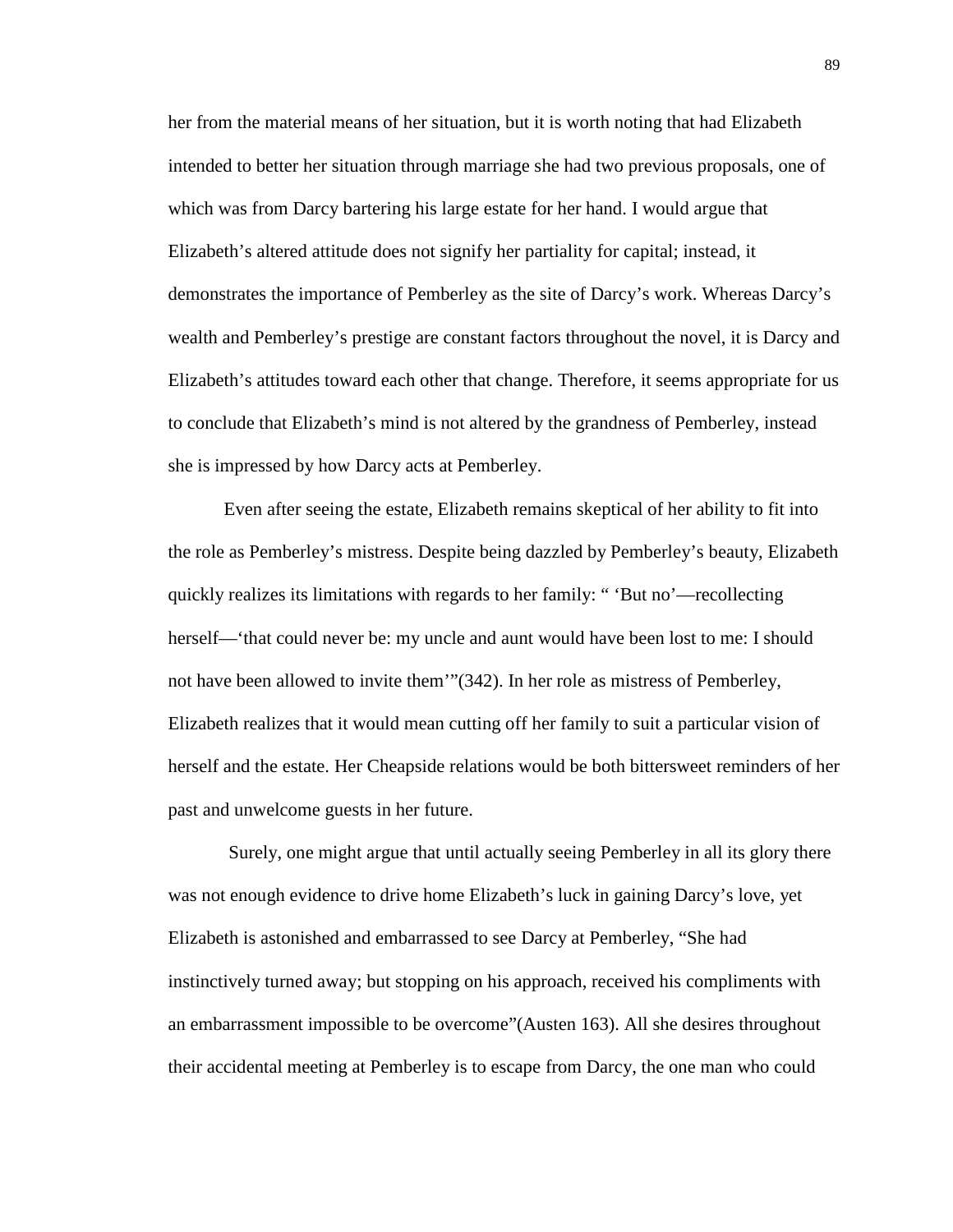her from the material means of her situation, but it is worth noting that had Elizabeth intended to better her situation through marriage she had two previous proposals, one of which was from Darcy bartering his large estate for her hand. I would argue that Elizabeth's altered attitude does not signify her partiality for capital; instead, it demonstrates the importance of Pemberley as the site of Darcy's work. Whereas Darcy's wealth and Pemberley's prestige are constant factors throughout the novel, it is Darcy and Elizabeth's attitudes toward each other that change. Therefore, it seems appropriate for us to conclude that Elizabeth's mind is not altered by the grandness of Pemberley, instead she is impressed by how Darcy acts at Pemberley.

Even after seeing the estate, Elizabeth remains skeptical of her ability to fit into the role as Pemberley's mistress. Despite being dazzled by Pemberley's beauty, Elizabeth quickly realizes its limitations with regards to her family: " 'But no'—recollecting herself—'that could never be: my uncle and aunt would have been lost to me: I should not have been allowed to invite them'"(342). In her role as mistress of Pemberley, Elizabeth realizes that it would mean cutting off her family to suit a particular vision of herself and the estate. Her Cheapside relations would be both bittersweet reminders of her past and unwelcome guests in her future.

Surely, one might argue that until actually seeing Pemberley in all its glory there was not enough evidence to drive home Elizabeth's luck in gaining Darcy's love, yet Elizabeth is astonished and embarrassed to see Darcy at Pemberley, "She had instinctively turned away; but stopping on his approach, received his compliments with an embarrassment impossible to be overcome"(Austen 163). All she desires throughout their accidental meeting at Pemberley is to escape from Darcy, the one man who could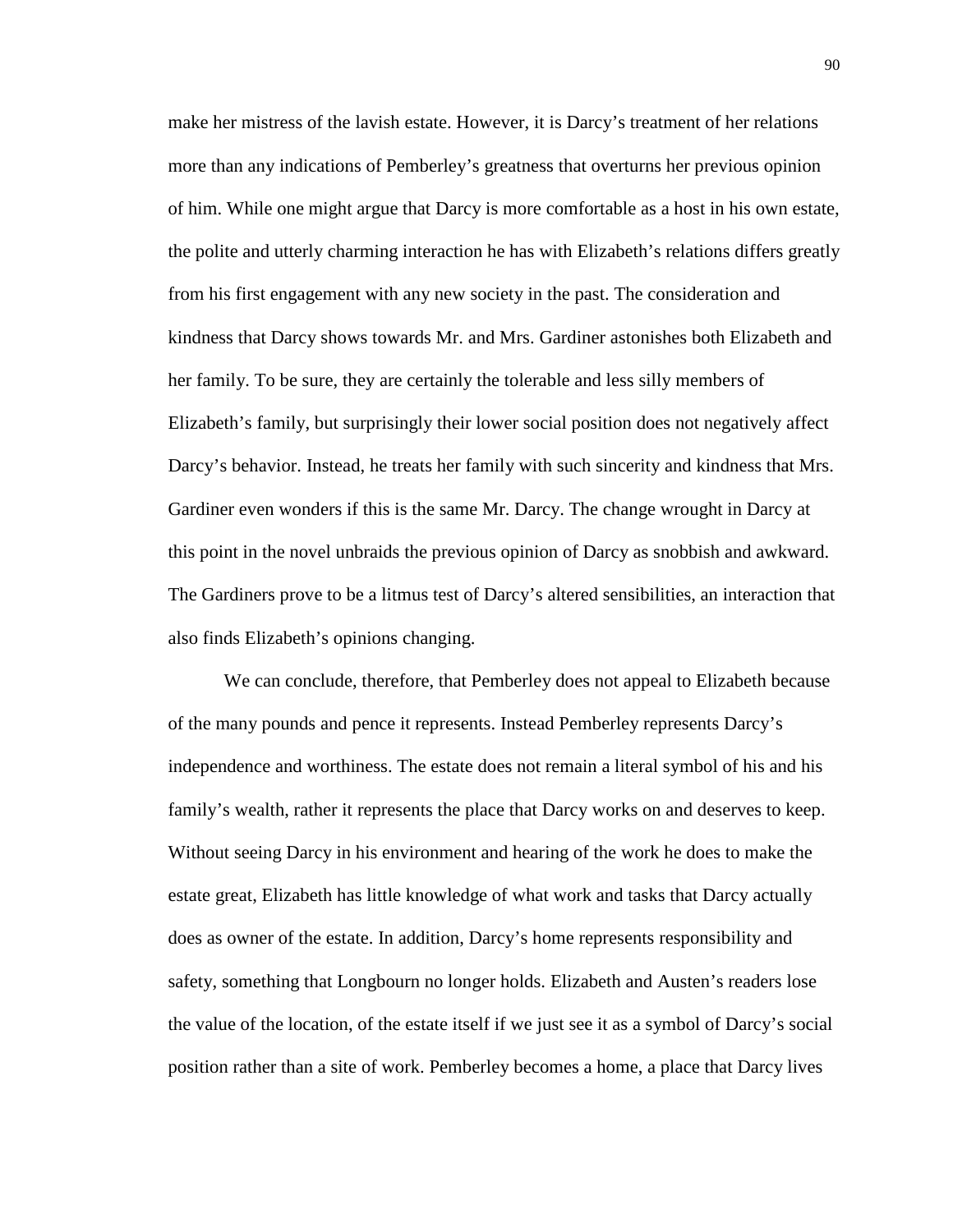make her mistress of the lavish estate. However, it is Darcy's treatment of her relations more than any indications of Pemberley's greatness that overturns her previous opinion of him. While one might argue that Darcy is more comfortable as a host in his own estate, the polite and utterly charming interaction he has with Elizabeth's relations differs greatly from his first engagement with any new society in the past. The consideration and kindness that Darcy shows towards Mr. and Mrs. Gardiner astonishes both Elizabeth and her family. To be sure, they are certainly the tolerable and less silly members of Elizabeth's family, but surprisingly their lower social position does not negatively affect Darcy's behavior. Instead, he treats her family with such sincerity and kindness that Mrs. Gardiner even wonders if this is the same Mr. Darcy. The change wrought in Darcy at this point in the novel unbraids the previous opinion of Darcy as snobbish and awkward. The Gardiners prove to be a litmus test of Darcy's altered sensibilities, an interaction that also finds Elizabeth's opinions changing.

We can conclude, therefore, that Pemberley does not appeal to Elizabeth because of the many pounds and pence it represents. Instead Pemberley represents Darcy's independence and worthiness. The estate does not remain a literal symbol of his and his family's wealth, rather it represents the place that Darcy works on and deserves to keep. Without seeing Darcy in his environment and hearing of the work he does to make the estate great, Elizabeth has little knowledge of what work and tasks that Darcy actually does as owner of the estate. In addition, Darcy's home represents responsibility and safety, something that Longbourn no longer holds. Elizabeth and Austen's readers lose the value of the location, of the estate itself if we just see it as a symbol of Darcy's social position rather than a site of work. Pemberley becomes a home, a place that Darcy lives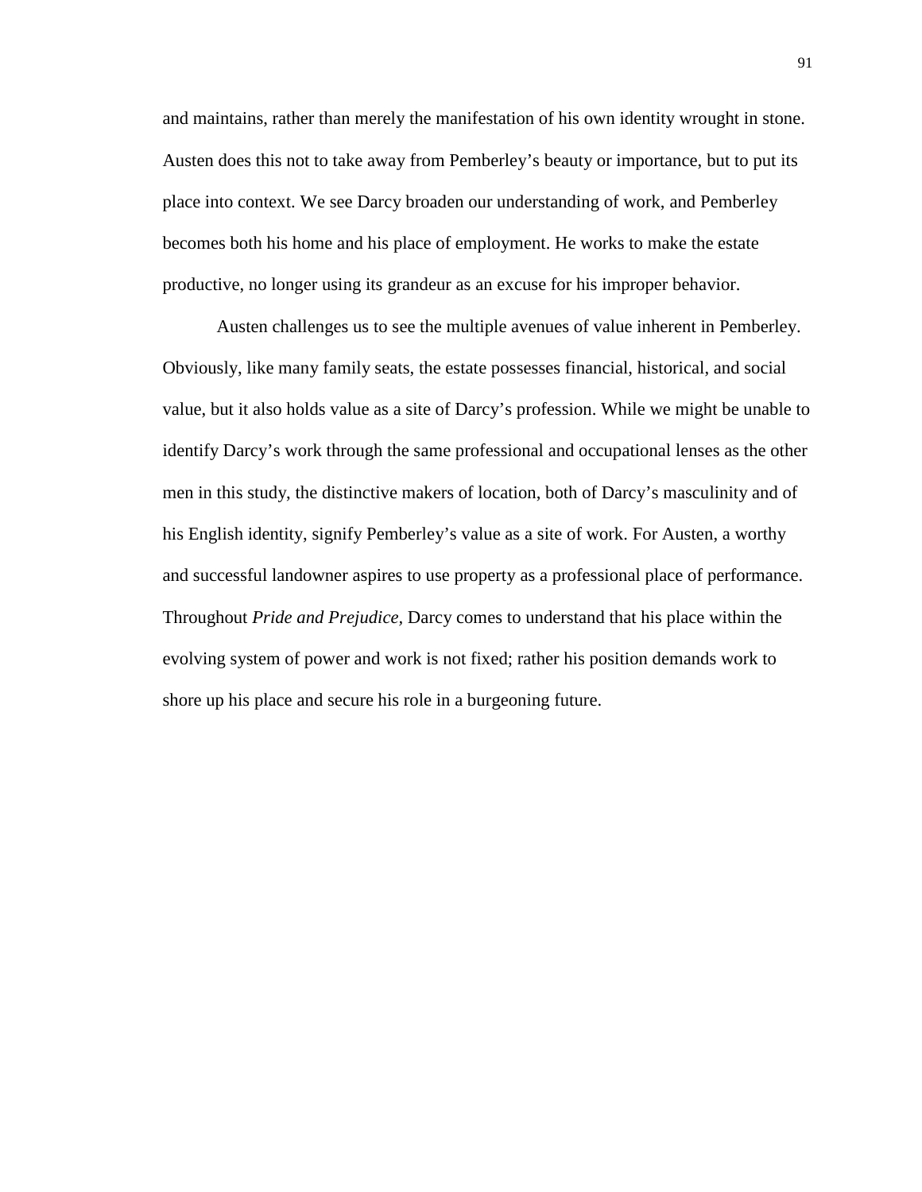and maintains, rather than merely the manifestation of his own identity wrought in stone. Austen does this not to take away from Pemberley's beauty or importance, but to put its place into context. We see Darcy broaden our understanding of work, and Pemberley becomes both his home and his place of employment. He works to make the estate productive, no longer using its grandeur as an excuse for his improper behavior.

Austen challenges us to see the multiple avenues of value inherent in Pemberley. Obviously, like many family seats, the estate possesses financial, historical, and social value, but it also holds value as a site of Darcy's profession. While we might be unable to identify Darcy's work through the same professional and occupational lenses as the other men in this study, the distinctive makers of location, both of Darcy's masculinity and of his English identity, signify Pemberley's value as a site of work. For Austen, a worthy and successful landowner aspires to use property as a professional place of performance. Throughout *Pride and Prejudice*, Darcy comes to understand that his place within the evolving system of power and work is not fixed; rather his position demands work to shore up his place and secure his role in a burgeoning future.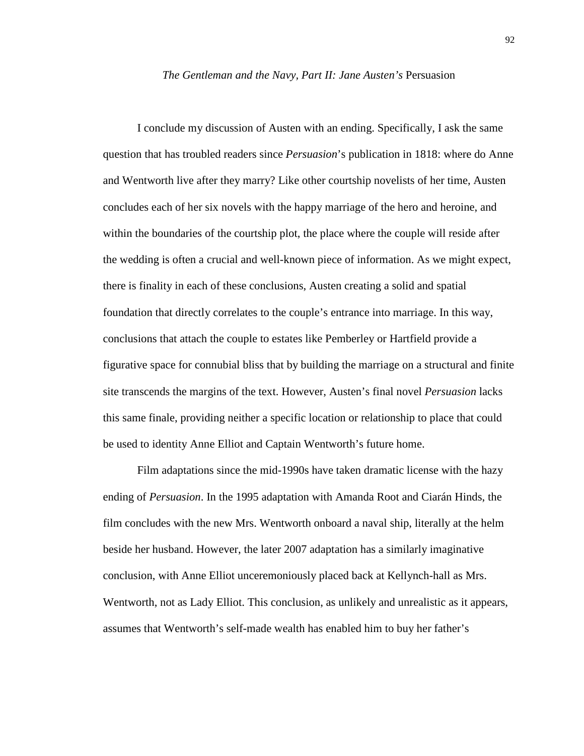## *The Gentleman and the Navy, Part II: Jane Austen's* Persuasion

I conclude my discussion of Austen with an ending. Specifically, I ask the same question that has troubled readers since *Persuasion*'s publication in 1818: where do Anne and Wentworth live after they marry? Like other courtship novelists of her time, Austen concludes each of her six novels with the happy marriage of the hero and heroine, and within the boundaries of the courtship plot, the place where the couple will reside after the wedding is often a crucial and well-known piece of information. As we might expect, there is finality in each of these conclusions, Austen creating a solid and spatial foundation that directly correlates to the couple's entrance into marriage. In this way, conclusions that attach the couple to estates like Pemberley or Hartfield provide a figurative space for connubial bliss that by building the marriage on a structural and finite site transcends the margins of the text. However, Austen's final novel *Persuasion* lacks this same finale, providing neither a specific location or relationship to place that could be used to identity Anne Elliot and Captain Wentworth's future home.

Film adaptations since the mid-1990s have taken dramatic license with the hazy ending of *Persuasion*. In the 1995 adaptation with Amanda Root and Ciarán Hinds, the film concludes with the new Mrs. Wentworth onboard a naval ship, literally at the helm beside her husband. However, the later 2007 adaptation has a similarly imaginative conclusion, with Anne Elliot unceremoniously placed back at Kellynch-hall as Mrs. Wentworth, not as Lady Elliot. This conclusion, as unlikely and unrealistic as it appears, assumes that Wentworth's self-made wealth has enabled him to buy her father's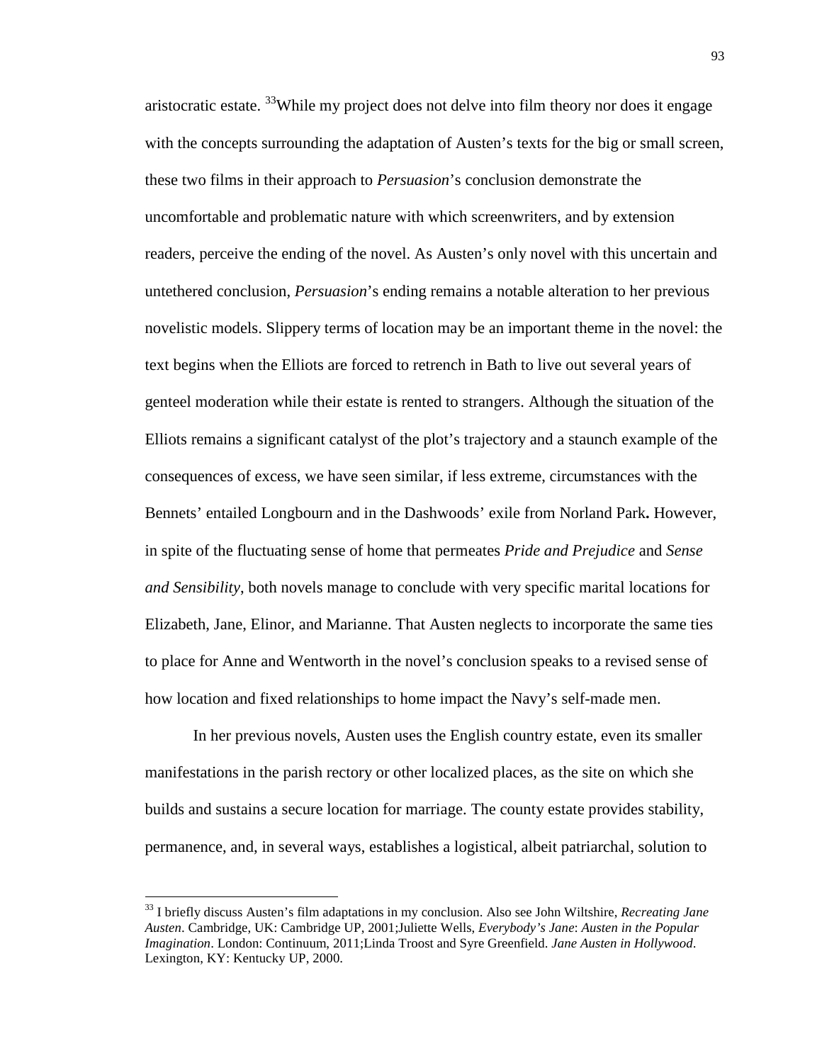aristocratic estate. [33]While my project does not delve into film theory nor does it engage with the concepts surrounding the adaptation of Austen's texts for the big or small screen, these two films in their approach to *Persuasion*'s conclusion demonstrate the uncomfortable and problematic nature with which screenwriters, and by extension readers, perceive the ending of the novel. As Austen's only novel with this uncertain and untethered conclusion, *Persuasion*'s ending remains a notable alteration to her previous novelistic models. Slippery terms of location may be an important theme in the novel: the text begins when the Elliots are forced to retrench in Bath to live out several years of genteel moderation while their estate is rented to strangers. Although the situation of the Elliots remains a significant catalyst of the plot's trajectory and a staunch example of the consequences of excess, we have seen similar, if less extreme, circumstances with the Bennets' entailed Longbourn and in the Dashwoods' exile from Norland Park**.** However, in spite of the fluctuating sense of home that permeates *Pride and Prejudice* and *Sense and Sensibility*, both novels manage to conclude with very specific marital locations for Elizabeth, Jane, Elinor, and Marianne. That Austen neglects to incorporate the same ties to place for Anne and Wentworth in the novel's conclusion speaks to a revised sense of how location and fixed relationships to home impact the Navy's self-made men.

In her previous novels, Austen uses the English country estate, even its smaller manifestations in the parish rectory or other localized places, as the site on which she builds and sustains a secure location for marriage. The county estate provides stability, permanence, and, in several ways, establishes a logistical, albeit patriarchal, solution to

---

[33] I briefly discuss Austen's film adaptations in my conclusion. Also see John Wiltshire, *Recreating Jane Austen*. Cambridge, UK: Cambridge UP, 2001;Juliette Wells, *Everybody's Jane*: *Austen in the Popular Imagination*. London: Continuum, 2011;Linda Troost and Syre Greenfield. *Jane Austen in Hollywood*. Lexington, KY: Kentucky UP, 2000.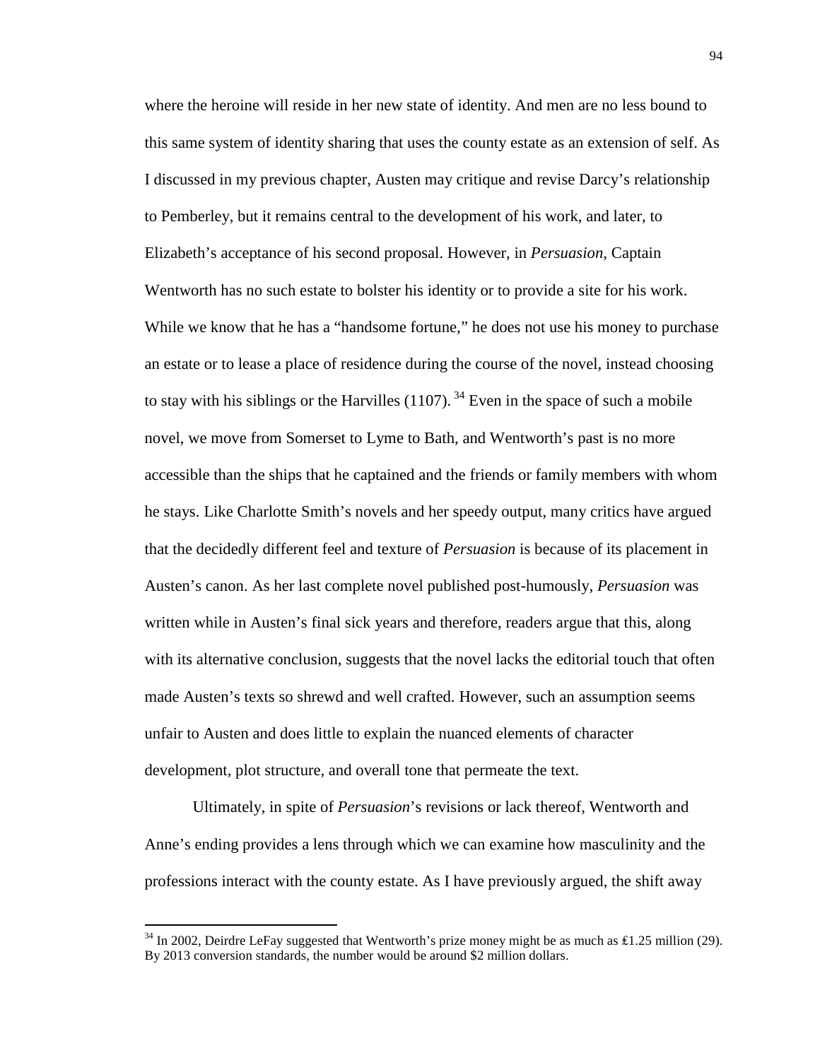where the heroine will reside in her new state of identity. And men are no less bound to this same system of identity sharing that uses the county estate as an extension of self. As I discussed in my previous chapter, Austen may critique and revise Darcy's relationship to Pemberley, but it remains central to the development of his work, and later, to Elizabeth's acceptance of his second proposal. However, in *Persuasion*, Captain Wentworth has no such estate to bolster his identity or to provide a site for his work. While we know that he has a "handsome fortune," he does not use his money to purchase an estate or to lease a place of residence during the course of the novel, instead choosing to stay with his siblings or the Harvilles (1107). [34] Even in the space of such a mobile novel, we move from Somerset to Lyme to Bath, and Wentworth's past is no more accessible than the ships that he captained and the friends or family members with whom he stays. Like Charlotte Smith's novels and her speedy output, many critics have argued that the decidedly different feel and texture of *Persuasion* is because of its placement in Austen's canon. As her last complete novel published post-humously, *Persuasion* was written while in Austen's final sick years and therefore, readers argue that this, along with its alternative conclusion, suggests that the novel lacks the editorial touch that often made Austen's texts so shrewd and well crafted. However, such an assumption seems unfair to Austen and does little to explain the nuanced elements of character development, plot structure, and overall tone that permeate the text.

Ultimately, in spite of *Persuasion*'s revisions or lack thereof, Wentworth and Anne's ending provides a lens through which we can examine how masculinity and the professions interact with the county estate. As I have previously argued, the shift away

---

[34] In 2002, Deirdre LeFay suggested that Wentworth's prize money might be as much as ₤1.25 million (29). By 2013 conversion standards, the number would be around $2 million dollars.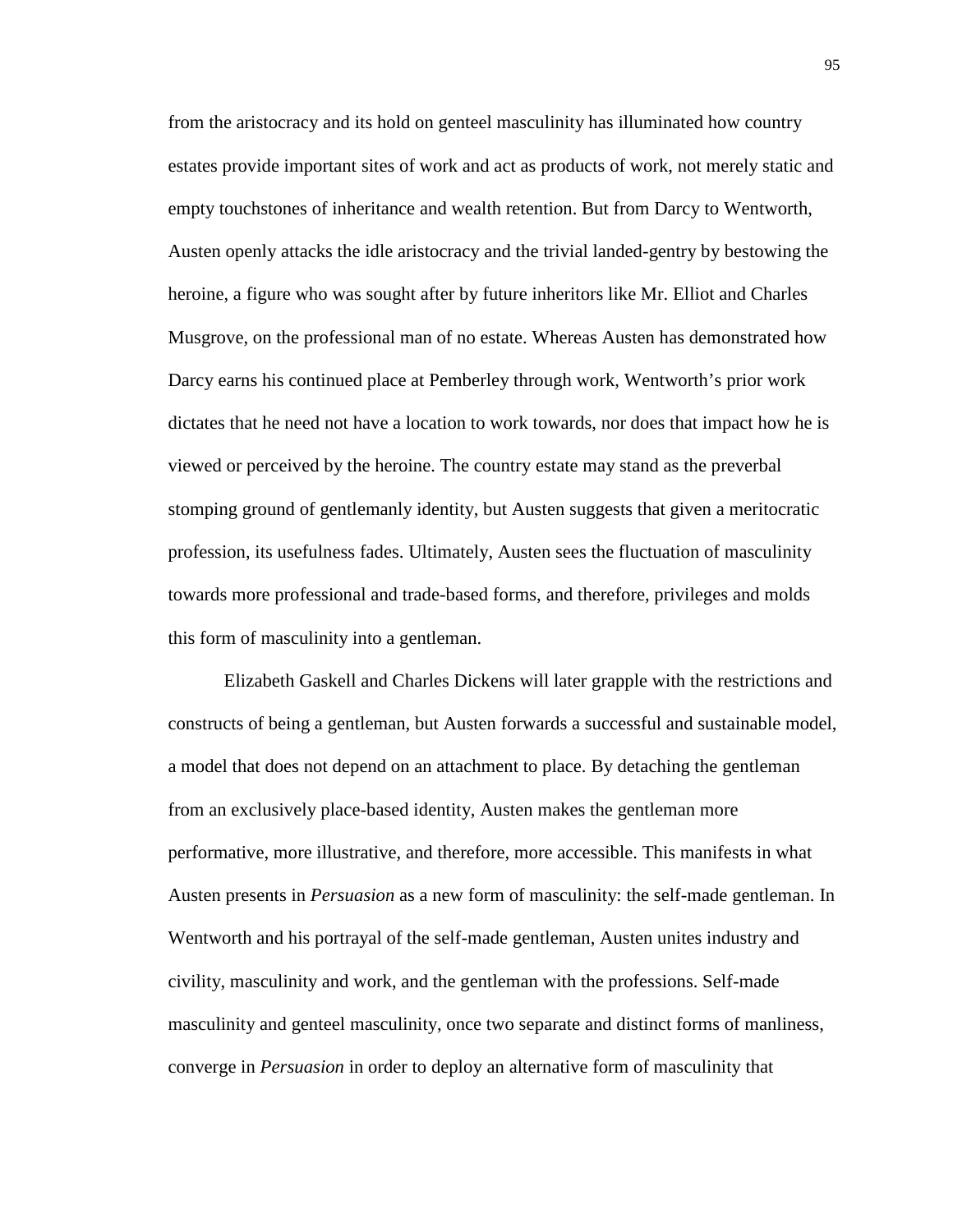from the aristocracy and its hold on genteel masculinity has illuminated how country estates provide important sites of work and act as products of work, not merely static and empty touchstones of inheritance and wealth retention. But from Darcy to Wentworth, Austen openly attacks the idle aristocracy and the trivial landed-gentry by bestowing the heroine, a figure who was sought after by future inheritors like Mr. Elliot and Charles Musgrove, on the professional man of no estate. Whereas Austen has demonstrated how Darcy earns his continued place at Pemberley through work, Wentworth's prior work dictates that he need not have a location to work towards, nor does that impact how he is viewed or perceived by the heroine. The country estate may stand as the preverbal stomping ground of gentlemanly identity, but Austen suggests that given a meritocratic profession, its usefulness fades. Ultimately, Austen sees the fluctuation of masculinity towards more professional and trade-based forms, and therefore, privileges and molds this form of masculinity into a gentleman.

Elizabeth Gaskell and Charles Dickens will later grapple with the restrictions and constructs of being a gentleman, but Austen forwards a successful and sustainable model, a model that does not depend on an attachment to place. By detaching the gentleman from an exclusively place-based identity, Austen makes the gentleman more performative, more illustrative, and therefore, more accessible. This manifests in what Austen presents in *Persuasion* as a new form of masculinity: the self-made gentleman. In Wentworth and his portrayal of the self-made gentleman, Austen unites industry and civility, masculinity and work, and the gentleman with the professions. Self-made masculinity and genteel masculinity, once two separate and distinct forms of manliness, converge in *Persuasion* in order to deploy an alternative form of masculinity that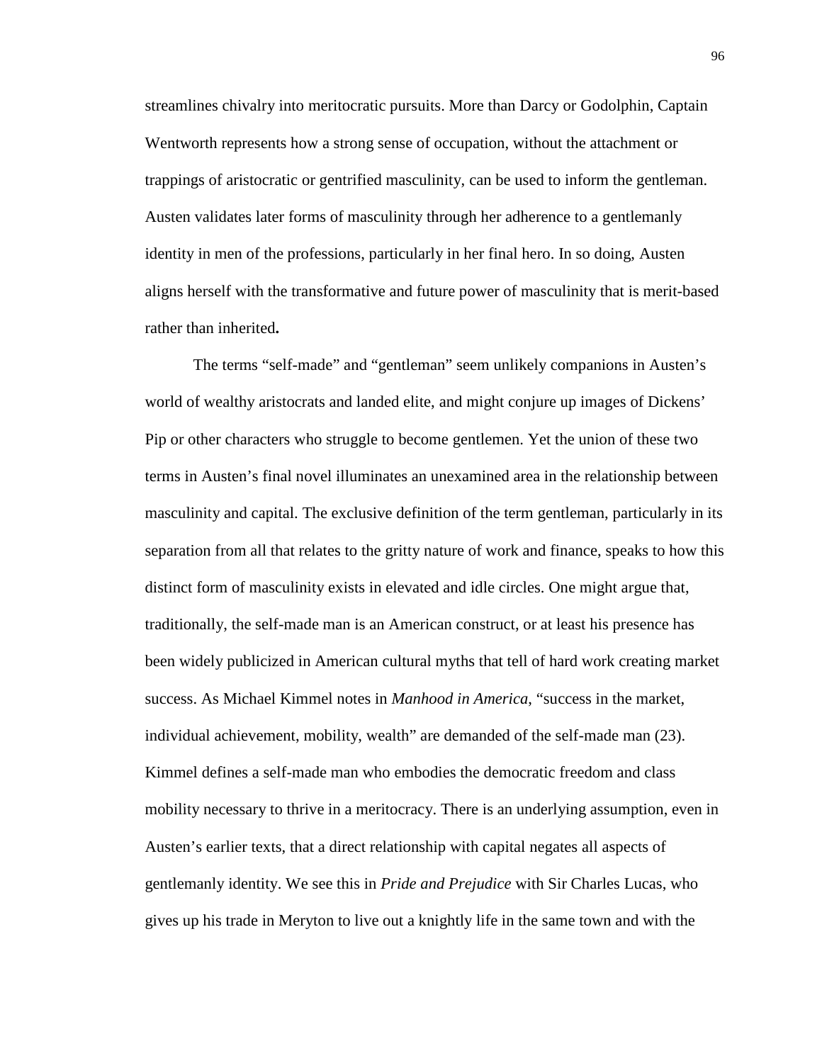streamlines chivalry into meritocratic pursuits. More than Darcy or Godolphin, Captain Wentworth represents how a strong sense of occupation, without the attachment or trappings of aristocratic or gentrified masculinity, can be used to inform the gentleman. Austen validates later forms of masculinity through her adherence to a gentlemanly identity in men of the professions, particularly in her final hero. In so doing, Austen aligns herself with the transformative and future power of masculinity that is merit-based rather than inherited**.**

The terms "self-made" and "gentleman" seem unlikely companions in Austen's world of wealthy aristocrats and landed elite, and might conjure up images of Dickens' Pip or other characters who struggle to become gentlemen. Yet the union of these two terms in Austen's final novel illuminates an unexamined area in the relationship between masculinity and capital. The exclusive definition of the term gentleman, particularly in its separation from all that relates to the gritty nature of work and finance, speaks to how this distinct form of masculinity exists in elevated and idle circles. One might argue that, traditionally, the self-made man is an American construct, or at least his presence has been widely publicized in American cultural myths that tell of hard work creating market success. As Michael Kimmel notes in *Manhood in America*, "success in the market, individual achievement, mobility, wealth" are demanded of the self-made man (23). Kimmel defines a self-made man who embodies the democratic freedom and class mobility necessary to thrive in a meritocracy. There is an underlying assumption, even in Austen's earlier texts, that a direct relationship with capital negates all aspects of gentlemanly identity. We see this in *Pride and Prejudice* with Sir Charles Lucas, who gives up his trade in Meryton to live out a knightly life in the same town and with the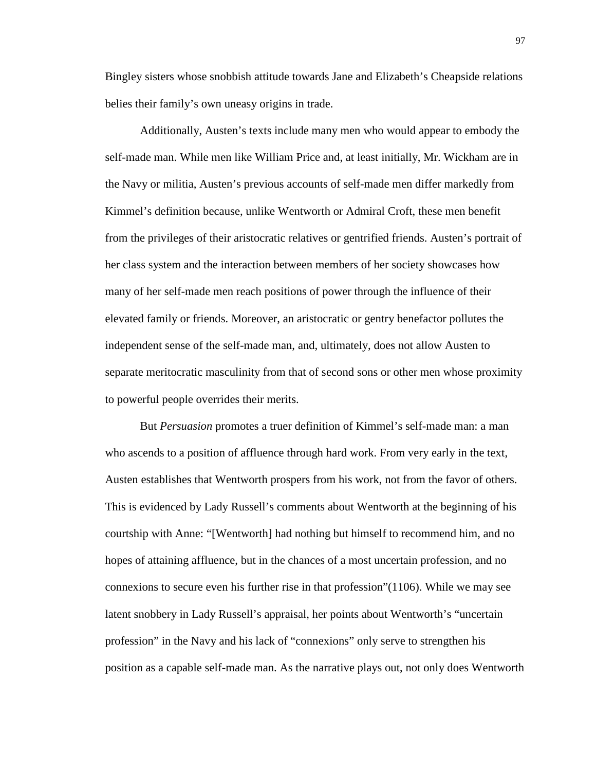Bingley sisters whose snobbish attitude towards Jane and Elizabeth's Cheapside relations belies their family's own uneasy origins in trade.

Additionally, Austen's texts include many men who would appear to embody the self-made man. While men like William Price and, at least initially, Mr. Wickham are in the Navy or militia, Austen's previous accounts of self-made men differ markedly from Kimmel's definition because, unlike Wentworth or Admiral Croft, these men benefit from the privileges of their aristocratic relatives or gentrified friends. Austen's portrait of her class system and the interaction between members of her society showcases how many of her self-made men reach positions of power through the influence of their elevated family or friends. Moreover, an aristocratic or gentry benefactor pollutes the independent sense of the self-made man, and, ultimately, does not allow Austen to separate meritocratic masculinity from that of second sons or other men whose proximity to powerful people overrides their merits.

But *Persuasion* promotes a truer definition of Kimmel's self-made man: a man who ascends to a position of affluence through hard work. From very early in the text, Austen establishes that Wentworth prospers from his work, not from the favor of others. This is evidenced by Lady Russell's comments about Wentworth at the beginning of his courtship with Anne: "[Wentworth] had nothing but himself to recommend him, and no hopes of attaining affluence, but in the chances of a most uncertain profession, and no connexions to secure even his further rise in that profession"(1106). While we may see latent snobbery in Lady Russell's appraisal, her points about Wentworth's "uncertain profession" in the Navy and his lack of "connexions" only serve to strengthen his position as a capable self-made man. As the narrative plays out, not only does Wentworth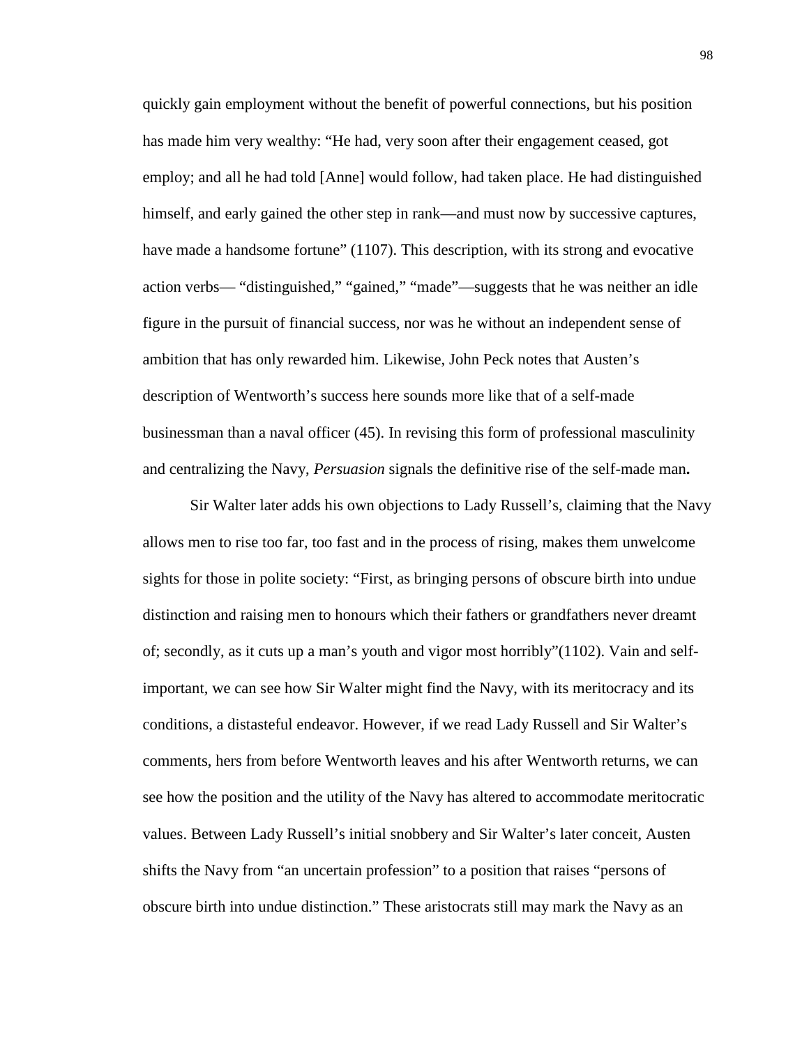quickly gain employment without the benefit of powerful connections, but his position has made him very wealthy: "He had, very soon after their engagement ceased, got employ; and all he had told [Anne] would follow, had taken place. He had distinguished himself, and early gained the other step in rank—and must now by successive captures, have made a handsome fortune" (1107). This description, with its strong and evocative action verbs— "distinguished," "gained," "made"—suggests that he was neither an idle figure in the pursuit of financial success, nor was he without an independent sense of ambition that has only rewarded him. Likewise, John Peck notes that Austen's description of Wentworth's success here sounds more like that of a self-made businessman than a naval officer (45). In revising this form of professional masculinity and centralizing the Navy, *Persuasion* signals the definitive rise of the self-made man**.**

Sir Walter later adds his own objections to Lady Russell's, claiming that the Navy allows men to rise too far, too fast and in the process of rising, makes them unwelcome sights for those in polite society: "First, as bringing persons of obscure birth into undue distinction and raising men to honours which their fathers or grandfathers never dreamt of; secondly, as it cuts up a man's youth and vigor most horribly"(1102). Vain and self-important, we can see how Sir Walter might find the Navy, with its meritocracy and its conditions, a distasteful endeavor. However, if we read Lady Russell and Sir Walter's comments, hers from before Wentworth leaves and his after Wentworth returns, we can see how the position and the utility of the Navy has altered to accommodate meritocratic values. Between Lady Russell's initial snobbery and Sir Walter's later conceit, Austen shifts the Navy from "an uncertain profession" to a position that raises "persons of obscure birth into undue distinction." These aristocrats still may mark the Navy as an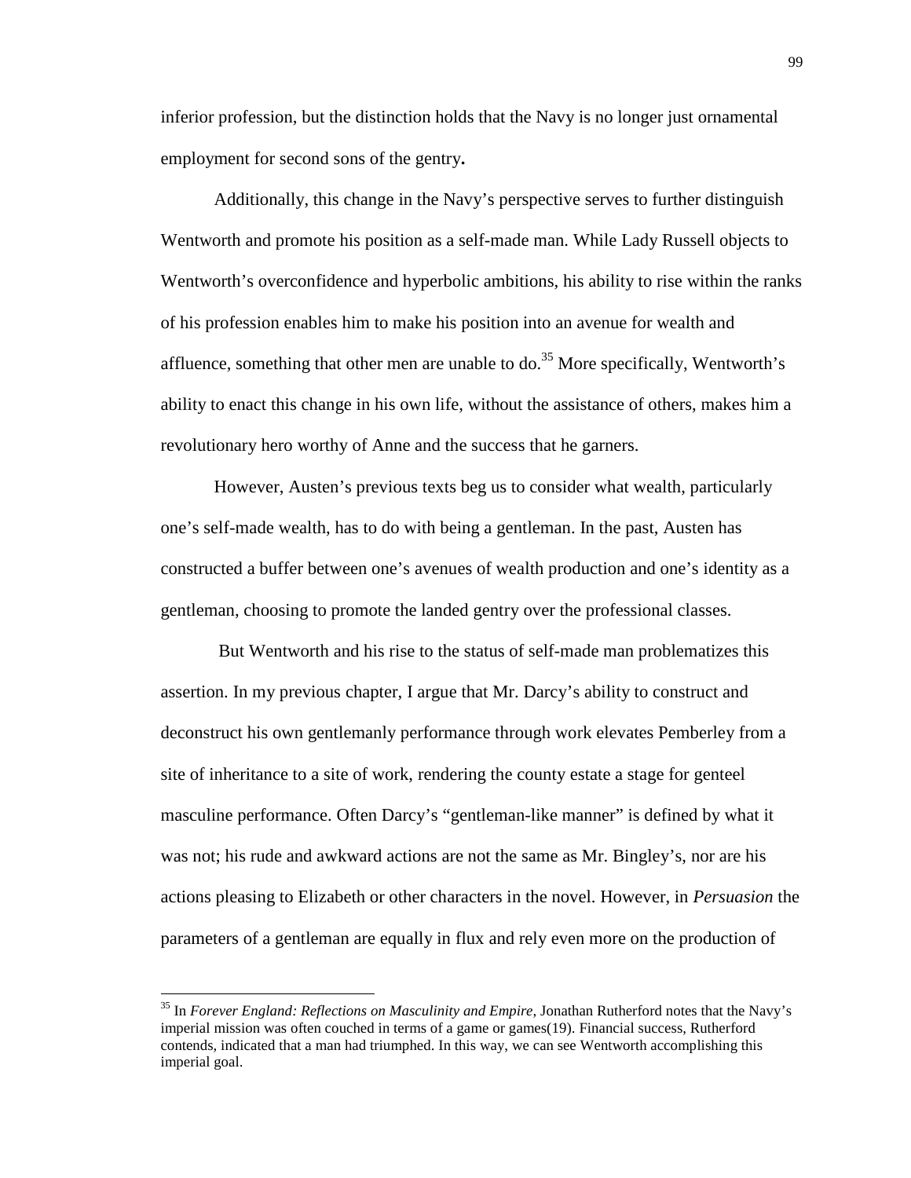inferior profession, but the distinction holds that the Navy is no longer just ornamental employment for second sons of the gentry**.**

Additionally, this change in the Navy's perspective serves to further distinguish Wentworth and promote his position as a self-made man. While Lady Russell objects to Wentworth's overconfidence and hyperbolic ambitions, his ability to rise within the ranks of his profession enables him to make his position into an avenue for wealth and affluence, something that other men are unable to do.[35] More specifically, Wentworth's ability to enact this change in his own life, without the assistance of others, makes him a revolutionary hero worthy of Anne and the success that he garners.

However, Austen's previous texts beg us to consider what wealth, particularly one's self-made wealth, has to do with being a gentleman. In the past, Austen has constructed a buffer between one's avenues of wealth production and one's identity as a gentleman, choosing to promote the landed gentry over the professional classes.

But Wentworth and his rise to the status of self-made man problematizes this assertion. In my previous chapter, I argue that Mr. Darcy's ability to construct and deconstruct his own gentlemanly performance through work elevates Pemberley from a site of inheritance to a site of work, rendering the county estate a stage for genteel masculine performance. Often Darcy's "gentleman-like manner" is defined by what it was not; his rude and awkward actions are not the same as Mr. Bingley's, nor are his actions pleasing to Elizabeth or other characters in the novel. However, in *Persuasion* the parameters of a gentleman are equally in flux and rely even more on the production of

---

[35] In *Forever England: Reflections on Masculinity and Empire*, Jonathan Rutherford notes that the Navy's imperial mission was often couched in terms of a game or games(19). Financial success, Rutherford contends, indicated that a man had triumphed. In this way, we can see Wentworth accomplishing this imperial goal.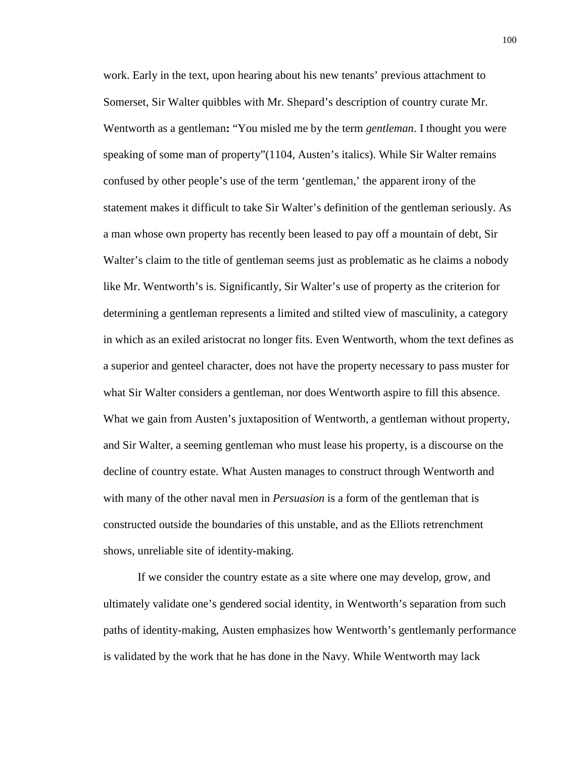work. Early in the text, upon hearing about his new tenants' previous attachment to Somerset, Sir Walter quibbles with Mr. Shepard's description of country curate Mr. Wentworth as a gentleman**:** "You misled me by the term *gentleman*. I thought you were speaking of some man of property"(1104, Austen's italics). While Sir Walter remains confused by other people's use of the term 'gentleman,' the apparent irony of the statement makes it difficult to take Sir Walter's definition of the gentleman seriously. As a man whose own property has recently been leased to pay off a mountain of debt, Sir Walter's claim to the title of gentleman seems just as problematic as he claims a nobody like Mr. Wentworth's is. Significantly, Sir Walter's use of property as the criterion for determining a gentleman represents a limited and stilted view of masculinity, a category in which as an exiled aristocrat no longer fits. Even Wentworth, whom the text defines as a superior and genteel character, does not have the property necessary to pass muster for what Sir Walter considers a gentleman, nor does Wentworth aspire to fill this absence. What we gain from Austen's juxtaposition of Wentworth, a gentleman without property, and Sir Walter, a seeming gentleman who must lease his property, is a discourse on the decline of country estate. What Austen manages to construct through Wentworth and with many of the other naval men in *Persuasion* is a form of the gentleman that is constructed outside the boundaries of this unstable, and as the Elliots retrenchment shows, unreliable site of identity-making.

If we consider the country estate as a site where one may develop, grow, and ultimately validate one's gendered social identity, in Wentworth's separation from such paths of identity-making, Austen emphasizes how Wentworth's gentlemanly performance is validated by the work that he has done in the Navy. While Wentworth may lack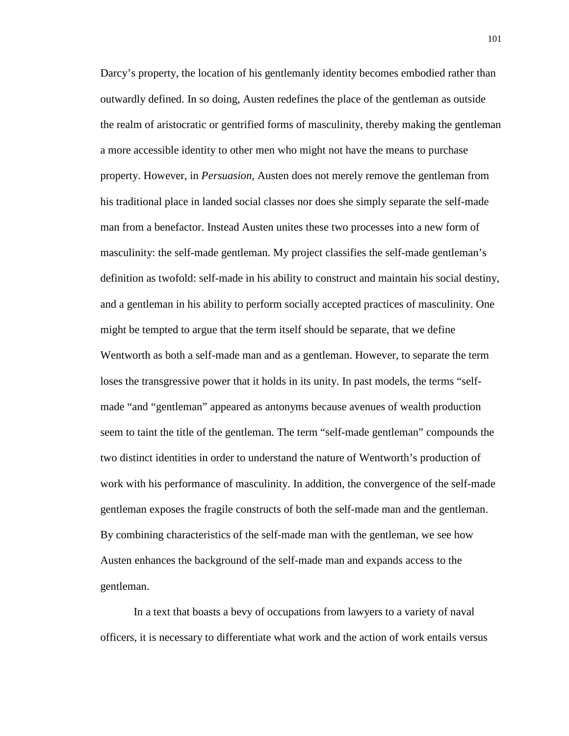Darcy's property, the location of his gentlemanly identity becomes embodied rather than outwardly defined. In so doing, Austen redefines the place of the gentleman as outside the realm of aristocratic or gentrified forms of masculinity, thereby making the gentleman a more accessible identity to other men who might not have the means to purchase property. However, in *Persuasion*, Austen does not merely remove the gentleman from his traditional place in landed social classes nor does she simply separate the self-made man from a benefactor. Instead Austen unites these two processes into a new form of masculinity: the self-made gentleman. My project classifies the self-made gentleman's definition as twofold: self-made in his ability to construct and maintain his social destiny, and a gentleman in his ability to perform socially accepted practices of masculinity. One might be tempted to argue that the term itself should be separate, that we define Wentworth as both a self-made man and as a gentleman. However, to separate the term loses the transgressive power that it holds in its unity. In past models, the terms "self-made "and "gentleman" appeared as antonyms because avenues of wealth production seem to taint the title of the gentleman. The term "self-made gentleman" compounds the two distinct identities in order to understand the nature of Wentworth's production of work with his performance of masculinity. In addition, the convergence of the self-made gentleman exposes the fragile constructs of both the self-made man and the gentleman. By combining characteristics of the self-made man with the gentleman, we see how Austen enhances the background of the self-made man and expands access to the gentleman.

In a text that boasts a bevy of occupations from lawyers to a variety of naval officers, it is necessary to differentiate what work and the action of work entails versus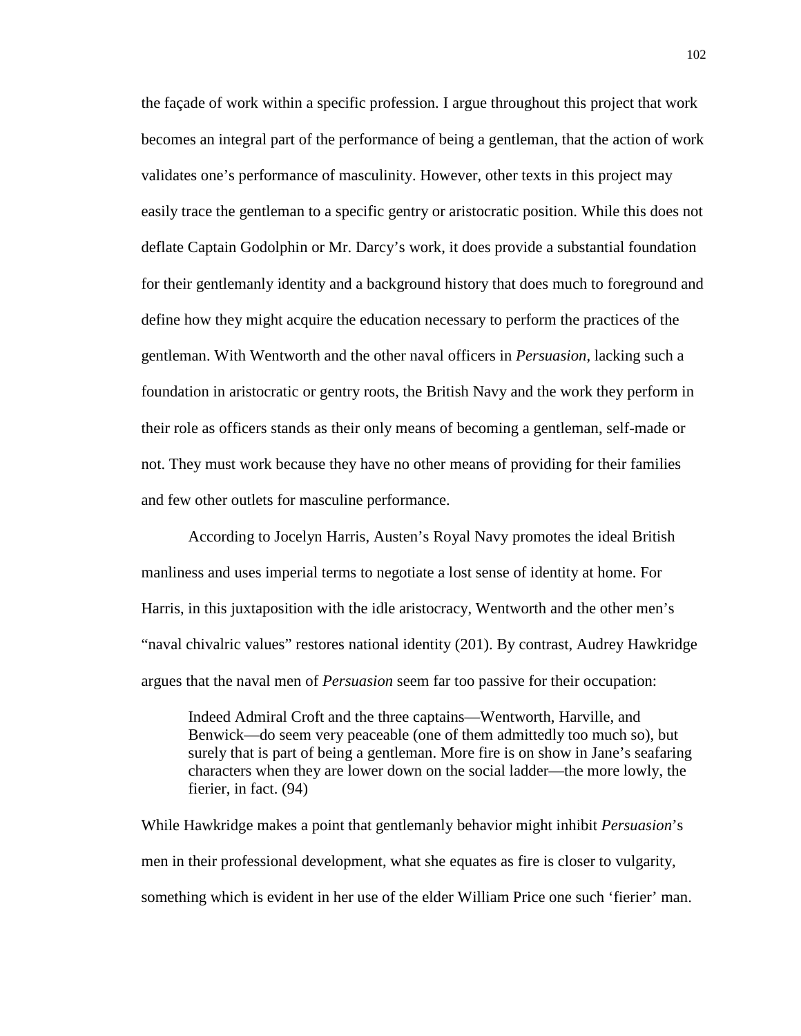the façade of work within a specific profession. I argue throughout this project that work becomes an integral part of the performance of being a gentleman, that the action of work validates one's performance of masculinity. However, other texts in this project may easily trace the gentleman to a specific gentry or aristocratic position. While this does not deflate Captain Godolphin or Mr. Darcy's work, it does provide a substantial foundation for their gentlemanly identity and a background history that does much to foreground and define how they might acquire the education necessary to perform the practices of the gentleman. With Wentworth and the other naval officers in *Persuasion*, lacking such a foundation in aristocratic or gentry roots, the British Navy and the work they perform in their role as officers stands as their only means of becoming a gentleman, self-made or not. They must work because they have no other means of providing for their families and few other outlets for masculine performance.

According to Jocelyn Harris, Austen's Royal Navy promotes the ideal British manliness and uses imperial terms to negotiate a lost sense of identity at home. For Harris, in this juxtaposition with the idle aristocracy, Wentworth and the other men's "naval chivalric values" restores national identity (201). By contrast, Audrey Hawkridge argues that the naval men of *Persuasion* seem far too passive for their occupation:

> Indeed Admiral Croft and the three captains—Wentworth, Harville, and Benwick—do seem very peaceable (one of them admittedly too much so), but surely that is part of being a gentleman. More fire is on show in Jane's seafaring characters when they are lower down on the social ladder—the more lowly, the fierier, in fact. (94)

While Hawkridge makes a point that gentlemanly behavior might inhibit *Persuasion*'s men in their professional development, what she equates as fire is closer to vulgarity, something which is evident in her use of the elder William Price one such 'fierier' man.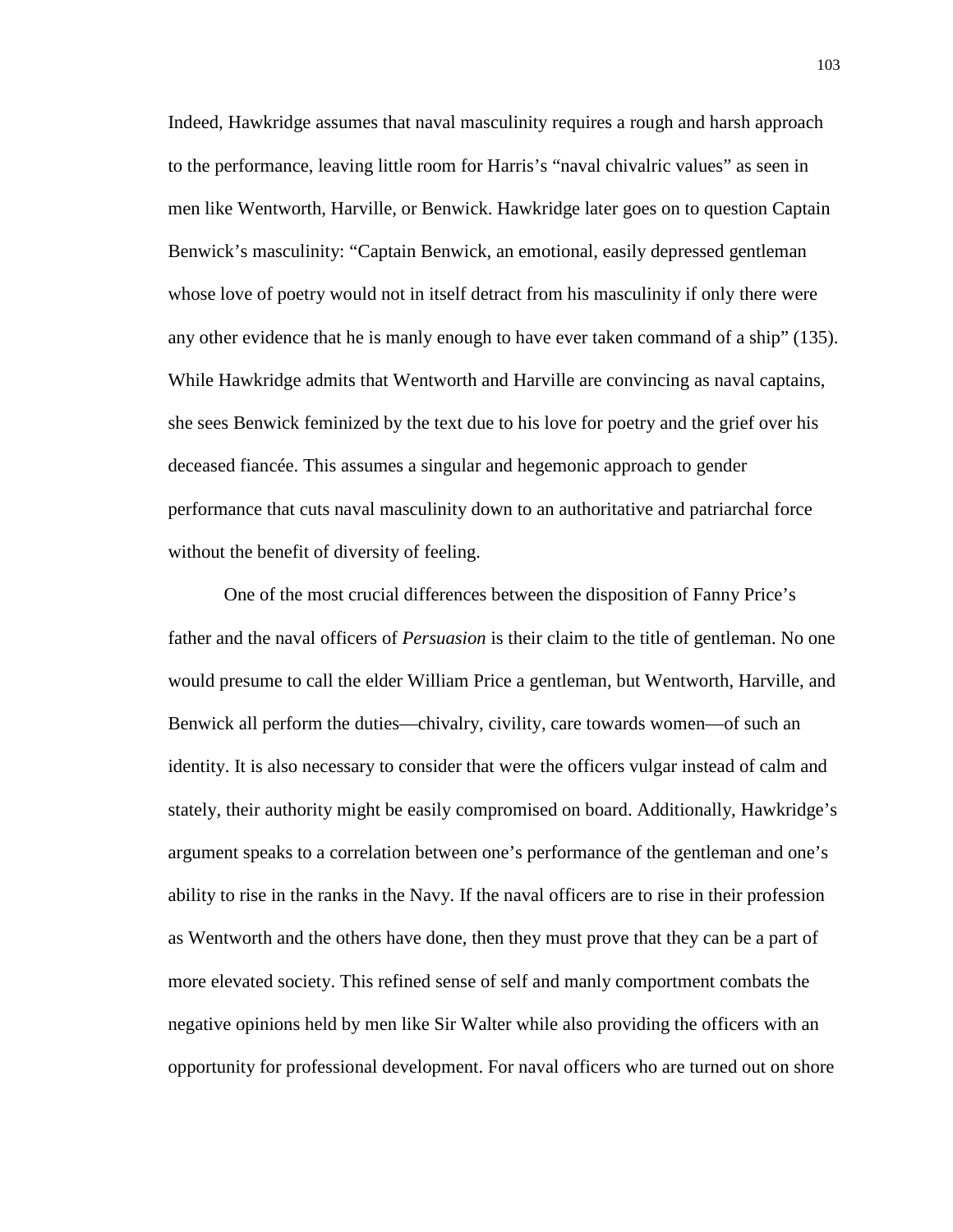Indeed, Hawkridge assumes that naval masculinity requires a rough and harsh approach to the performance, leaving little room for Harris's "naval chivalric values" as seen in men like Wentworth, Harville, or Benwick. Hawkridge later goes on to question Captain Benwick's masculinity: "Captain Benwick, an emotional, easily depressed gentleman whose love of poetry would not in itself detract from his masculinity if only there were any other evidence that he is manly enough to have ever taken command of a ship" (135). While Hawkridge admits that Wentworth and Harville are convincing as naval captains, she sees Benwick feminized by the text due to his love for poetry and the grief over his deceased fiancée. This assumes a singular and hegemonic approach to gender performance that cuts naval masculinity down to an authoritative and patriarchal force without the benefit of diversity of feeling.

One of the most crucial differences between the disposition of Fanny Price's father and the naval officers of *Persuasion* is their claim to the title of gentleman. No one would presume to call the elder William Price a gentleman, but Wentworth, Harville, and Benwick all perform the duties—chivalry, civility, care towards women—of such an identity. It is also necessary to consider that were the officers vulgar instead of calm and stately, their authority might be easily compromised on board. Additionally, Hawkridge's argument speaks to a correlation between one's performance of the gentleman and one's ability to rise in the ranks in the Navy. If the naval officers are to rise in their profession as Wentworth and the others have done, then they must prove that they can be a part of more elevated society. This refined sense of self and manly comportment combats the negative opinions held by men like Sir Walter while also providing the officers with an opportunity for professional development. For naval officers who are turned out on shore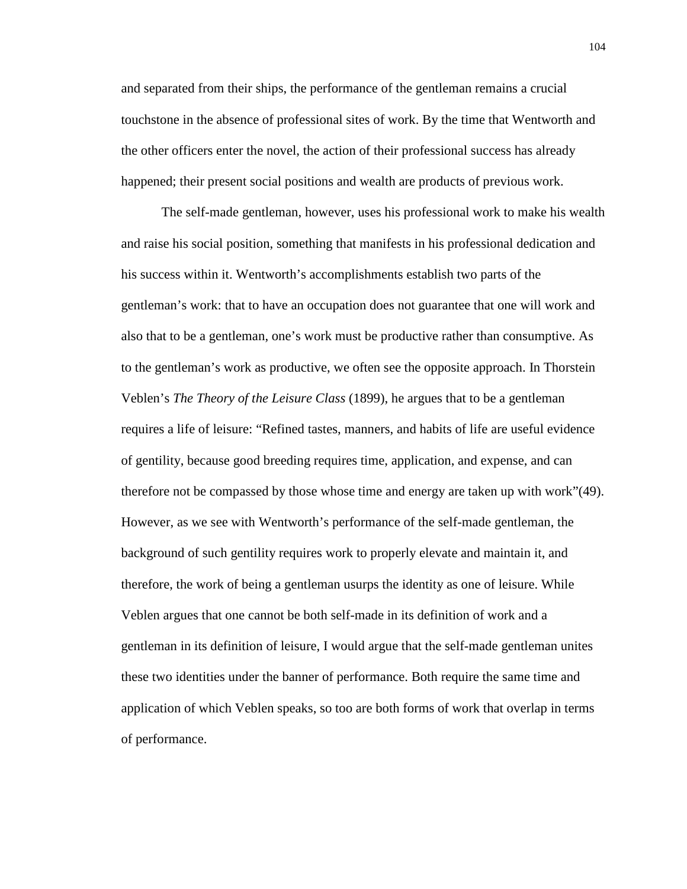and separated from their ships, the performance of the gentleman remains a crucial touchstone in the absence of professional sites of work. By the time that Wentworth and the other officers enter the novel, the action of their professional success has already happened; their present social positions and wealth are products of previous work.

The self-made gentleman, however, uses his professional work to make his wealth and raise his social position, something that manifests in his professional dedication and his success within it. Wentworth's accomplishments establish two parts of the gentleman's work: that to have an occupation does not guarantee that one will work and also that to be a gentleman, one's work must be productive rather than consumptive. As to the gentleman's work as productive, we often see the opposite approach. In Thorstein Veblen's *The Theory of the Leisure Class* (1899), he argues that to be a gentleman requires a life of leisure: "Refined tastes, manners, and habits of life are useful evidence of gentility, because good breeding requires time, application, and expense, and can therefore not be compassed by those whose time and energy are taken up with work"(49). However, as we see with Wentworth's performance of the self-made gentleman, the background of such gentility requires work to properly elevate and maintain it, and therefore, the work of being a gentleman usurps the identity as one of leisure. While Veblen argues that one cannot be both self-made in its definition of work and a gentleman in its definition of leisure, I would argue that the self-made gentleman unites these two identities under the banner of performance. Both require the same time and application of which Veblen speaks, so too are both forms of work that overlap in terms of performance.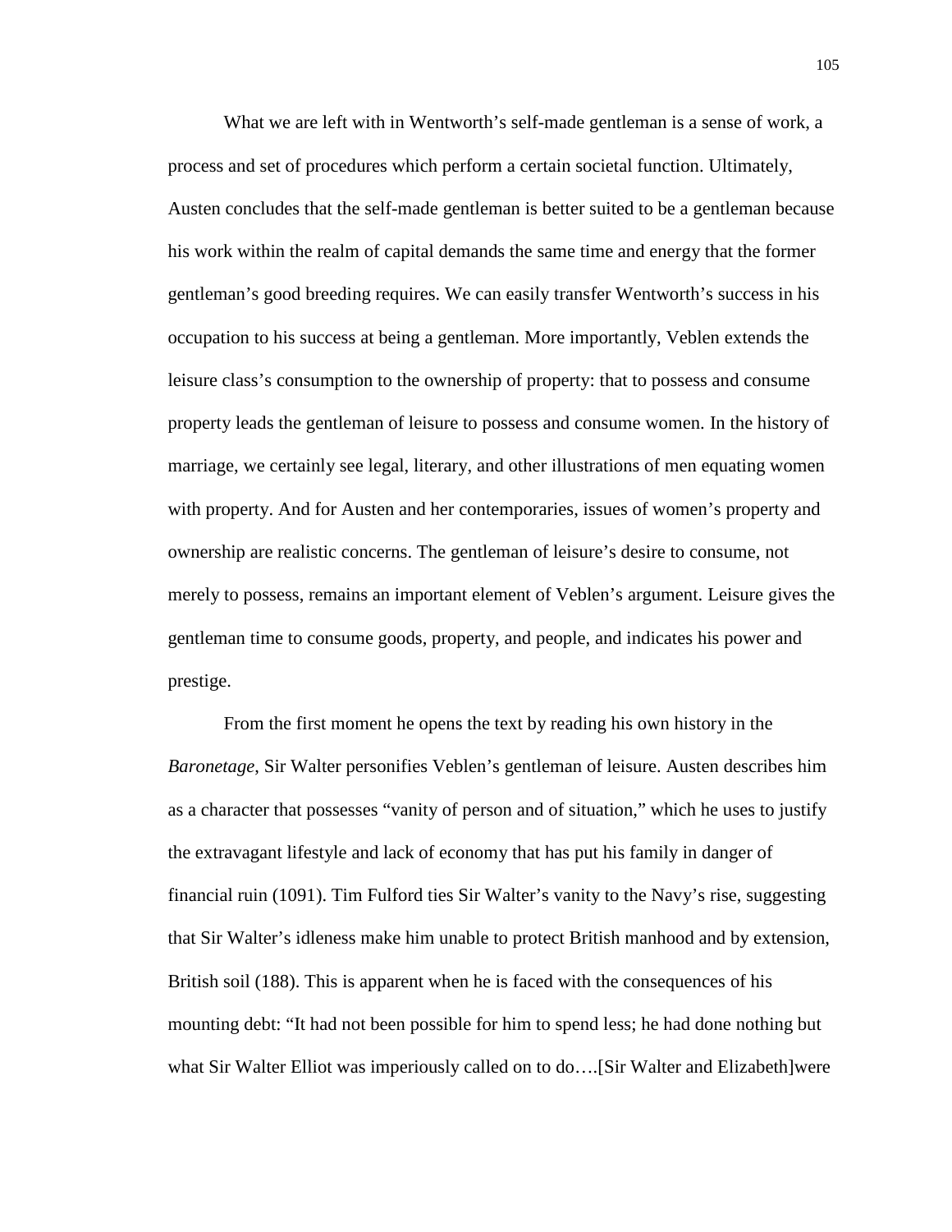What we are left with in Wentworth's self-made gentleman is a sense of work, a process and set of procedures which perform a certain societal function. Ultimately, Austen concludes that the self-made gentleman is better suited to be a gentleman because his work within the realm of capital demands the same time and energy that the former gentleman's good breeding requires. We can easily transfer Wentworth's success in his occupation to his success at being a gentleman. More importantly, Veblen extends the leisure class's consumption to the ownership of property: that to possess and consume property leads the gentleman of leisure to possess and consume women. In the history of marriage, we certainly see legal, literary, and other illustrations of men equating women with property. And for Austen and her contemporaries, issues of women's property and ownership are realistic concerns. The gentleman of leisure's desire to consume, not merely to possess, remains an important element of Veblen's argument. Leisure gives the gentleman time to consume goods, property, and people, and indicates his power and prestige.

From the first moment he opens the text by reading his own history in the *Baronetage*, Sir Walter personifies Veblen's gentleman of leisure. Austen describes him as a character that possesses "vanity of person and of situation," which he uses to justify the extravagant lifestyle and lack of economy that has put his family in danger of financial ruin (1091). Tim Fulford ties Sir Walter's vanity to the Navy's rise, suggesting that Sir Walter's idleness make him unable to protect British manhood and by extension, British soil (188). This is apparent when he is faced with the consequences of his mounting debt: "It had not been possible for him to spend less; he had done nothing but what Sir Walter Elliot was imperiously called on to do….[Sir Walter and Elizabeth]were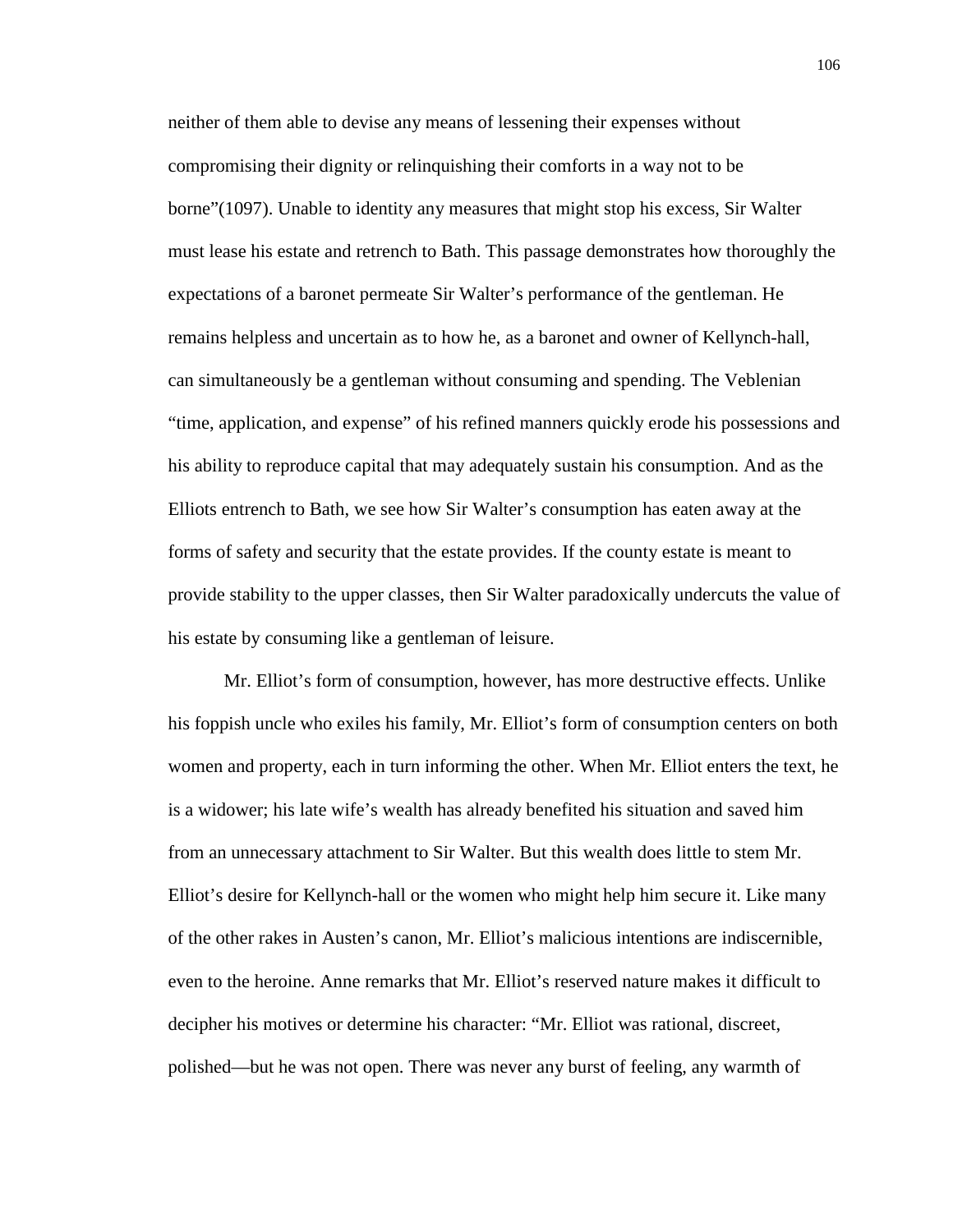neither of them able to devise any means of lessening their expenses without compromising their dignity or relinquishing their comforts in a way not to be borne"(1097). Unable to identity any measures that might stop his excess, Sir Walter must lease his estate and retrench to Bath. This passage demonstrates how thoroughly the expectations of a baronet permeate Sir Walter's performance of the gentleman. He remains helpless and uncertain as to how he, as a baronet and owner of Kellynch-hall, can simultaneously be a gentleman without consuming and spending. The Veblenian "time, application, and expense" of his refined manners quickly erode his possessions and his ability to reproduce capital that may adequately sustain his consumption. And as the Elliots entrench to Bath, we see how Sir Walter's consumption has eaten away at the forms of safety and security that the estate provides. If the county estate is meant to provide stability to the upper classes, then Sir Walter paradoxically undercuts the value of his estate by consuming like a gentleman of leisure.

Mr. Elliot's form of consumption, however, has more destructive effects. Unlike his foppish uncle who exiles his family, Mr. Elliot's form of consumption centers on both women and property, each in turn informing the other. When Mr. Elliot enters the text, he is a widower; his late wife's wealth has already benefited his situation and saved him from an unnecessary attachment to Sir Walter. But this wealth does little to stem Mr. Elliot's desire for Kellynch-hall or the women who might help him secure it. Like many of the other rakes in Austen's canon, Mr. Elliot's malicious intentions are indiscernible, even to the heroine. Anne remarks that Mr. Elliot's reserved nature makes it difficult to decipher his motives or determine his character: "Mr. Elliot was rational, discreet, polished—but he was not open. There was never any burst of feeling, any warmth of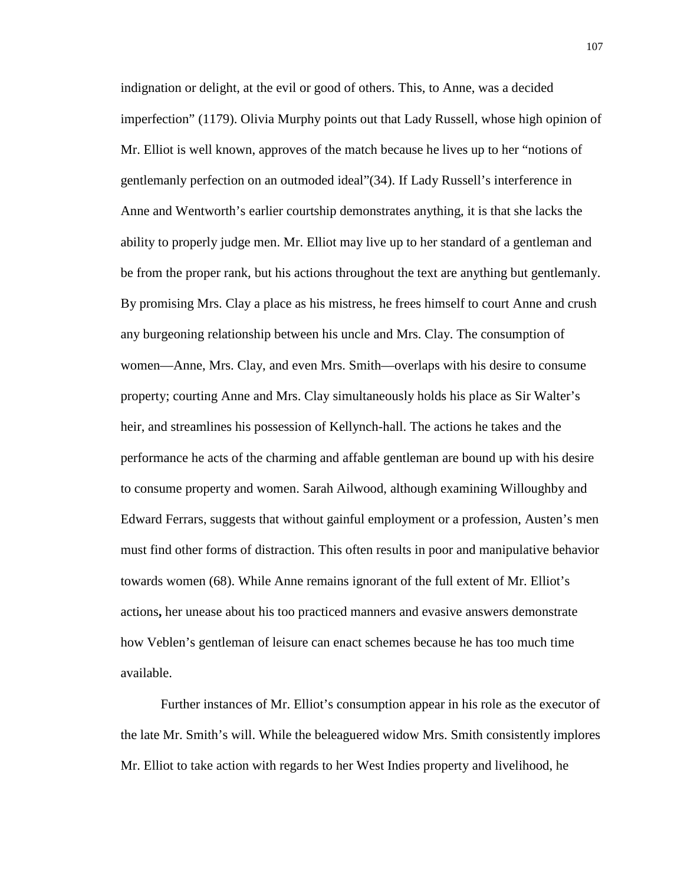indignation or delight, at the evil or good of others. This, to Anne, was a decided imperfection" (1179). Olivia Murphy points out that Lady Russell, whose high opinion of Mr. Elliot is well known, approves of the match because he lives up to her "notions of gentlemanly perfection on an outmoded ideal"(34). If Lady Russell's interference in Anne and Wentworth's earlier courtship demonstrates anything, it is that she lacks the ability to properly judge men. Mr. Elliot may live up to her standard of a gentleman and be from the proper rank, but his actions throughout the text are anything but gentlemanly. By promising Mrs. Clay a place as his mistress, he frees himself to court Anne and crush any burgeoning relationship between his uncle and Mrs. Clay. The consumption of women—Anne, Mrs. Clay, and even Mrs. Smith—overlaps with his desire to consume property; courting Anne and Mrs. Clay simultaneously holds his place as Sir Walter's heir, and streamlines his possession of Kellynch-hall. The actions he takes and the performance he acts of the charming and affable gentleman are bound up with his desire to consume property and women. Sarah Ailwood, although examining Willoughby and Edward Ferrars, suggests that without gainful employment or a profession, Austen's men must find other forms of distraction. This often results in poor and manipulative behavior towards women (68). While Anne remains ignorant of the full extent of Mr. Elliot's actions**,** her unease about his too practiced manners and evasive answers demonstrate how Veblen's gentleman of leisure can enact schemes because he has too much time available.

Further instances of Mr. Elliot's consumption appear in his role as the executor of the late Mr. Smith's will. While the beleaguered widow Mrs. Smith consistently implores Mr. Elliot to take action with regards to her West Indies property and livelihood, he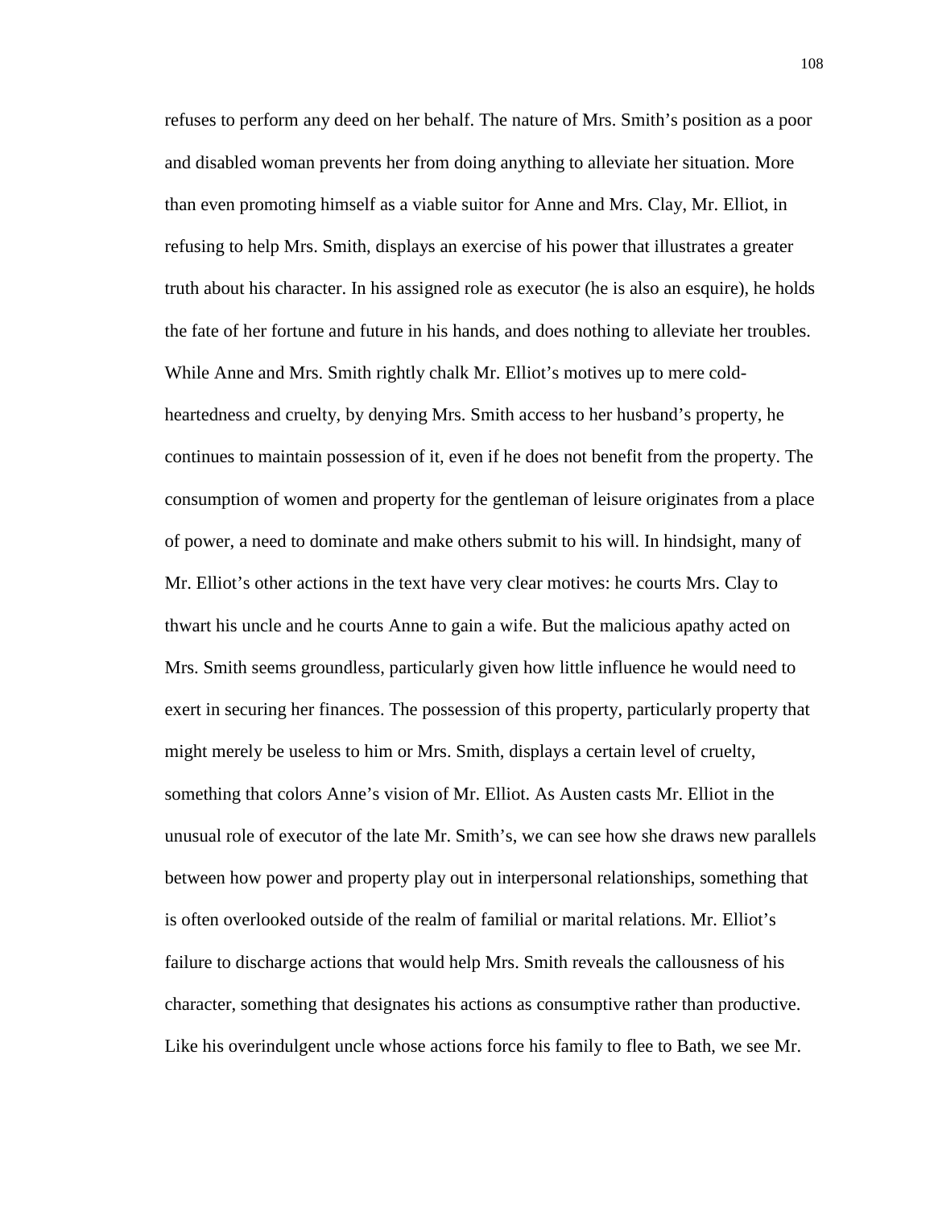refuses to perform any deed on her behalf. The nature of Mrs. Smith's position as a poor and disabled woman prevents her from doing anything to alleviate her situation. More than even promoting himself as a viable suitor for Anne and Mrs. Clay, Mr. Elliot, in refusing to help Mrs. Smith, displays an exercise of his power that illustrates a greater truth about his character. In his assigned role as executor (he is also an esquire), he holds the fate of her fortune and future in his hands, and does nothing to alleviate her troubles. While Anne and Mrs. Smith rightly chalk Mr. Elliot's motives up to mere cold-heartedness and cruelty, by denying Mrs. Smith access to her husband's property, he continues to maintain possession of it, even if he does not benefit from the property. The consumption of women and property for the gentleman of leisure originates from a place of power, a need to dominate and make others submit to his will. In hindsight, many of Mr. Elliot's other actions in the text have very clear motives: he courts Mrs. Clay to thwart his uncle and he courts Anne to gain a wife. But the malicious apathy acted on Mrs. Smith seems groundless, particularly given how little influence he would need to exert in securing her finances. The possession of this property, particularly property that might merely be useless to him or Mrs. Smith, displays a certain level of cruelty, something that colors Anne's vision of Mr. Elliot. As Austen casts Mr. Elliot in the unusual role of executor of the late Mr. Smith's, we can see how she draws new parallels between how power and property play out in interpersonal relationships, something that is often overlooked outside of the realm of familial or marital relations. Mr. Elliot's failure to discharge actions that would help Mrs. Smith reveals the callousness of his character, something that designates his actions as consumptive rather than productive. Like his overindulgent uncle whose actions force his family to flee to Bath, we see Mr.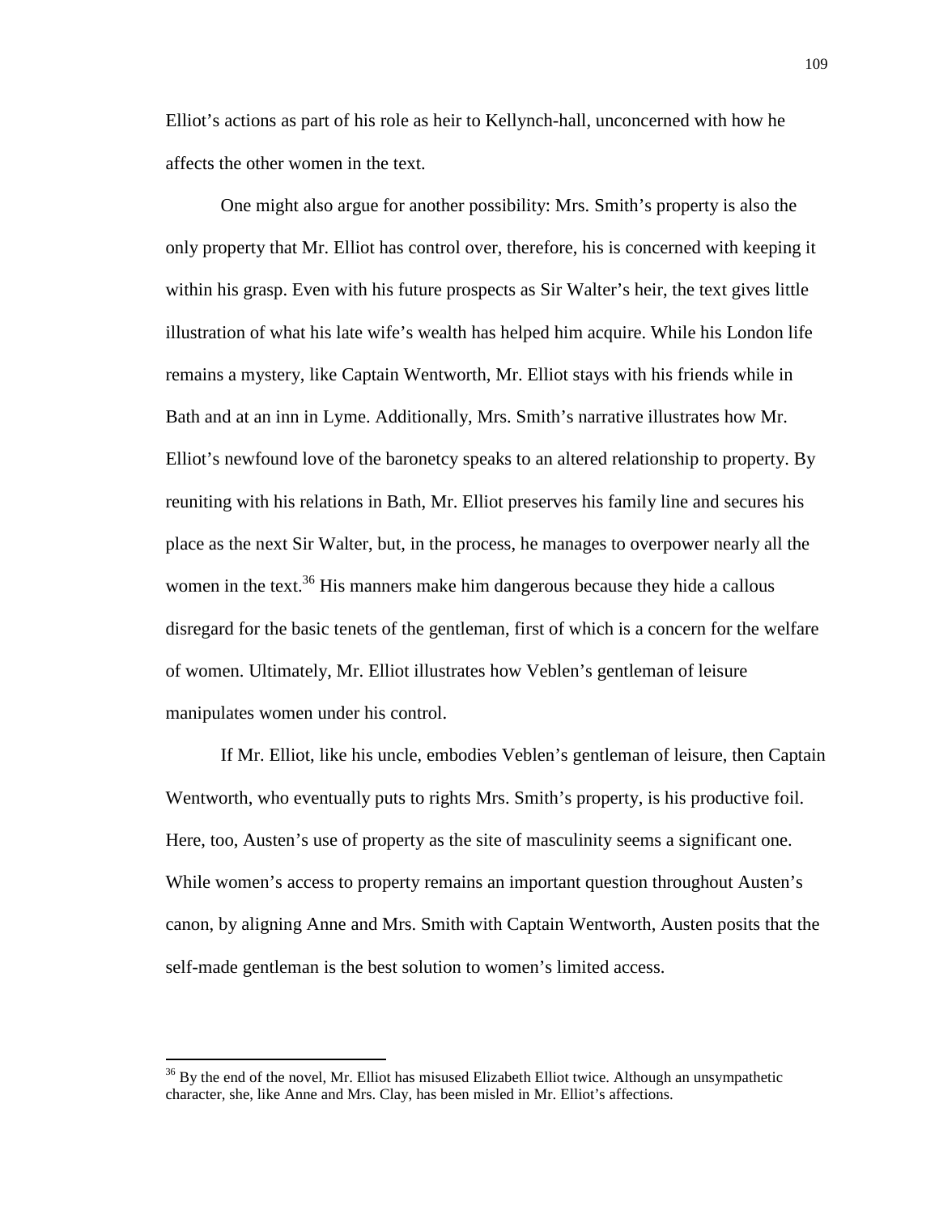Elliot's actions as part of his role as heir to Kellynch-hall, unconcerned with how he affects the other women in the text.

One might also argue for another possibility: Mrs. Smith's property is also the only property that Mr. Elliot has control over, therefore, his is concerned with keeping it within his grasp. Even with his future prospects as Sir Walter's heir, the text gives little illustration of what his late wife's wealth has helped him acquire. While his London life remains a mystery, like Captain Wentworth, Mr. Elliot stays with his friends while in Bath and at an inn in Lyme. Additionally, Mrs. Smith's narrative illustrates how Mr. Elliot's newfound love of the baronetcy speaks to an altered relationship to property. By reuniting with his relations in Bath, Mr. Elliot preserves his family line and secures his place as the next Sir Walter, but, in the process, he manages to overpower nearly all the women in the text.[36] His manners make him dangerous because they hide a callous disregard for the basic tenets of the gentleman, first of which is a concern for the welfare of women. Ultimately, Mr. Elliot illustrates how Veblen's gentleman of leisure manipulates women under his control.

If Mr. Elliot, like his uncle, embodies Veblen's gentleman of leisure, then Captain Wentworth, who eventually puts to rights Mrs. Smith's property, is his productive foil. Here, too, Austen's use of property as the site of masculinity seems a significant one. While women's access to property remains an important question throughout Austen's canon, by aligning Anne and Mrs. Smith with Captain Wentworth, Austen posits that the self-made gentleman is the best solution to women's limited access.

[36] By the end of the novel, Mr. Elliot has misused Elizabeth Elliot twice. Although an unsympathetic character, she, like Anne and Mrs. Clay, has been misled in Mr. Elliot's affections.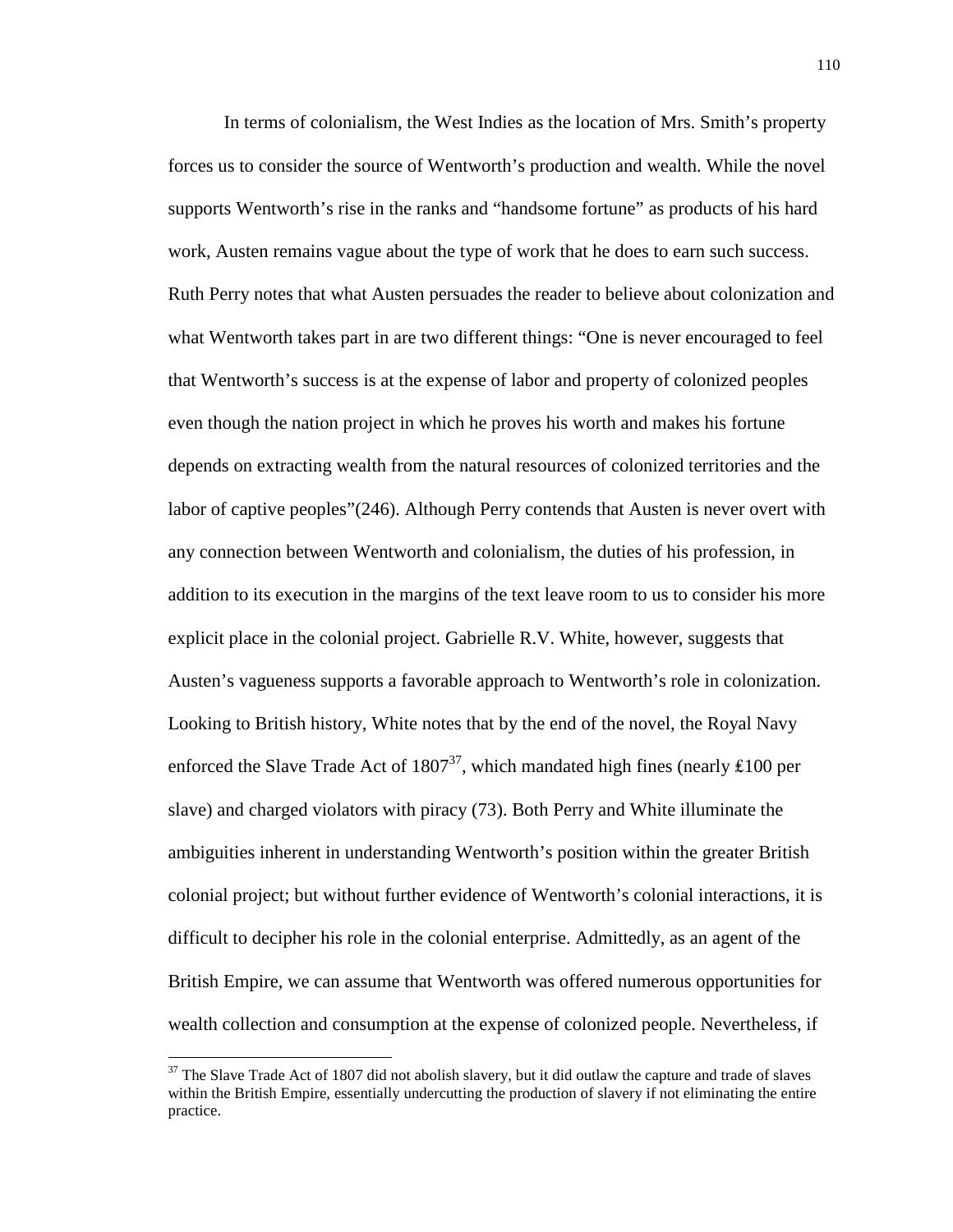In terms of colonialism, the West Indies as the location of Mrs. Smith's property forces us to consider the source of Wentworth's production and wealth. While the novel supports Wentworth's rise in the ranks and "handsome fortune" as products of his hard work, Austen remains vague about the type of work that he does to earn such success. Ruth Perry notes that what Austen persuades the reader to believe about colonization and what Wentworth takes part in are two different things: "One is never encouraged to feel that Wentworth's success is at the expense of labor and property of colonized peoples even though the nation project in which he proves his worth and makes his fortune depends on extracting wealth from the natural resources of colonized territories and the labor of captive peoples"(246). Although Perry contends that Austen is never overt with any connection between Wentworth and colonialism, the duties of his profession, in addition to its execution in the margins of the text leave room to us to consider his more explicit place in the colonial project. Gabrielle R.V. White, however, suggests that Austen's vagueness supports a favorable approach to Wentworth's role in colonization. Looking to British history, White notes that by the end of the novel, the Royal Navy enforced the Slave Trade Act of 1807[37], which mandated high fines (nearly ₤100 per slave) and charged violators with piracy (73). Both Perry and White illuminate the ambiguities inherent in understanding Wentworth's position within the greater British colonial project; but without further evidence of Wentworth's colonial interactions, it is difficult to decipher his role in the colonial enterprise. Admittedly, as an agent of the British Empire, we can assume that Wentworth was offered numerous opportunities for wealth collection and consumption at the expense of colonized people. Nevertheless, if

[37] The Slave Trade Act of 1807 did not abolish slavery, but it did outlaw the capture and trade of slaves within the British Empire, essentially undercutting the production of slavery if not eliminating the entire practice.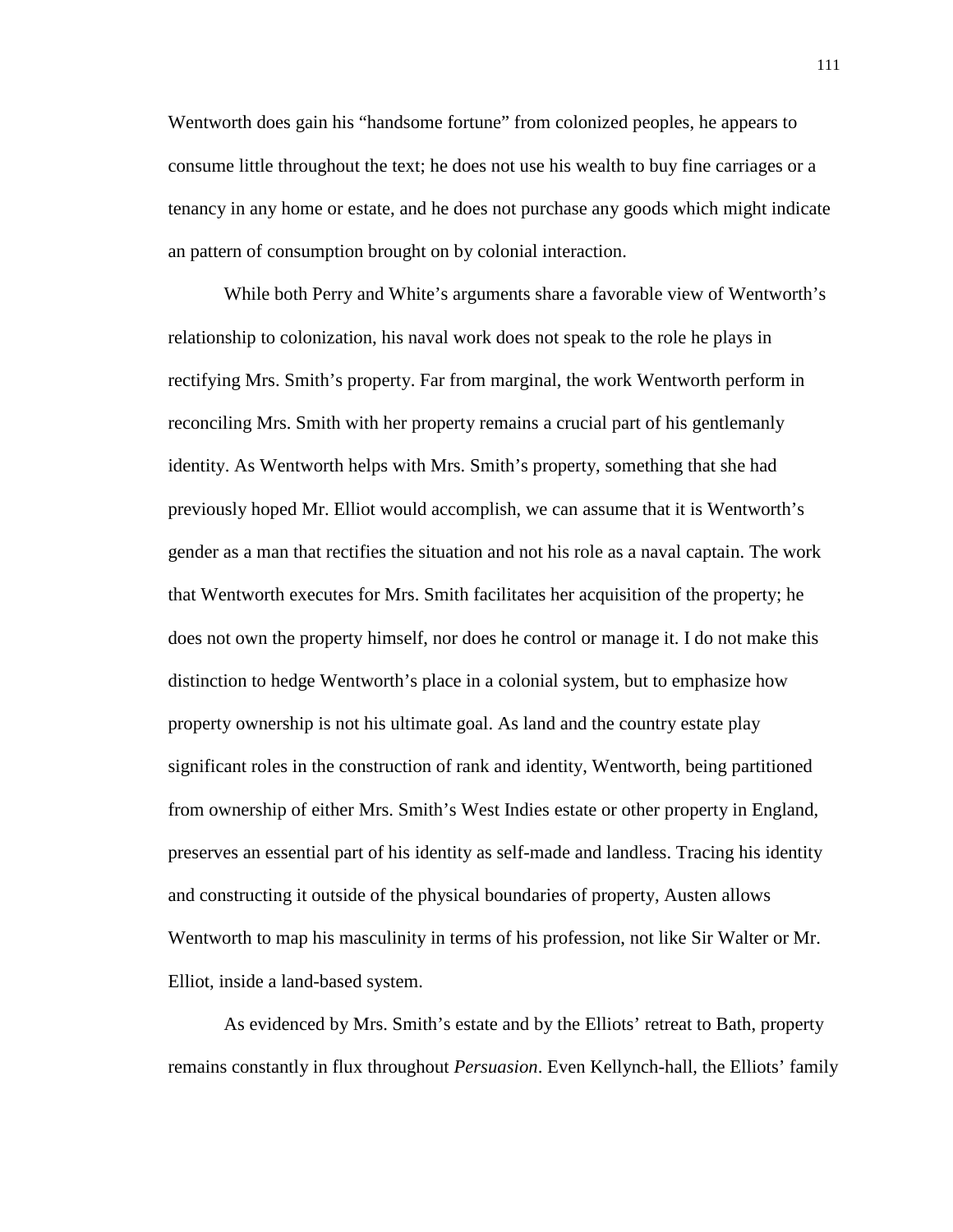Wentworth does gain his "handsome fortune" from colonized peoples, he appears to consume little throughout the text; he does not use his wealth to buy fine carriages or a tenancy in any home or estate, and he does not purchase any goods which might indicate an pattern of consumption brought on by colonial interaction.

While both Perry and White's arguments share a favorable view of Wentworth's relationship to colonization, his naval work does not speak to the role he plays in rectifying Mrs. Smith's property. Far from marginal, the work Wentworth perform in reconciling Mrs. Smith with her property remains a crucial part of his gentlemanly identity. As Wentworth helps with Mrs. Smith's property, something that she had previously hoped Mr. Elliot would accomplish, we can assume that it is Wentworth's gender as a man that rectifies the situation and not his role as a naval captain. The work that Wentworth executes for Mrs. Smith facilitates her acquisition of the property; he does not own the property himself, nor does he control or manage it. I do not make this distinction to hedge Wentworth's place in a colonial system, but to emphasize how property ownership is not his ultimate goal. As land and the country estate play significant roles in the construction of rank and identity, Wentworth, being partitioned from ownership of either Mrs. Smith's West Indies estate or other property in England, preserves an essential part of his identity as self-made and landless. Tracing his identity and constructing it outside of the physical boundaries of property, Austen allows Wentworth to map his masculinity in terms of his profession, not like Sir Walter or Mr. Elliot, inside a land-based system.

As evidenced by Mrs. Smith's estate and by the Elliots' retreat to Bath, property remains constantly in flux throughout *Persuasion*. Even Kellynch-hall, the Elliots' family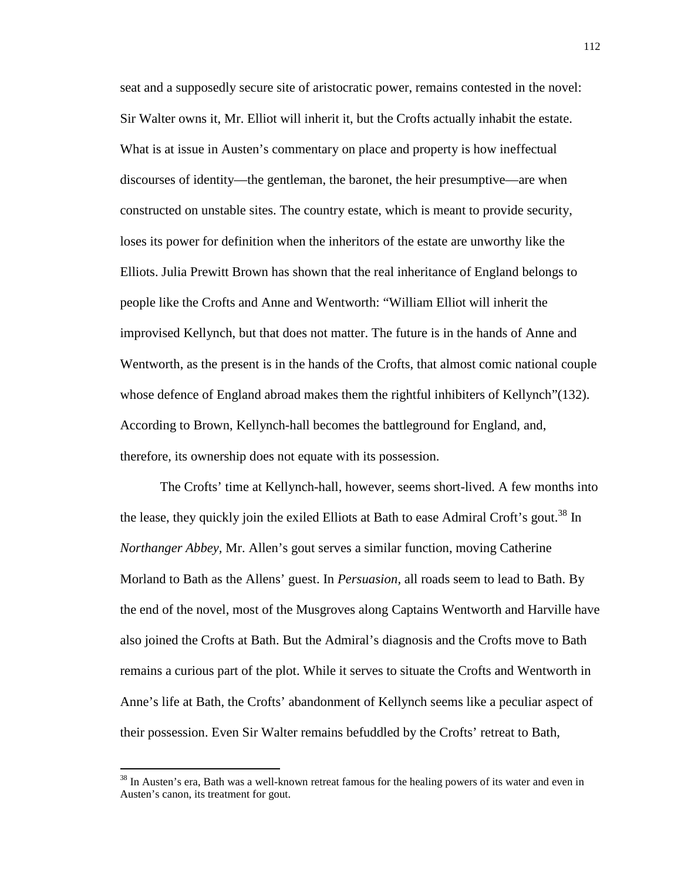seat and a supposedly secure site of aristocratic power, remains contested in the novel: Sir Walter owns it, Mr. Elliot will inherit it, but the Crofts actually inhabit the estate. What is at issue in Austen's commentary on place and property is how ineffectual discourses of identity—the gentleman, the baronet, the heir presumptive—are when constructed on unstable sites. The country estate, which is meant to provide security, loses its power for definition when the inheritors of the estate are unworthy like the Elliots. Julia Prewitt Brown has shown that the real inheritance of England belongs to people like the Crofts and Anne and Wentworth: "William Elliot will inherit the improvised Kellynch, but that does not matter. The future is in the hands of Anne and Wentworth, as the present is in the hands of the Crofts, that almost comic national couple whose defence of England abroad makes them the rightful inhibiters of Kellynch"(132). According to Brown, Kellynch-hall becomes the battleground for England, and, therefore, its ownership does not equate with its possession.

The Crofts' time at Kellynch-hall, however, seems short-lived. A few months into the lease, they quickly join the exiled Elliots at Bath to ease Admiral Croft's gout.[38] In *Northanger Abbey*, Mr. Allen's gout serves a similar function, moving Catherine Morland to Bath as the Allens' guest. In *Persuasion*, all roads seem to lead to Bath. By the end of the novel, most of the Musgroves along Captains Wentworth and Harville have also joined the Crofts at Bath. But the Admiral's diagnosis and the Crofts move to Bath remains a curious part of the plot. While it serves to situate the Crofts and Wentworth in Anne's life at Bath, the Crofts' abandonment of Kellynch seems like a peculiar aspect of their possession. Even Sir Walter remains befuddled by the Crofts' retreat to Bath,

[38] In Austen's era, Bath was a well-known retreat famous for the healing powers of its water and even in Austen's canon, its treatment for gout.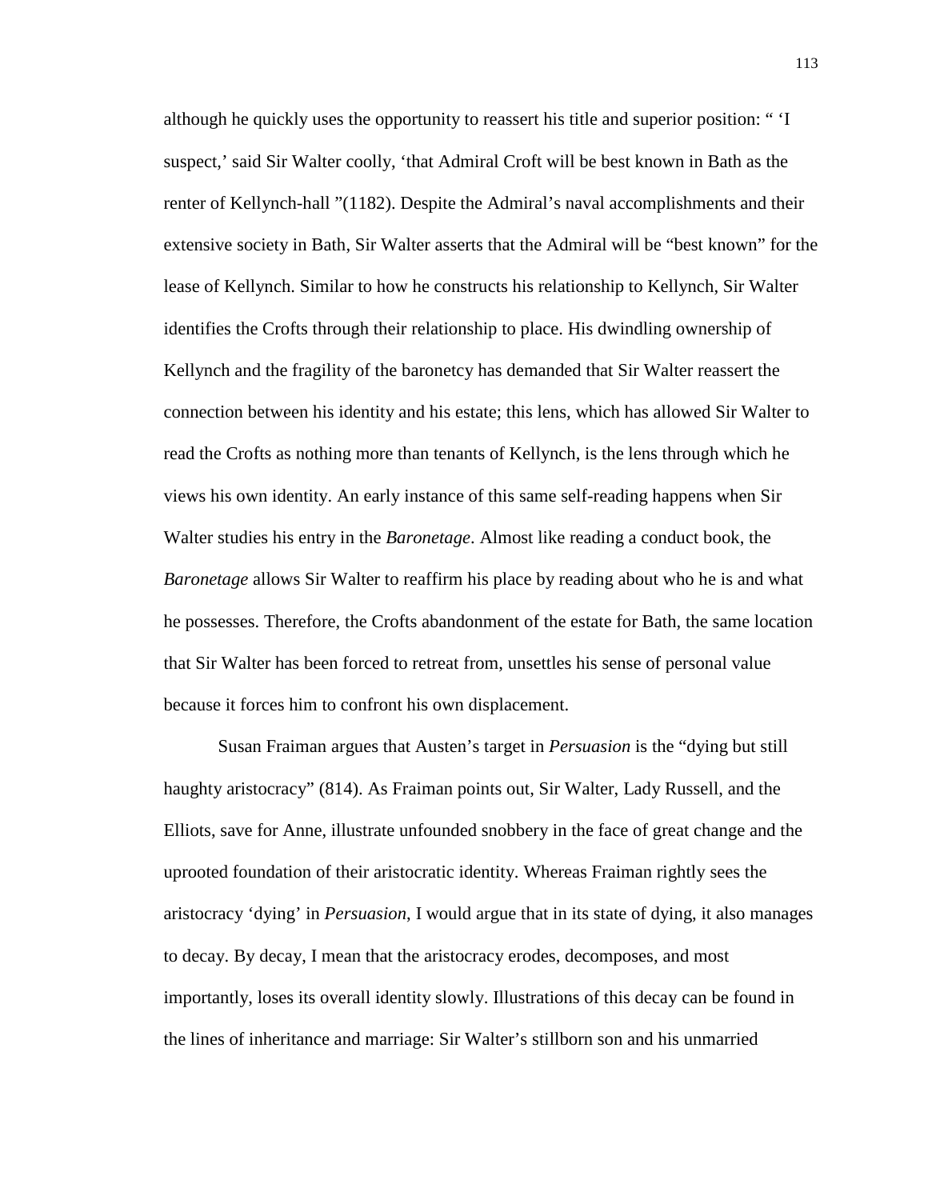although he quickly uses the opportunity to reassert his title and superior position: " 'I suspect,' said Sir Walter coolly, 'that Admiral Croft will be best known in Bath as the renter of Kellynch-hall "(1182). Despite the Admiral's naval accomplishments and their extensive society in Bath, Sir Walter asserts that the Admiral will be "best known" for the lease of Kellynch. Similar to how he constructs his relationship to Kellynch, Sir Walter identifies the Crofts through their relationship to place. His dwindling ownership of Kellynch and the fragility of the baronetcy has demanded that Sir Walter reassert the connection between his identity and his estate; this lens, which has allowed Sir Walter to read the Crofts as nothing more than tenants of Kellynch, is the lens through which he views his own identity. An early instance of this same self-reading happens when Sir Walter studies his entry in the *Baronetage*. Almost like reading a conduct book, the *Baronetage* allows Sir Walter to reaffirm his place by reading about who he is and what he possesses. Therefore, the Crofts abandonment of the estate for Bath, the same location that Sir Walter has been forced to retreat from, unsettles his sense of personal value because it forces him to confront his own displacement.

Susan Fraiman argues that Austen's target in *Persuasion* is the "dying but still haughty aristocracy" (814). As Fraiman points out, Sir Walter, Lady Russell, and the Elliots, save for Anne, illustrate unfounded snobbery in the face of great change and the uprooted foundation of their aristocratic identity. Whereas Fraiman rightly sees the aristocracy 'dying' in *Persuasion*, I would argue that in its state of dying, it also manages to decay. By decay, I mean that the aristocracy erodes, decomposes, and most importantly, loses its overall identity slowly. Illustrations of this decay can be found in the lines of inheritance and marriage: Sir Walter's stillborn son and his unmarried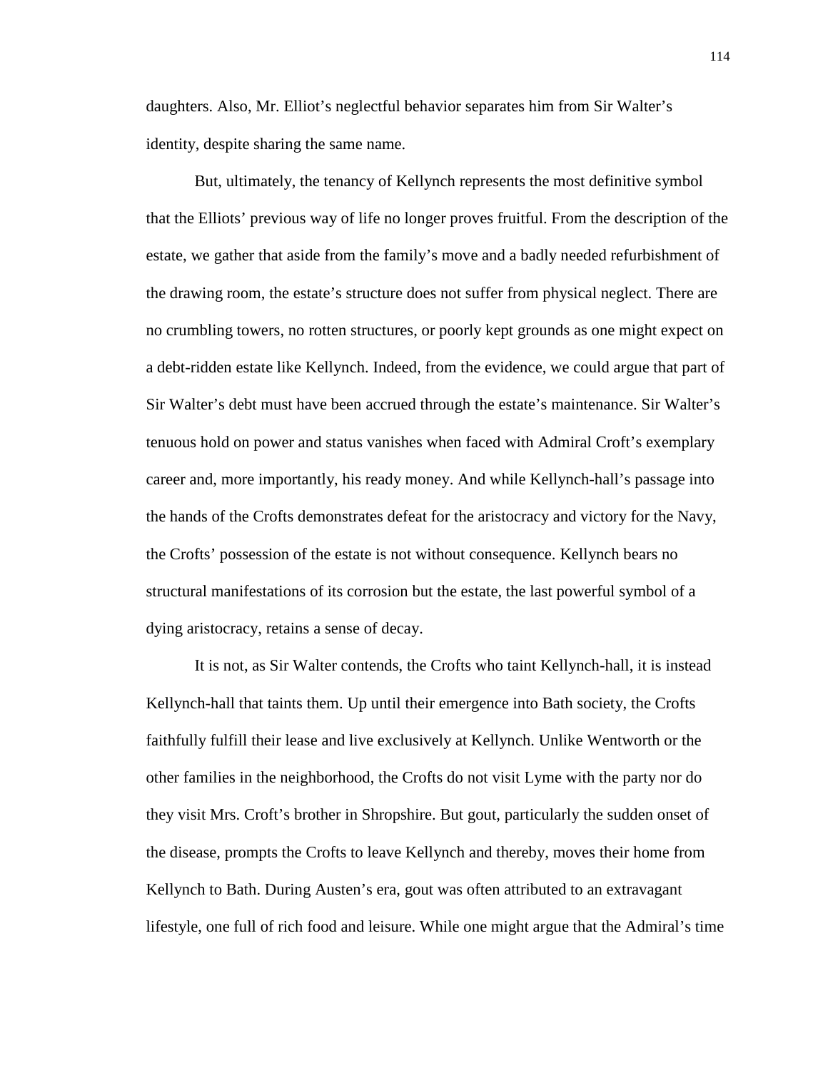daughters. Also, Mr. Elliot's neglectful behavior separates him from Sir Walter's identity, despite sharing the same name.

But, ultimately, the tenancy of Kellynch represents the most definitive symbol that the Elliots' previous way of life no longer proves fruitful. From the description of the estate, we gather that aside from the family's move and a badly needed refurbishment of the drawing room, the estate's structure does not suffer from physical neglect. There are no crumbling towers, no rotten structures, or poorly kept grounds as one might expect on a debt-ridden estate like Kellynch. Indeed, from the evidence, we could argue that part of Sir Walter's debt must have been accrued through the estate's maintenance. Sir Walter's tenuous hold on power and status vanishes when faced with Admiral Croft's exemplary career and, more importantly, his ready money. And while Kellynch-hall's passage into the hands of the Crofts demonstrates defeat for the aristocracy and victory for the Navy, the Crofts' possession of the estate is not without consequence. Kellynch bears no structural manifestations of its corrosion but the estate, the last powerful symbol of a dying aristocracy, retains a sense of decay.

It is not, as Sir Walter contends, the Crofts who taint Kellynch-hall, it is instead Kellynch-hall that taints them. Up until their emergence into Bath society, the Crofts faithfully fulfill their lease and live exclusively at Kellynch. Unlike Wentworth or the other families in the neighborhood, the Crofts do not visit Lyme with the party nor do they visit Mrs. Croft's brother in Shropshire. But gout, particularly the sudden onset of the disease, prompts the Crofts to leave Kellynch and thereby, moves their home from Kellynch to Bath. During Austen's era, gout was often attributed to an extravagant lifestyle, one full of rich food and leisure. While one might argue that the Admiral's time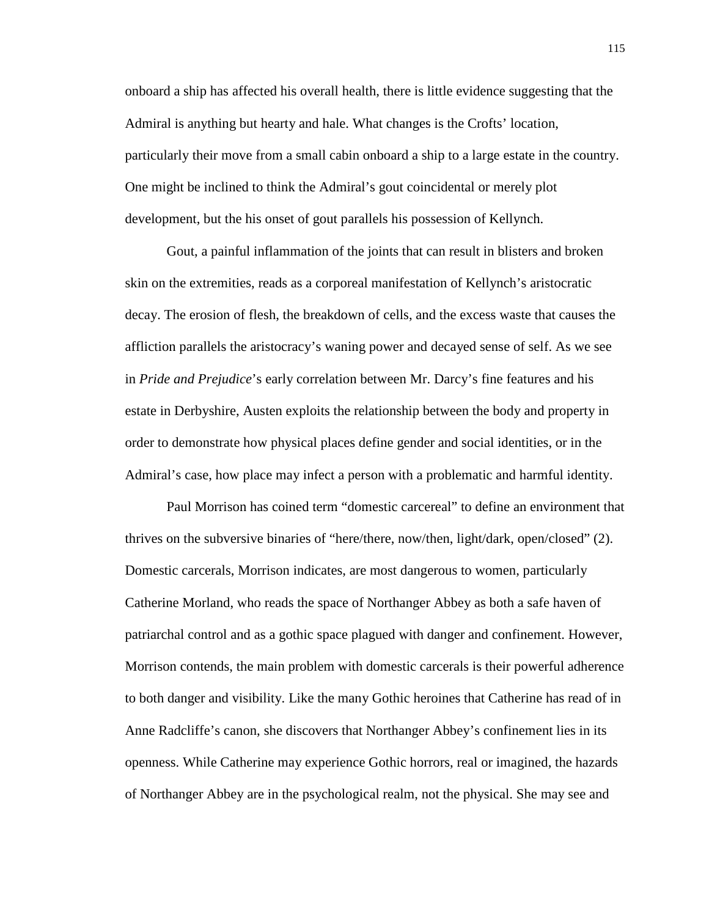onboard a ship has affected his overall health, there is little evidence suggesting that the Admiral is anything but hearty and hale. What changes is the Crofts' location, particularly their move from a small cabin onboard a ship to a large estate in the country. One might be inclined to think the Admiral's gout coincidental or merely plot development, but the his onset of gout parallels his possession of Kellynch.

Gout, a painful inflammation of the joints that can result in blisters and broken skin on the extremities, reads as a corporeal manifestation of Kellynch's aristocratic decay. The erosion of flesh, the breakdown of cells, and the excess waste that causes the affliction parallels the aristocracy's waning power and decayed sense of self. As we see in *Pride and Prejudice*'s early correlation between Mr. Darcy's fine features and his estate in Derbyshire, Austen exploits the relationship between the body and property in order to demonstrate how physical places define gender and social identities, or in the Admiral's case, how place may infect a person with a problematic and harmful identity.

Paul Morrison has coined term "domestic carcereal" to define an environment that thrives on the subversive binaries of "here/there, now/then, light/dark, open/closed" (2). Domestic carcerals, Morrison indicates, are most dangerous to women, particularly Catherine Morland, who reads the space of Northanger Abbey as both a safe haven of patriarchal control and as a gothic space plagued with danger and confinement. However, Morrison contends, the main problem with domestic carcerals is their powerful adherence to both danger and visibility. Like the many Gothic heroines that Catherine has read of in Anne Radcliffe's canon, she discovers that Northanger Abbey's confinement lies in its openness. While Catherine may experience Gothic horrors, real or imagined, the hazards of Northanger Abbey are in the psychological realm, not the physical. She may see and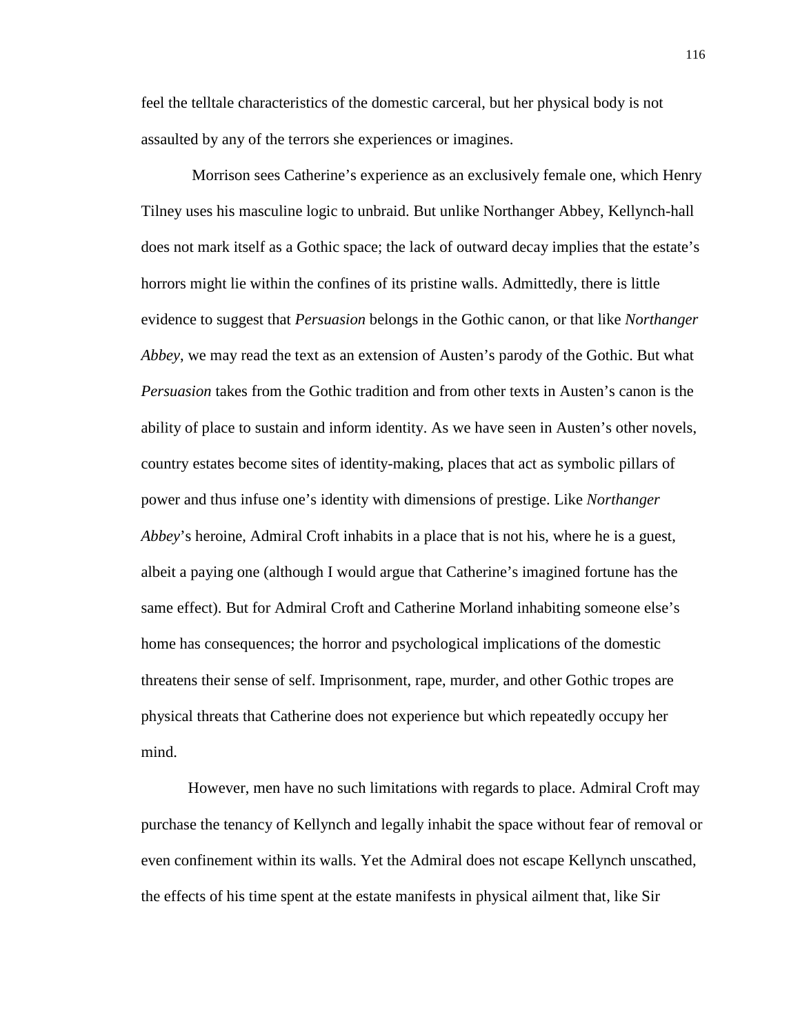feel the telltale characteristics of the domestic carceral, but her physical body is not assaulted by any of the terrors she experiences or imagines.

Morrison sees Catherine's experience as an exclusively female one, which Henry Tilney uses his masculine logic to unbraid. But unlike Northanger Abbey, Kellynch-hall does not mark itself as a Gothic space; the lack of outward decay implies that the estate's horrors might lie within the confines of its pristine walls. Admittedly, there is little evidence to suggest that *Persuasion* belongs in the Gothic canon, or that like *Northanger Abbey*, we may read the text as an extension of Austen's parody of the Gothic. But what *Persuasion* takes from the Gothic tradition and from other texts in Austen's canon is the ability of place to sustain and inform identity. As we have seen in Austen's other novels, country estates become sites of identity-making, places that act as symbolic pillars of power and thus infuse one's identity with dimensions of prestige. Like *Northanger Abbey*'s heroine, Admiral Croft inhabits in a place that is not his, where he is a guest, albeit a paying one (although I would argue that Catherine's imagined fortune has the same effect). But for Admiral Croft and Catherine Morland inhabiting someone else's home has consequences; the horror and psychological implications of the domestic threatens their sense of self. Imprisonment, rape, murder, and other Gothic tropes are physical threats that Catherine does not experience but which repeatedly occupy her mind.

However, men have no such limitations with regards to place. Admiral Croft may purchase the tenancy of Kellynch and legally inhabit the space without fear of removal or even confinement within its walls. Yet the Admiral does not escape Kellynch unscathed, the effects of his time spent at the estate manifests in physical ailment that, like Sir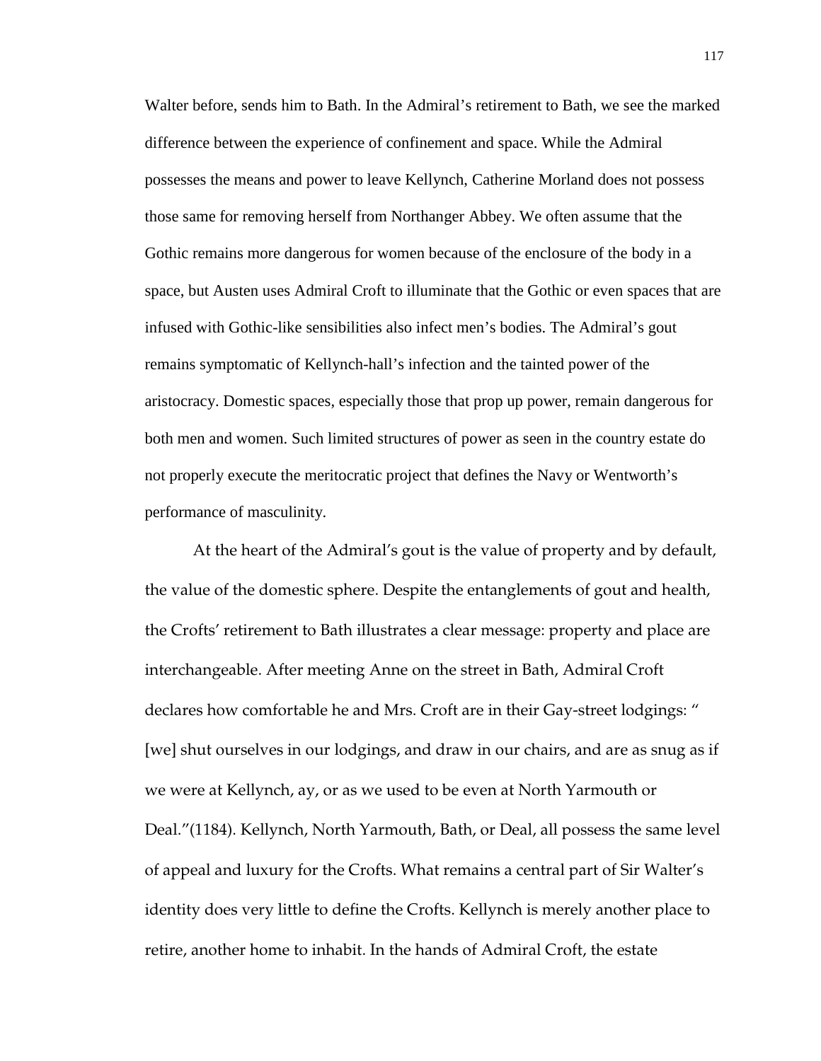Walter before, sends him to Bath. In the Admiral's retirement to Bath, we see the marked difference between the experience of confinement and space. While the Admiral possesses the means and power to leave Kellynch, Catherine Morland does not possess those same for removing herself from Northanger Abbey. We often assume that the Gothic remains more dangerous for women because of the enclosure of the body in a space, but Austen uses Admiral Croft to illuminate that the Gothic or even spaces that are infused with Gothic-like sensibilities also infect men's bodies. The Admiral's gout remains symptomatic of Kellynch-hall's infection and the tainted power of the aristocracy. Domestic spaces, especially those that prop up power, remain dangerous for both men and women. Such limited structures of power as seen in the country estate do not properly execute the meritocratic project that defines the Navy or Wentworth's performance of masculinity.

At the heart of the Admiral's gout is the value of property and by default, the value of the domestic sphere. Despite the entanglements of gout and health, the Crofts' retirement to Bath illustrates a clear message: property and place are interchangeable. After meeting Anne on the street in Bath, Admiral Croft declares how comfortable he and Mrs. Croft are in their Gay-street lodgings: " [we] shut ourselves in our lodgings, and draw in our chairs, and are as snug as if we were at Kellynch, ay, or as we used to be even at North Yarmouth or Deal."(1184). Kellynch, North Yarmouth, Bath, or Deal, all possess the same level of appeal and luxury for the Crofts. What remains a central part of Sir Walter's identity does very little to define the Crofts. Kellynch is merely another place to retire, another home to inhabit. In the hands of Admiral Croft, the estate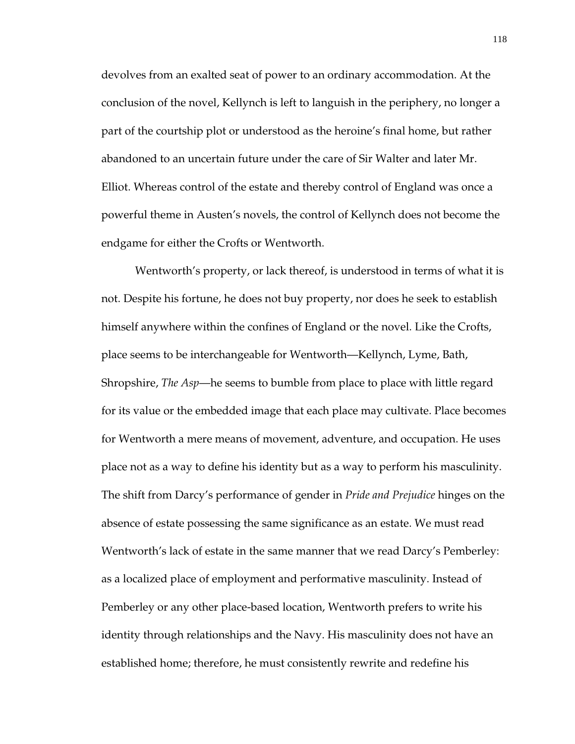devolves from an exalted seat of power to an ordinary accommodation. At the conclusion of the novel, Kellynch is left to languish in the periphery, no longer a part of the courtship plot or understood as the heroine's final home, but rather abandoned to an uncertain future under the care of Sir Walter and later Mr. Elliot. Whereas control of the estate and thereby control of England was once a powerful theme in Austen's novels, the control of Kellynch does not become the endgame for either the Crofts or Wentworth.

Wentworth's property, or lack thereof, is understood in terms of what it is not. Despite his fortune, he does not buy property, nor does he seek to establish himself anywhere within the confines of England or the novel. Like the Crofts, place seems to be interchangeable for Wentworth—Kellynch, Lyme, Bath, Shropshire, *The Asp*—he seems to bumble from place to place with little regard for its value or the embedded image that each place may cultivate. Place becomes for Wentworth a mere means of movement, adventure, and occupation. He uses place not as a way to define his identity but as a way to perform his masculinity. The shift from Darcy's performance of gender in *Pride and Prejudice* hinges on the absence of estate possessing the same significance as an estate. We must read Wentworth's lack of estate in the same manner that we read Darcy's Pemberley: as a localized place of employment and performative masculinity. Instead of Pemberley or any other place-based location, Wentworth prefers to write his identity through relationships and the Navy. His masculinity does not have an established home; therefore, he must consistently rewrite and redefine his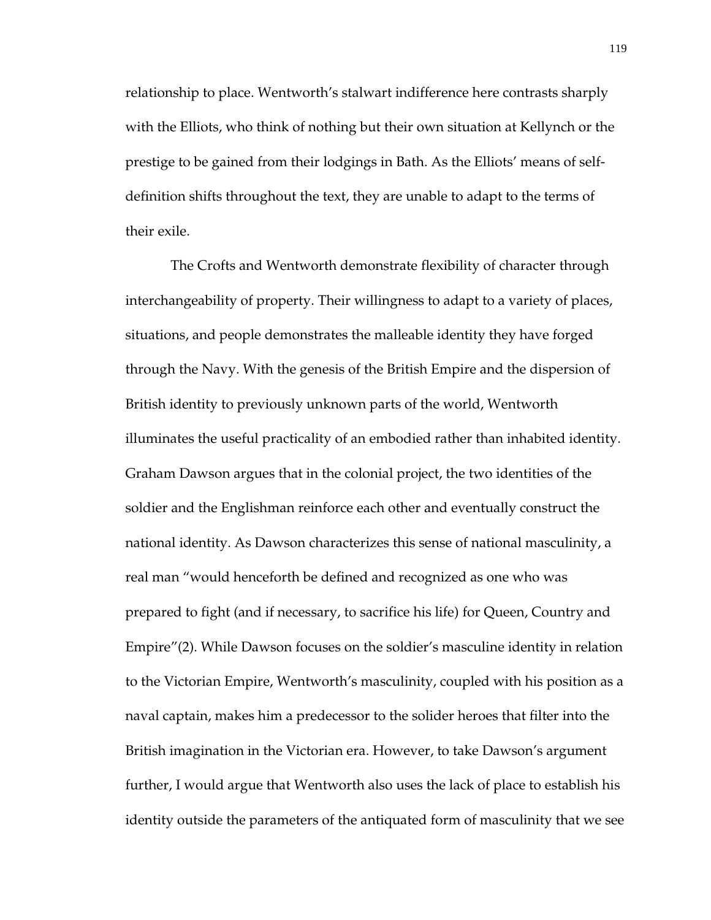relationship to place. Wentworth's stalwart indifference here contrasts sharply with the Elliots, who think of nothing but their own situation at Kellynch or the prestige to be gained from their lodgings in Bath. As the Elliots' means of self-definition shifts throughout the text, they are unable to adapt to the terms of their exile.

The Crofts and Wentworth demonstrate flexibility of character through interchangeability of property. Their willingness to adapt to a variety of places, situations, and people demonstrates the malleable identity they have forged through the Navy. With the genesis of the British Empire and the dispersion of British identity to previously unknown parts of the world, Wentworth illuminates the useful practicality of an embodied rather than inhabited identity. Graham Dawson argues that in the colonial project, the two identities of the soldier and the Englishman reinforce each other and eventually construct the national identity. As Dawson characterizes this sense of national masculinity, a real man "would henceforth be defined and recognized as one who was prepared to fight (and if necessary, to sacrifice his life) for Queen, Country and Empire"(2). While Dawson focuses on the soldier's masculine identity in relation to the Victorian Empire, Wentworth's masculinity, coupled with his position as a naval captain, makes him a predecessor to the solider heroes that filter into the British imagination in the Victorian era. However, to take Dawson's argument further, I would argue that Wentworth also uses the lack of place to establish his identity outside the parameters of the antiquated form of masculinity that we see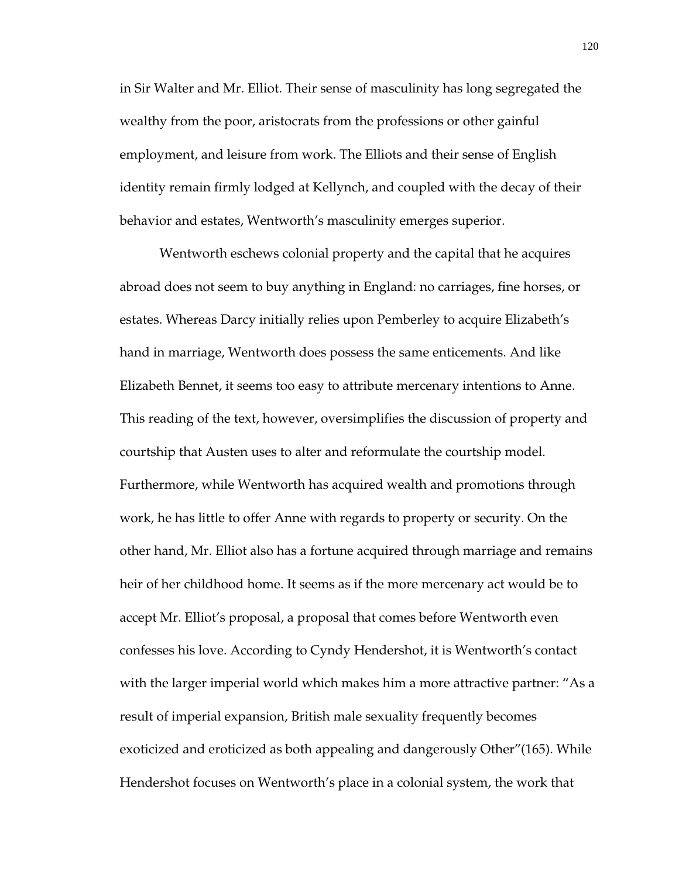in Sir Walter and Mr. Elliot. Their sense of masculinity has long segregated the wealthy from the poor, aristocrats from the professions or other gainful employment, and leisure from work. The Elliots and their sense of English identity remain firmly lodged at Kellynch, and coupled with the decay of their behavior and estates, Wentworth's masculinity emerges superior.

Wentworth eschews colonial property and the capital that he acquires abroad does not seem to buy anything in England: no carriages, fine horses, or estates. Whereas Darcy initially relies upon Pemberley to acquire Elizabeth's hand in marriage, Wentworth does possess the same enticements. And like Elizabeth Bennet, it seems too easy to attribute mercenary intentions to Anne. This reading of the text, however, oversimplifies the discussion of property and courtship that Austen uses to alter and reformulate the courtship model. Furthermore, while Wentworth has acquired wealth and promotions through work, he has little to offer Anne with regards to property or security. On the other hand, Mr. Elliot also has a fortune acquired through marriage and remains heir of her childhood home. It seems as if the more mercenary act would be to accept Mr. Elliot's proposal, a proposal that comes before Wentworth even confesses his love. According to Cyndy Hendershot, it is Wentworth's contact with the larger imperial world which makes him a more attractive partner: "As a result of imperial expansion, British male sexuality frequently becomes exoticized and eroticized as both appealing and dangerously Other"(165). While Hendershot focuses on Wentworth's place in a colonial system, the work that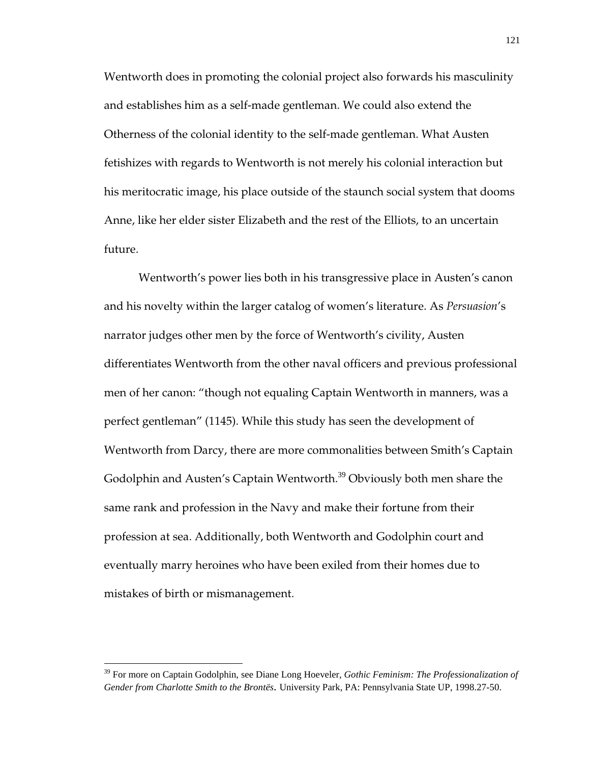Wentworth does in promoting the colonial project also forwards his masculinity and establishes him as a self-made gentleman. We could also extend the Otherness of the colonial identity to the self-made gentleman. What Austen fetishizes with regards to Wentworth is not merely his colonial interaction but his meritocratic image, his place outside of the staunch social system that dooms Anne, like her elder sister Elizabeth and the rest of the Elliots, to an uncertain future.

Wentworth's power lies both in his transgressive place in Austen's canon and his novelty within the larger catalog of women's literature. As *Persuasion*'s narrator judges other men by the force of Wentworth's civility, Austen differentiates Wentworth from the other naval officers and previous professional men of her canon: "though not equaling Captain Wentworth in manners, was a perfect gentleman" (1145). While this study has seen the development of Wentworth from Darcy, there are more commonalities between Smith's Captain Godolphin and Austen's Captain Wentworth.[39] Obviously both men share the same rank and profession in the Navy and make their fortune from their profession at sea. Additionally, both Wentworth and Godolphin court and eventually marry heroines who have been exiled from their homes due to mistakes of birth or mismanagement.

---

[39] For more on Captain Godolphin, see Diane Long Hoeveler, *Gothic Feminism: The Professionalization of Gender from Charlotte Smith to the Brontës*. University Park, PA: Pennsylvania State UP, 1998.27-50.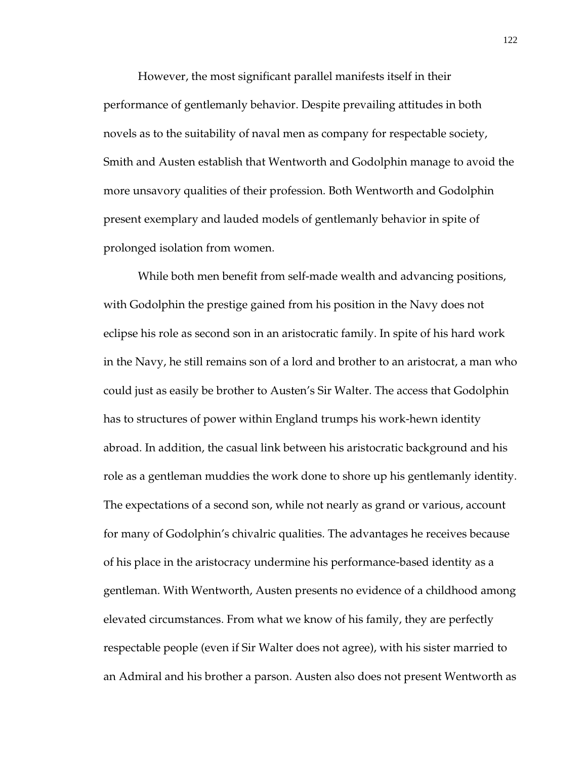However, the most significant parallel manifests itself in their performance of gentlemanly behavior. Despite prevailing attitudes in both novels as to the suitability of naval men as company for respectable society, Smith and Austen establish that Wentworth and Godolphin manage to avoid the more unsavory qualities of their profession. Both Wentworth and Godolphin present exemplary and lauded models of gentlemanly behavior in spite of prolonged isolation from women.

While both men benefit from self-made wealth and advancing positions, with Godolphin the prestige gained from his position in the Navy does not eclipse his role as second son in an aristocratic family. In spite of his hard work in the Navy, he still remains son of a lord and brother to an aristocrat, a man who could just as easily be brother to Austen's Sir Walter. The access that Godolphin has to structures of power within England trumps his work-hewn identity abroad. In addition, the casual link between his aristocratic background and his role as a gentleman muddies the work done to shore up his gentlemanly identity. The expectations of a second son, while not nearly as grand or various, account for many of Godolphin's chivalric qualities. The advantages he receives because of his place in the aristocracy undermine his performance-based identity as a gentleman. With Wentworth, Austen presents no evidence of a childhood among elevated circumstances. From what we know of his family, they are perfectly respectable people (even if Sir Walter does not agree), with his sister married to an Admiral and his brother a parson. Austen also does not present Wentworth as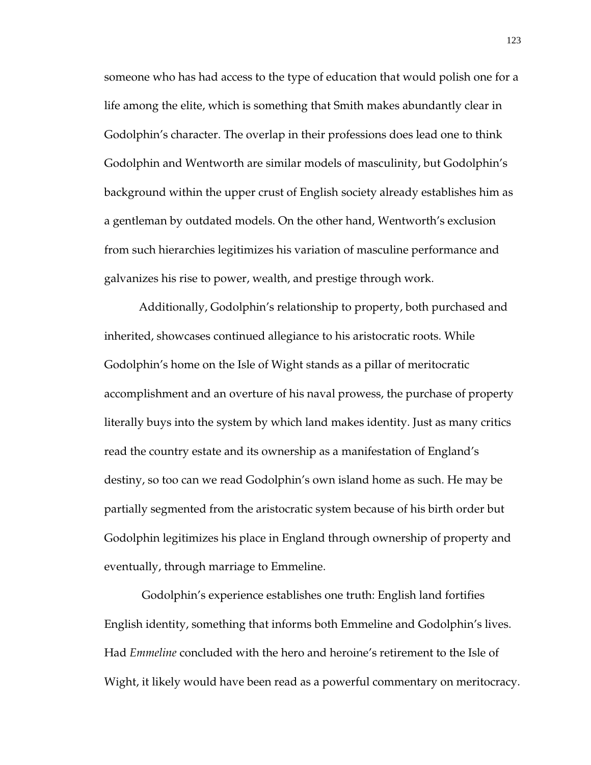someone who has had access to the type of education that would polish one for a life among the elite, which is something that Smith makes abundantly clear in Godolphin's character. The overlap in their professions does lead one to think Godolphin and Wentworth are similar models of masculinity, but Godolphin's background within the upper crust of English society already establishes him as a gentleman by outdated models. On the other hand, Wentworth's exclusion from such hierarchies legitimizes his variation of masculine performance and galvanizes his rise to power, wealth, and prestige through work.

Additionally, Godolphin's relationship to property, both purchased and inherited, showcases continued allegiance to his aristocratic roots. While Godolphin's home on the Isle of Wight stands as a pillar of meritocratic accomplishment and an overture of his naval prowess, the purchase of property literally buys into the system by which land makes identity. Just as many critics read the country estate and its ownership as a manifestation of England's destiny, so too can we read Godolphin's own island home as such. He may be partially segmented from the aristocratic system because of his birth order but Godolphin legitimizes his place in England through ownership of property and eventually, through marriage to Emmeline.

Godolphin's experience establishes one truth: English land fortifies English identity, something that informs both Emmeline and Godolphin's lives. Had *Emmeline* concluded with the hero and heroine's retirement to the Isle of Wight, it likely would have been read as a powerful commentary on meritocracy.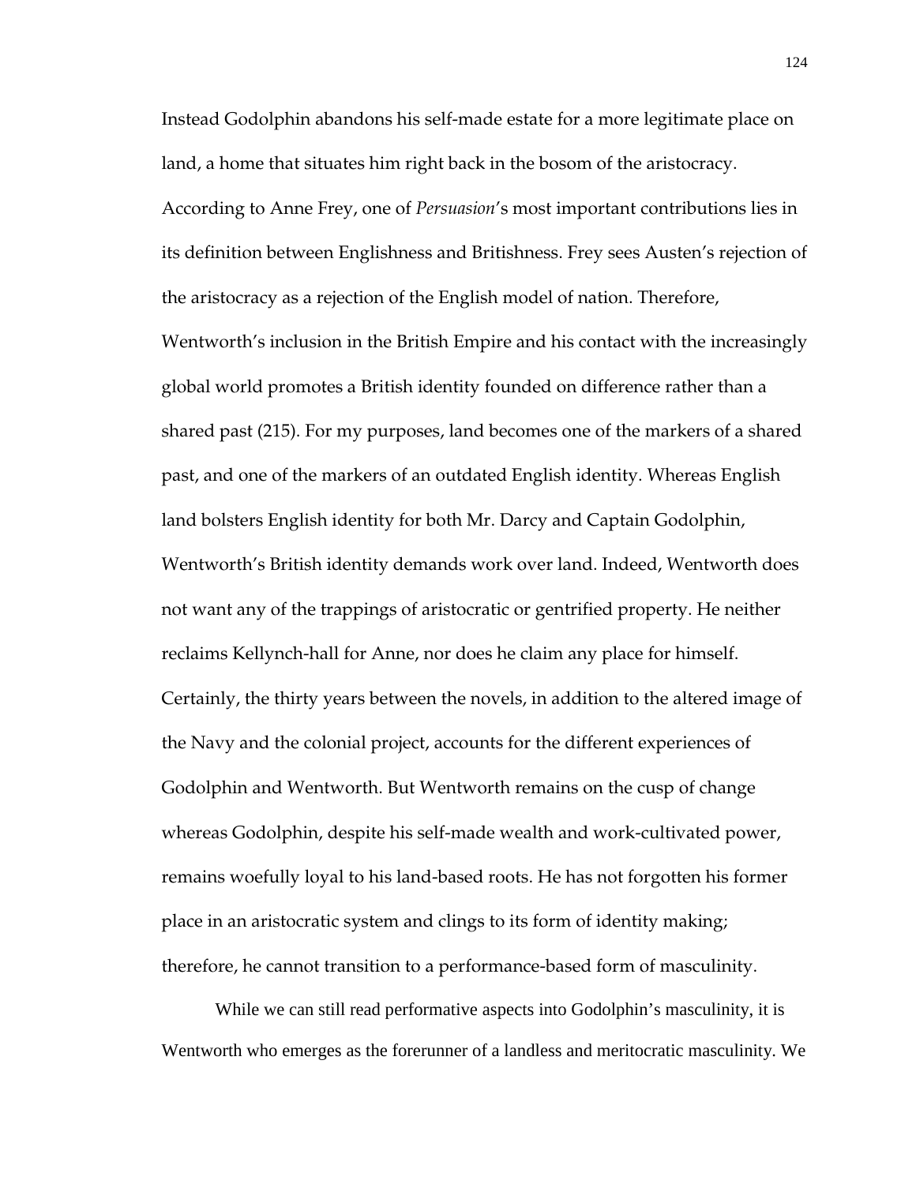Instead Godolphin abandons his self-made estate for a more legitimate place on land, a home that situates him right back in the bosom of the aristocracy. According to Anne Frey, one of *Persuasion*'s most important contributions lies in its definition between Englishness and Britishness. Frey sees Austen's rejection of the aristocracy as a rejection of the English model of nation. Therefore, Wentworth's inclusion in the British Empire and his contact with the increasingly global world promotes a British identity founded on difference rather than a shared past (215). For my purposes, land becomes one of the markers of a shared past, and one of the markers of an outdated English identity. Whereas English land bolsters English identity for both Mr. Darcy and Captain Godolphin, Wentworth's British identity demands work over land. Indeed, Wentworth does not want any of the trappings of aristocratic or gentrified property. He neither reclaims Kellynch-hall for Anne, nor does he claim any place for himself. Certainly, the thirty years between the novels, in addition to the altered image of the Navy and the colonial project, accounts for the different experiences of Godolphin and Wentworth. But Wentworth remains on the cusp of change whereas Godolphin, despite his self-made wealth and work-cultivated power, remains woefully loyal to his land-based roots. He has not forgotten his former place in an aristocratic system and clings to its form of identity making; therefore, he cannot transition to a performance-based form of masculinity.

While we can still read performative aspects into Godolphin's masculinity, it is Wentworth who emerges as the forerunner of a landless and meritocratic masculinity. We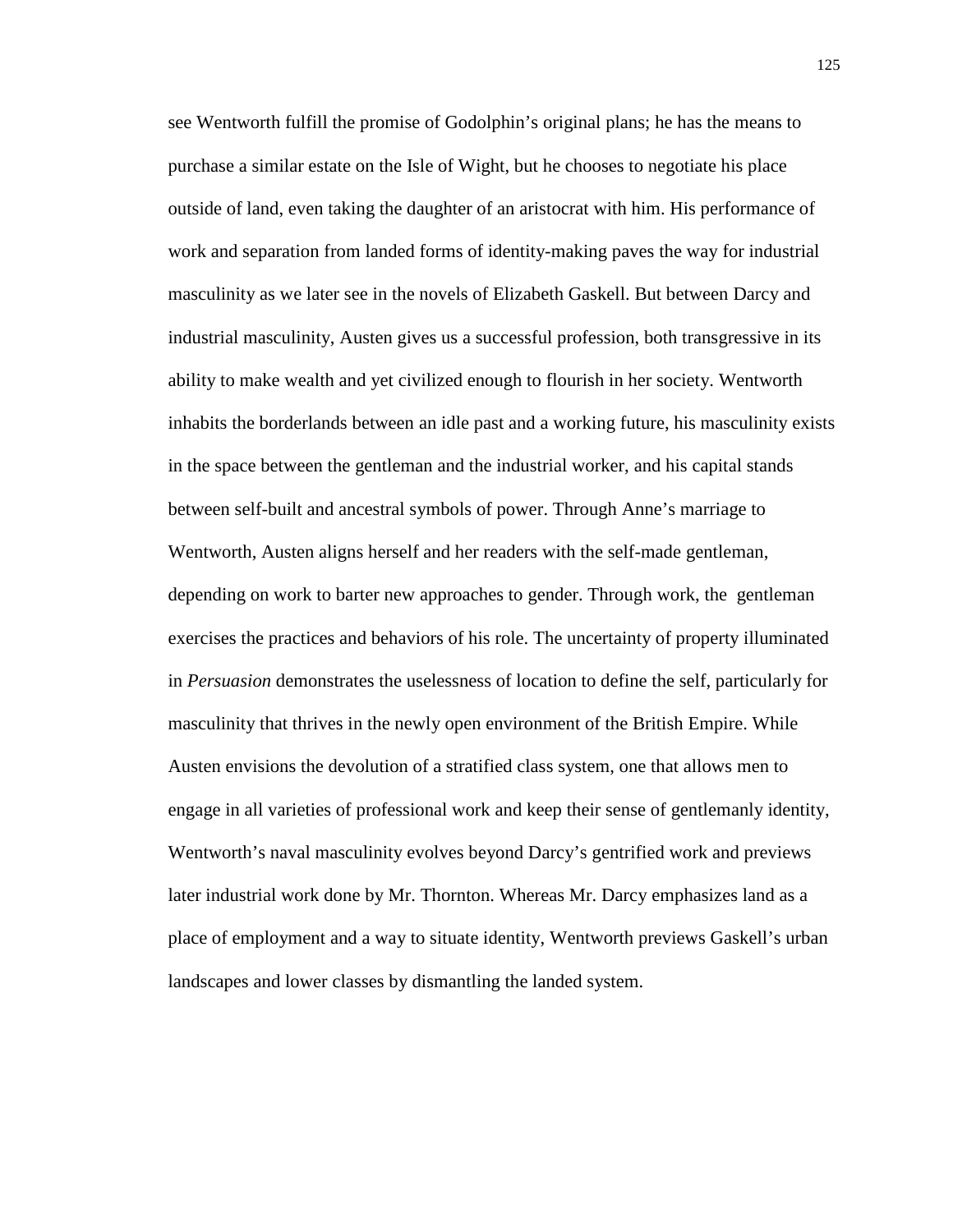see Wentworth fulfill the promise of Godolphin's original plans; he has the means to purchase a similar estate on the Isle of Wight, but he chooses to negotiate his place outside of land, even taking the daughter of an aristocrat with him. His performance of work and separation from landed forms of identity-making paves the way for industrial masculinity as we later see in the novels of Elizabeth Gaskell. But between Darcy and industrial masculinity, Austen gives us a successful profession, both transgressive in its ability to make wealth and yet civilized enough to flourish in her society. Wentworth inhabits the borderlands between an idle past and a working future, his masculinity exists in the space between the gentleman and the industrial worker, and his capital stands between self-built and ancestral symbols of power. Through Anne's marriage to Wentworth, Austen aligns herself and her readers with the self-made gentleman, depending on work to barter new approaches to gender. Through work, the gentleman exercises the practices and behaviors of his role. The uncertainty of property illuminated in *Persuasion* demonstrates the uselessness of location to define the self, particularly for masculinity that thrives in the newly open environment of the British Empire. While Austen envisions the devolution of a stratified class system, one that allows men to engage in all varieties of professional work and keep their sense of gentlemanly identity, Wentworth's naval masculinity evolves beyond Darcy's gentrified work and previews later industrial work done by Mr. Thornton. Whereas Mr. Darcy emphasizes land as a place of employment and a way to situate identity, Wentworth previews Gaskell's urban landscapes and lower classes by dismantling the landed system.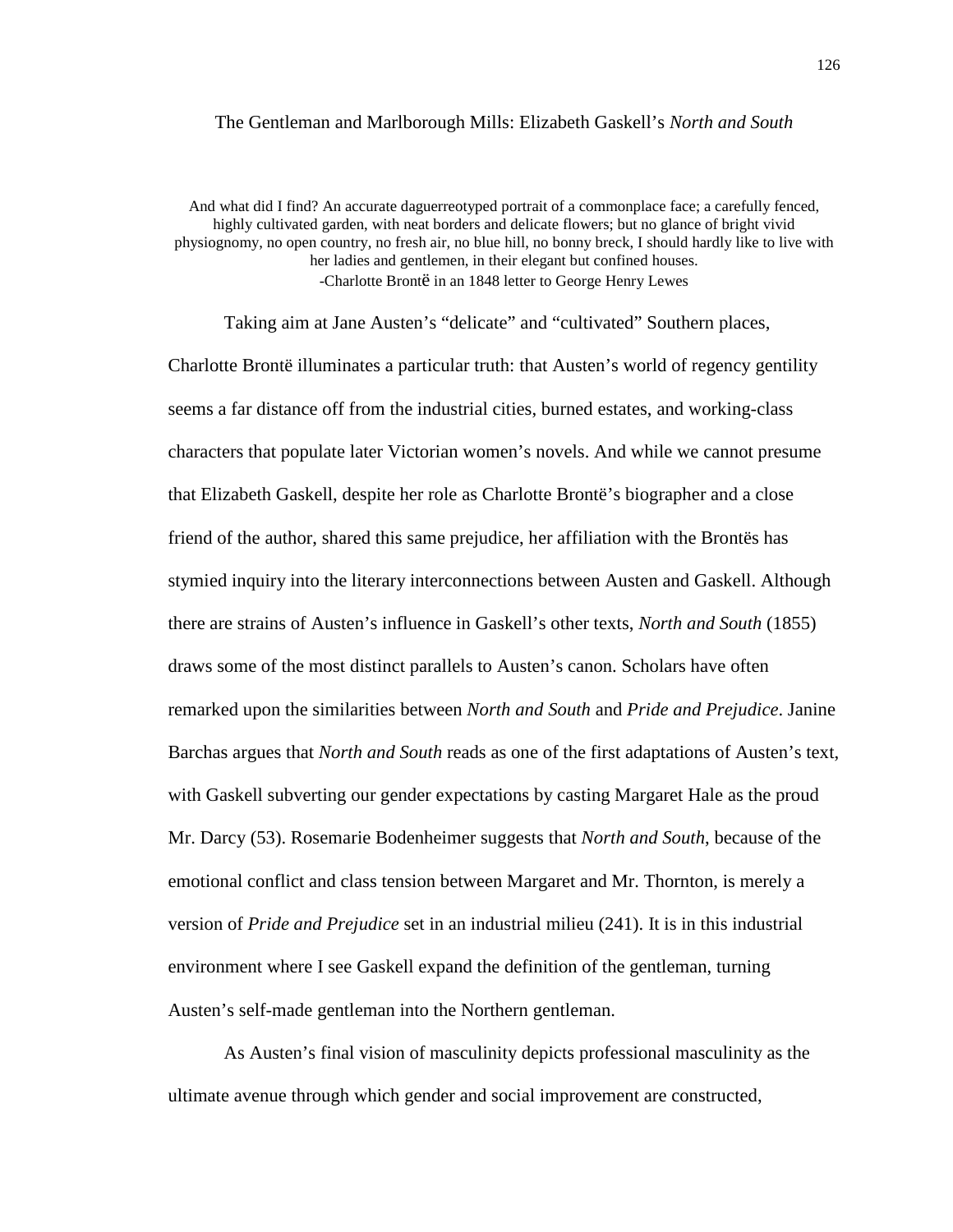## The Gentleman and Marlborough Mills: Elizabeth Gaskell's *North and South*

> And what did I find? An accurate daguerreotyped portrait of a commonplace face; a carefully fenced, highly cultivated garden, with neat borders and delicate flowers; but no glance of bright vivid physiognomy, no open country, no fresh air, no blue hill, no bonny breck, I should hardly like to live with her ladies and gentlemen, in their elegant but confined houses.
>
> -Charlotte Brontë in an 1848 letter to George Henry Lewes

Taking aim at Jane Austen's "delicate" and "cultivated" Southern places, Charlotte Brontë illuminates a particular truth: that Austen's world of regency gentility seems a far distance off from the industrial cities, burned estates, and working-class characters that populate later Victorian women's novels. And while we cannot presume that Elizabeth Gaskell, despite her role as Charlotte Brontë's biographer and a close friend of the author, shared this same prejudice, her affiliation with the Brontës has stymied inquiry into the literary interconnections between Austen and Gaskell. Although there are strains of Austen's influence in Gaskell's other texts, *North and South* (1855) draws some of the most distinct parallels to Austen's canon. Scholars have often remarked upon the similarities between *North and South* and *Pride and Prejudice*. Janine Barchas argues that *North and South* reads as one of the first adaptations of Austen's text, with Gaskell subverting our gender expectations by casting Margaret Hale as the proud Mr. Darcy (53). Rosemarie Bodenheimer suggests that *North and South*, because of the emotional conflict and class tension between Margaret and Mr. Thornton, is merely a version of *Pride and Prejudice* set in an industrial milieu (241). It is in this industrial environment where I see Gaskell expand the definition of the gentleman, turning Austen's self-made gentleman into the Northern gentleman.

As Austen's final vision of masculinity depicts professional masculinity as the ultimate avenue through which gender and social improvement are constructed,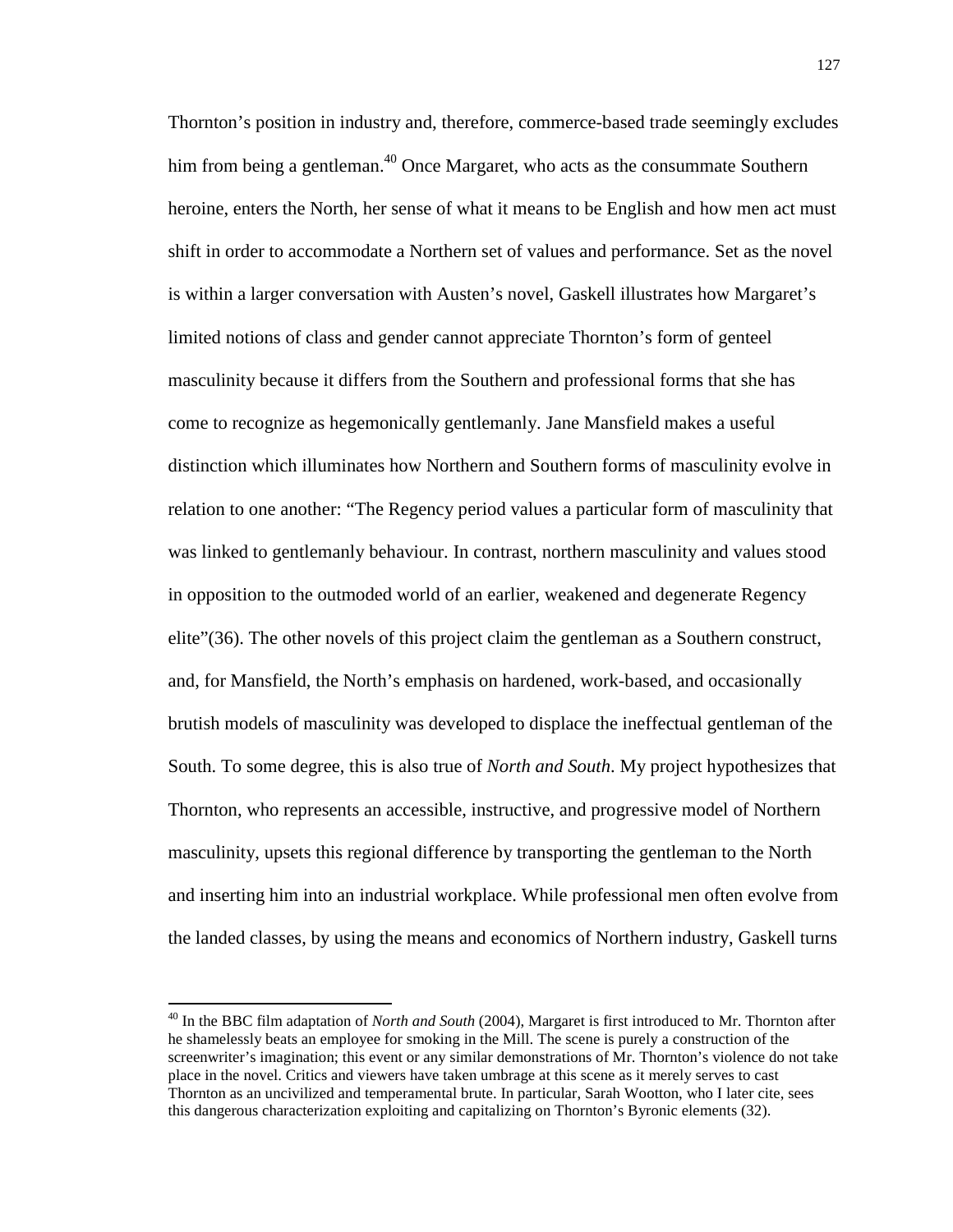Thornton's position in industry and, therefore, commerce-based trade seemingly excludes him from being a gentleman.[40] Once Margaret, who acts as the consummate Southern heroine, enters the North, her sense of what it means to be English and how men act must shift in order to accommodate a Northern set of values and performance. Set as the novel is within a larger conversation with Austen's novel, Gaskell illustrates how Margaret's limited notions of class and gender cannot appreciate Thornton's form of genteel masculinity because it differs from the Southern and professional forms that she has come to recognize as hegemonically gentlemanly. Jane Mansfield makes a useful distinction which illuminates how Northern and Southern forms of masculinity evolve in relation to one another: "The Regency period values a particular form of masculinity that was linked to gentlemanly behaviour. In contrast, northern masculinity and values stood in opposition to the outmoded world of an earlier, weakened and degenerate Regency elite"(36). The other novels of this project claim the gentleman as a Southern construct, and, for Mansfield, the North's emphasis on hardened, work-based, and occasionally brutish models of masculinity was developed to displace the ineffectual gentleman of the South. To some degree, this is also true of *North and South*. My project hypothesizes that Thornton, who represents an accessible, instructive, and progressive model of Northern masculinity, upsets this regional difference by transporting the gentleman to the North and inserting him into an industrial workplace. While professional men often evolve from the landed classes, by using the means and economics of Northern industry, Gaskell turns

---

[40] In the BBC film adaptation of *North and South* (2004), Margaret is first introduced to Mr. Thornton after he shamelessly beats an employee for smoking in the Mill. The scene is purely a construction of the screenwriter's imagination; this event or any similar demonstrations of Mr. Thornton's violence do not take place in the novel. Critics and viewers have taken umbrage at this scene as it merely serves to cast Thornton as an uncivilized and temperamental brute. In particular, Sarah Wootton, who I later cite, sees this dangerous characterization exploiting and capitalizing on Thornton's Byronic elements (32).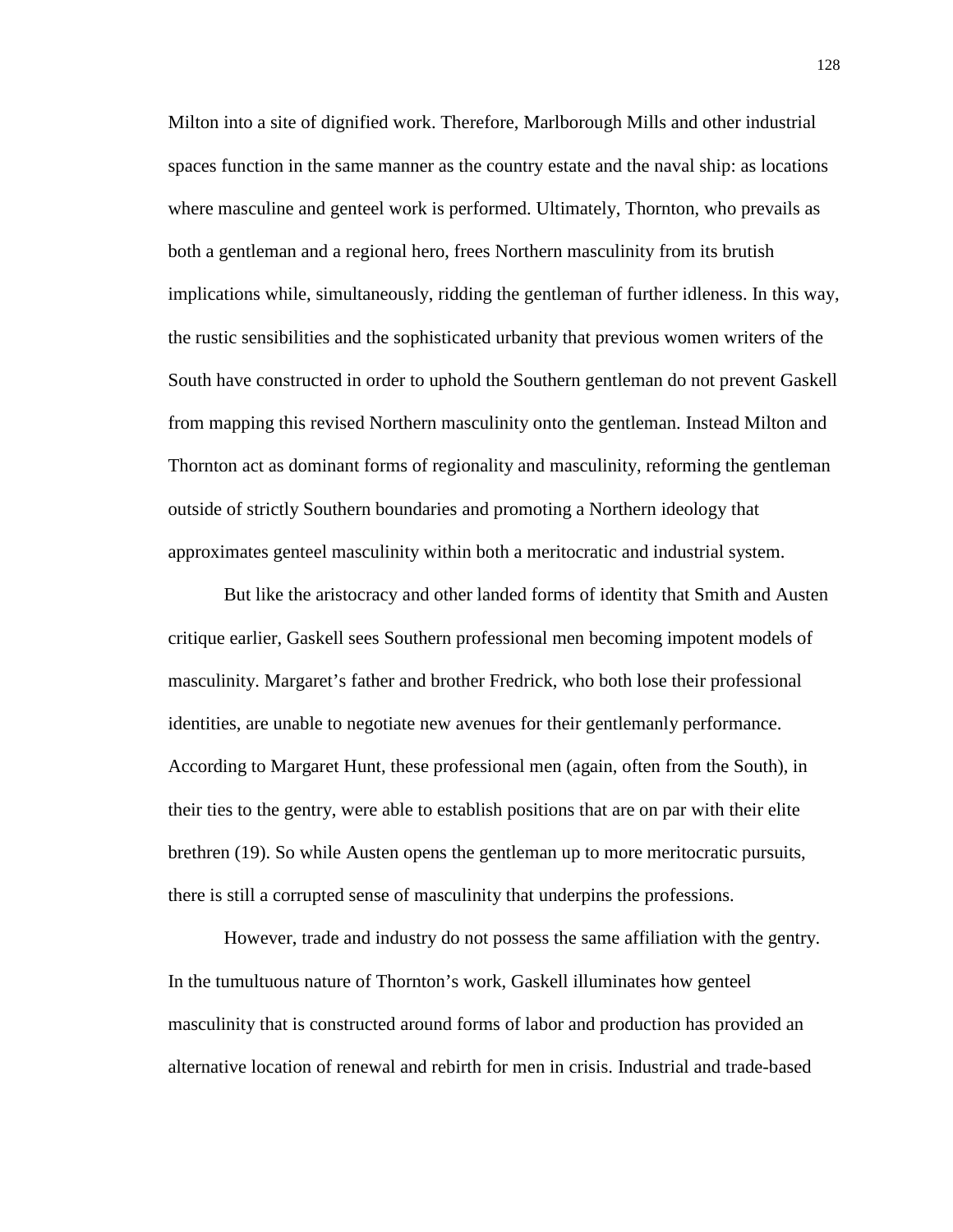Milton into a site of dignified work. Therefore, Marlborough Mills and other industrial spaces function in the same manner as the country estate and the naval ship: as locations where masculine and genteel work is performed. Ultimately, Thornton, who prevails as both a gentleman and a regional hero, frees Northern masculinity from its brutish implications while, simultaneously, ridding the gentleman of further idleness. In this way, the rustic sensibilities and the sophisticated urbanity that previous women writers of the South have constructed in order to uphold the Southern gentleman do not prevent Gaskell from mapping this revised Northern masculinity onto the gentleman. Instead Milton and Thornton act as dominant forms of regionality and masculinity, reforming the gentleman outside of strictly Southern boundaries and promoting a Northern ideology that approximates genteel masculinity within both a meritocratic and industrial system.

But like the aristocracy and other landed forms of identity that Smith and Austen critique earlier, Gaskell sees Southern professional men becoming impotent models of masculinity. Margaret's father and brother Fredrick, who both lose their professional identities, are unable to negotiate new avenues for their gentlemanly performance. According to Margaret Hunt, these professional men (again, often from the South), in their ties to the gentry, were able to establish positions that are on par with their elite brethren (19). So while Austen opens the gentleman up to more meritocratic pursuits, there is still a corrupted sense of masculinity that underpins the professions.

However, trade and industry do not possess the same affiliation with the gentry. In the tumultuous nature of Thornton's work, Gaskell illuminates how genteel masculinity that is constructed around forms of labor and production has provided an alternative location of renewal and rebirth for men in crisis. Industrial and trade-based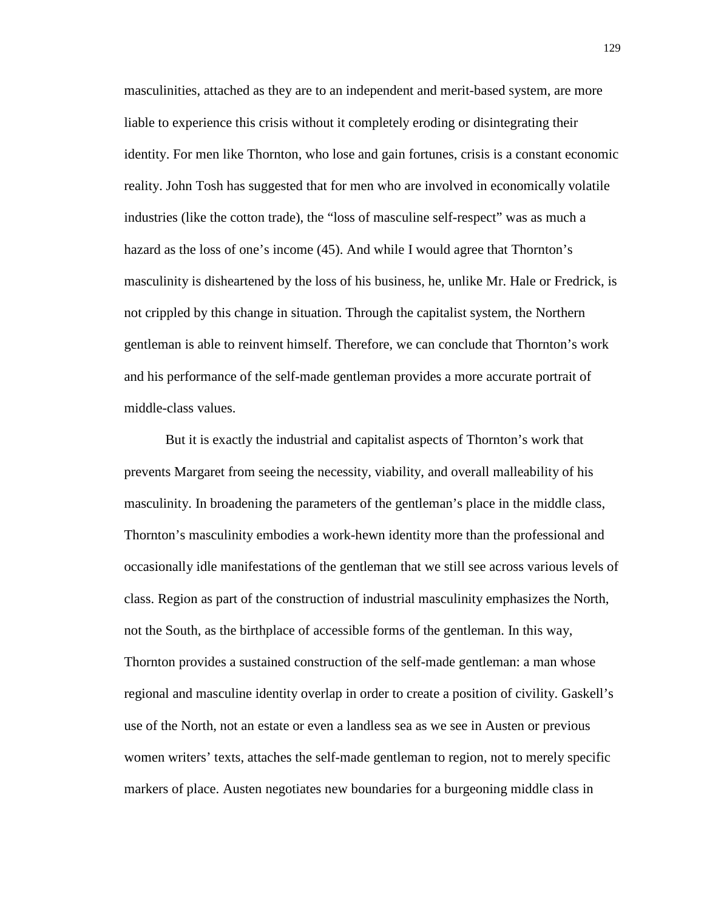masculinities, attached as they are to an independent and merit-based system, are more liable to experience this crisis without it completely eroding or disintegrating their identity. For men like Thornton, who lose and gain fortunes, crisis is a constant economic reality. John Tosh has suggested that for men who are involved in economically volatile industries (like the cotton trade), the "loss of masculine self-respect" was as much a hazard as the loss of one's income (45). And while I would agree that Thornton's masculinity is disheartened by the loss of his business, he, unlike Mr. Hale or Fredrick, is not crippled by this change in situation. Through the capitalist system, the Northern gentleman is able to reinvent himself. Therefore, we can conclude that Thornton's work and his performance of the self-made gentleman provides a more accurate portrait of middle-class values.

But it is exactly the industrial and capitalist aspects of Thornton's work that prevents Margaret from seeing the necessity, viability, and overall malleability of his masculinity. In broadening the parameters of the gentleman's place in the middle class, Thornton's masculinity embodies a work-hewn identity more than the professional and occasionally idle manifestations of the gentleman that we still see across various levels of class. Region as part of the construction of industrial masculinity emphasizes the North, not the South, as the birthplace of accessible forms of the gentleman. In this way, Thornton provides a sustained construction of the self-made gentleman: a man whose regional and masculine identity overlap in order to create a position of civility. Gaskell's use of the North, not an estate or even a landless sea as we see in Austen or previous women writers' texts, attaches the self-made gentleman to region, not to merely specific markers of place. Austen negotiates new boundaries for a burgeoning middle class in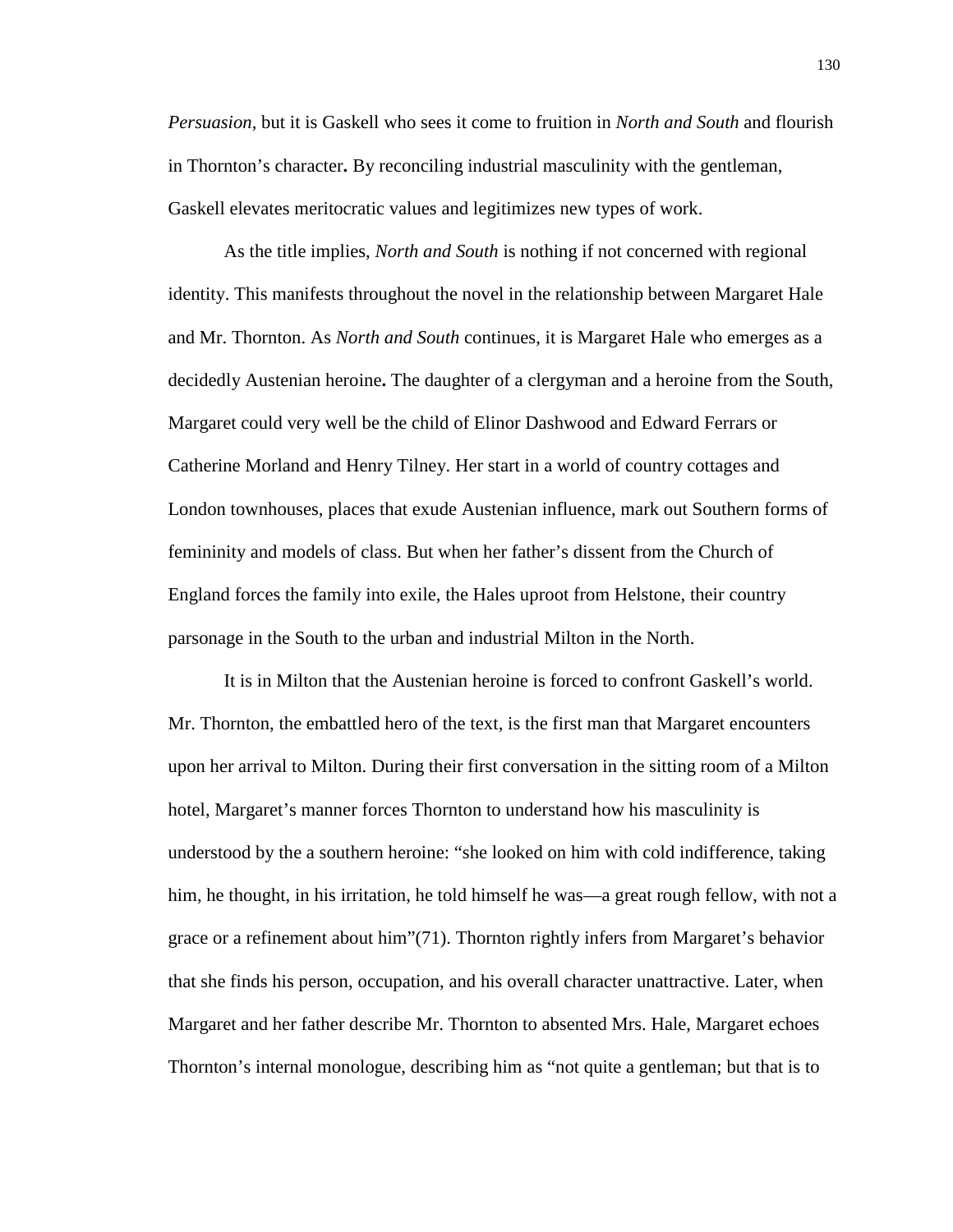*Persuasion*, but it is Gaskell who sees it come to fruition in *North and South* and flourish in Thornton's character**.** By reconciling industrial masculinity with the gentleman, Gaskell elevates meritocratic values and legitimizes new types of work.

As the title implies, *North and South* is nothing if not concerned with regional identity. This manifests throughout the novel in the relationship between Margaret Hale and Mr. Thornton. As *North and South* continues, it is Margaret Hale who emerges as a decidedly Austenian heroine**.** The daughter of a clergyman and a heroine from the South, Margaret could very well be the child of Elinor Dashwood and Edward Ferrars or Catherine Morland and Henry Tilney. Her start in a world of country cottages and London townhouses, places that exude Austenian influence, mark out Southern forms of femininity and models of class. But when her father's dissent from the Church of England forces the family into exile, the Hales uproot from Helstone, their country parsonage in the South to the urban and industrial Milton in the North.

It is in Milton that the Austenian heroine is forced to confront Gaskell's world. Mr. Thornton, the embattled hero of the text, is the first man that Margaret encounters upon her arrival to Milton. During their first conversation in the sitting room of a Milton hotel, Margaret's manner forces Thornton to understand how his masculinity is understood by the a southern heroine: "she looked on him with cold indifference, taking him, he thought, in his irritation, he told himself he was—a great rough fellow, with not a grace or a refinement about him"(71). Thornton rightly infers from Margaret's behavior that she finds his person, occupation, and his overall character unattractive. Later, when Margaret and her father describe Mr. Thornton to absented Mrs. Hale, Margaret echoes Thornton's internal monologue, describing him as "not quite a gentleman; but that is to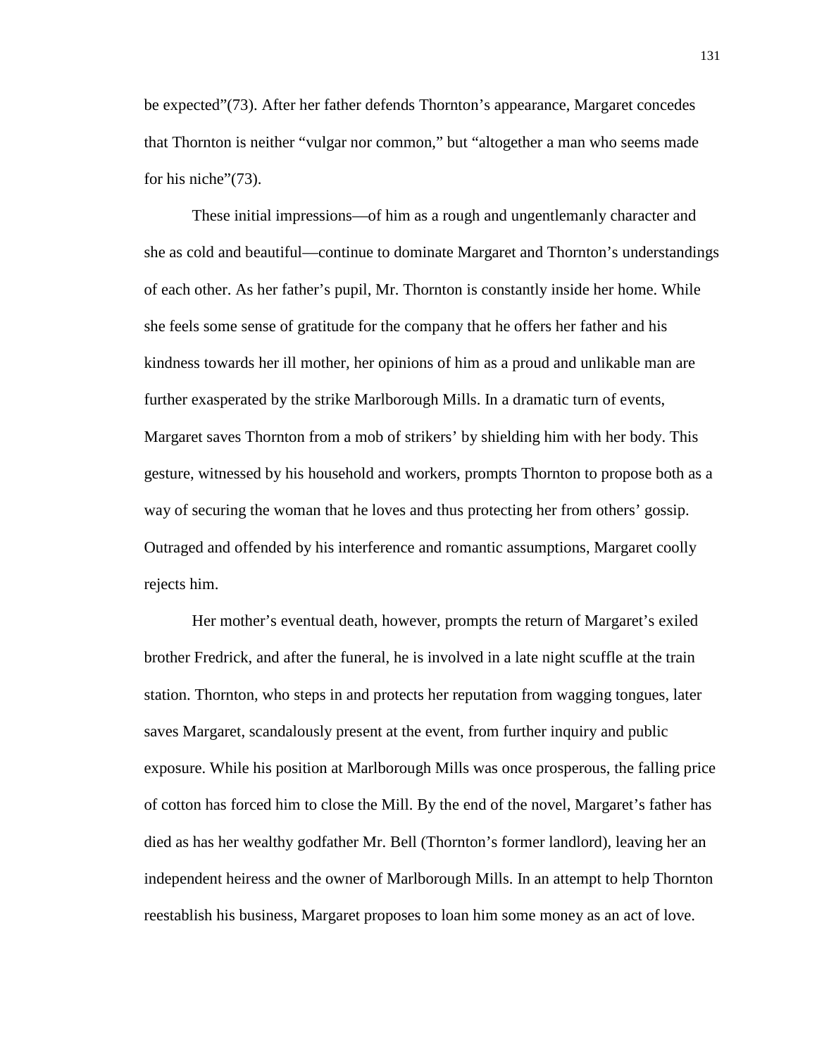be expected"(73). After her father defends Thornton's appearance, Margaret concedes that Thornton is neither "vulgar nor common," but "altogether a man who seems made for his niche"(73).

These initial impressions—of him as a rough and ungentlemanly character and she as cold and beautiful—continue to dominate Margaret and Thornton's understandings of each other. As her father's pupil, Mr. Thornton is constantly inside her home. While she feels some sense of gratitude for the company that he offers her father and his kindness towards her ill mother, her opinions of him as a proud and unlikable man are further exasperated by the strike Marlborough Mills. In a dramatic turn of events, Margaret saves Thornton from a mob of strikers' by shielding him with her body. This gesture, witnessed by his household and workers, prompts Thornton to propose both as a way of securing the woman that he loves and thus protecting her from others' gossip. Outraged and offended by his interference and romantic assumptions, Margaret coolly rejects him.

Her mother's eventual death, however, prompts the return of Margaret's exiled brother Fredrick, and after the funeral, he is involved in a late night scuffle at the train station. Thornton, who steps in and protects her reputation from wagging tongues, later saves Margaret, scandalously present at the event, from further inquiry and public exposure. While his position at Marlborough Mills was once prosperous, the falling price of cotton has forced him to close the Mill. By the end of the novel, Margaret's father has died as has her wealthy godfather Mr. Bell (Thornton's former landlord), leaving her an independent heiress and the owner of Marlborough Mills. In an attempt to help Thornton reestablish his business, Margaret proposes to loan him some money as an act of love.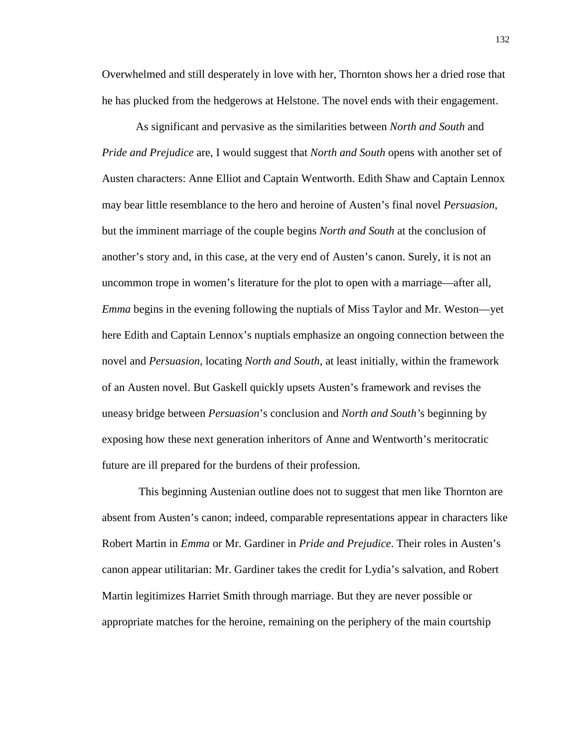Overwhelmed and still desperately in love with her, Thornton shows her a dried rose that he has plucked from the hedgerows at Helstone. The novel ends with their engagement.

As significant and pervasive as the similarities between *North and South* and *Pride and Prejudice* are, I would suggest that *North and South* opens with another set of Austen characters: Anne Elliot and Captain Wentworth. Edith Shaw and Captain Lennox may bear little resemblance to the hero and heroine of Austen's final novel *Persuasion*, but the imminent marriage of the couple begins *North and South* at the conclusion of another's story and, in this case, at the very end of Austen's canon. Surely, it is not an uncommon trope in women's literature for the plot to open with a marriage—after all, *Emma* begins in the evening following the nuptials of Miss Taylor and Mr. Weston—yet here Edith and Captain Lennox's nuptials emphasize an ongoing connection between the novel and *Persuasion*, locating *North and South*, at least initially, within the framework of an Austen novel. But Gaskell quickly upsets Austen's framework and revises the uneasy bridge between *Persuasion*'s conclusion and *North and South*'s beginning by exposing how these next generation inheritors of Anne and Wentworth's meritocratic future are ill prepared for the burdens of their profession.

This beginning Austenian outline does not to suggest that men like Thornton are absent from Austen's canon; indeed, comparable representations appear in characters like Robert Martin in *Emma* or Mr. Gardiner in *Pride and Prejudice*. Their roles in Austen's canon appear utilitarian: Mr. Gardiner takes the credit for Lydia's salvation, and Robert Martin legitimizes Harriet Smith through marriage. But they are never possible or appropriate matches for the heroine, remaining on the periphery of the main courtship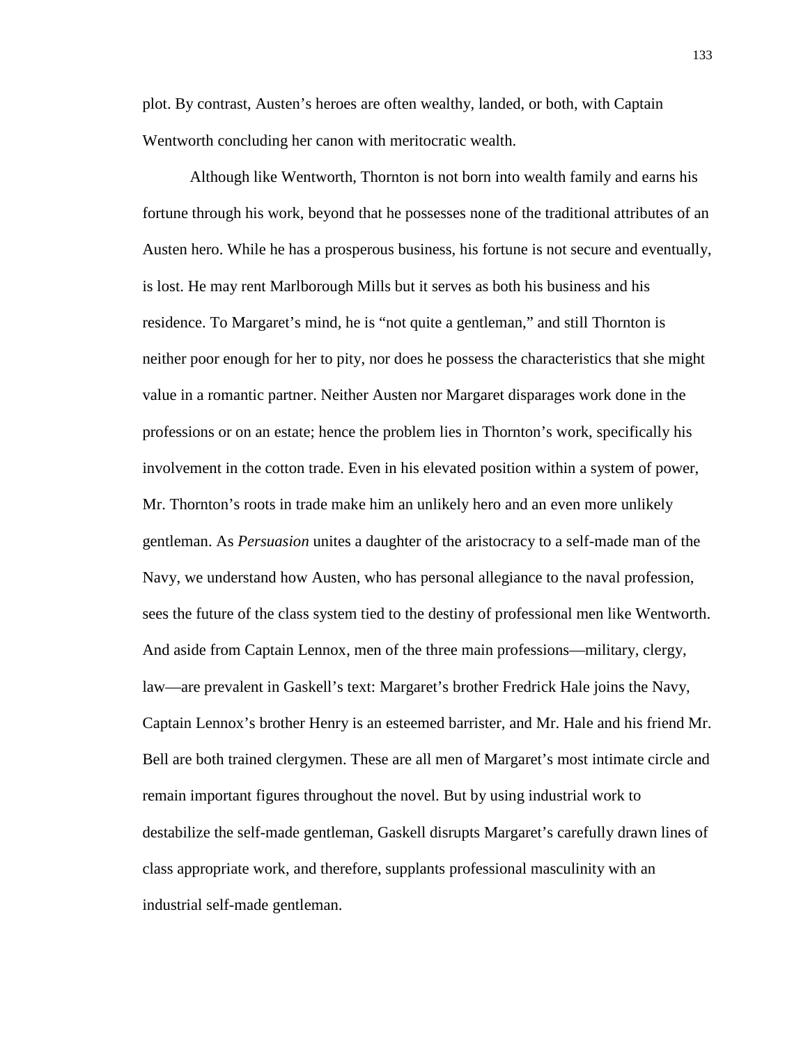plot. By contrast, Austen's heroes are often wealthy, landed, or both, with Captain Wentworth concluding her canon with meritocratic wealth.

Although like Wentworth, Thornton is not born into wealth family and earns his fortune through his work, beyond that he possesses none of the traditional attributes of an Austen hero. While he has a prosperous business, his fortune is not secure and eventually, is lost. He may rent Marlborough Mills but it serves as both his business and his residence. To Margaret's mind, he is "not quite a gentleman," and still Thornton is neither poor enough for her to pity, nor does he possess the characteristics that she might value in a romantic partner. Neither Austen nor Margaret disparages work done in the professions or on an estate; hence the problem lies in Thornton's work, specifically his involvement in the cotton trade. Even in his elevated position within a system of power, Mr. Thornton's roots in trade make him an unlikely hero and an even more unlikely gentleman. As *Persuasion* unites a daughter of the aristocracy to a self-made man of the Navy, we understand how Austen, who has personal allegiance to the naval profession, sees the future of the class system tied to the destiny of professional men like Wentworth. And aside from Captain Lennox, men of the three main professions—military, clergy, law—are prevalent in Gaskell's text: Margaret's brother Fredrick Hale joins the Navy, Captain Lennox's brother Henry is an esteemed barrister, and Mr. Hale and his friend Mr. Bell are both trained clergymen. These are all men of Margaret's most intimate circle and remain important figures throughout the novel. But by using industrial work to destabilize the self-made gentleman, Gaskell disrupts Margaret's carefully drawn lines of class appropriate work, and therefore, supplants professional masculinity with an industrial self-made gentleman.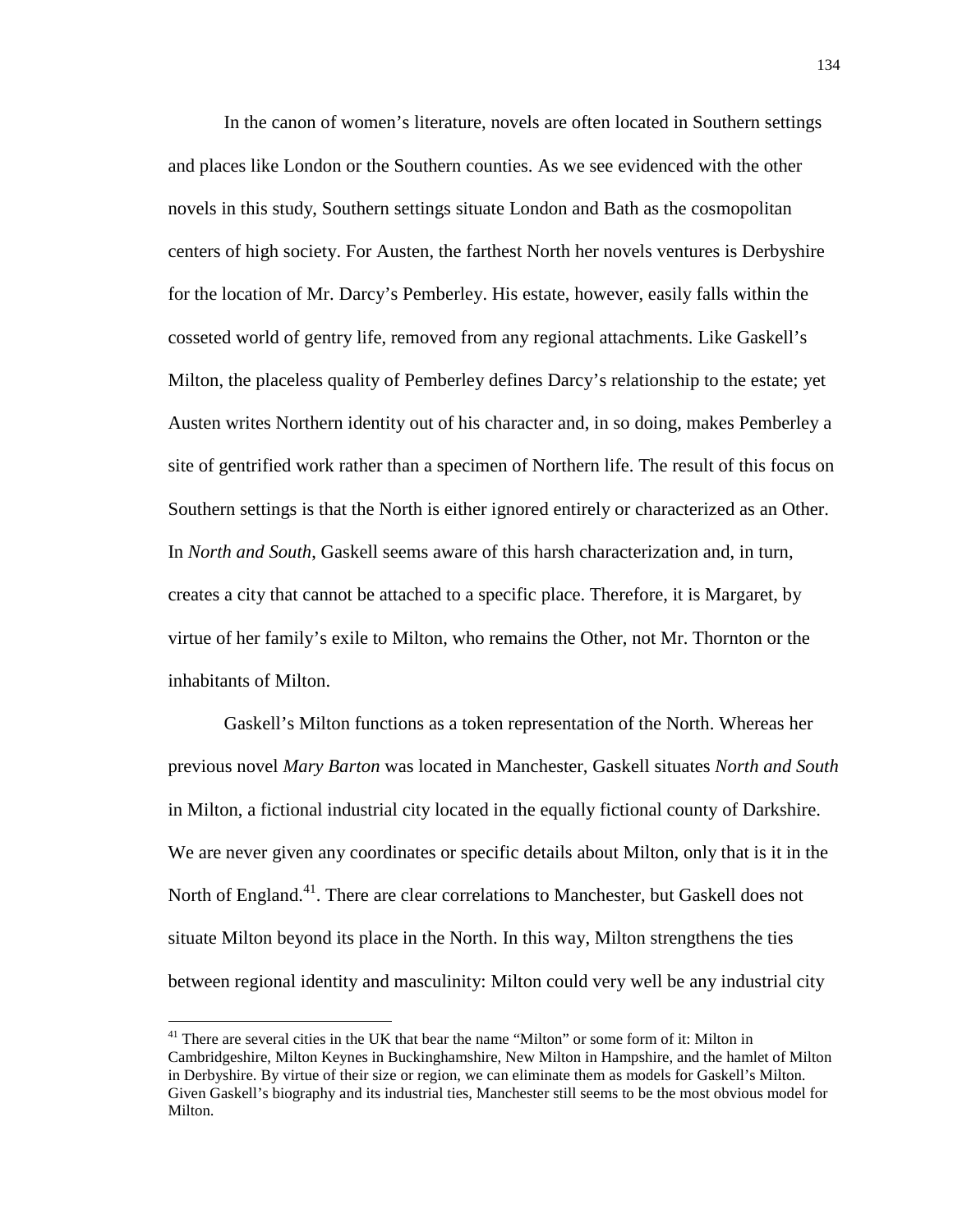In the canon of women's literature, novels are often located in Southern settings and places like London or the Southern counties. As we see evidenced with the other novels in this study, Southern settings situate London and Bath as the cosmopolitan centers of high society. For Austen, the farthest North her novels ventures is Derbyshire for the location of Mr. Darcy's Pemberley. His estate, however, easily falls within the cosseted world of gentry life, removed from any regional attachments. Like Gaskell's Milton, the placeless quality of Pemberley defines Darcy's relationship to the estate; yet Austen writes Northern identity out of his character and, in so doing, makes Pemberley a site of gentrified work rather than a specimen of Northern life. The result of this focus on Southern settings is that the North is either ignored entirely or characterized as an Other. In *North and South*, Gaskell seems aware of this harsh characterization and, in turn, creates a city that cannot be attached to a specific place. Therefore, it is Margaret, by virtue of her family's exile to Milton, who remains the Other, not Mr. Thornton or the inhabitants of Milton.

Gaskell's Milton functions as a token representation of the North. Whereas her previous novel *Mary Barton* was located in Manchester, Gaskell situates *North and South* in Milton, a fictional industrial city located in the equally fictional county of Darkshire. We are never given any coordinates or specific details about Milton, only that is it in the North of England.[41]. There are clear correlations to Manchester, but Gaskell does not situate Milton beyond its place in the North. In this way, Milton strengthens the ties between regional identity and masculinity: Milton could very well be any industrial city

[41] There are several cities in the UK that bear the name "Milton" or some form of it: Milton in Cambridgeshire, Milton Keynes in Buckinghamshire, New Milton in Hampshire, and the hamlet of Milton in Derbyshire. By virtue of their size or region, we can eliminate them as models for Gaskell's Milton. Given Gaskell's biography and its industrial ties, Manchester still seems to be the most obvious model for Milton.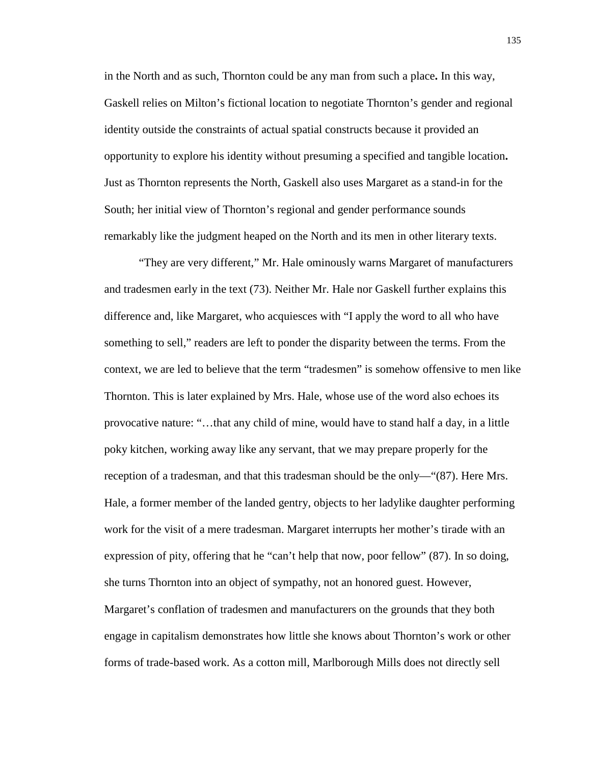in the North and as such, Thornton could be any man from such a place**.** In this way, Gaskell relies on Milton's fictional location to negotiate Thornton's gender and regional identity outside the constraints of actual spatial constructs because it provided an opportunity to explore his identity without presuming a specified and tangible location**.** Just as Thornton represents the North, Gaskell also uses Margaret as a stand-in for the South; her initial view of Thornton's regional and gender performance sounds remarkably like the judgment heaped on the North and its men in other literary texts.

"They are very different," Mr. Hale ominously warns Margaret of manufacturers and tradesmen early in the text (73). Neither Mr. Hale nor Gaskell further explains this difference and, like Margaret, who acquiesces with "I apply the word to all who have something to sell," readers are left to ponder the disparity between the terms. From the context, we are led to believe that the term "tradesmen" is somehow offensive to men like Thornton. This is later explained by Mrs. Hale, whose use of the word also echoes its provocative nature: "…that any child of mine, would have to stand half a day, in a little poky kitchen, working away like any servant, that we may prepare properly for the reception of a tradesman, and that this tradesman should be the only—"(87). Here Mrs. Hale, a former member of the landed gentry, objects to her ladylike daughter performing work for the visit of a mere tradesman. Margaret interrupts her mother's tirade with an expression of pity, offering that he "can't help that now, poor fellow" (87). In so doing, she turns Thornton into an object of sympathy, not an honored guest. However, Margaret's conflation of tradesmen and manufacturers on the grounds that they both engage in capitalism demonstrates how little she knows about Thornton's work or other forms of trade-based work. As a cotton mill, Marlborough Mills does not directly sell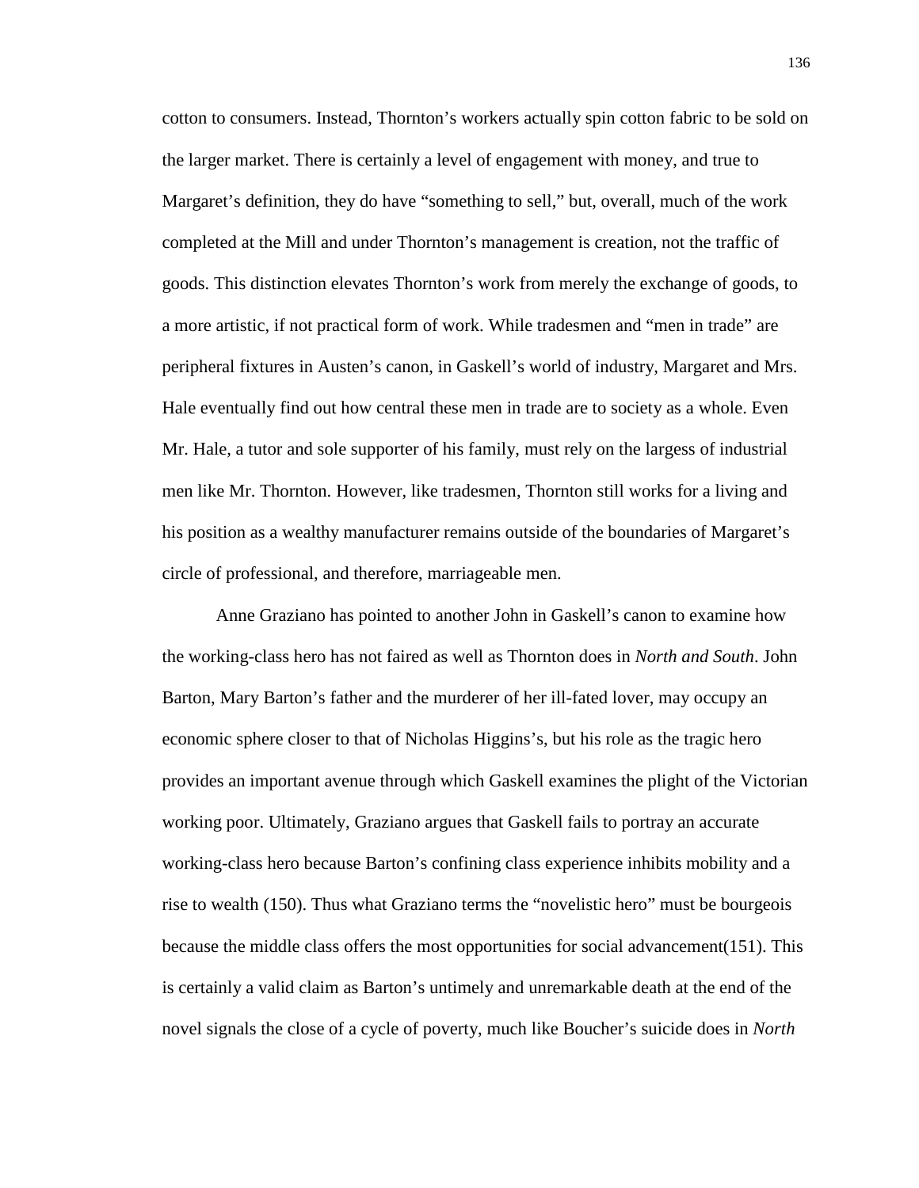cotton to consumers. Instead, Thornton's workers actually spin cotton fabric to be sold on the larger market. There is certainly a level of engagement with money, and true to Margaret's definition, they do have "something to sell," but, overall, much of the work completed at the Mill and under Thornton's management is creation, not the traffic of goods. This distinction elevates Thornton's work from merely the exchange of goods, to a more artistic, if not practical form of work. While tradesmen and "men in trade" are peripheral fixtures in Austen's canon, in Gaskell's world of industry, Margaret and Mrs. Hale eventually find out how central these men in trade are to society as a whole. Even Mr. Hale, a tutor and sole supporter of his family, must rely on the largess of industrial men like Mr. Thornton. However, like tradesmen, Thornton still works for a living and his position as a wealthy manufacturer remains outside of the boundaries of Margaret's circle of professional, and therefore, marriageable men.

Anne Graziano has pointed to another John in Gaskell's canon to examine how the working-class hero has not faired as well as Thornton does in *North and South*. John Barton, Mary Barton's father and the murderer of her ill-fated lover, may occupy an economic sphere closer to that of Nicholas Higgins's, but his role as the tragic hero provides an important avenue through which Gaskell examines the plight of the Victorian working poor. Ultimately, Graziano argues that Gaskell fails to portray an accurate working-class hero because Barton's confining class experience inhibits mobility and a rise to wealth (150). Thus what Graziano terms the "novelistic hero" must be bourgeois because the middle class offers the most opportunities for social advancement(151). This is certainly a valid claim as Barton's untimely and unremarkable death at the end of the novel signals the close of a cycle of poverty, much like Boucher's suicide does in *North*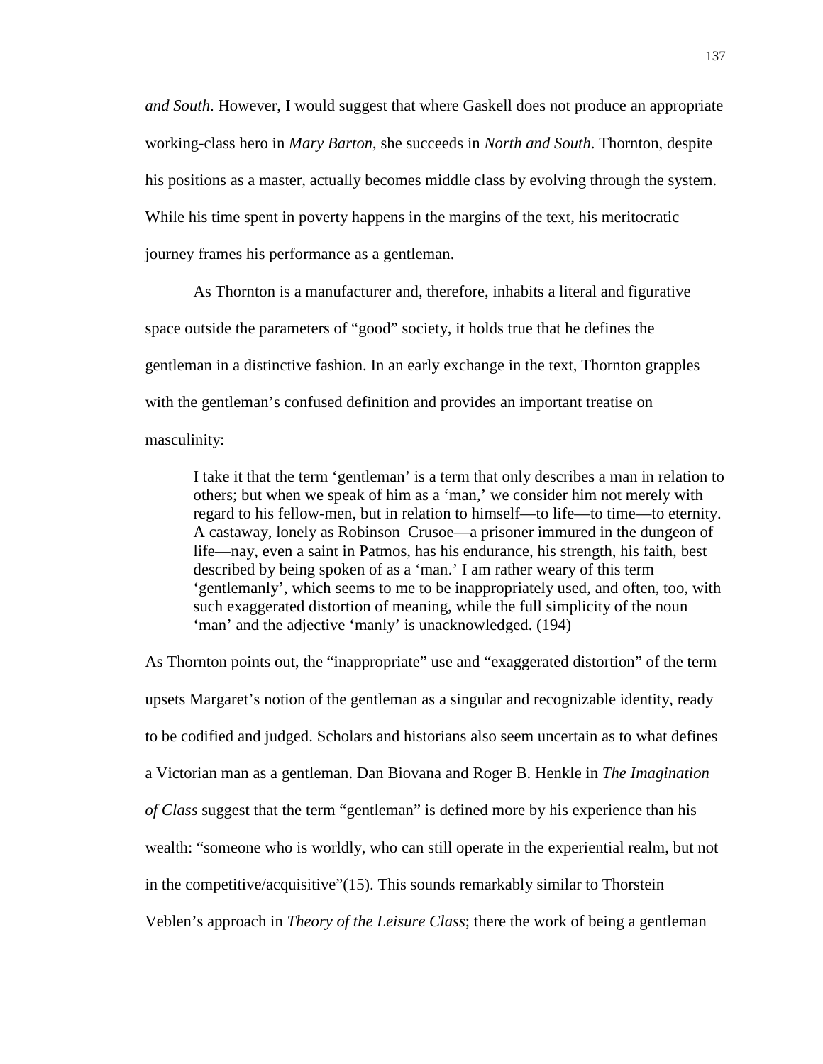*and South*. However, I would suggest that where Gaskell does not produce an appropriate working-class hero in *Mary Barton*, she succeeds in *North and South*. Thornton, despite his positions as a master, actually becomes middle class by evolving through the system. While his time spent in poverty happens in the margins of the text, his meritocratic journey frames his performance as a gentleman.

As Thornton is a manufacturer and, therefore, inhabits a literal and figurative space outside the parameters of "good" society, it holds true that he defines the gentleman in a distinctive fashion. In an early exchange in the text, Thornton grapples with the gentleman's confused definition and provides an important treatise on masculinity:

> I take it that the term 'gentleman' is a term that only describes a man in relation to others; but when we speak of him as a 'man,' we consider him not merely with regard to his fellow-men, but in relation to himself—to life—to time—to eternity. A castaway, lonely as Robinson Crusoe—a prisoner immured in the dungeon of life—nay, even a saint in Patmos, has his endurance, his strength, his faith, best described by being spoken of as a 'man.' I am rather weary of this term 'gentlemanly', which seems to me to be inappropriately used, and often, too, with such exaggerated distortion of meaning, while the full simplicity of the noun 'man' and the adjective 'manly' is unacknowledged. (194)

As Thornton points out, the "inappropriate" use and "exaggerated distortion" of the term upsets Margaret's notion of the gentleman as a singular and recognizable identity, ready to be codified and judged. Scholars and historians also seem uncertain as to what defines a Victorian man as a gentleman. Dan Biovana and Roger B. Henkle in *The Imagination of Class* suggest that the term "gentleman" is defined more by his experience than his wealth: "someone who is worldly, who can still operate in the experiential realm, but not in the competitive/acquisitive"(15). This sounds remarkably similar to Thorstein Veblen's approach in *Theory of the Leisure Class*; there the work of being a gentleman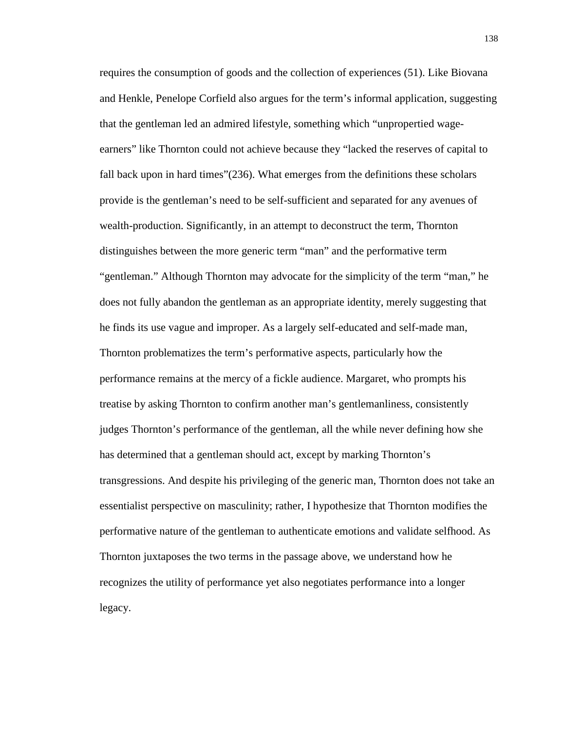requires the consumption of goods and the collection of experiences (51). Like Biovana and Henkle, Penelope Corfield also argues for the term's informal application, suggesting that the gentleman led an admired lifestyle, something which "unpropertied wage-earners" like Thornton could not achieve because they "lacked the reserves of capital to fall back upon in hard times"(236). What emerges from the definitions these scholars provide is the gentleman's need to be self-sufficient and separated for any avenues of wealth-production. Significantly, in an attempt to deconstruct the term, Thornton distinguishes between the more generic term "man" and the performative term "gentleman." Although Thornton may advocate for the simplicity of the term "man," he does not fully abandon the gentleman as an appropriate identity, merely suggesting that he finds its use vague and improper. As a largely self-educated and self-made man, Thornton problematizes the term's performative aspects, particularly how the performance remains at the mercy of a fickle audience. Margaret, who prompts his treatise by asking Thornton to confirm another man's gentlemanliness, consistently judges Thornton's performance of the gentleman, all the while never defining how she has determined that a gentleman should act, except by marking Thornton's transgressions. And despite his privileging of the generic man, Thornton does not take an essentialist perspective on masculinity; rather, I hypothesize that Thornton modifies the performative nature of the gentleman to authenticate emotions and validate selfhood. As Thornton juxtaposes the two terms in the passage above, we understand how he recognizes the utility of performance yet also negotiates performance into a longer legacy.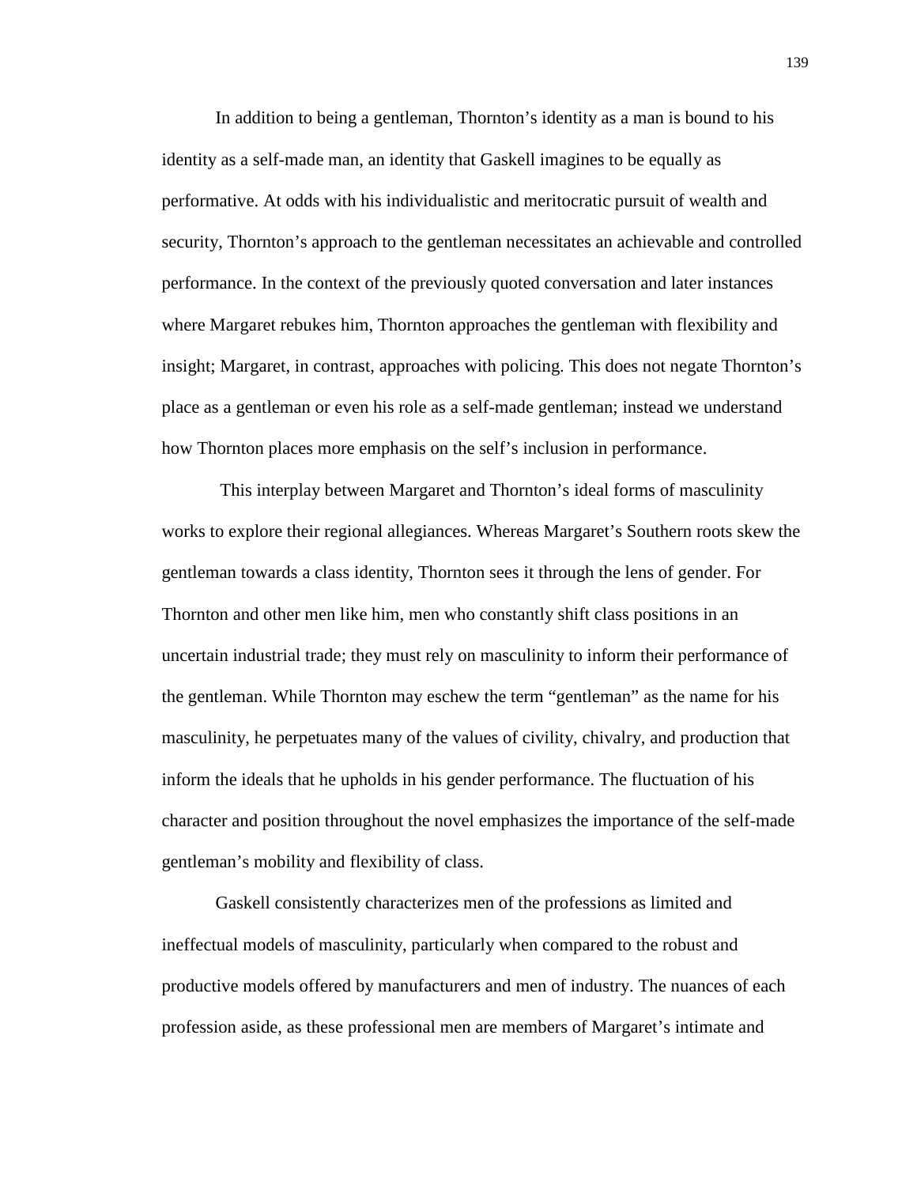In addition to being a gentleman, Thornton's identity as a man is bound to his identity as a self-made man, an identity that Gaskell imagines to be equally as performative. At odds with his individualistic and meritocratic pursuit of wealth and security, Thornton's approach to the gentleman necessitates an achievable and controlled performance. In the context of the previously quoted conversation and later instances where Margaret rebukes him, Thornton approaches the gentleman with flexibility and insight; Margaret, in contrast, approaches with policing. This does not negate Thornton's place as a gentleman or even his role as a self-made gentleman; instead we understand how Thornton places more emphasis on the self's inclusion in performance.

This interplay between Margaret and Thornton's ideal forms of masculinity works to explore their regional allegiances. Whereas Margaret's Southern roots skew the gentleman towards a class identity, Thornton sees it through the lens of gender. For Thornton and other men like him, men who constantly shift class positions in an uncertain industrial trade; they must rely on masculinity to inform their performance of the gentleman. While Thornton may eschew the term "gentleman" as the name for his masculinity, he perpetuates many of the values of civility, chivalry, and production that inform the ideals that he upholds in his gender performance. The fluctuation of his character and position throughout the novel emphasizes the importance of the self-made gentleman's mobility and flexibility of class.

Gaskell consistently characterizes men of the professions as limited and ineffectual models of masculinity, particularly when compared to the robust and productive models offered by manufacturers and men of industry. The nuances of each profession aside, as these professional men are members of Margaret's intimate and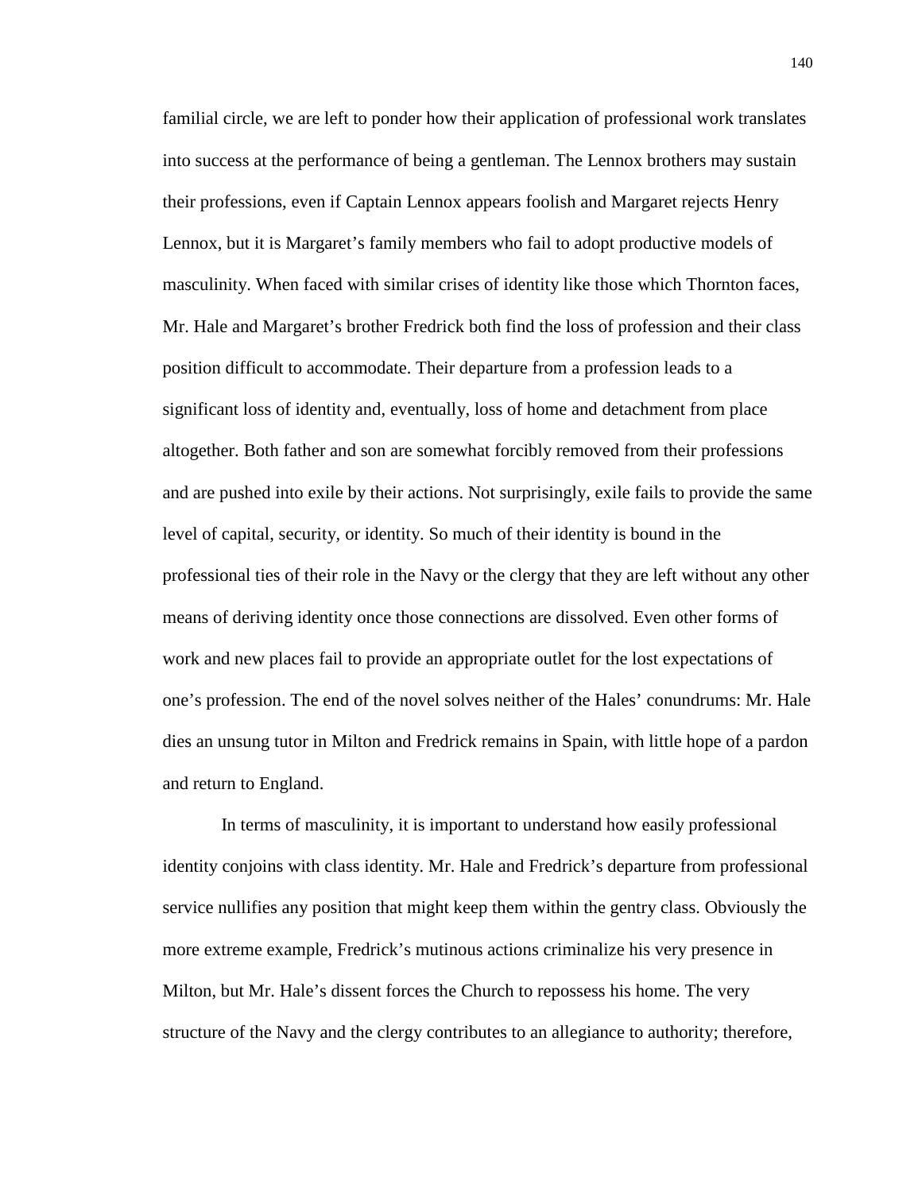familial circle, we are left to ponder how their application of professional work translates into success at the performance of being a gentleman. The Lennox brothers may sustain their professions, even if Captain Lennox appears foolish and Margaret rejects Henry Lennox, but it is Margaret's family members who fail to adopt productive models of masculinity. When faced with similar crises of identity like those which Thornton faces, Mr. Hale and Margaret's brother Fredrick both find the loss of profession and their class position difficult to accommodate. Their departure from a profession leads to a significant loss of identity and, eventually, loss of home and detachment from place altogether. Both father and son are somewhat forcibly removed from their professions and are pushed into exile by their actions. Not surprisingly, exile fails to provide the same level of capital, security, or identity. So much of their identity is bound in the professional ties of their role in the Navy or the clergy that they are left without any other means of deriving identity once those connections are dissolved. Even other forms of work and new places fail to provide an appropriate outlet for the lost expectations of one's profession. The end of the novel solves neither of the Hales' conundrums: Mr. Hale dies an unsung tutor in Milton and Fredrick remains in Spain, with little hope of a pardon and return to England.

In terms of masculinity, it is important to understand how easily professional identity conjoins with class identity. Mr. Hale and Fredrick's departure from professional service nullifies any position that might keep them within the gentry class. Obviously the more extreme example, Fredrick's mutinous actions criminalize his very presence in Milton, but Mr. Hale's dissent forces the Church to repossess his home. The very structure of the Navy and the clergy contributes to an allegiance to authority; therefore,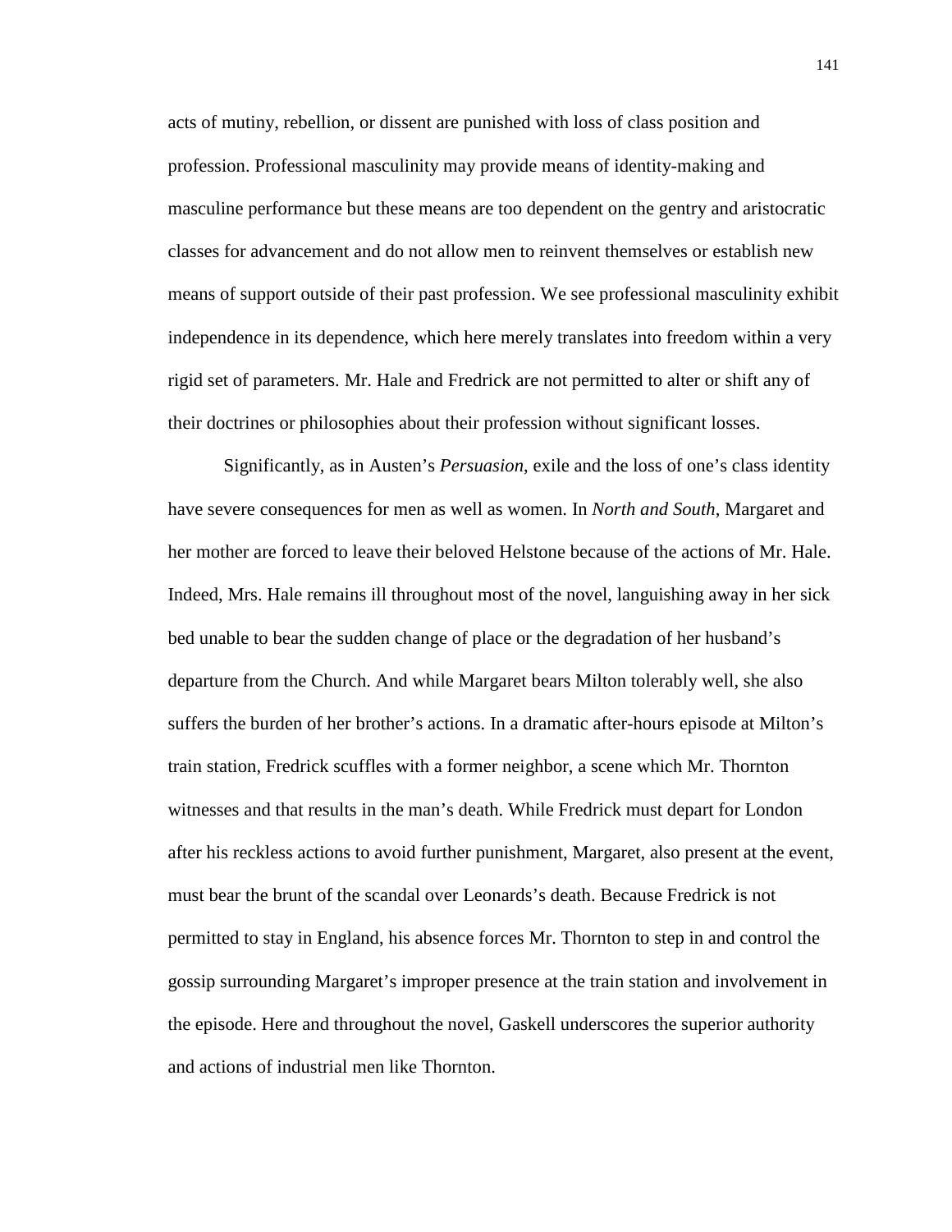acts of mutiny, rebellion, or dissent are punished with loss of class position and profession. Professional masculinity may provide means of identity-making and masculine performance but these means are too dependent on the gentry and aristocratic classes for advancement and do not allow men to reinvent themselves or establish new means of support outside of their past profession. We see professional masculinity exhibit independence in its dependence, which here merely translates into freedom within a very rigid set of parameters. Mr. Hale and Fredrick are not permitted to alter or shift any of their doctrines or philosophies about their profession without significant losses.

Significantly, as in Austen's *Persuasion*, exile and the loss of one's class identity have severe consequences for men as well as women. In *North and South*, Margaret and her mother are forced to leave their beloved Helstone because of the actions of Mr. Hale. Indeed, Mrs. Hale remains ill throughout most of the novel, languishing away in her sick bed unable to bear the sudden change of place or the degradation of her husband's departure from the Church. And while Margaret bears Milton tolerably well, she also suffers the burden of her brother's actions. In a dramatic after-hours episode at Milton's train station, Fredrick scuffles with a former neighbor, a scene which Mr. Thornton witnesses and that results in the man's death. While Fredrick must depart for London after his reckless actions to avoid further punishment, Margaret, also present at the event, must bear the brunt of the scandal over Leonards's death. Because Fredrick is not permitted to stay in England, his absence forces Mr. Thornton to step in and control the gossip surrounding Margaret's improper presence at the train station and involvement in the episode. Here and throughout the novel, Gaskell underscores the superior authority and actions of industrial men like Thornton.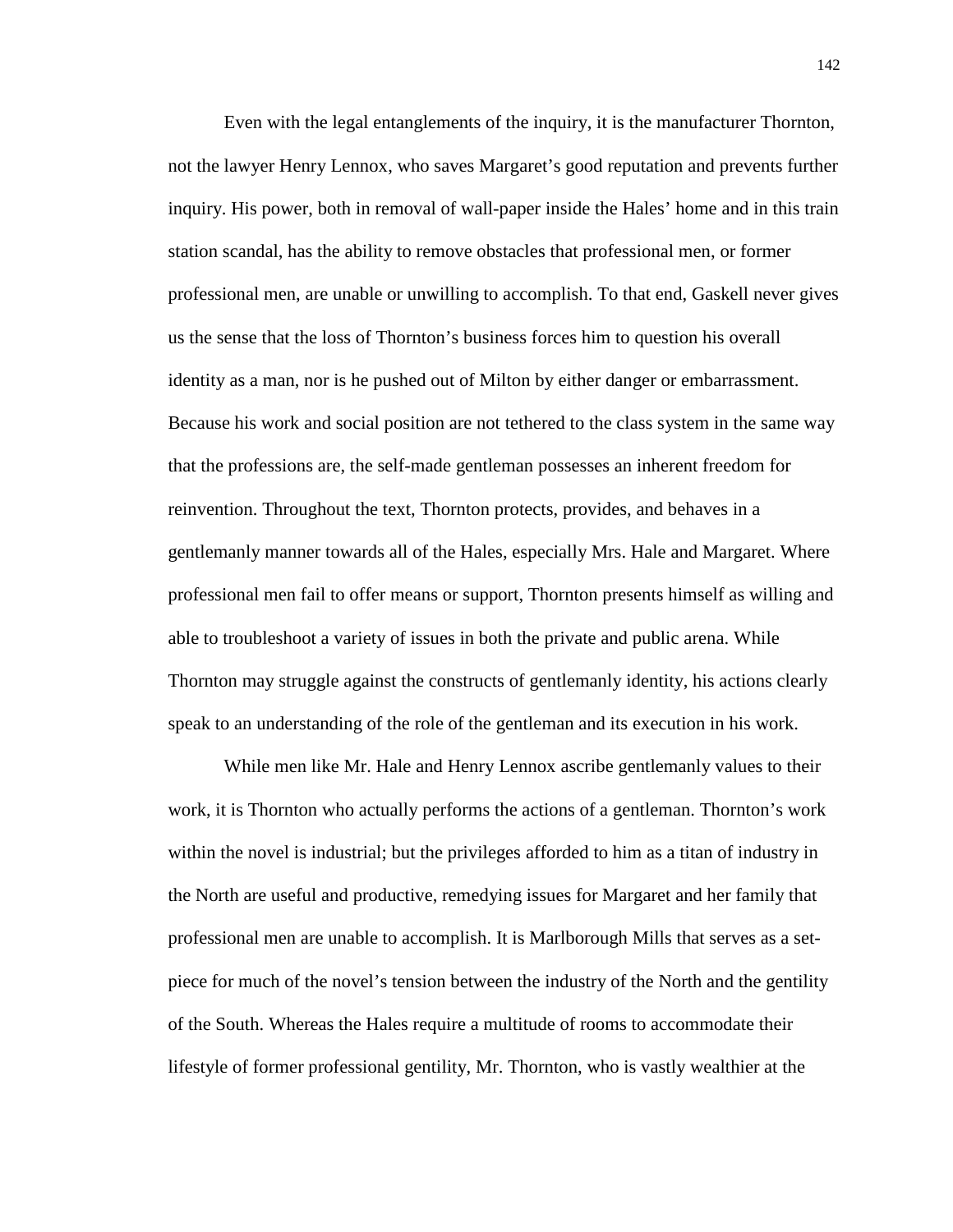Even with the legal entanglements of the inquiry, it is the manufacturer Thornton, not the lawyer Henry Lennox, who saves Margaret's good reputation and prevents further inquiry. His power, both in removal of wall-paper inside the Hales' home and in this train station scandal, has the ability to remove obstacles that professional men, or former professional men, are unable or unwilling to accomplish. To that end, Gaskell never gives us the sense that the loss of Thornton's business forces him to question his overall identity as a man, nor is he pushed out of Milton by either danger or embarrassment. Because his work and social position are not tethered to the class system in the same way that the professions are, the self-made gentleman possesses an inherent freedom for reinvention. Throughout the text, Thornton protects, provides, and behaves in a gentlemanly manner towards all of the Hales, especially Mrs. Hale and Margaret. Where professional men fail to offer means or support, Thornton presents himself as willing and able to troubleshoot a variety of issues in both the private and public arena. While Thornton may struggle against the constructs of gentlemanly identity, his actions clearly speak to an understanding of the role of the gentleman and its execution in his work.

While men like Mr. Hale and Henry Lennox ascribe gentlemanly values to their work, it is Thornton who actually performs the actions of a gentleman. Thornton's work within the novel is industrial; but the privileges afforded to him as a titan of industry in the North are useful and productive, remedying issues for Margaret and her family that professional men are unable to accomplish. It is Marlborough Mills that serves as a set-piece for much of the novel's tension between the industry of the North and the gentility of the South. Whereas the Hales require a multitude of rooms to accommodate their lifestyle of former professional gentility, Mr. Thornton, who is vastly wealthier at the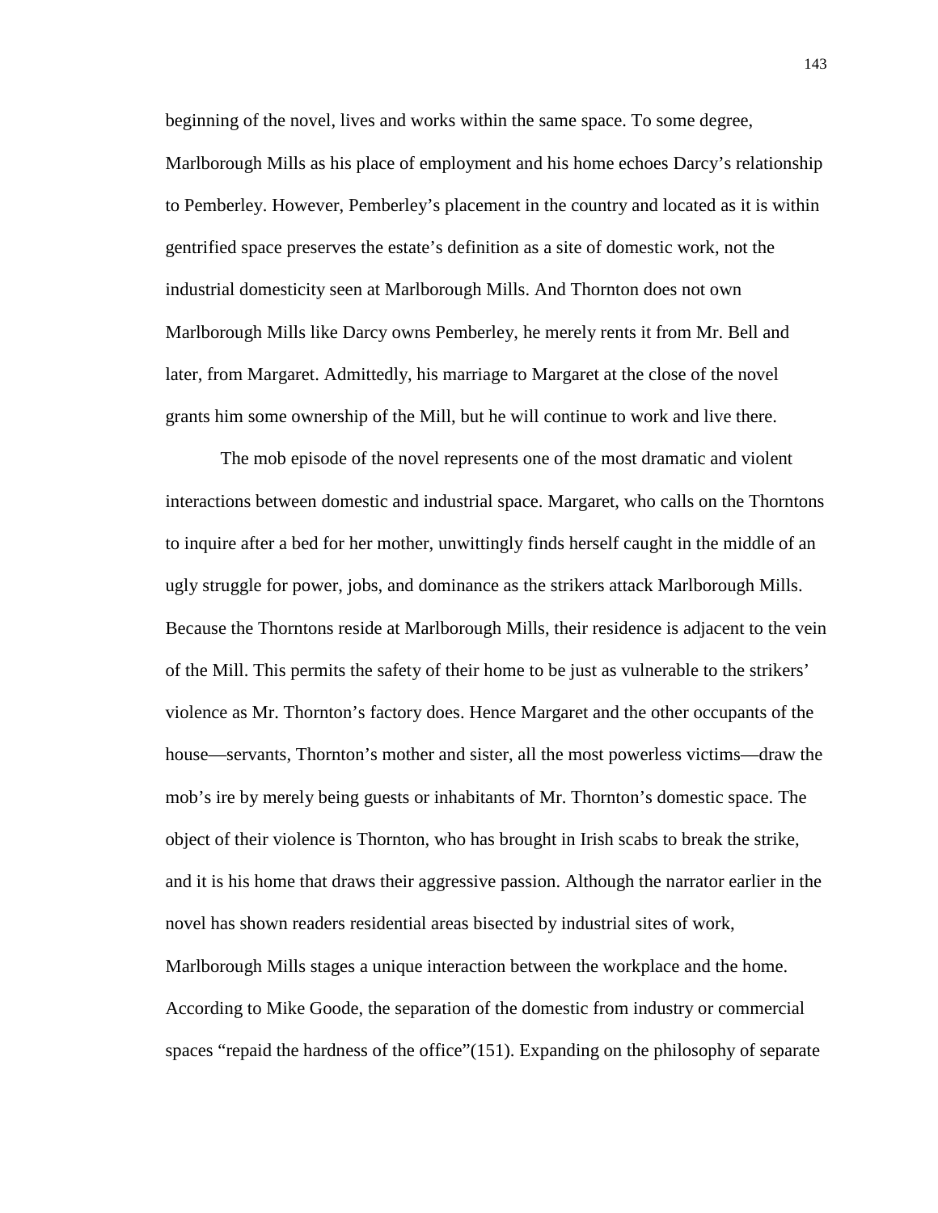beginning of the novel, lives and works within the same space. To some degree, Marlborough Mills as his place of employment and his home echoes Darcy's relationship to Pemberley. However, Pemberley's placement in the country and located as it is within gentrified space preserves the estate's definition as a site of domestic work, not the industrial domesticity seen at Marlborough Mills. And Thornton does not own Marlborough Mills like Darcy owns Pemberley, he merely rents it from Mr. Bell and later, from Margaret. Admittedly, his marriage to Margaret at the close of the novel grants him some ownership of the Mill, but he will continue to work and live there.

The mob episode of the novel represents one of the most dramatic and violent interactions between domestic and industrial space. Margaret, who calls on the Thorntons to inquire after a bed for her mother, unwittingly finds herself caught in the middle of an ugly struggle for power, jobs, and dominance as the strikers attack Marlborough Mills. Because the Thorntons reside at Marlborough Mills, their residence is adjacent to the vein of the Mill. This permits the safety of their home to be just as vulnerable to the strikers' violence as Mr. Thornton's factory does. Hence Margaret and the other occupants of the house—servants, Thornton's mother and sister, all the most powerless victims—draw the mob's ire by merely being guests or inhabitants of Mr. Thornton's domestic space. The object of their violence is Thornton, who has brought in Irish scabs to break the strike, and it is his home that draws their aggressive passion. Although the narrator earlier in the novel has shown readers residential areas bisected by industrial sites of work, Marlborough Mills stages a unique interaction between the workplace and the home. According to Mike Goode, the separation of the domestic from industry or commercial spaces "repaid the hardness of the office"(151). Expanding on the philosophy of separate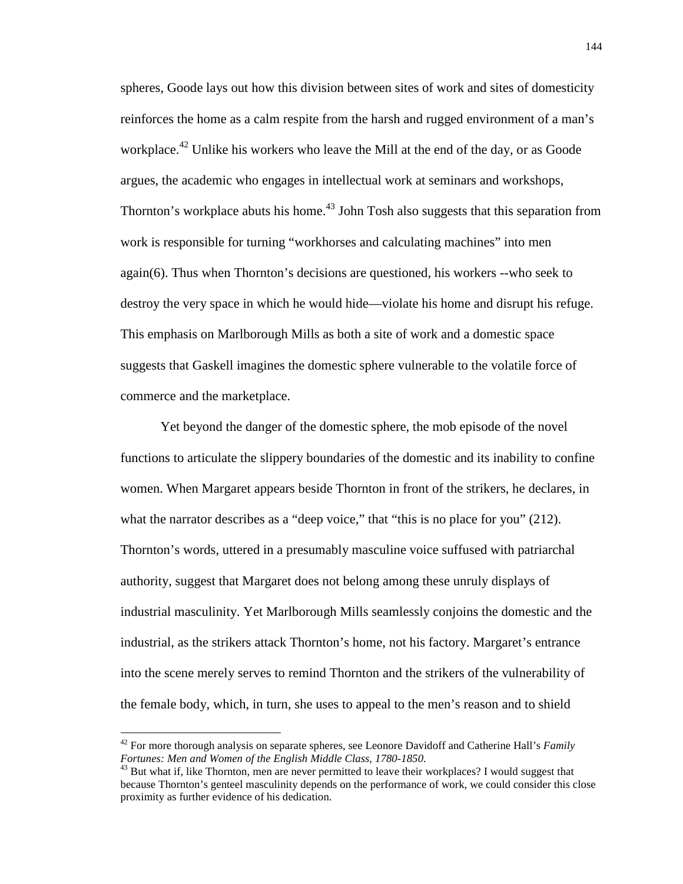spheres, Goode lays out how this division between sites of work and sites of domesticity reinforces the home as a calm respite from the harsh and rugged environment of a man's workplace.[42] Unlike his workers who leave the Mill at the end of the day, or as Goode argues, the academic who engages in intellectual work at seminars and workshops, Thornton's workplace abuts his home.[43] John Tosh also suggests that this separation from work is responsible for turning "workhorses and calculating machines" into men again(6). Thus when Thornton's decisions are questioned, his workers --who seek to destroy the very space in which he would hide—violate his home and disrupt his refuge. This emphasis on Marlborough Mills as both a site of work and a domestic space suggests that Gaskell imagines the domestic sphere vulnerable to the volatile force of commerce and the marketplace.

Yet beyond the danger of the domestic sphere, the mob episode of the novel functions to articulate the slippery boundaries of the domestic and its inability to confine women. When Margaret appears beside Thornton in front of the strikers, he declares, in what the narrator describes as a "deep voice," that "this is no place for you" (212). Thornton's words, uttered in a presumably masculine voice suffused with patriarchal authority, suggest that Margaret does not belong among these unruly displays of industrial masculinity. Yet Marlborough Mills seamlessly conjoins the domestic and the industrial, as the strikers attack Thornton's home, not his factory. Margaret's entrance into the scene merely serves to remind Thornton and the strikers of the vulnerability of the female body, which, in turn, she uses to appeal to the men's reason and to shield

---

[42] For more thorough analysis on separate spheres, see Leonore Davidoff and Catherine Hall's *Family Fortunes: Men and Women of the English Middle Class, 1780-1850.*

[43] But what if, like Thornton, men are never permitted to leave their workplaces? I would suggest that because Thornton's genteel masculinity depends on the performance of work, we could consider this close proximity as further evidence of his dedication.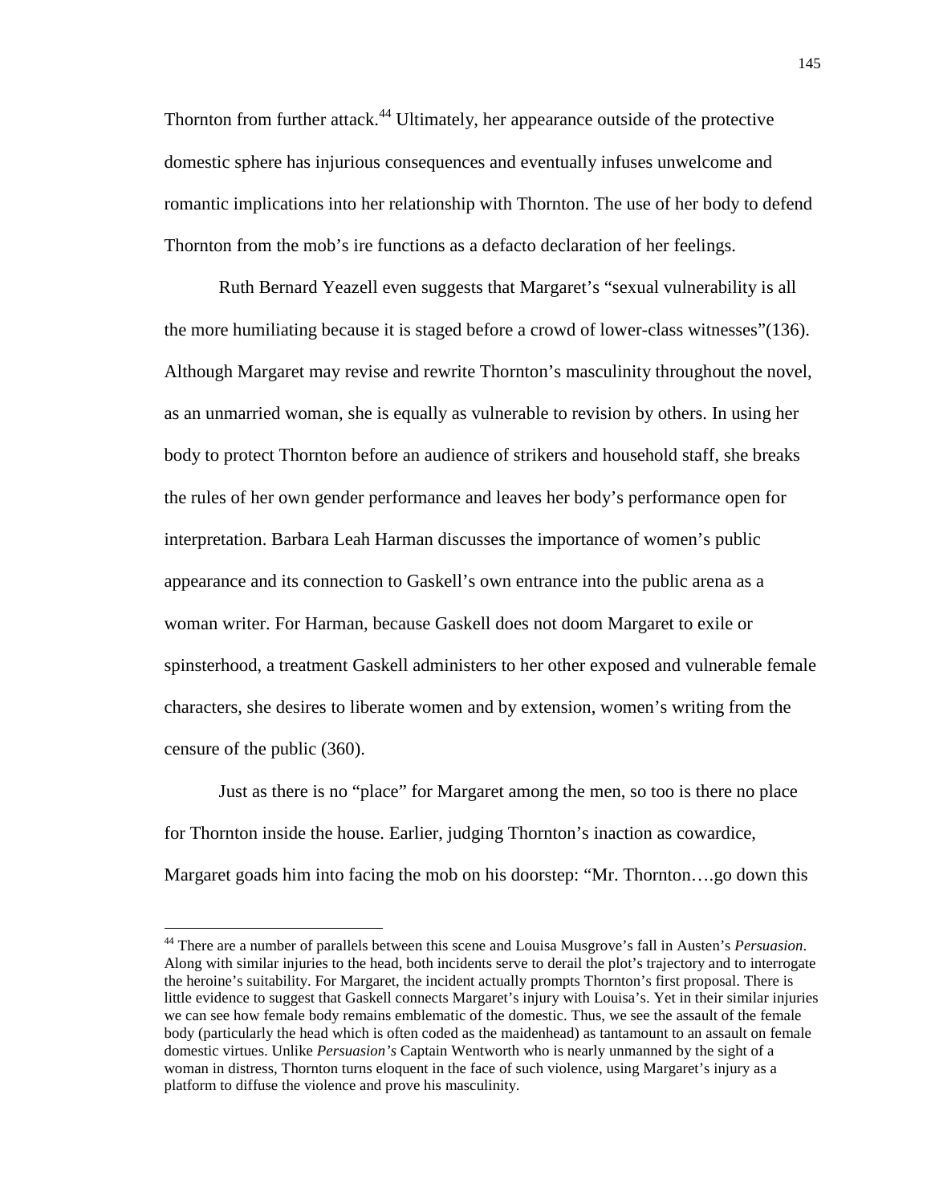Thornton from further attack.[44] Ultimately, her appearance outside of the protective domestic sphere has injurious consequences and eventually infuses unwelcome and romantic implications into her relationship with Thornton. The use of her body to defend Thornton from the mob's ire functions as a defacto declaration of her feelings.

Ruth Bernard Yeazell even suggests that Margaret's "sexual vulnerability is all the more humiliating because it is staged before a crowd of lower-class witnesses"(136). Although Margaret may revise and rewrite Thornton's masculinity throughout the novel, as an unmarried woman, she is equally as vulnerable to revision by others. In using her body to protect Thornton before an audience of strikers and household staff, she breaks the rules of her own gender performance and leaves her body's performance open for interpretation. Barbara Leah Harman discusses the importance of women's public appearance and its connection to Gaskell's own entrance into the public arena as a woman writer. For Harman, because Gaskell does not doom Margaret to exile or spinsterhood, a treatment Gaskell administers to her other exposed and vulnerable female characters, she desires to liberate women and by extension, women's writing from the censure of the public (360).

Just as there is no "place" for Margaret among the men, so too is there no place for Thornton inside the house. Earlier, judging Thornton's inaction as cowardice, Margaret goads him into facing the mob on his doorstep: "Mr. Thornton….go down this

---

[44] There are a number of parallels between this scene and Louisa Musgrove's fall in Austen's *Persuasion*. Along with similar injuries to the head, both incidents serve to derail the plot's trajectory and to interrogate the heroine's suitability. For Margaret, the incident actually prompts Thornton's first proposal. There is little evidence to suggest that Gaskell connects Margaret's injury with Louisa's. Yet in their similar injuries we can see how female body remains emblematic of the domestic. Thus, we see the assault of the female body (particularly the head which is often coded as the maidenhead) as tantamount to an assault on female domestic virtues. Unlike *Persuasion's* Captain Wentworth who is nearly unmanned by the sight of a woman in distress, Thornton turns eloquent in the face of such violence, using Margaret's injury as a platform to diffuse the violence and prove his masculinity.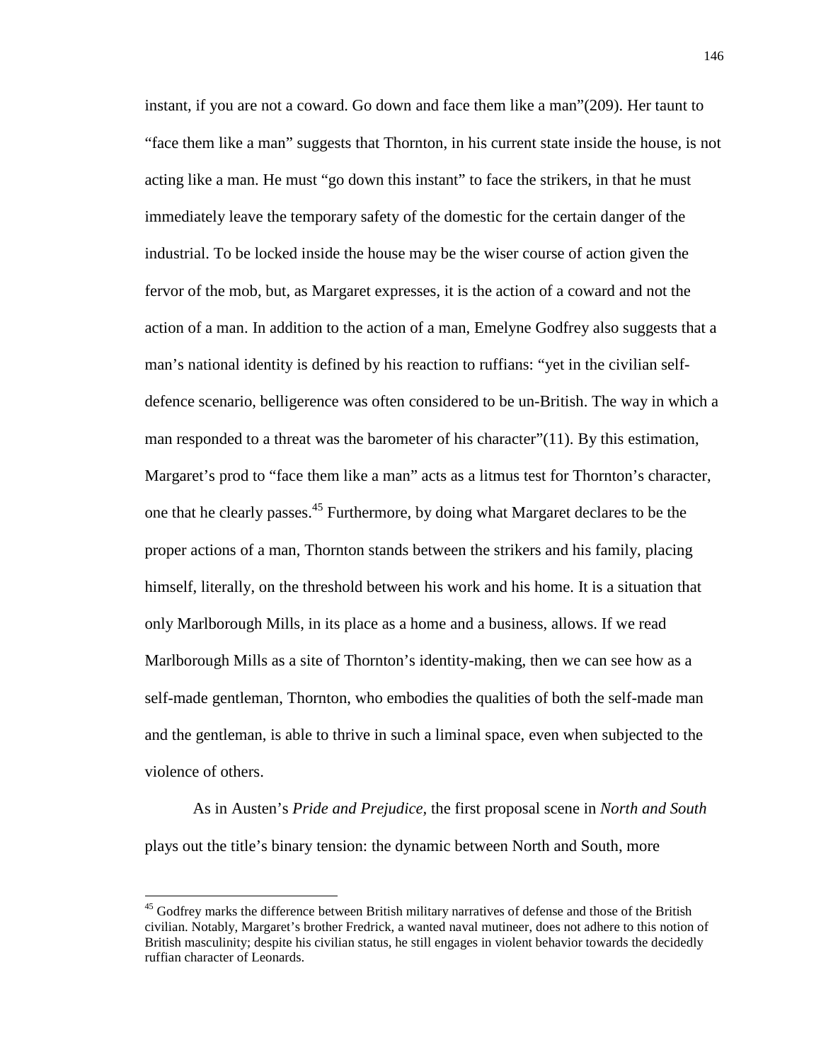instant, if you are not a coward. Go down and face them like a man"(209). Her taunt to "face them like a man" suggests that Thornton, in his current state inside the house, is not acting like a man. He must "go down this instant" to face the strikers, in that he must immediately leave the temporary safety of the domestic for the certain danger of the industrial. To be locked inside the house may be the wiser course of action given the fervor of the mob, but, as Margaret expresses, it is the action of a coward and not the action of a man. In addition to the action of a man, Emelyne Godfrey also suggests that a man's national identity is defined by his reaction to ruffians: "yet in the civilian self-defence scenario, belligerence was often considered to be un-British. The way in which a man responded to a threat was the barometer of his character"(11). By this estimation, Margaret's prod to "face them like a man" acts as a litmus test for Thornton's character, one that he clearly passes.[45] Furthermore, by doing what Margaret declares to be the proper actions of a man, Thornton stands between the strikers and his family, placing himself, literally, on the threshold between his work and his home. It is a situation that only Marlborough Mills, in its place as a home and a business, allows. If we read Marlborough Mills as a site of Thornton's identity-making, then we can see how as a self-made gentleman, Thornton, who embodies the qualities of both the self-made man and the gentleman, is able to thrive in such a liminal space, even when subjected to the violence of others.

As in Austen's *Pride and Prejudice*, the first proposal scene in *North and South* plays out the title's binary tension: the dynamic between North and South, more

[45] Godfrey marks the difference between British military narratives of defense and those of the British civilian. Notably, Margaret's brother Fredrick, a wanted naval mutineer, does not adhere to this notion of British masculinity; despite his civilian status, he still engages in violent behavior towards the decidedly ruffian character of Leonards.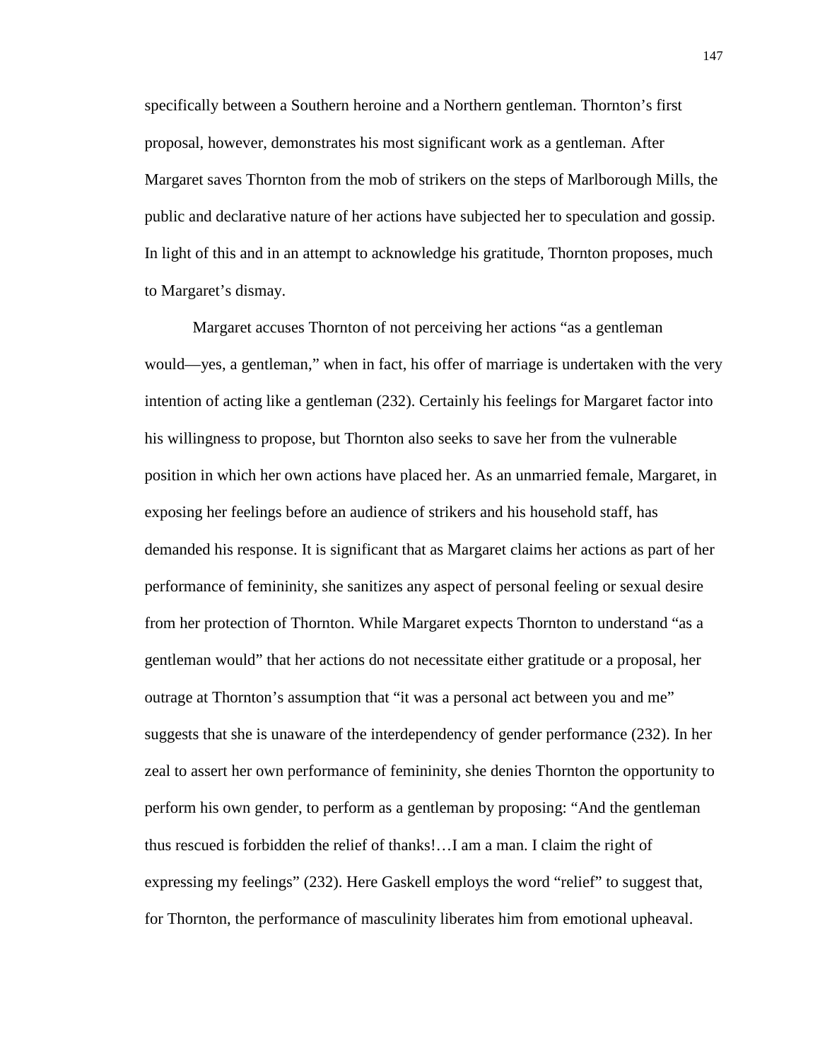specifically between a Southern heroine and a Northern gentleman. Thornton's first proposal, however, demonstrates his most significant work as a gentleman. After Margaret saves Thornton from the mob of strikers on the steps of Marlborough Mills, the public and declarative nature of her actions have subjected her to speculation and gossip. In light of this and in an attempt to acknowledge his gratitude, Thornton proposes, much to Margaret's dismay.

Margaret accuses Thornton of not perceiving her actions "as a gentleman would—yes, a gentleman," when in fact, his offer of marriage is undertaken with the very intention of acting like a gentleman (232). Certainly his feelings for Margaret factor into his willingness to propose, but Thornton also seeks to save her from the vulnerable position in which her own actions have placed her. As an unmarried female, Margaret, in exposing her feelings before an audience of strikers and his household staff, has demanded his response. It is significant that as Margaret claims her actions as part of her performance of femininity, she sanitizes any aspect of personal feeling or sexual desire from her protection of Thornton. While Margaret expects Thornton to understand "as a gentleman would" that her actions do not necessitate either gratitude or a proposal, her outrage at Thornton's assumption that "it was a personal act between you and me" suggests that she is unaware of the interdependency of gender performance (232). In her zeal to assert her own performance of femininity, she denies Thornton the opportunity to perform his own gender, to perform as a gentleman by proposing: "And the gentleman thus rescued is forbidden the relief of thanks!…I am a man. I claim the right of expressing my feelings" (232). Here Gaskell employs the word "relief" to suggest that, for Thornton, the performance of masculinity liberates him from emotional upheaval.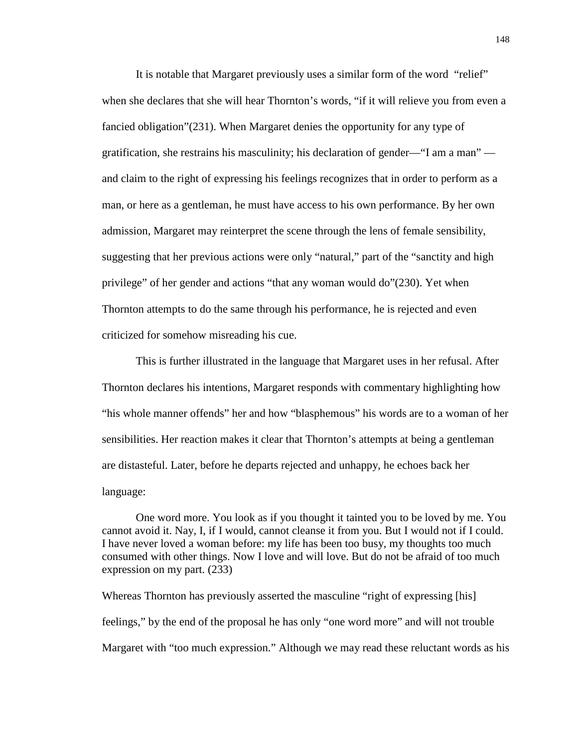It is notable that Margaret previously uses a similar form of the word "relief" when she declares that she will hear Thornton's words, "if it will relieve you from even a fancied obligation"(231). When Margaret denies the opportunity for any type of gratification, she restrains his masculinity; his declaration of gender—"I am a man" —and claim to the right of expressing his feelings recognizes that in order to perform as a man, or here as a gentleman, he must have access to his own performance. By her own admission, Margaret may reinterpret the scene through the lens of female sensibility, suggesting that her previous actions were only "natural," part of the "sanctity and high privilege" of her gender and actions "that any woman would do"(230). Yet when Thornton attempts to do the same through his performance, he is rejected and even criticized for somehow misreading his cue.

This is further illustrated in the language that Margaret uses in her refusal. After Thornton declares his intentions, Margaret responds with commentary highlighting how "his whole manner offends" her and how "blasphemous" his words are to a woman of her sensibilities. Her reaction makes it clear that Thornton's attempts at being a gentleman are distasteful. Later, before he departs rejected and unhappy, he echoes back her language:

> One word more. You look as if you thought it tainted you to be loved by me. You cannot avoid it. Nay, I, if I would, cannot cleanse it from you. But I would not if I could. I have never loved a woman before: my life has been too busy, my thoughts too much consumed with other things. Now I love and will love. But do not be afraid of too much expression on my part. (233)

Whereas Thornton has previously asserted the masculine "right of expressing [his] feelings," by the end of the proposal he has only "one word more" and will not trouble Margaret with "too much expression." Although we may read these reluctant words as his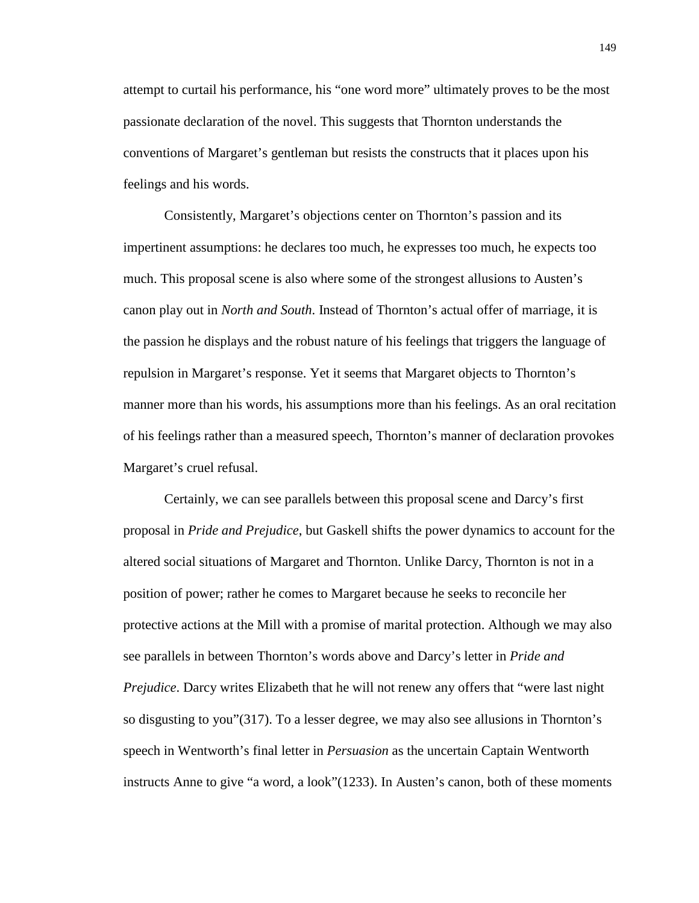attempt to curtail his performance, his "one word more" ultimately proves to be the most passionate declaration of the novel. This suggests that Thornton understands the conventions of Margaret's gentleman but resists the constructs that it places upon his feelings and his words.

Consistently, Margaret's objections center on Thornton's passion and its impertinent assumptions: he declares too much, he expresses too much, he expects too much. This proposal scene is also where some of the strongest allusions to Austen's canon play out in *North and South*. Instead of Thornton's actual offer of marriage, it is the passion he displays and the robust nature of his feelings that triggers the language of repulsion in Margaret's response. Yet it seems that Margaret objects to Thornton's manner more than his words, his assumptions more than his feelings. As an oral recitation of his feelings rather than a measured speech, Thornton's manner of declaration provokes Margaret's cruel refusal.

Certainly, we can see parallels between this proposal scene and Darcy's first proposal in *Pride and Prejudice*, but Gaskell shifts the power dynamics to account for the altered social situations of Margaret and Thornton. Unlike Darcy, Thornton is not in a position of power; rather he comes to Margaret because he seeks to reconcile her protective actions at the Mill with a promise of marital protection. Although we may also see parallels in between Thornton's words above and Darcy's letter in *Pride and Prejudice*. Darcy writes Elizabeth that he will not renew any offers that "were last night so disgusting to you"(317). To a lesser degree, we may also see allusions in Thornton's speech in Wentworth's final letter in *Persuasion* as the uncertain Captain Wentworth instructs Anne to give "a word, a look"(1233). In Austen's canon, both of these moments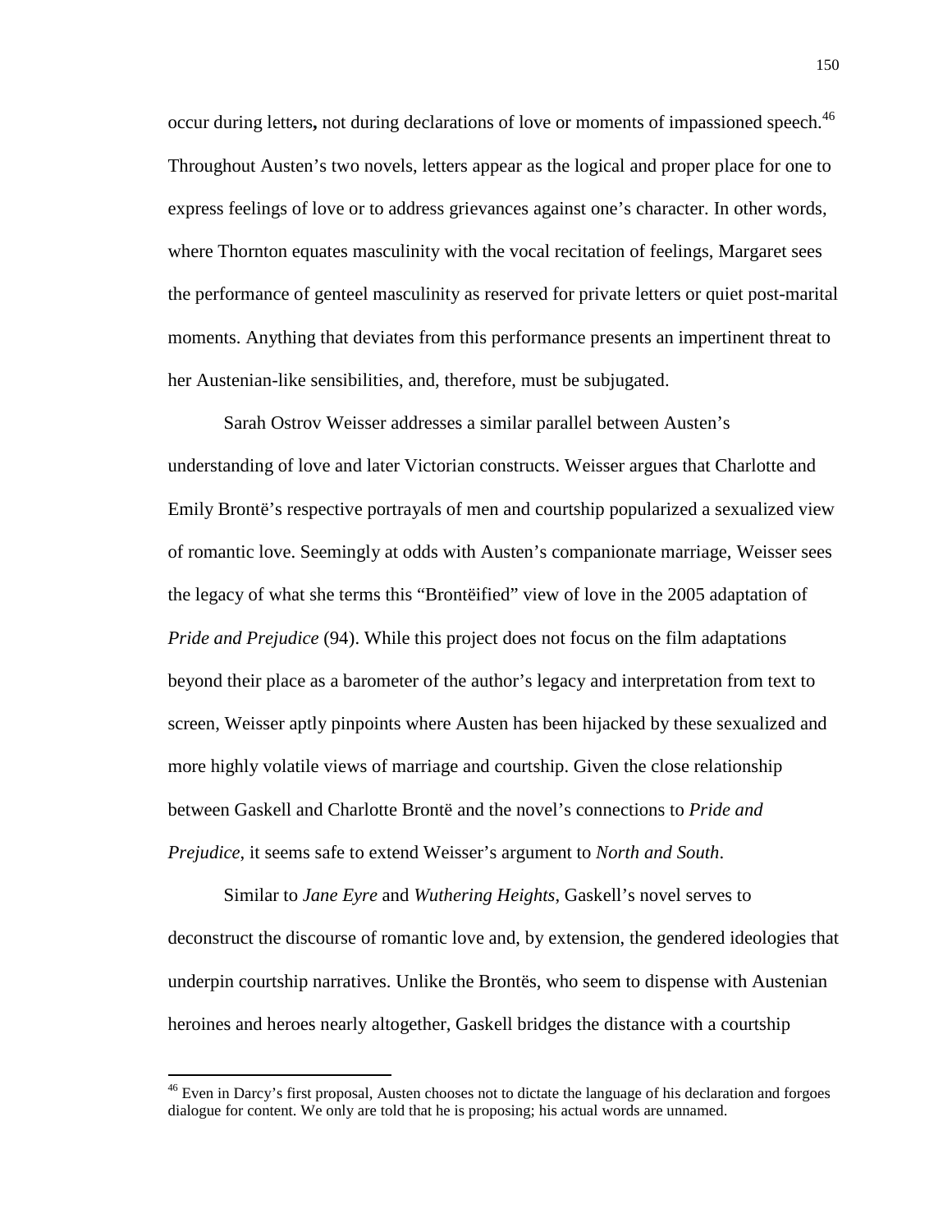occur during letters**,** not during declarations of love or moments of impassioned speech.[46] Throughout Austen's two novels, letters appear as the logical and proper place for one to express feelings of love or to address grievances against one's character. In other words, where Thornton equates masculinity with the vocal recitation of feelings, Margaret sees the performance of genteel masculinity as reserved for private letters or quiet post-marital moments. Anything that deviates from this performance presents an impertinent threat to her Austenian-like sensibilities, and, therefore, must be subjugated.

Sarah Ostrov Weisser addresses a similar parallel between Austen's understanding of love and later Victorian constructs. Weisser argues that Charlotte and Emily Brontë's respective portrayals of men and courtship popularized a sexualized view of romantic love. Seemingly at odds with Austen's companionate marriage, Weisser sees the legacy of what she terms this "Brontëified" view of love in the 2005 adaptation of *Pride and Prejudice* (94). While this project does not focus on the film adaptations beyond their place as a barometer of the author's legacy and interpretation from text to screen, Weisser aptly pinpoints where Austen has been hijacked by these sexualized and more highly volatile views of marriage and courtship. Given the close relationship between Gaskell and Charlotte Brontë and the novel's connections to *Pride and Prejudice*, it seems safe to extend Weisser's argument to *North and South*.

Similar to *Jane Eyre* and *Wuthering Heights*, Gaskell's novel serves to deconstruct the discourse of romantic love and, by extension, the gendered ideologies that underpin courtship narratives. Unlike the Brontës, who seem to dispense with Austenian heroines and heroes nearly altogether, Gaskell bridges the distance with a courtship

[46] Even in Darcy's first proposal, Austen chooses not to dictate the language of his declaration and forgoes dialogue for content. We only are told that he is proposing; his actual words are unnamed.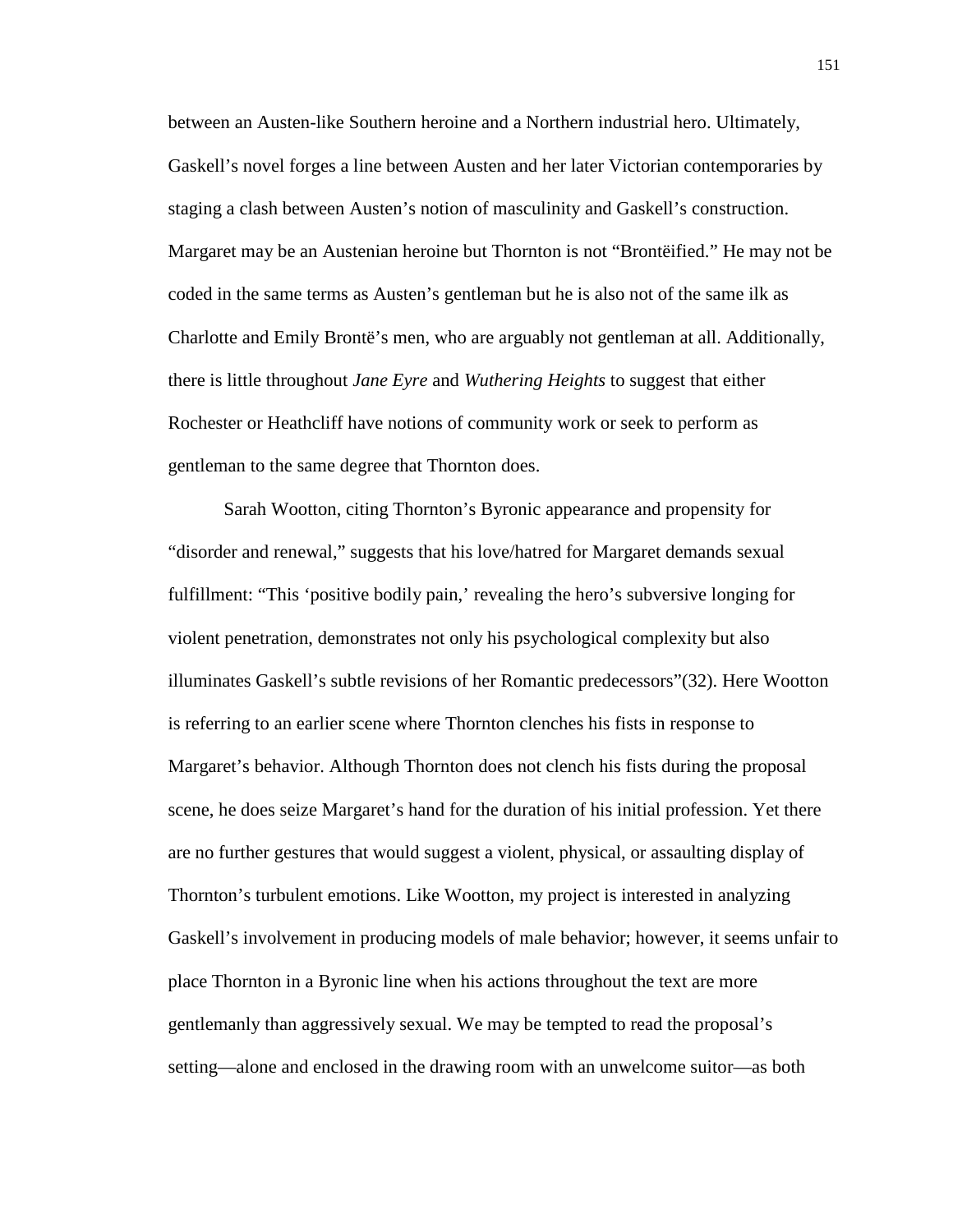between an Austen-like Southern heroine and a Northern industrial hero. Ultimately, Gaskell's novel forges a line between Austen and her later Victorian contemporaries by staging a clash between Austen's notion of masculinity and Gaskell's construction. Margaret may be an Austenian heroine but Thornton is not "Brontëified." He may not be coded in the same terms as Austen's gentleman but he is also not of the same ilk as Charlotte and Emily Brontë's men, who are arguably not gentleman at all. Additionally, there is little throughout *Jane Eyre* and *Wuthering Heights* to suggest that either Rochester or Heathcliff have notions of community work or seek to perform as gentleman to the same degree that Thornton does.

Sarah Wootton, citing Thornton's Byronic appearance and propensity for "disorder and renewal," suggests that his love/hatred for Margaret demands sexual fulfillment: "This 'positive bodily pain,' revealing the hero's subversive longing for violent penetration, demonstrates not only his psychological complexity but also illuminates Gaskell's subtle revisions of her Romantic predecessors"(32). Here Wootton is referring to an earlier scene where Thornton clenches his fists in response to Margaret's behavior. Although Thornton does not clench his fists during the proposal scene, he does seize Margaret's hand for the duration of his initial profession. Yet there are no further gestures that would suggest a violent, physical, or assaulting display of Thornton's turbulent emotions. Like Wootton, my project is interested in analyzing Gaskell's involvement in producing models of male behavior; however, it seems unfair to place Thornton in a Byronic line when his actions throughout the text are more gentlemanly than aggressively sexual. We may be tempted to read the proposal's setting—alone and enclosed in the drawing room with an unwelcome suitor—as both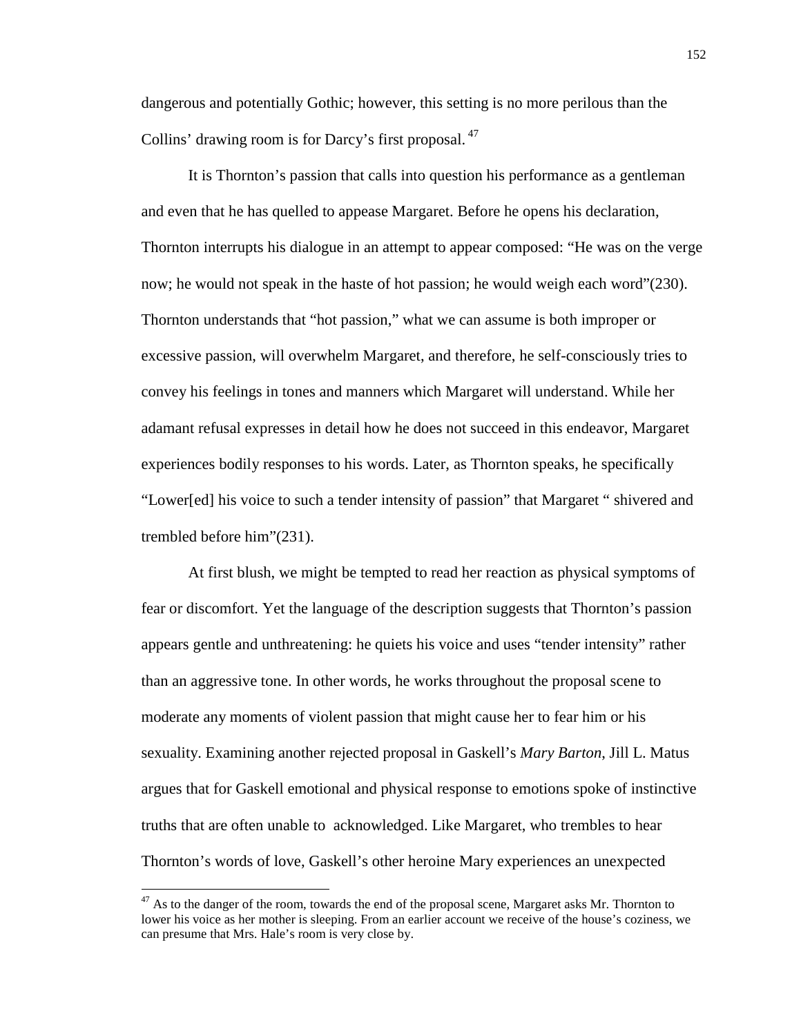dangerous and potentially Gothic; however, this setting is no more perilous than the Collins' drawing room is for Darcy's first proposal. [47]

It is Thornton's passion that calls into question his performance as a gentleman and even that he has quelled to appease Margaret. Before he opens his declaration, Thornton interrupts his dialogue in an attempt to appear composed: "He was on the verge now; he would not speak in the haste of hot passion; he would weigh each word"(230). Thornton understands that "hot passion," what we can assume is both improper or excessive passion, will overwhelm Margaret, and therefore, he self-consciously tries to convey his feelings in tones and manners which Margaret will understand. While her adamant refusal expresses in detail how he does not succeed in this endeavor, Margaret experiences bodily responses to his words. Later, as Thornton speaks, he specifically "Lower[ed] his voice to such a tender intensity of passion" that Margaret " shivered and trembled before him"(231).

At first blush, we might be tempted to read her reaction as physical symptoms of fear or discomfort. Yet the language of the description suggests that Thornton's passion appears gentle and unthreatening: he quiets his voice and uses "tender intensity" rather than an aggressive tone. In other words, he works throughout the proposal scene to moderate any moments of violent passion that might cause her to fear him or his sexuality. Examining another rejected proposal in Gaskell's *Mary Barton*, Jill L. Matus argues that for Gaskell emotional and physical response to emotions spoke of instinctive truths that are often unable to  acknowledged. Like Margaret, who trembles to hear Thornton's words of love, Gaskell's other heroine Mary experiences an unexpected

---

[47] As to the danger of the room, towards the end of the proposal scene, Margaret asks Mr. Thornton to lower his voice as her mother is sleeping. From an earlier account we receive of the house's coziness, we can presume that Mrs. Hale's room is very close by.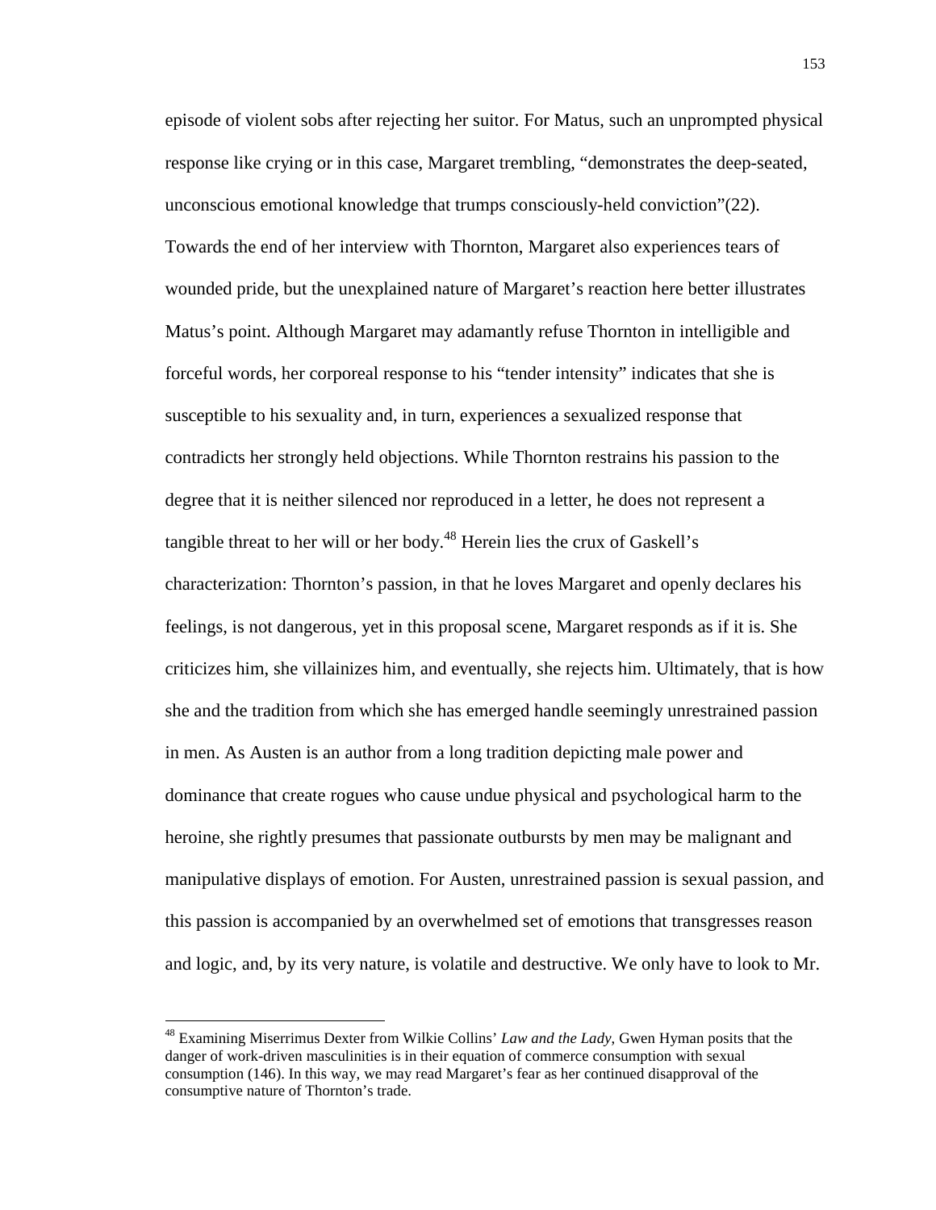episode of violent sobs after rejecting her suitor. For Matus, such an unprompted physical response like crying or in this case, Margaret trembling, "demonstrates the deep-seated, unconscious emotional knowledge that trumps consciously-held conviction"(22). Towards the end of her interview with Thornton, Margaret also experiences tears of wounded pride, but the unexplained nature of Margaret's reaction here better illustrates Matus's point. Although Margaret may adamantly refuse Thornton in intelligible and forceful words, her corporeal response to his "tender intensity" indicates that she is susceptible to his sexuality and, in turn, experiences a sexualized response that contradicts her strongly held objections. While Thornton restrains his passion to the degree that it is neither silenced nor reproduced in a letter, he does not represent a tangible threat to her will or her body.[48] Herein lies the crux of Gaskell's characterization: Thornton's passion, in that he loves Margaret and openly declares his feelings, is not dangerous, yet in this proposal scene, Margaret responds as if it is. She criticizes him, she villainizes him, and eventually, she rejects him. Ultimately, that is how she and the tradition from which she has emerged handle seemingly unrestrained passion in men. As Austen is an author from a long tradition depicting male power and dominance that create rogues who cause undue physical and psychological harm to the heroine, she rightly presumes that passionate outbursts by men may be malignant and manipulative displays of emotion. For Austen, unrestrained passion is sexual passion, and this passion is accompanied by an overwhelmed set of emotions that transgresses reason and logic, and, by its very nature, is volatile and destructive. We only have to look to Mr.

---

[48] Examining Miserrimus Dexter from Wilkie Collins' *Law and the Lady*, Gwen Hyman posits that the danger of work-driven masculinities is in their equation of commerce consumption with sexual consumption (146). In this way, we may read Margaret's fear as her continued disapproval of the consumptive nature of Thornton's trade.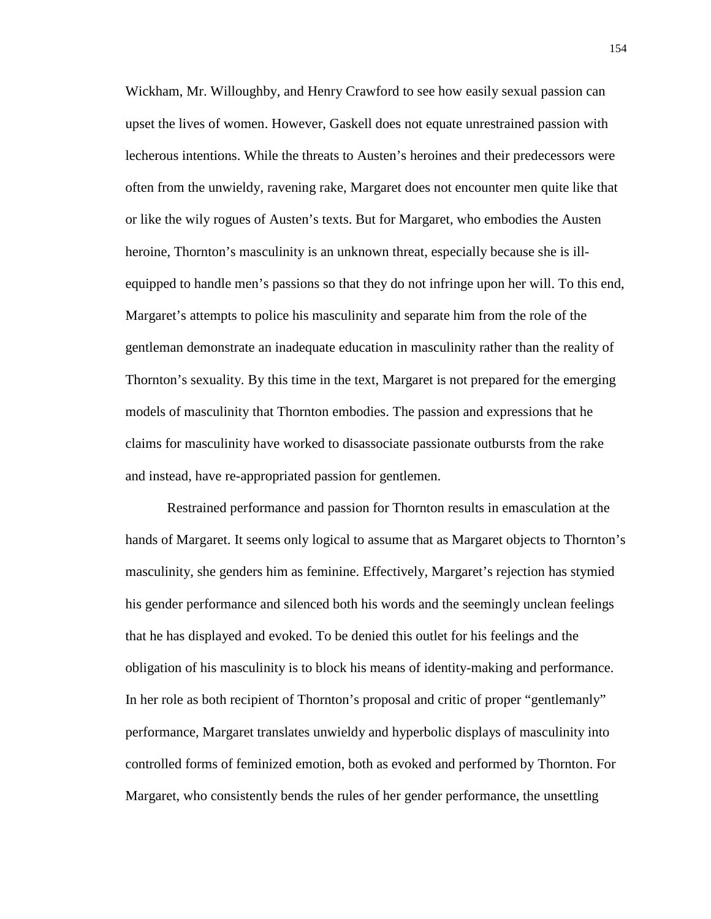Wickham, Mr. Willoughby, and Henry Crawford to see how easily sexual passion can upset the lives of women. However, Gaskell does not equate unrestrained passion with lecherous intentions. While the threats to Austen's heroines and their predecessors were often from the unwieldy, ravening rake, Margaret does not encounter men quite like that or like the wily rogues of Austen's texts. But for Margaret, who embodies the Austen heroine, Thornton's masculinity is an unknown threat, especially because she is ill-equipped to handle men's passions so that they do not infringe upon her will. To this end, Margaret's attempts to police his masculinity and separate him from the role of the gentleman demonstrate an inadequate education in masculinity rather than the reality of Thornton's sexuality. By this time in the text, Margaret is not prepared for the emerging models of masculinity that Thornton embodies. The passion and expressions that he claims for masculinity have worked to disassociate passionate outbursts from the rake and instead, have re-appropriated passion for gentlemen.

Restrained performance and passion for Thornton results in emasculation at the hands of Margaret. It seems only logical to assume that as Margaret objects to Thornton's masculinity, she genders him as feminine. Effectively, Margaret's rejection has stymied his gender performance and silenced both his words and the seemingly unclean feelings that he has displayed and evoked. To be denied this outlet for his feelings and the obligation of his masculinity is to block his means of identity-making and performance. In her role as both recipient of Thornton's proposal and critic of proper "gentlemanly" performance, Margaret translates unwieldy and hyperbolic displays of masculinity into controlled forms of feminized emotion, both as evoked and performed by Thornton. For Margaret, who consistently bends the rules of her gender performance, the unsettling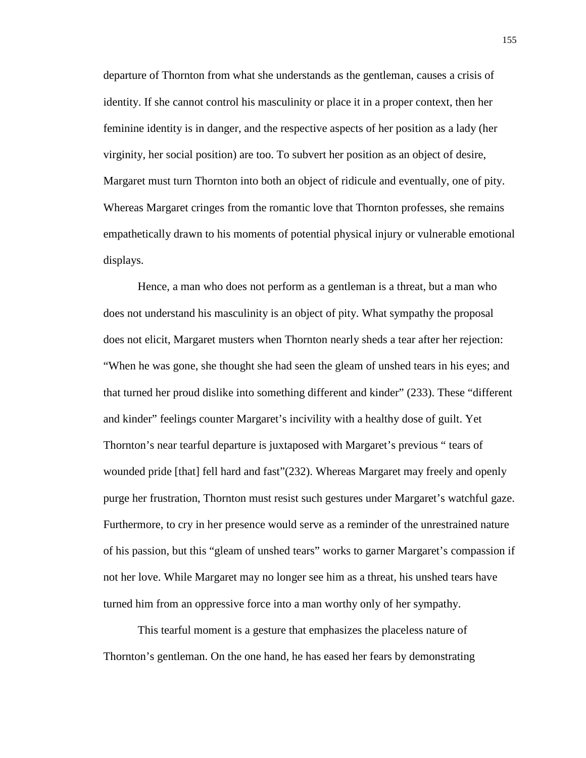departure of Thornton from what she understands as the gentleman, causes a crisis of identity. If she cannot control his masculinity or place it in a proper context, then her feminine identity is in danger, and the respective aspects of her position as a lady (her virginity, her social position) are too. To subvert her position as an object of desire, Margaret must turn Thornton into both an object of ridicule and eventually, one of pity. Whereas Margaret cringes from the romantic love that Thornton professes, she remains empathetically drawn to his moments of potential physical injury or vulnerable emotional displays.

Hence, a man who does not perform as a gentleman is a threat, but a man who does not understand his masculinity is an object of pity. What sympathy the proposal does not elicit, Margaret musters when Thornton nearly sheds a tear after her rejection: "When he was gone, she thought she had seen the gleam of unshed tears in his eyes; and that turned her proud dislike into something different and kinder" (233). These "different and kinder" feelings counter Margaret's incivility with a healthy dose of guilt. Yet Thornton's near tearful departure is juxtaposed with Margaret's previous " tears of wounded pride [that] fell hard and fast"(232). Whereas Margaret may freely and openly purge her frustration, Thornton must resist such gestures under Margaret's watchful gaze. Furthermore, to cry in her presence would serve as a reminder of the unrestrained nature of his passion, but this "gleam of unshed tears" works to garner Margaret's compassion if not her love. While Margaret may no longer see him as a threat, his unshed tears have turned him from an oppressive force into a man worthy only of her sympathy.

This tearful moment is a gesture that emphasizes the placeless nature of Thornton's gentleman. On the one hand, he has eased her fears by demonstrating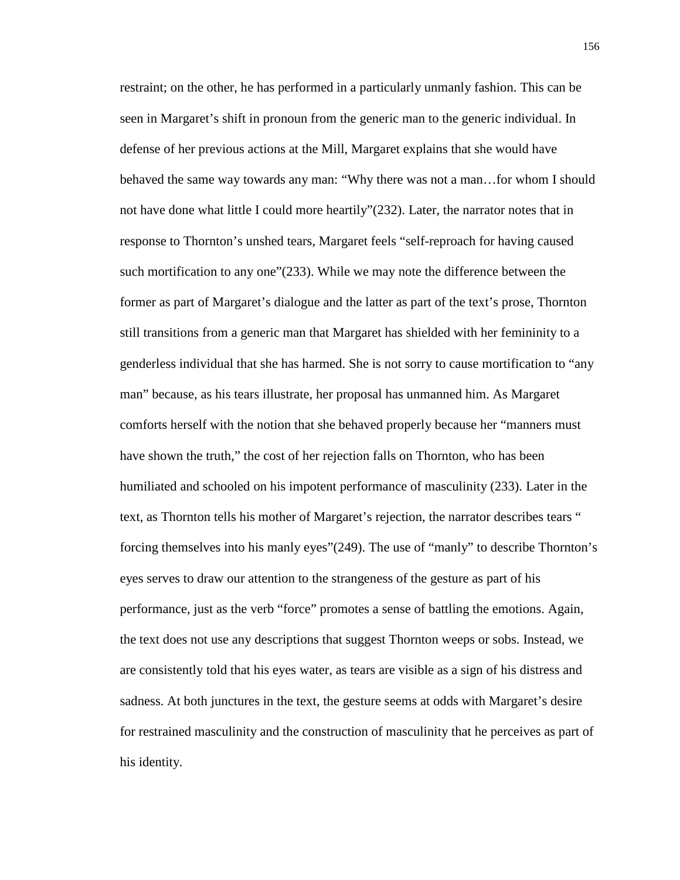restraint; on the other, he has performed in a particularly unmanly fashion. This can be seen in Margaret's shift in pronoun from the generic man to the generic individual. In defense of her previous actions at the Mill, Margaret explains that she would have behaved the same way towards any man: "Why there was not a man…for whom I should not have done what little I could more heartily"(232). Later, the narrator notes that in response to Thornton's unshed tears, Margaret feels "self-reproach for having caused such mortification to any one"(233). While we may note the difference between the former as part of Margaret's dialogue and the latter as part of the text's prose, Thornton still transitions from a generic man that Margaret has shielded with her femininity to a genderless individual that she has harmed. She is not sorry to cause mortification to "any man" because, as his tears illustrate, her proposal has unmanned him. As Margaret comforts herself with the notion that she behaved properly because her "manners must have shown the truth," the cost of her rejection falls on Thornton, who has been humiliated and schooled on his impotent performance of masculinity (233). Later in the text, as Thornton tells his mother of Margaret's rejection, the narrator describes tears " forcing themselves into his manly eyes"(249). The use of "manly" to describe Thornton's eyes serves to draw our attention to the strangeness of the gesture as part of his performance, just as the verb "force" promotes a sense of battling the emotions. Again, the text does not use any descriptions that suggest Thornton weeps or sobs. Instead, we are consistently told that his eyes water, as tears are visible as a sign of his distress and sadness. At both junctures in the text, the gesture seems at odds with Margaret's desire for restrained masculinity and the construction of masculinity that he perceives as part of his identity.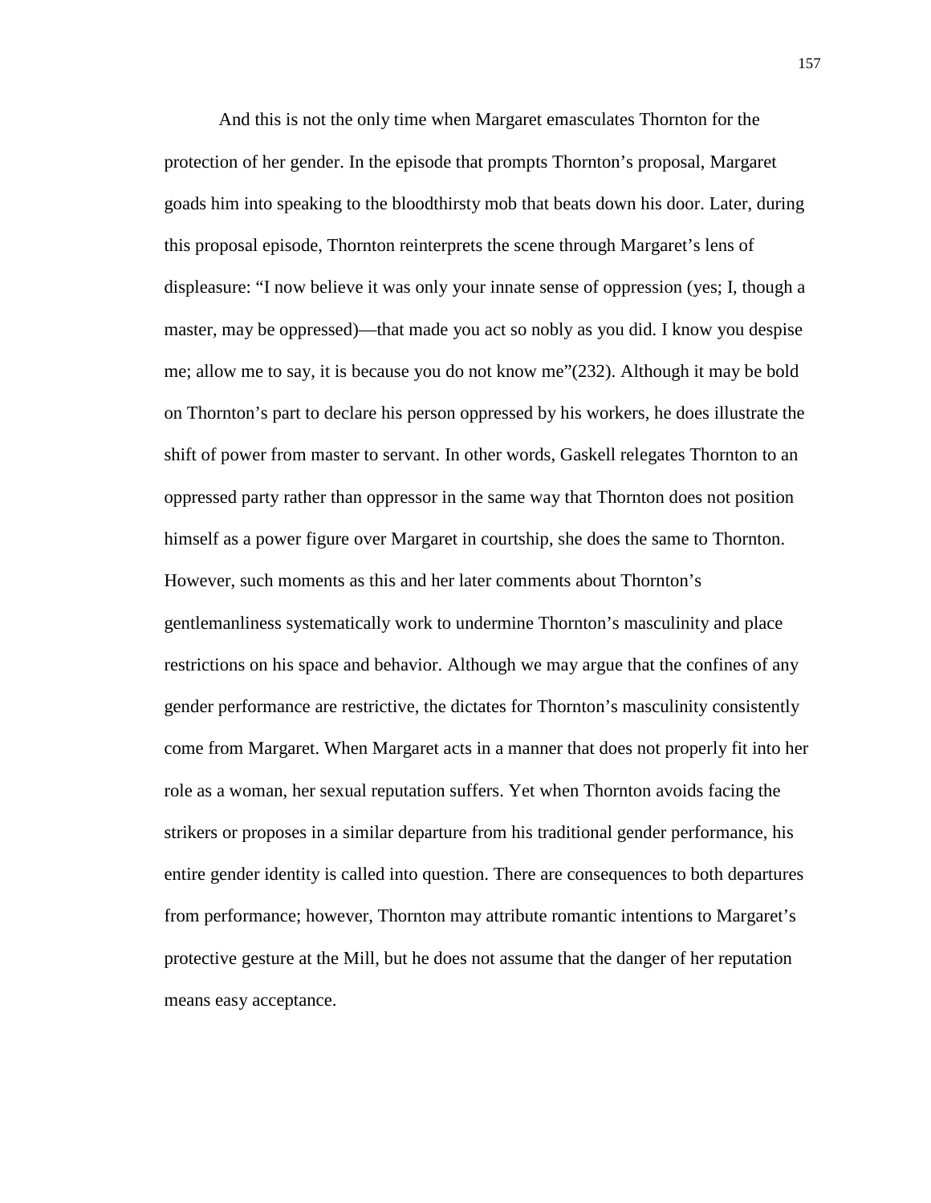And this is not the only time when Margaret emasculates Thornton for the protection of her gender. In the episode that prompts Thornton's proposal, Margaret goads him into speaking to the bloodthirsty mob that beats down his door. Later, during this proposal episode, Thornton reinterprets the scene through Margaret's lens of displeasure: "I now believe it was only your innate sense of oppression (yes; I, though a master, may be oppressed)—that made you act so nobly as you did. I know you despise me; allow me to say, it is because you do not know me"(232). Although it may be bold on Thornton's part to declare his person oppressed by his workers, he does illustrate the shift of power from master to servant. In other words, Gaskell relegates Thornton to an oppressed party rather than oppressor in the same way that Thornton does not position himself as a power figure over Margaret in courtship, she does the same to Thornton. However, such moments as this and her later comments about Thornton's gentlemanliness systematically work to undermine Thornton's masculinity and place restrictions on his space and behavior. Although we may argue that the confines of any gender performance are restrictive, the dictates for Thornton's masculinity consistently come from Margaret. When Margaret acts in a manner that does not properly fit into her role as a woman, her sexual reputation suffers. Yet when Thornton avoids facing the strikers or proposes in a similar departure from his traditional gender performance, his entire gender identity is called into question. There are consequences to both departures from performance; however, Thornton may attribute romantic intentions to Margaret's protective gesture at the Mill, but he does not assume that the danger of her reputation means easy acceptance.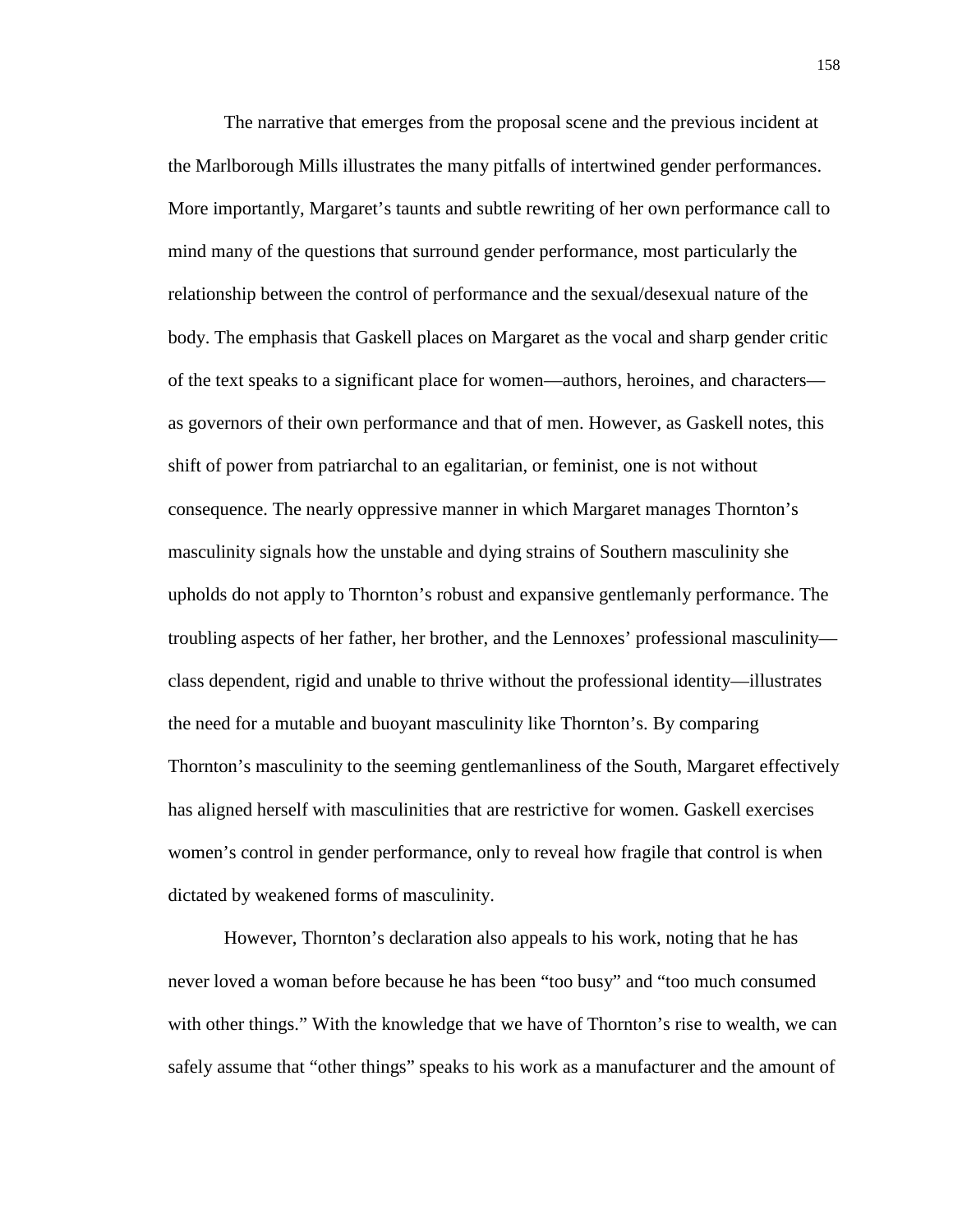The narrative that emerges from the proposal scene and the previous incident at the Marlborough Mills illustrates the many pitfalls of intertwined gender performances. More importantly, Margaret's taunts and subtle rewriting of her own performance call to mind many of the questions that surround gender performance, most particularly the relationship between the control of performance and the sexual/desexual nature of the body. The emphasis that Gaskell places on Margaret as the vocal and sharp gender critic of the text speaks to a significant place for women—authors, heroines, and characters—as governors of their own performance and that of men. However, as Gaskell notes, this shift of power from patriarchal to an egalitarian, or feminist, one is not without consequence. The nearly oppressive manner in which Margaret manages Thornton's masculinity signals how the unstable and dying strains of Southern masculinity she upholds do not apply to Thornton's robust and expansive gentlemanly performance. The troubling aspects of her father, her brother, and the Lennoxes' professional masculinity—class dependent, rigid and unable to thrive without the professional identity—illustrates the need for a mutable and buoyant masculinity like Thornton's. By comparing Thornton's masculinity to the seeming gentlemanliness of the South, Margaret effectively has aligned herself with masculinities that are restrictive for women. Gaskell exercises women's control in gender performance, only to reveal how fragile that control is when dictated by weakened forms of masculinity.

However, Thornton's declaration also appeals to his work, noting that he has never loved a woman before because he has been "too busy" and "too much consumed with other things." With the knowledge that we have of Thornton's rise to wealth, we can safely assume that "other things" speaks to his work as a manufacturer and the amount of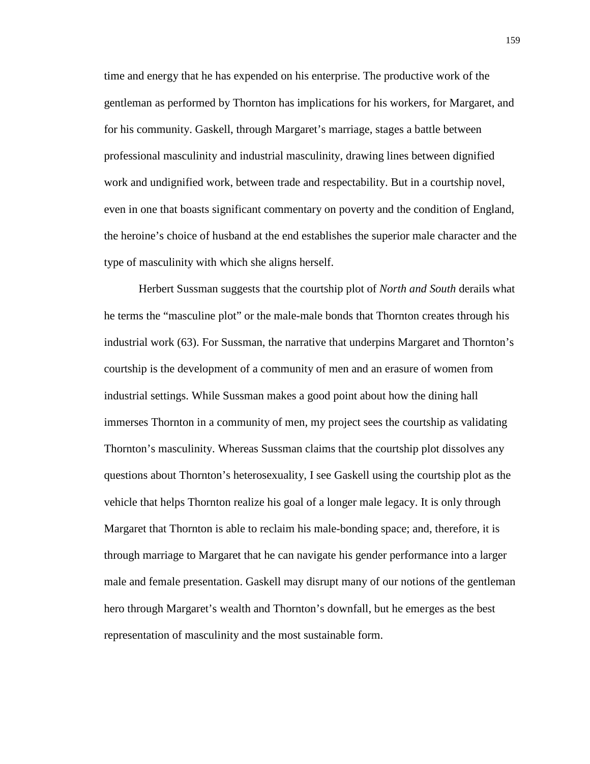time and energy that he has expended on his enterprise. The productive work of the gentleman as performed by Thornton has implications for his workers, for Margaret, and for his community. Gaskell, through Margaret's marriage, stages a battle between professional masculinity and industrial masculinity, drawing lines between dignified work and undignified work, between trade and respectability. But in a courtship novel, even in one that boasts significant commentary on poverty and the condition of England, the heroine's choice of husband at the end establishes the superior male character and the type of masculinity with which she aligns herself.

Herbert Sussman suggests that the courtship plot of *North and South* derails what he terms the "masculine plot" or the male-male bonds that Thornton creates through his industrial work (63). For Sussman, the narrative that underpins Margaret and Thornton's courtship is the development of a community of men and an erasure of women from industrial settings. While Sussman makes a good point about how the dining hall immerses Thornton in a community of men, my project sees the courtship as validating Thornton's masculinity. Whereas Sussman claims that the courtship plot dissolves any questions about Thornton's heterosexuality, I see Gaskell using the courtship plot as the vehicle that helps Thornton realize his goal of a longer male legacy. It is only through Margaret that Thornton is able to reclaim his male-bonding space; and, therefore, it is through marriage to Margaret that he can navigate his gender performance into a larger male and female presentation. Gaskell may disrupt many of our notions of the gentleman hero through Margaret's wealth and Thornton's downfall, but he emerges as the best representation of masculinity and the most sustainable form.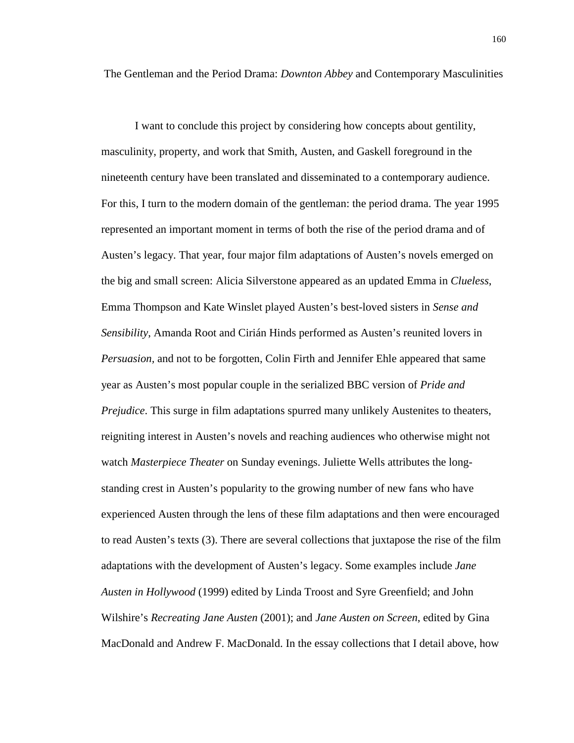## The Gentleman and the Period Drama: *Downton Abbey* and Contemporary Masculinities

I want to conclude this project by considering how concepts about gentility, masculinity, property, and work that Smith, Austen, and Gaskell foreground in the nineteenth century have been translated and disseminated to a contemporary audience. For this, I turn to the modern domain of the gentleman: the period drama. The year 1995 represented an important moment in terms of both the rise of the period drama and of Austen's legacy. That year, four major film adaptations of Austen's novels emerged on the big and small screen: Alicia Silverstone appeared as an updated Emma in *Clueless*, Emma Thompson and Kate Winslet played Austen's best-loved sisters in *Sense and Sensibility*, Amanda Root and Cirián Hinds performed as Austen's reunited lovers in *Persuasion*, and not to be forgotten, Colin Firth and Jennifer Ehle appeared that same year as Austen's most popular couple in the serialized BBC version of *Pride and Prejudice*. This surge in film adaptations spurred many unlikely Austenites to theaters, reigniting interest in Austen's novels and reaching audiences who otherwise might not watch *Masterpiece Theater* on Sunday evenings. Juliette Wells attributes the long-standing crest in Austen's popularity to the growing number of new fans who have experienced Austen through the lens of these film adaptations and then were encouraged to read Austen's texts (3). There are several collections that juxtapose the rise of the film adaptations with the development of Austen's legacy. Some examples include *Jane Austen in Hollywood* (1999) edited by Linda Troost and Syre Greenfield; and John Wilshire's *Recreating Jane Austen* (2001); and *Jane Austen on Screen*, edited by Gina MacDonald and Andrew F. MacDonald. In the essay collections that I detail above, how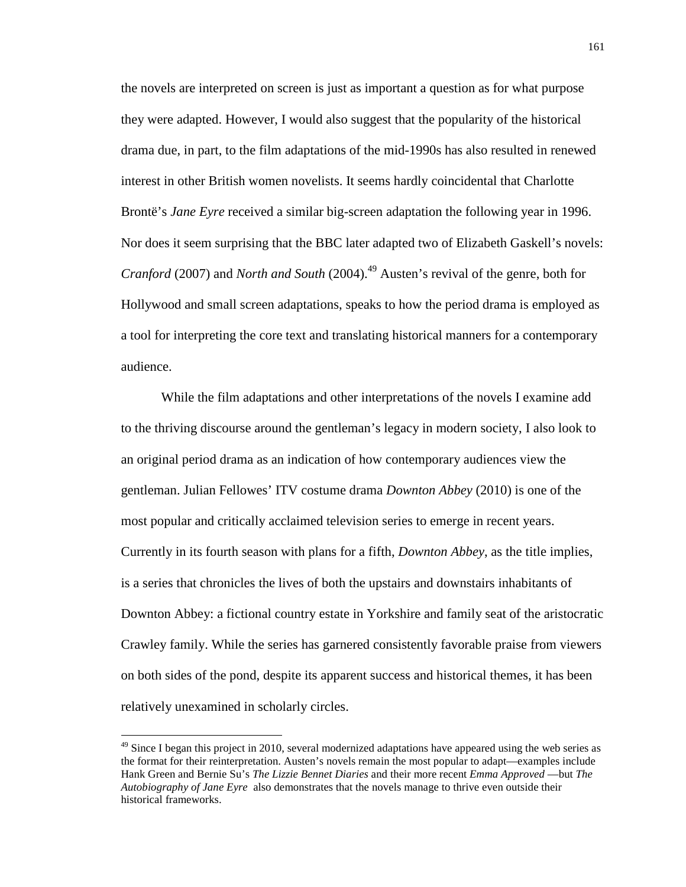the novels are interpreted on screen is just as important a question as for what purpose they were adapted. However, I would also suggest that the popularity of the historical drama due, in part, to the film adaptations of the mid-1990s has also resulted in renewed interest in other British women novelists. It seems hardly coincidental that Charlotte Brontë's *Jane Eyre* received a similar big-screen adaptation the following year in 1996. Nor does it seem surprising that the BBC later adapted two of Elizabeth Gaskell's novels: *Cranford* (2007) and *North and South* (2004).[49] Austen's revival of the genre, both for Hollywood and small screen adaptations, speaks to how the period drama is employed as a tool for interpreting the core text and translating historical manners for a contemporary audience.

While the film adaptations and other interpretations of the novels I examine add to the thriving discourse around the gentleman's legacy in modern society, I also look to an original period drama as an indication of how contemporary audiences view the gentleman. Julian Fellowes' ITV costume drama *Downton Abbey* (2010) is one of the most popular and critically acclaimed television series to emerge in recent years. Currently in its fourth season with plans for a fifth, *Downton Abbey*, as the title implies, is a series that chronicles the lives of both the upstairs and downstairs inhabitants of Downton Abbey: a fictional country estate in Yorkshire and family seat of the aristocratic Crawley family. While the series has garnered consistently favorable praise from viewers on both sides of the pond, despite its apparent success and historical themes, it has been relatively unexamined in scholarly circles.

[49] Since I began this project in 2010, several modernized adaptations have appeared using the web series as the format for their reinterpretation. Austen's novels remain the most popular to adapt—examples include Hank Green and Bernie Su's *The Lizzie Bennet Diaries* and their more recent *Emma Approved* —but *The Autobiography of Jane Eyre* also demonstrates that the novels manage to thrive even outside their historical frameworks.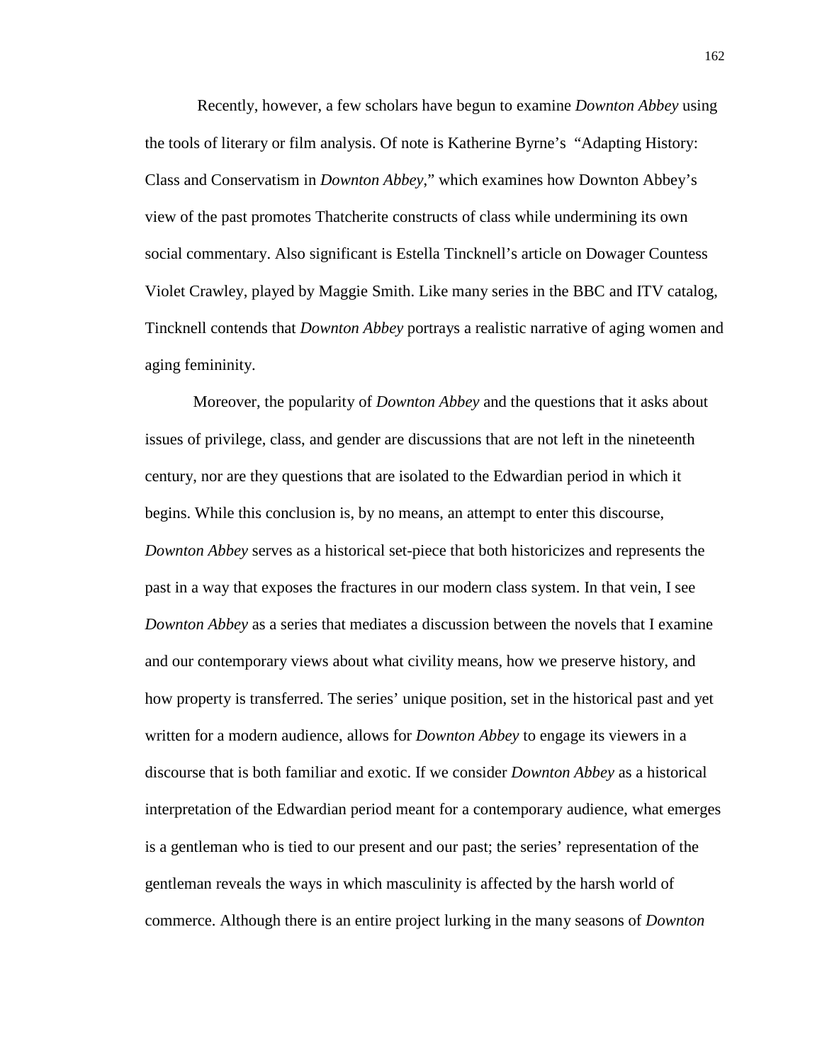Recently, however, a few scholars have begun to examine *Downton Abbey* using the tools of literary or film analysis. Of note is Katherine Byrne's "Adapting History: Class and Conservatism in *Downton Abbey*," which examines how Downton Abbey's view of the past promotes Thatcherite constructs of class while undermining its own social commentary. Also significant is Estella Tincknell's article on Dowager Countess Violet Crawley, played by Maggie Smith. Like many series in the BBC and ITV catalog, Tincknell contends that *Downton Abbey* portrays a realistic narrative of aging women and aging femininity.

Moreover, the popularity of *Downton Abbey* and the questions that it asks about issues of privilege, class, and gender are discussions that are not left in the nineteenth century, nor are they questions that are isolated to the Edwardian period in which it begins. While this conclusion is, by no means, an attempt to enter this discourse, *Downton Abbey* serves as a historical set-piece that both historicizes and represents the past in a way that exposes the fractures in our modern class system. In that vein, I see *Downton Abbey* as a series that mediates a discussion between the novels that I examine and our contemporary views about what civility means, how we preserve history, and how property is transferred. The series' unique position, set in the historical past and yet written for a modern audience, allows for *Downton Abbey* to engage its viewers in a discourse that is both familiar and exotic. If we consider *Downton Abbey* as a historical interpretation of the Edwardian period meant for a contemporary audience, what emerges is a gentleman who is tied to our present and our past; the series' representation of the gentleman reveals the ways in which masculinity is affected by the harsh world of commerce. Although there is an entire project lurking in the many seasons of *Downton*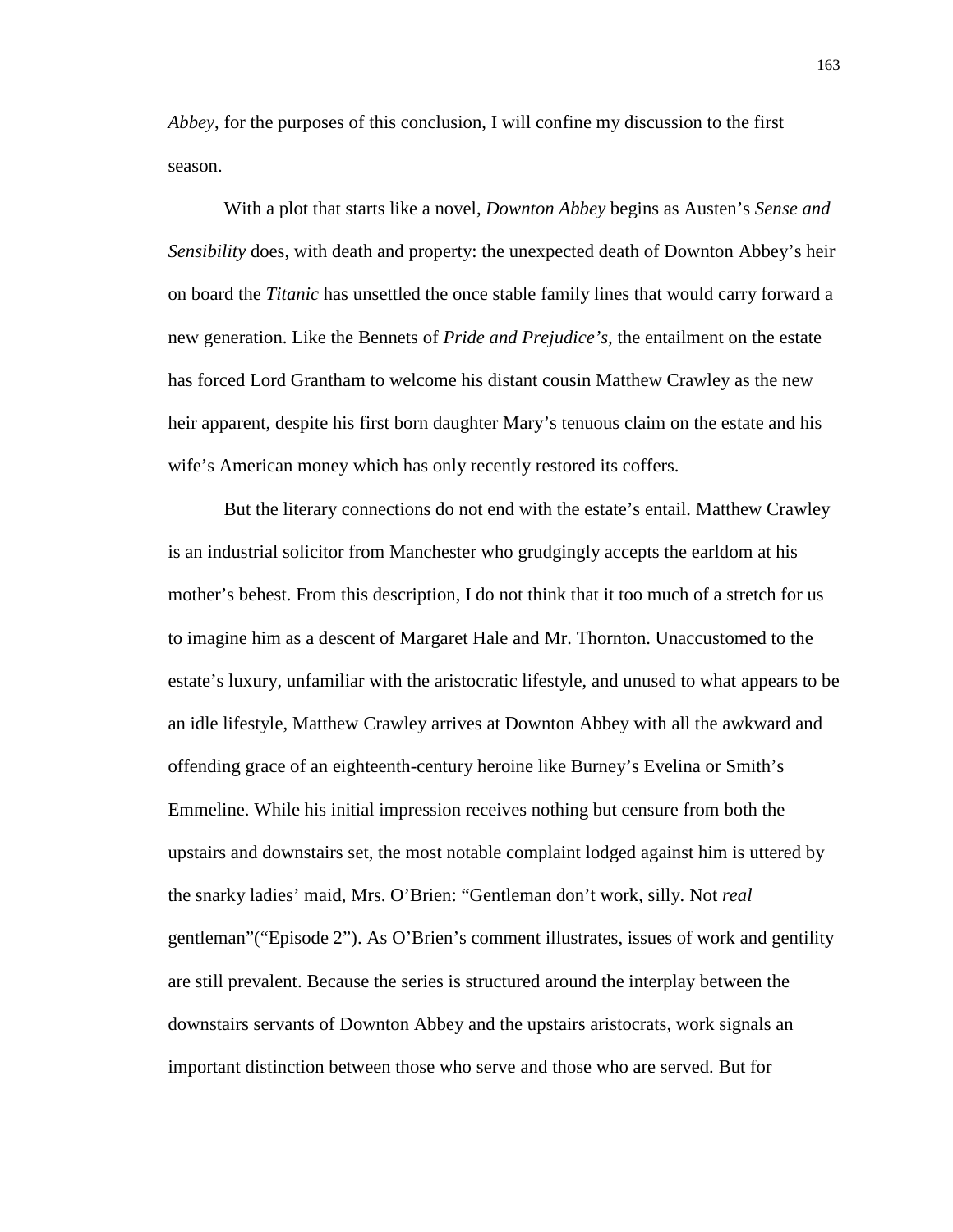*Abbey*, for the purposes of this conclusion, I will confine my discussion to the first season.

With a plot that starts like a novel, *Downton Abbey* begins as Austen's *Sense and Sensibility* does, with death and property: the unexpected death of Downton Abbey's heir on board the *Titanic* has unsettled the once stable family lines that would carry forward a new generation. Like the Bennets of *Pride and Prejudice's*, the entailment on the estate has forced Lord Grantham to welcome his distant cousin Matthew Crawley as the new heir apparent, despite his first born daughter Mary's tenuous claim on the estate and his wife's American money which has only recently restored its coffers.

But the literary connections do not end with the estate's entail. Matthew Crawley is an industrial solicitor from Manchester who grudgingly accepts the earldom at his mother's behest. From this description, I do not think that it too much of a stretch for us to imagine him as a descent of Margaret Hale and Mr. Thornton. Unaccustomed to the estate's luxury, unfamiliar with the aristocratic lifestyle, and unused to what appears to be an idle lifestyle, Matthew Crawley arrives at Downton Abbey with all the awkward and offending grace of an eighteenth-century heroine like Burney's Evelina or Smith's Emmeline. While his initial impression receives nothing but censure from both the upstairs and downstairs set, the most notable complaint lodged against him is uttered by the snarky ladies' maid, Mrs. O'Brien: "Gentleman don't work, silly. Not *real* gentleman"("Episode 2"). As O'Brien's comment illustrates, issues of work and gentility are still prevalent. Because the series is structured around the interplay between the downstairs servants of Downton Abbey and the upstairs aristocrats, work signals an important distinction between those who serve and those who are served. But for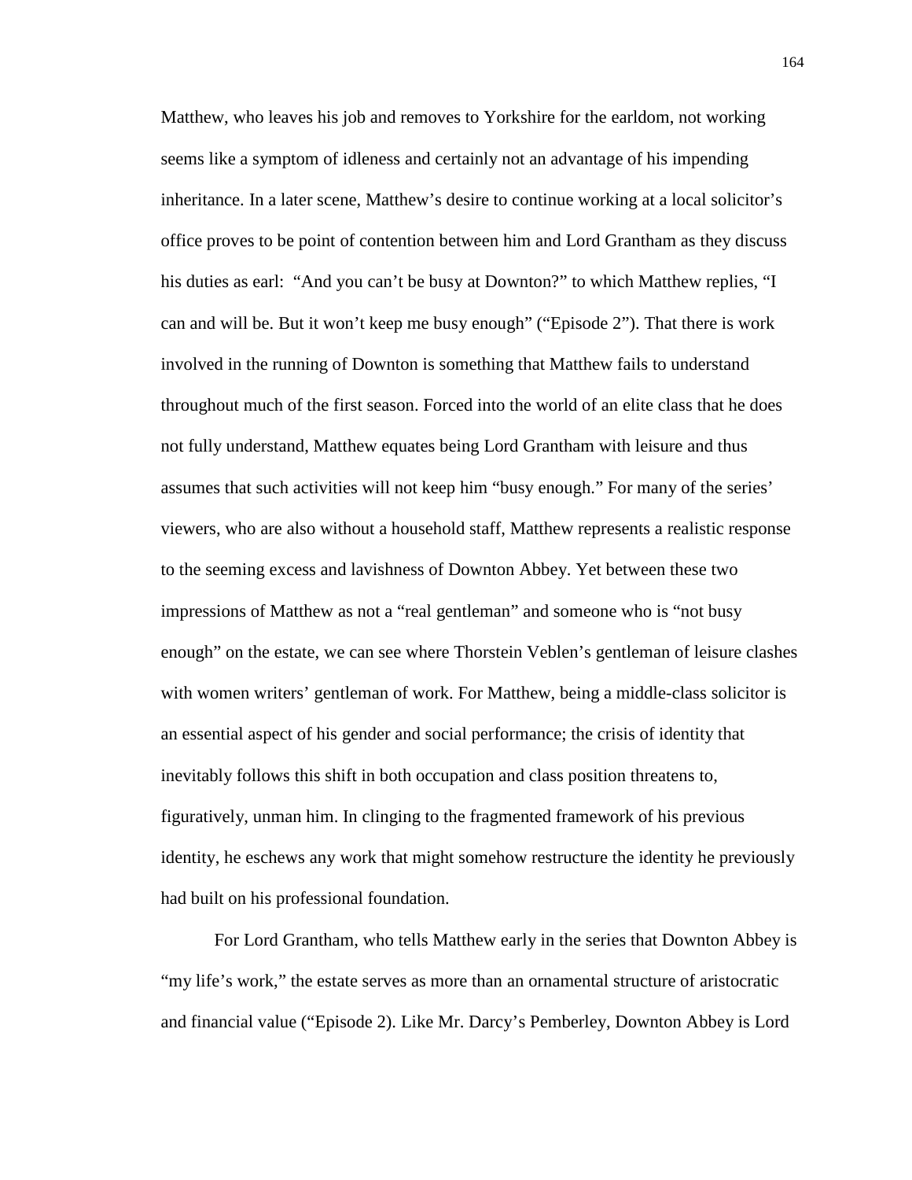Matthew, who leaves his job and removes to Yorkshire for the earldom, not working seems like a symptom of idleness and certainly not an advantage of his impending inheritance. In a later scene, Matthew's desire to continue working at a local solicitor's office proves to be point of contention between him and Lord Grantham as they discuss his duties as earl: "And you can't be busy at Downton?" to which Matthew replies, "I can and will be. But it won't keep me busy enough" ("Episode 2"). That there is work involved in the running of Downton is something that Matthew fails to understand throughout much of the first season. Forced into the world of an elite class that he does not fully understand, Matthew equates being Lord Grantham with leisure and thus assumes that such activities will not keep him "busy enough." For many of the series' viewers, who are also without a household staff, Matthew represents a realistic response to the seeming excess and lavishness of Downton Abbey. Yet between these two impressions of Matthew as not a "real gentleman" and someone who is "not busy enough" on the estate, we can see where Thorstein Veblen's gentleman of leisure clashes with women writers' gentleman of work. For Matthew, being a middle-class solicitor is an essential aspect of his gender and social performance; the crisis of identity that inevitably follows this shift in both occupation and class position threatens to, figuratively, unman him. In clinging to the fragmented framework of his previous identity, he eschews any work that might somehow restructure the identity he previously had built on his professional foundation.

For Lord Grantham, who tells Matthew early in the series that Downton Abbey is "my life's work," the estate serves as more than an ornamental structure of aristocratic and financial value ("Episode 2). Like Mr. Darcy's Pemberley, Downton Abbey is Lord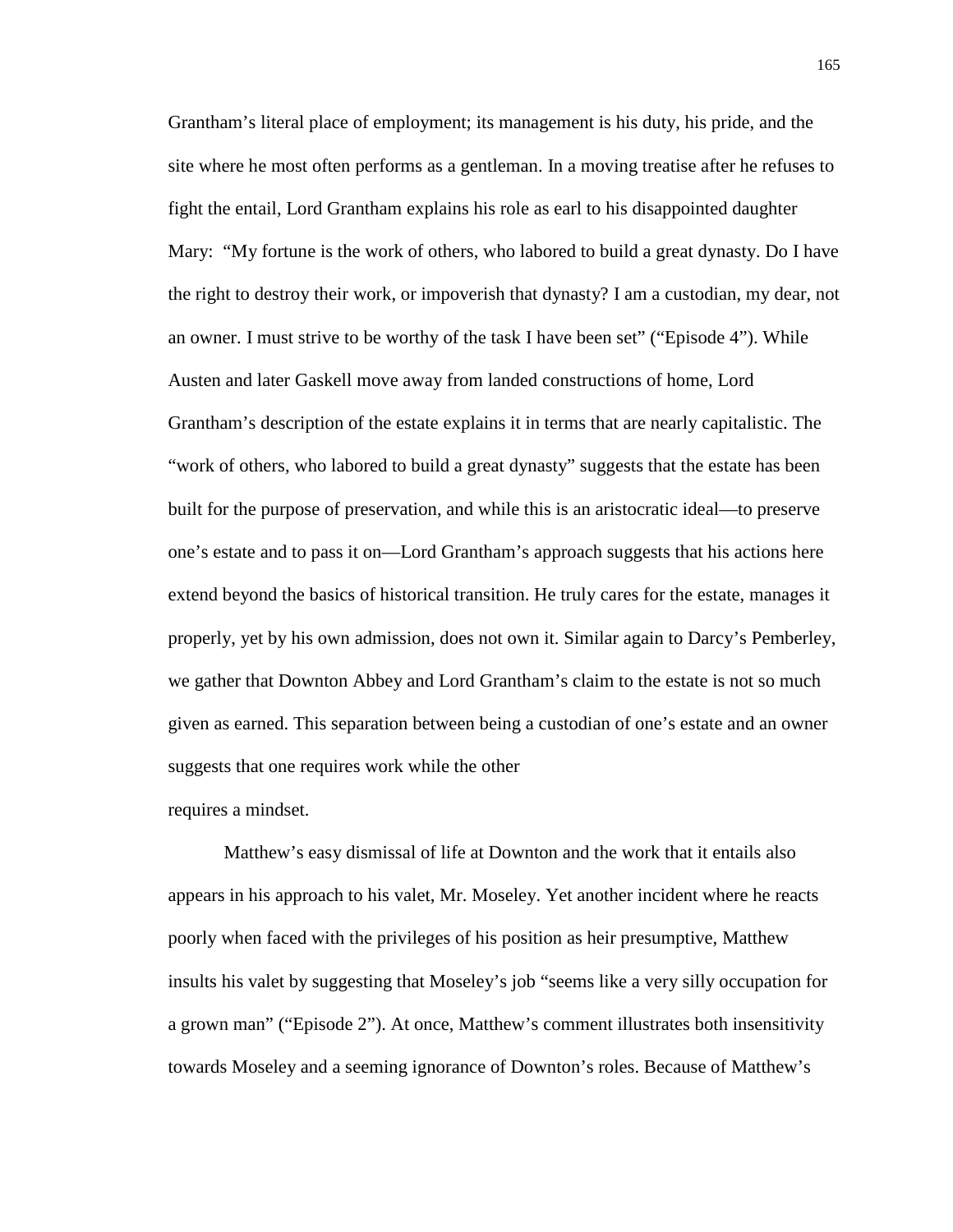Grantham's literal place of employment; its management is his duty, his pride, and the site where he most often performs as a gentleman. In a moving treatise after he refuses to fight the entail, Lord Grantham explains his role as earl to his disappointed daughter Mary: "My fortune is the work of others, who labored to build a great dynasty. Do I have the right to destroy their work, or impoverish that dynasty? I am a custodian, my dear, not an owner. I must strive to be worthy of the task I have been set" ("Episode 4"). While Austen and later Gaskell move away from landed constructions of home, Lord Grantham's description of the estate explains it in terms that are nearly capitalistic. The "work of others, who labored to build a great dynasty" suggests that the estate has been built for the purpose of preservation, and while this is an aristocratic ideal—to preserve one's estate and to pass it on—Lord Grantham's approach suggests that his actions here extend beyond the basics of historical transition. He truly cares for the estate, manages it properly, yet by his own admission, does not own it. Similar again to Darcy's Pemberley, we gather that Downton Abbey and Lord Grantham's claim to the estate is not so much given as earned. This separation between being a custodian of one's estate and an owner suggests that one requires work while the other requires a mindset.

Matthew's easy dismissal of life at Downton and the work that it entails also appears in his approach to his valet, Mr. Moseley. Yet another incident where he reacts poorly when faced with the privileges of his position as heir presumptive, Matthew insults his valet by suggesting that Moseley's job "seems like a very silly occupation for a grown man" ("Episode 2"). At once, Matthew's comment illustrates both insensitivity towards Moseley and a seeming ignorance of Downton's roles. Because of Matthew's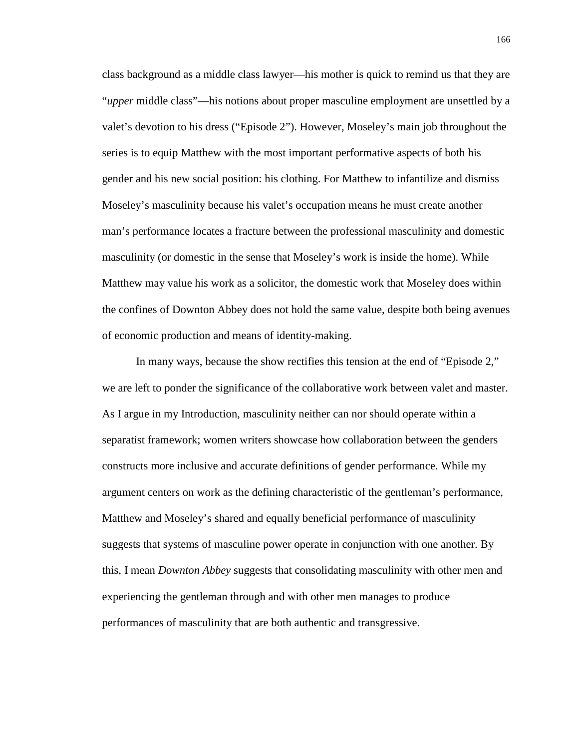class background as a middle class lawyer—his mother is quick to remind us that they are "*upper* middle class"—his notions about proper masculine employment are unsettled by a valet's devotion to his dress ("Episode 2"). However, Moseley's main job throughout the series is to equip Matthew with the most important performative aspects of both his gender and his new social position: his clothing. For Matthew to infantilize and dismiss Moseley's masculinity because his valet's occupation means he must create another man's performance locates a fracture between the professional masculinity and domestic masculinity (or domestic in the sense that Moseley's work is inside the home). While Matthew may value his work as a solicitor, the domestic work that Moseley does within the confines of Downton Abbey does not hold the same value, despite both being avenues of economic production and means of identity-making.

In many ways, because the show rectifies this tension at the end of "Episode 2," we are left to ponder the significance of the collaborative work between valet and master. As I argue in my Introduction, masculinity neither can nor should operate within a separatist framework; women writers showcase how collaboration between the genders constructs more inclusive and accurate definitions of gender performance. While my argument centers on work as the defining characteristic of the gentleman's performance, Matthew and Moseley's shared and equally beneficial performance of masculinity suggests that systems of masculine power operate in conjunction with one another. By this, I mean *Downton Abbey* suggests that consolidating masculinity with other men and experiencing the gentleman through and with other men manages to produce performances of masculinity that are both authentic and transgressive.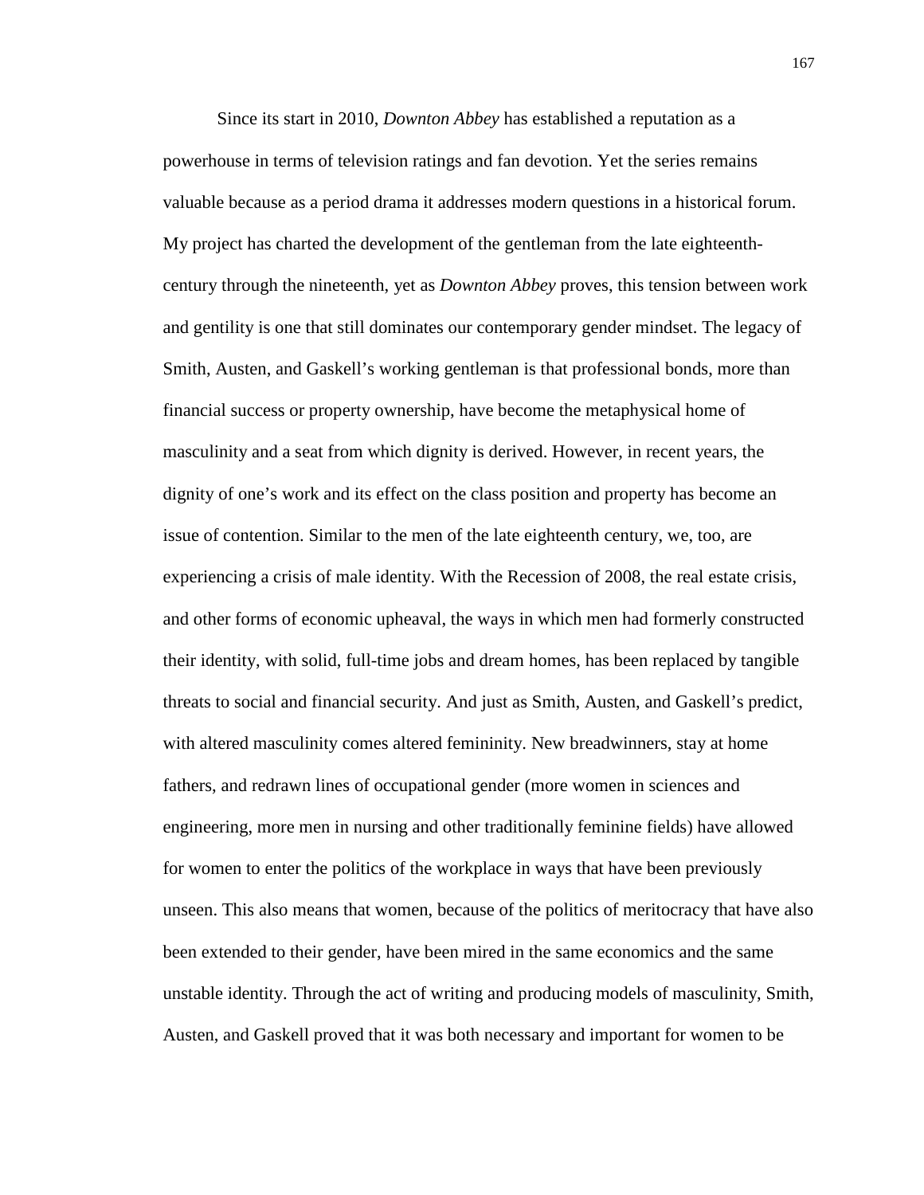Since its start in 2010, *Downton Abbey* has established a reputation as a powerhouse in terms of television ratings and fan devotion. Yet the series remains valuable because as a period drama it addresses modern questions in a historical forum. My project has charted the development of the gentleman from the late eighteenth-century through the nineteenth, yet as *Downton Abbey* proves, this tension between work and gentility is one that still dominates our contemporary gender mindset. The legacy of Smith, Austen, and Gaskell's working gentleman is that professional bonds, more than financial success or property ownership, have become the metaphysical home of masculinity and a seat from which dignity is derived. However, in recent years, the dignity of one's work and its effect on the class position and property has become an issue of contention. Similar to the men of the late eighteenth century, we, too, are experiencing a crisis of male identity. With the Recession of 2008, the real estate crisis, and other forms of economic upheaval, the ways in which men had formerly constructed their identity, with solid, full-time jobs and dream homes, has been replaced by tangible threats to social and financial security. And just as Smith, Austen, and Gaskell's predict, with altered masculinity comes altered femininity. New breadwinners, stay at home fathers, and redrawn lines of occupational gender (more women in sciences and engineering, more men in nursing and other traditionally feminine fields) have allowed for women to enter the politics of the workplace in ways that have been previously unseen. This also means that women, because of the politics of meritocracy that have also been extended to their gender, have been mired in the same economics and the same unstable identity. Through the act of writing and producing models of masculinity, Smith, Austen, and Gaskell proved that it was both necessary and important for women to be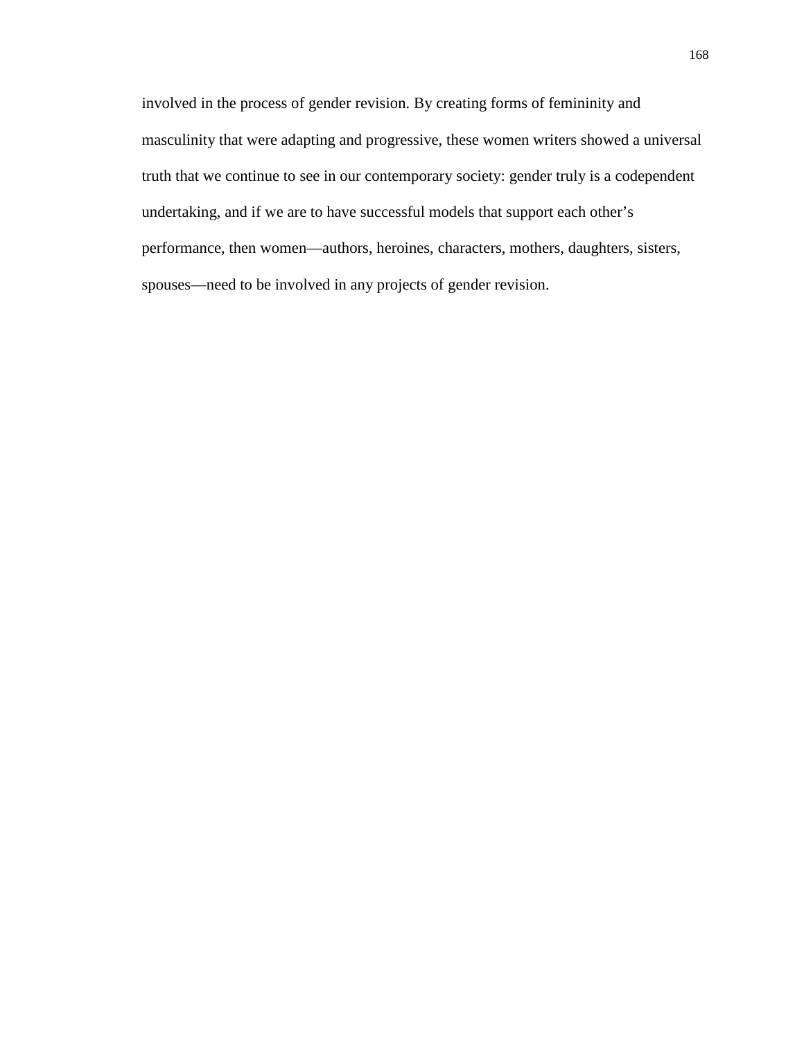involved in the process of gender revision. By creating forms of femininity and masculinity that were adapting and progressive, these women writers showed a universal truth that we continue to see in our contemporary society: gender truly is a codependent undertaking, and if we are to have successful models that support each other's performance, then women—authors, heroines, characters, mothers, daughters, sisters, spouses—need to be involved in any projects of gender revision.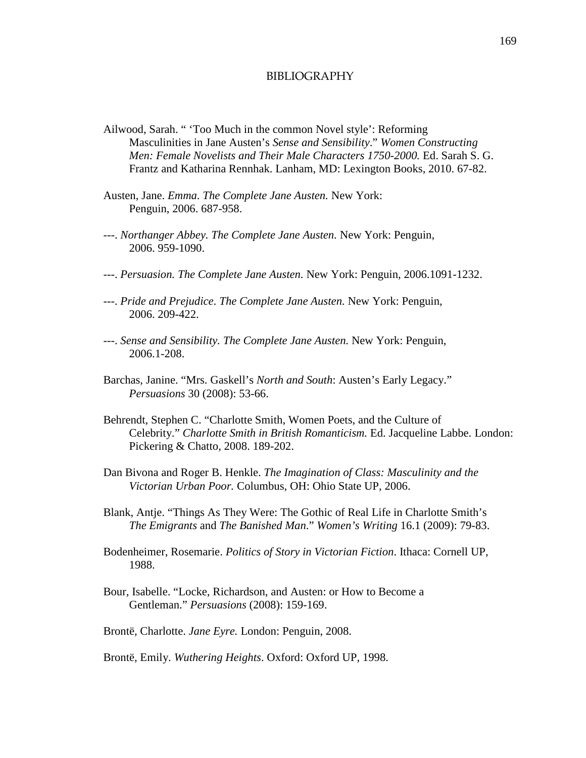# BIBLIOGRAPHY

Ailwood, Sarah. " 'Too Much in the common Novel style': Reforming Masculinities in Jane Austen's *Sense and Sensibility*." *Women Constructing Men: Female Novelists and Their Male Characters 1750-2000.* Ed. Sarah S. G. Frantz and Katharina Rennhak. Lanham, MD: Lexington Books, 2010. 67-82.

Austen, Jane. *Emma*. *The Complete Jane Austen.* New York: Penguin, 2006. 687-958.

---. *Northanger Abbey. The Complete Jane Austen*. New York: Penguin, 2006. 959-1090.

---. *Persuasion. The Complete Jane Austen*. New York: Penguin, 2006.1091-1232.

---. *Pride and Prejudice*. *The Complete Jane Austen*. New York: Penguin, 2006. 209-422.

---. *Sense and Sensibility. The Complete Jane Austen.* New York: Penguin, 2006.1-208.

Barchas, Janine. "Mrs. Gaskell's *North and South*: Austen's Early Legacy." *Persuasions* 30 (2008): 53-66.

Behrendt, Stephen C. "Charlotte Smith, Women Poets, and the Culture of Celebrity." *Charlotte Smith in British Romanticism.* Ed. Jacqueline Labbe. London: Pickering & Chatto, 2008. 189-202.

Dan Bivona and Roger B. Henkle. *The Imagination of Class: Masculinity and the Victorian Urban Poor.* Columbus, OH: Ohio State UP, 2006.

Blank, Antje. "Things As They Were: The Gothic of Real Life in Charlotte Smith's *The Emigrants* and *The Banished Man*." *Women's Writing* 16.1 (2009): 79-83.

Bodenheimer, Rosemarie. *Politics of Story in Victorian Fiction*. Ithaca: Cornell UP, 1988.

Bour, Isabelle. "Locke, Richardson, and Austen: or How to Become a Gentleman." *Persuasions* (2008): 159-169.

Brontë, Charlotte. *Jane Eyre.* London: Penguin, 2008.

Brontë, Emily. *Wuthering Heights*. Oxford: Oxford UP, 1998.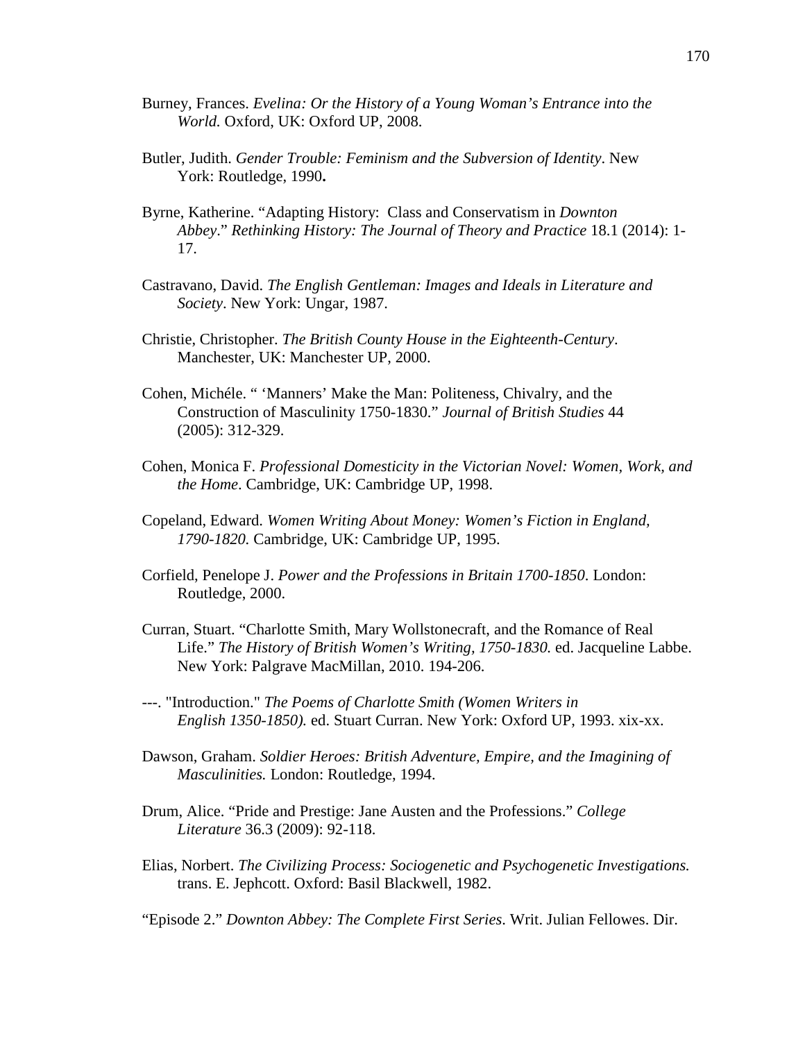Burney, Frances. *Evelina: Or the History of a Young Woman's Entrance into the World.* Oxford, UK: Oxford UP, 2008.

Butler, Judith. *Gender Trouble: Feminism and the Subversion of Identity*. New York: Routledge, 1990**.**

Byrne, Katherine. "Adapting History: Class and Conservatism in *Downton Abbey*." *Rethinking History: The Journal of Theory and Practice* 18.1 (2014): 1-17.

Castravano, David. *The English Gentleman: Images and Ideals in Literature and Society*. New York: Ungar, 1987.

Christie, Christopher. *The British County House in the Eighteenth-Century*. Manchester, UK: Manchester UP, 2000.

Cohen, Michéle. " 'Manners' Make the Man: Politeness, Chivalry, and the Construction of Masculinity 1750-1830." *Journal of British Studies* 44 (2005): 312-329.

Cohen, Monica F. *Professional Domesticity in the Victorian Novel: Women, Work, and the Home*. Cambridge, UK: Cambridge UP, 1998.

Copeland, Edward. *Women Writing About Money: Women's Fiction in England, 1790-1820.* Cambridge, UK: Cambridge UP, 1995.

Corfield, Penelope J. *Power and the Professions in Britain 1700-1850*. London: Routledge, 2000.

Curran, Stuart. "Charlotte Smith, Mary Wollstonecraft, and the Romance of Real Life." *The History of British Women's Writing, 1750-1830.* ed. Jacqueline Labbe. New York: Palgrave MacMillan, 2010. 194-206.

---. "Introduction." *The Poems of Charlotte Smith (Women Writers in English 1350-1850).* ed. Stuart Curran. New York: Oxford UP, 1993. xix-xx.

Dawson, Graham. *Soldier Heroes: British Adventure, Empire, and the Imagining of Masculinities.* London: Routledge, 1994.

Drum, Alice. "Pride and Prestige: Jane Austen and the Professions." *College Literature* 36.3 (2009): 92-118.

Elias, Norbert. *The Civilizing Process: Sociogenetic and Psychogenetic Investigations.* trans. E. Jephcott. Oxford: Basil Blackwell, 1982.

"Episode 2." *Downton Abbey: The Complete First Series*. Writ. Julian Fellowes. Dir.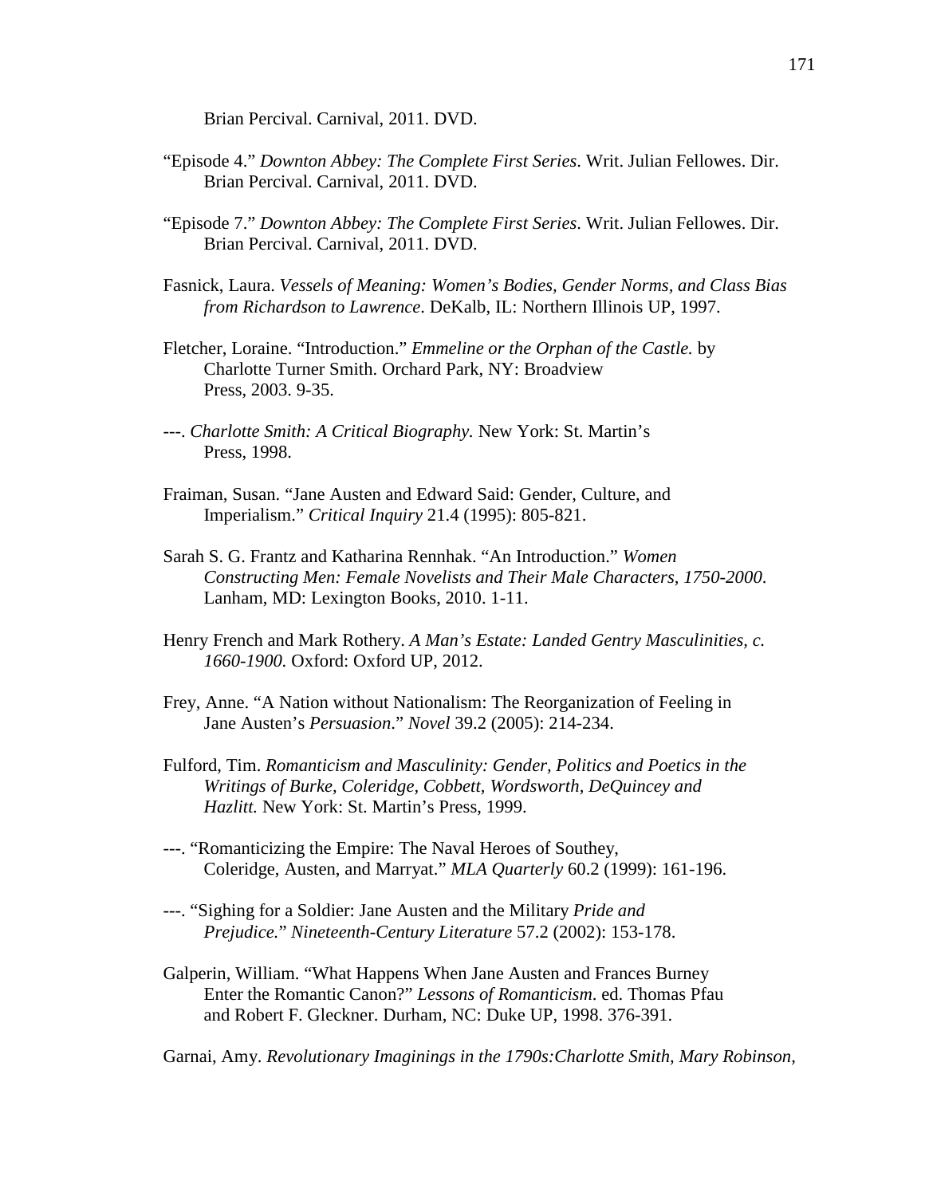Brian Percival. Carnival, 2011. DVD.

"Episode 4." *Downton Abbey: The Complete First Series*. Writ. Julian Fellowes. Dir. Brian Percival. Carnival, 2011. DVD.

"Episode 7." *Downton Abbey: The Complete First Series*. Writ. Julian Fellowes. Dir. Brian Percival. Carnival, 2011. DVD.

Fasnick, Laura. *Vessels of Meaning: Women's Bodies, Gender Norms, and Class Bias from Richardson to Lawrence*. DeKalb, IL: Northern Illinois UP, 1997.

Fletcher, Loraine. "Introduction." *Emmeline or the Orphan of the Castle.* by Charlotte Turner Smith. Orchard Park, NY: Broadview Press, 2003. 9-35.

---. *Charlotte Smith: A Critical Biography.* New York: St. Martin's Press, 1998.

Fraiman, Susan. "Jane Austen and Edward Said: Gender, Culture, and Imperialism." *Critical Inquiry* 21.4 (1995): 805-821.

Sarah S. G. Frantz and Katharina Rennhak. "An Introduction." *Women Constructing Men: Female Novelists and Their Male Characters, 1750-2000.* Lanham, MD: Lexington Books, 2010. 1-11.

Henry French and Mark Rothery. *A Man's Estate: Landed Gentry Masculinities, c. 1660-1900.* Oxford: Oxford UP, 2012.

Frey, Anne. "A Nation without Nationalism: The Reorganization of Feeling in Jane Austen's *Persuasion*." *Novel* 39.2 (2005): 214-234.

Fulford, Tim. *Romanticism and Masculinity: Gender, Politics and Poetics in the Writings of Burke, Coleridge, Cobbett, Wordsworth, DeQuincey and Hazlitt.* New York: St. Martin's Press, 1999.

---. "Romanticizing the Empire: The Naval Heroes of Southey, Coleridge, Austen, and Marryat." *MLA Quarterly* 60.2 (1999): 161-196.

---. "Sighing for a Soldier: Jane Austen and the Military *Pride and Prejudice.*" *Nineteenth-Century Literature* 57.2 (2002): 153-178.

Galperin, William. "What Happens When Jane Austen and Frances Burney Enter the Romantic Canon?" *Lessons of Romanticism.* ed. Thomas Pfau and Robert F. Gleckner. Durham, NC: Duke UP, 1998. 376-391.

Garnai, Amy. *Revolutionary Imaginings in the 1790s:Charlotte Smith, Mary Robinson,*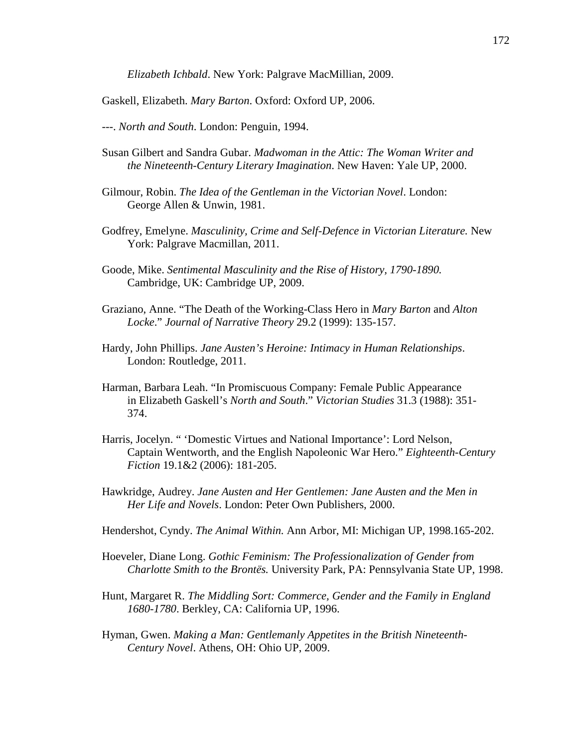*Elizabeth Ichbald*. New York: Palgrave MacMillian, 2009.

Gaskell, Elizabeth. *Mary Barton*. Oxford: Oxford UP, 2006.

---. *North and South*. London: Penguin, 1994.

Susan Gilbert and Sandra Gubar. *Madwoman in the Attic: The Woman Writer and the Nineteenth-Century Literary Imagination*. New Haven: Yale UP, 2000.

Gilmour, Robin. *The Idea of the Gentleman in the Victorian Novel*. London: George Allen & Unwin, 1981.

Godfrey, Emelyne. *Masculinity, Crime and Self-Defence in Victorian Literature.* New York: Palgrave Macmillan, 2011.

Goode, Mike. *Sentimental Masculinity and the Rise of History, 1790-1890.* Cambridge, UK: Cambridge UP, 2009.

Graziano, Anne. "The Death of the Working-Class Hero in *Mary Barton* and *Alton Locke*." *Journal of Narrative Theory* 29.2 (1999): 135-157.

Hardy, John Phillips. *Jane Austen's Heroine: Intimacy in Human Relationships*. London: Routledge, 2011.

Harman, Barbara Leah. "In Promiscuous Company: Female Public Appearance in Elizabeth Gaskell's *North and South*." *Victorian Studies* 31.3 (1988): 351-374.

Harris, Jocelyn. " 'Domestic Virtues and National Importance': Lord Nelson, Captain Wentworth, and the English Napoleonic War Hero." *Eighteenth-Century Fiction* 19.1&2 (2006): 181-205.

Hawkridge, Audrey. *Jane Austen and Her Gentlemen: Jane Austen and the Men in Her Life and Novels*. London: Peter Own Publishers, 2000.

Hendershot, Cyndy. *The Animal Within.* Ann Arbor, MI: Michigan UP, 1998.165-202.

Hoeveler, Diane Long. *Gothic Feminism: The Professionalization of Gender from Charlotte Smith to the Brontës.* University Park, PA: Pennsylvania State UP, 1998.

Hunt, Margaret R. *The Middling Sort: Commerce, Gender and the Family in England 1680-1780*. Berkley, CA: California UP, 1996.

Hyman, Gwen. *Making a Man: Gentlemanly Appetites in the British Nineteenth-Century Novel*. Athens, OH: Ohio UP, 2009.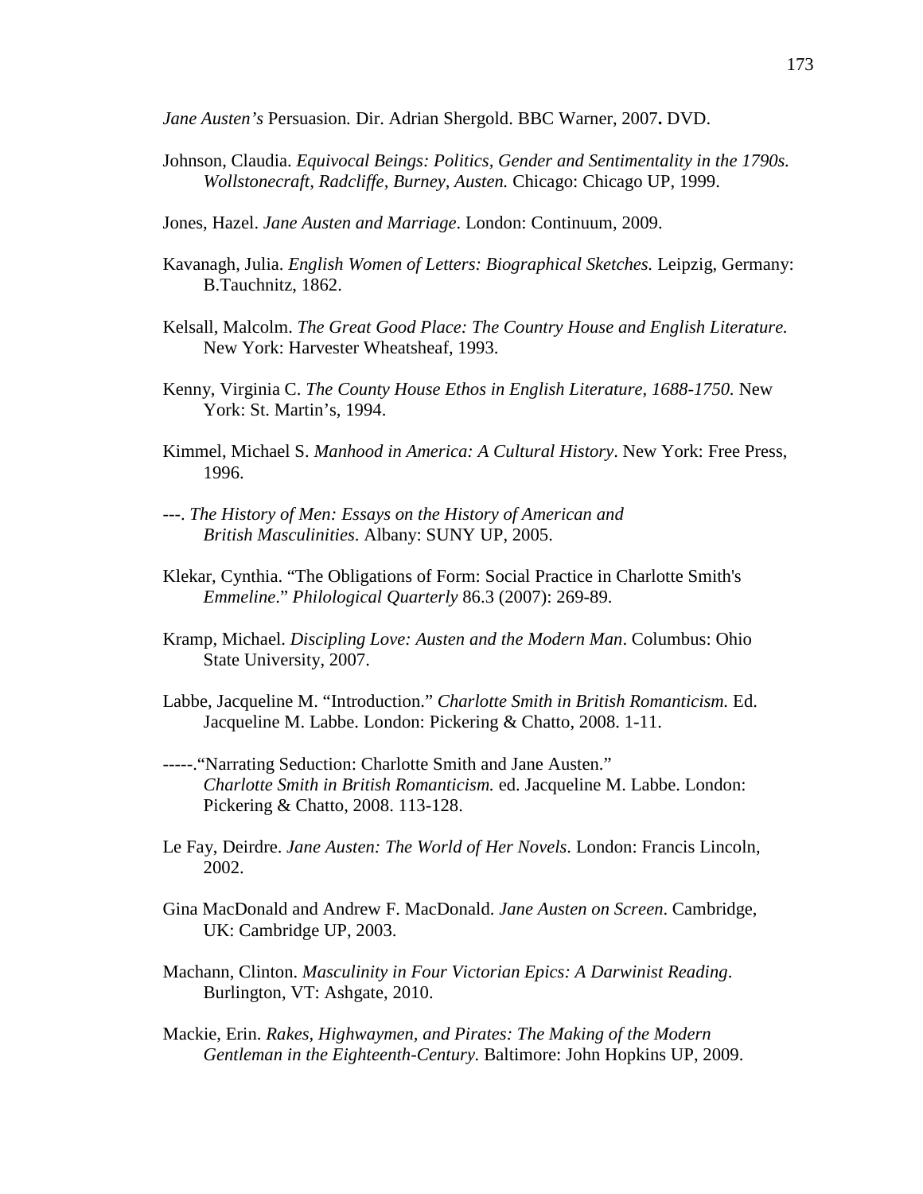*Jane Austen's* Persuasion*.* Dir. Adrian Shergold. BBC Warner, 2007**.** DVD.

Johnson, Claudia. *Equivocal Beings: Politics, Gender and Sentimentality in the 1790s. Wollstonecraft, Radcliffe, Burney, Austen.* Chicago: Chicago UP, 1999.

Jones, Hazel. *Jane Austen and Marriage*. London: Continuum, 2009.

Kavanagh, Julia. *English Women of Letters: Biographical Sketches.* Leipzig, Germany: B.Tauchnitz, 1862.

Kelsall, Malcolm. *The Great Good Place: The Country House and English Literature.* New York: Harvester Wheatsheaf, 1993.

Kenny, Virginia C. *The County House Ethos in English Literature, 1688-1750*. New York: St. Martin's, 1994.

Kimmel, Michael S. *Manhood in America: A Cultural History*. New York: Free Press, 1996.

---. *The History of Men: Essays on the History of American and British Masculinities*. Albany: SUNY UP, 2005.

Klekar, Cynthia. "The Obligations of Form: Social Practice in Charlotte Smith's *Emmeline*." *Philological Quarterly* 86.3 (2007): 269-89.

Kramp, Michael. *Discipling Love: Austen and the Modern Man*. Columbus: Ohio State University, 2007.

Labbe, Jacqueline M. "Introduction." *Charlotte Smith in British Romanticism.* Ed. Jacqueline M. Labbe. London: Pickering & Chatto, 2008. 1-11.

-----."Narrating Seduction: Charlotte Smith and Jane Austen." *Charlotte Smith in British Romanticism.* ed. Jacqueline M. Labbe. London: Pickering & Chatto, 2008. 113-128.

Le Fay, Deirdre. *Jane Austen: The World of Her Novels*. London: Francis Lincoln, 2002.

Gina MacDonald and Andrew F. MacDonald. *Jane Austen on Screen*. Cambridge, UK: Cambridge UP, 2003.

Machann, Clinton. *Masculinity in Four Victorian Epics: A Darwinist Reading*. Burlington, VT: Ashgate, 2010.

Mackie, Erin. *Rakes, Highwaymen, and Pirates: The Making of the Modern Gentleman in the Eighteenth-Century.* Baltimore: John Hopkins UP, 2009.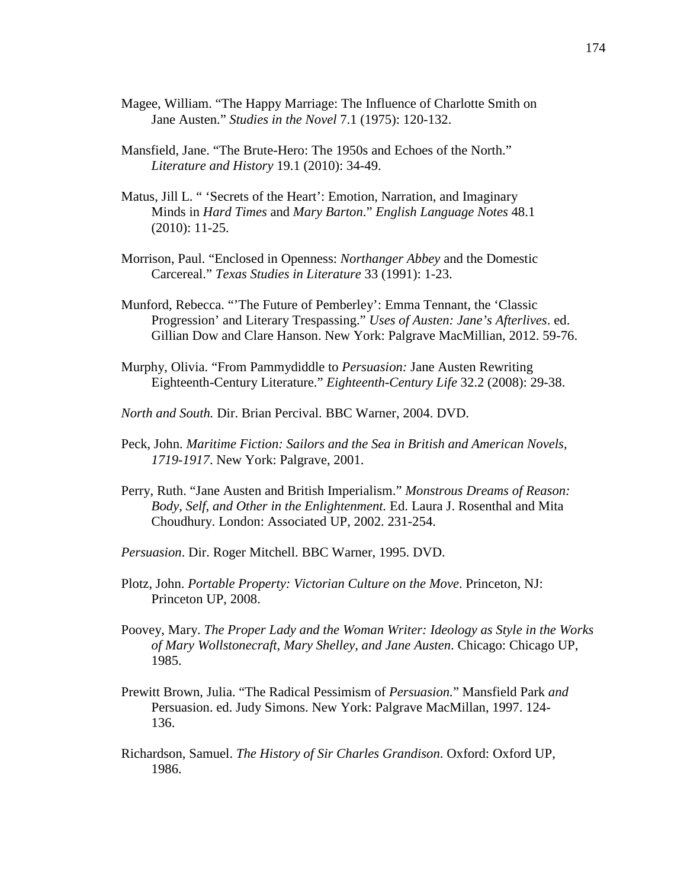Magee, William. “The Happy Marriage: The Influence of Charlotte Smith on Jane Austen.” *Studies in the Novel* 7.1 (1975): 120-132.

Mansfield, Jane. “The Brute-Hero: The 1950s and Echoes of the North.” *Literature and History* 19.1 (2010): 34-49.

Matus, Jill L. “ ‘Secrets of the Heart’: Emotion, Narration, and Imaginary Minds in *Hard Times* and *Mary Barton*.” *English Language Notes* 48.1 (2010): 11-25.

Morrison, Paul. “Enclosed in Openness: *Northanger Abbey* and the Domestic Carcereal.” *Texas Studies in Literature* 33 (1991): 1-23.

Munford, Rebecca. “’The Future of Pemberley’: Emma Tennant, the ‘Classic Progression’ and Literary Trespassing.” *Uses of Austen: Jane’s Afterlives*. ed. Gillian Dow and Clare Hanson. New York: Palgrave MacMillian, 2012. 59-76.

Murphy, Olivia. “From Pammydiddle to *Persuasion:* Jane Austen Rewriting Eighteenth-Century Literature.” *Eighteenth-Century Life* 32.2 (2008): 29-38.

*North and South.* Dir. Brian Percival. BBC Warner, 2004. DVD.

Peck, John. *Maritime Fiction: Sailors and the Sea in British and American Novels, 1719-1917*. New York: Palgrave, 2001.

Perry, Ruth. “Jane Austen and British Imperialism.” *Monstrous Dreams of Reason: Body, Self, and Other in the Enlightenment.* Ed. Laura J. Rosenthal and Mita Choudhury. London: Associated UP, 2002. 231-254.

*Persuasion*. Dir. Roger Mitchell. BBC Warner, 1995. DVD.

Plotz, John. *Portable Property: Victorian Culture on the Move*. Princeton, NJ: Princeton UP, 2008.

Poovey, Mary. *The Proper Lady and the Woman Writer: Ideology as Style in the Works of Mary Wollstonecraft, Mary Shelley, and Jane Austen*. Chicago: Chicago UP, 1985.

Prewitt Brown, Julia. “The Radical Pessimism of *Persuasion.*” Mansfield Park *and* Persuasion. ed. Judy Simons. New York: Palgrave MacMillan, 1997. 124-136.

Richardson, Samuel. *The History of Sir Charles Grandison*. Oxford: Oxford UP, 1986.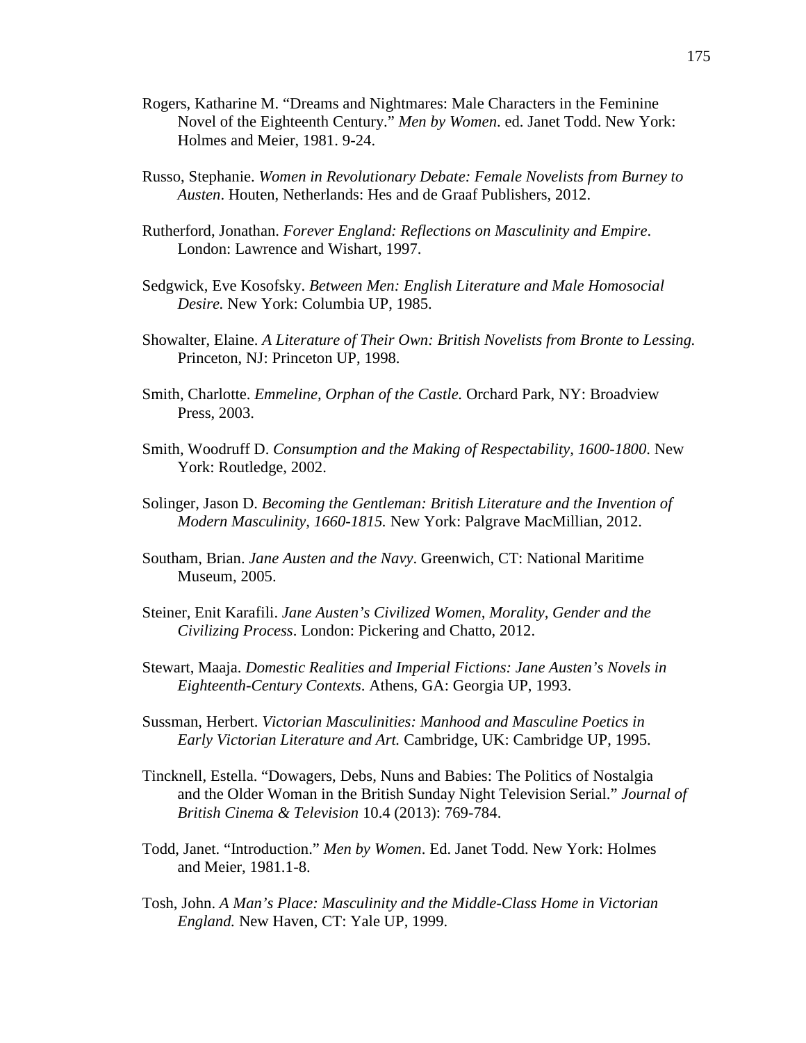Rogers, Katharine M. "Dreams and Nightmares: Male Characters in the Feminine Novel of the Eighteenth Century." *Men by Women*. ed. Janet Todd. New York: Holmes and Meier, 1981. 9-24.

Russo, Stephanie. *Women in Revolutionary Debate: Female Novelists from Burney to Austen*. Houten, Netherlands: Hes and de Graaf Publishers, 2012.

Rutherford, Jonathan. *Forever England: Reflections on Masculinity and Empire*. London: Lawrence and Wishart, 1997.

Sedgwick, Eve Kosofsky. *Between Men: English Literature and Male Homosocial Desire.* New York: Columbia UP, 1985.

Showalter, Elaine. *A Literature of Their Own: British Novelists from Bronte to Lessing.* Princeton, NJ: Princeton UP, 1998.

Smith, Charlotte. *Emmeline, Orphan of the Castle.* Orchard Park, NY: Broadview Press, 2003.

Smith, Woodruff D. *Consumption and the Making of Respectability, 1600-1800*. New York: Routledge, 2002.

Solinger, Jason D. *Becoming the Gentleman: British Literature and the Invention of Modern Masculinity, 1660-1815.* New York: Palgrave MacMillian, 2012.

Southam, Brian. *Jane Austen and the Navy*. Greenwich, CT: National Maritime Museum, 2005.

Steiner, Enit Karafili. *Jane Austen's Civilized Women, Morality, Gender and the Civilizing Process*. London: Pickering and Chatto, 2012.

Stewart, Maaja. *Domestic Realities and Imperial Fictions: Jane Austen's Novels in Eighteenth-Century Contexts*. Athens, GA: Georgia UP, 1993.

Sussman, Herbert. *Victorian Masculinities: Manhood and Masculine Poetics in Early Victorian Literature and Art.* Cambridge, UK: Cambridge UP, 1995.

Tincknell, Estella. "Dowagers, Debs, Nuns and Babies: The Politics of Nostalgia and the Older Woman in the British Sunday Night Television Serial." *Journal of British Cinema & Television* 10.4 (2013): 769-784.

Todd, Janet. "Introduction." *Men by Women*. Ed. Janet Todd. New York: Holmes and Meier, 1981.1-8.

Tosh, John. *A Man's Place: Masculinity and the Middle-Class Home in Victorian England.* New Haven, CT: Yale UP, 1999.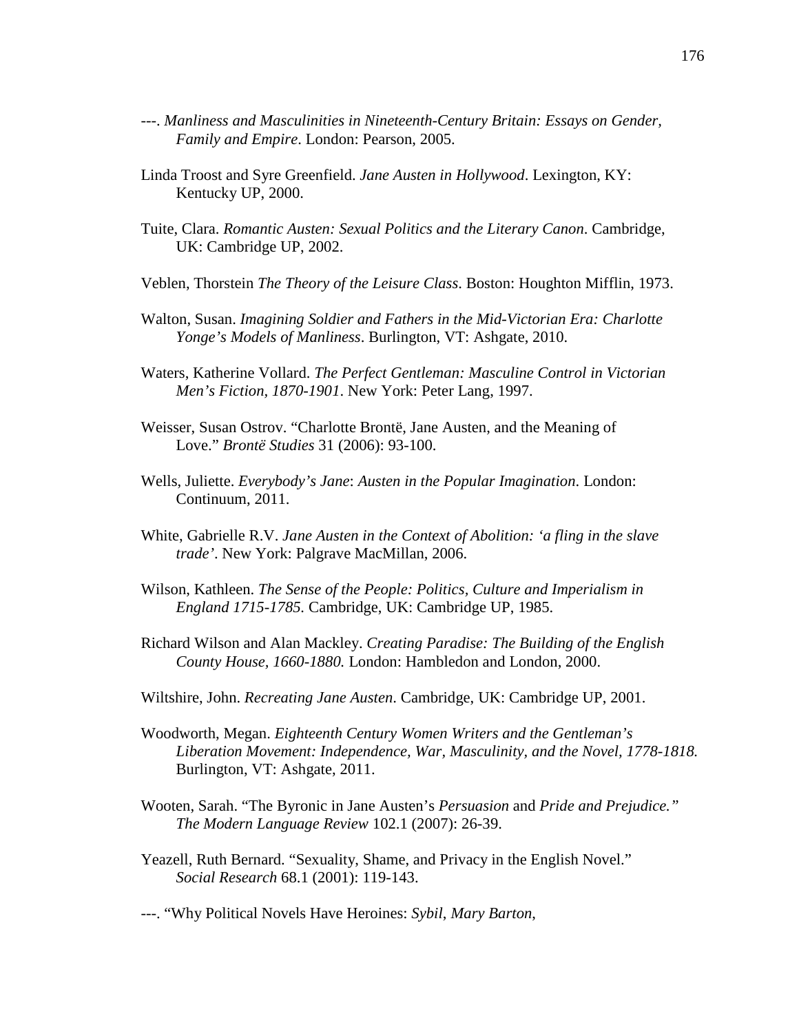---. *Manliness and Masculinities in Nineteenth-Century Britain: Essays on Gender, Family and Empire*. London: Pearson, 2005.

Linda Troost and Syre Greenfield. *Jane Austen in Hollywood*. Lexington, KY: Kentucky UP, 2000.

Tuite, Clara. *Romantic Austen: Sexual Politics and the Literary Canon*. Cambridge, UK: Cambridge UP, 2002.

Veblen, Thorstein *The Theory of the Leisure Class*. Boston: Houghton Mifflin, 1973.

Walton, Susan. *Imagining Soldier and Fathers in the Mid-Victorian Era: Charlotte Yonge's Models of Manliness*. Burlington, VT: Ashgate, 2010.

Waters, Katherine Vollard. *The Perfect Gentleman: Masculine Control in Victorian Men's Fiction, 1870-1901*. New York: Peter Lang, 1997.

Weisser, Susan Ostrov. "Charlotte Brontë, Jane Austen, and the Meaning of Love." *Brontë Studies* 31 (2006): 93-100.

Wells, Juliette. *Everybody's Jane*: *Austen in the Popular Imagination*. London: Continuum, 2011.

White, Gabrielle R.V. *Jane Austen in the Context of Abolition: 'a fling in the slave trade'*. New York: Palgrave MacMillan, 2006.

Wilson, Kathleen. *The Sense of the People: Politics, Culture and Imperialism in England 1715-1785*. Cambridge, UK: Cambridge UP, 1985.

Richard Wilson and Alan Mackley. *Creating Paradise: The Building of the English County House, 1660-1880.* London: Hambledon and London, 2000.

Wiltshire, John. *Recreating Jane Austen*. Cambridge, UK: Cambridge UP, 2001.

Woodworth, Megan. *Eighteenth Century Women Writers and the Gentleman's Liberation Movement: Independence, War, Masculinity, and the Novel, 1778-1818.* Burlington, VT: Ashgate, 2011.

Wooten, Sarah. "The Byronic in Jane Austen's *Persuasion* and *Pride and Prejudice." The Modern Language Review* 102.1 (2007): 26-39.

Yeazell, Ruth Bernard. "Sexuality, Shame, and Privacy in the English Novel." *Social Research* 68.1 (2001): 119-143.

---. "Why Political Novels Have Heroines: *Sybil*, *Mary Barton*,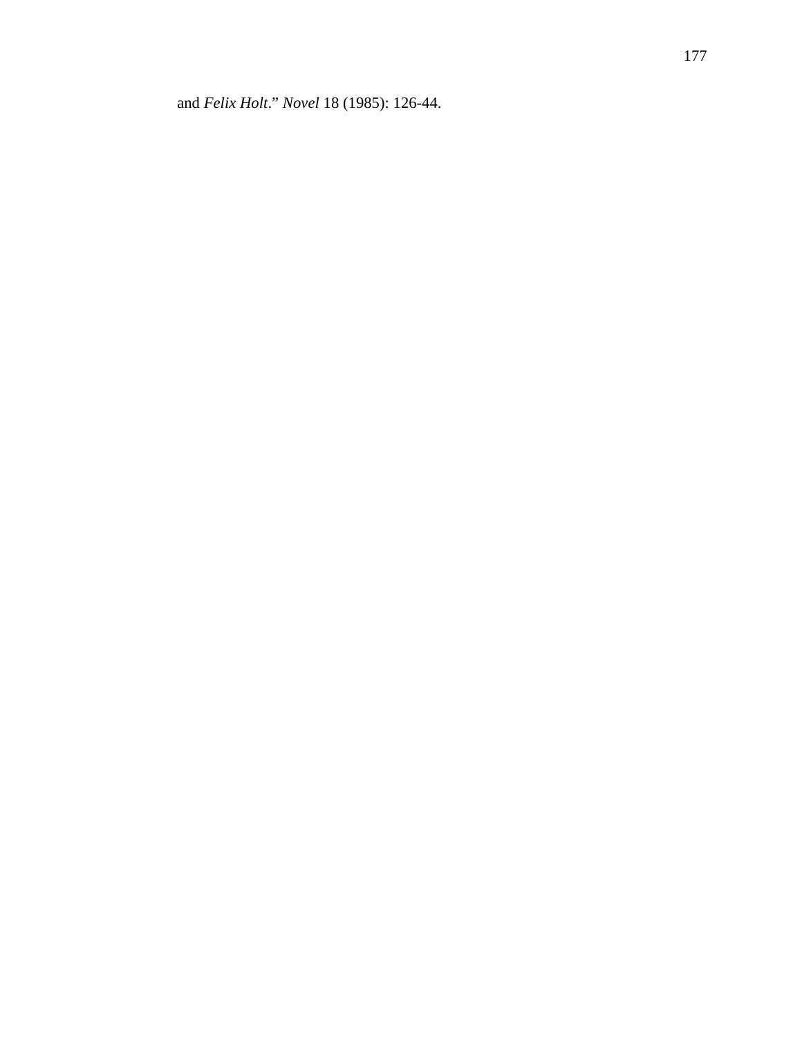and *Felix Holt*." *Novel* 18 (1985): 126-44.